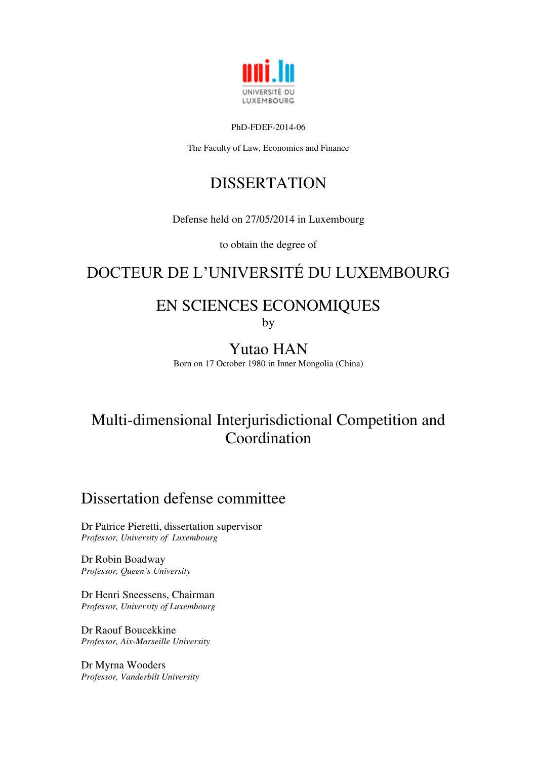UNIVERSITÉ DU LUXEMBOURG

PhD-FDEF-2014-06

The Faculty of Law, Economics and Finance

# DISSERTATION

Defense held on 27/05/2014 in Luxembourg

to obtain the degree of

## DOCTEUR DE L'UNIVERSITÉ DU LUXEMBOURG

## EN SCIENCES ECONOMIQUES

by

## Yutao HAN

Born on 17 October 1980 in Inner Mongolia (China)

# Multi-dimensional Interjurisdictional Competition and Coordination

## Dissertation defense committee

Dr Patrice Pieretti, dissertation supervisor
*Professor, University of Luxembourg*

Dr Robin Boadway
*Professor, Queen's University*

Dr Henri Sneessens, Chairman
*Professor, University of Luxembourg*

Dr Raouf Boucekkine
*Professor, Aix-Marseille University*

Dr Myrna Wooders
*Professor, Vanderbilt University*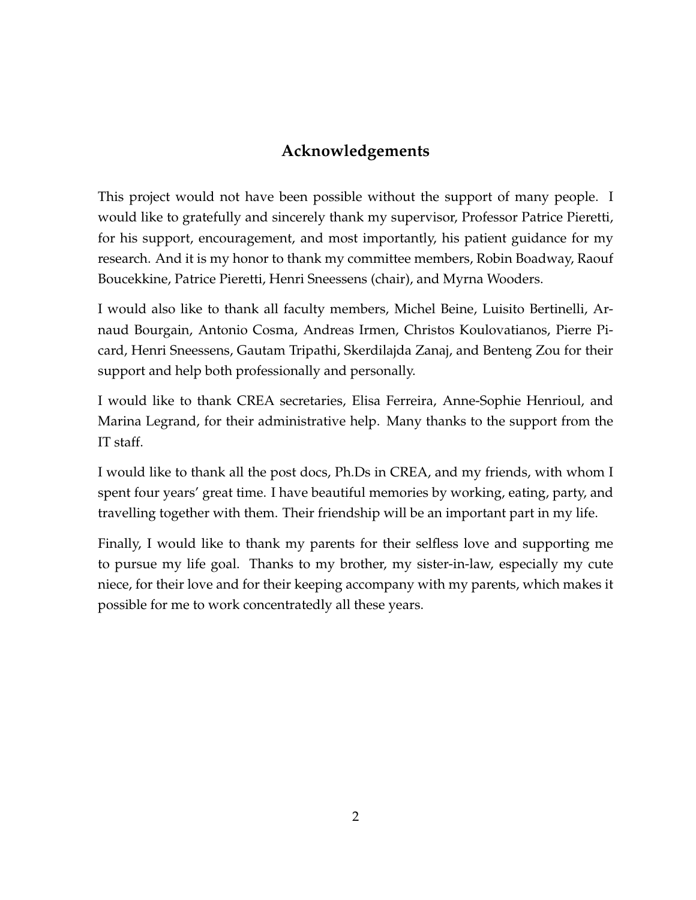## Acknowledgements

This project would not have been possible without the support of many people. I would like to gratefully and sincerely thank my supervisor, Professor Patrice Pieretti, for his support, encouragement, and most importantly, his patient guidance for my research. And it is my honor to thank my committee members, Robin Boadway, Raouf Boucekkine, Patrice Pieretti, Henri Sneessens (chair), and Myrna Wooders.

I would also like to thank all faculty members, Michel Beine, Luisito Bertinelli, Arnaud Bourgain, Antonio Cosma, Andreas Irmen, Christos Koulovatianos, Pierre Picard, Henri Sneessens, Gautam Tripathi, Skerdilajda Zanaj, and Benteng Zou for their support and help both professionally and personally.

I would like to thank CREA secretaries, Elisa Ferreira, Anne-Sophie Henrioul, and Marina Legrand, for their administrative help. Many thanks to the support from the IT staff.

I would like to thank all the post docs, Ph.Ds in CREA, and my friends, with whom I spent four years' great time. I have beautiful memories by working, eating, party, and travelling together with them. Their friendship will be an important part in my life.

Finally, I would like to thank my parents for their selfless love and supporting me to pursue my life goal. Thanks to my brother, my sister-in-law, especially my cute niece, for their love and for their keeping accompany with my parents, which makes it possible for me to work concentratedly all these years.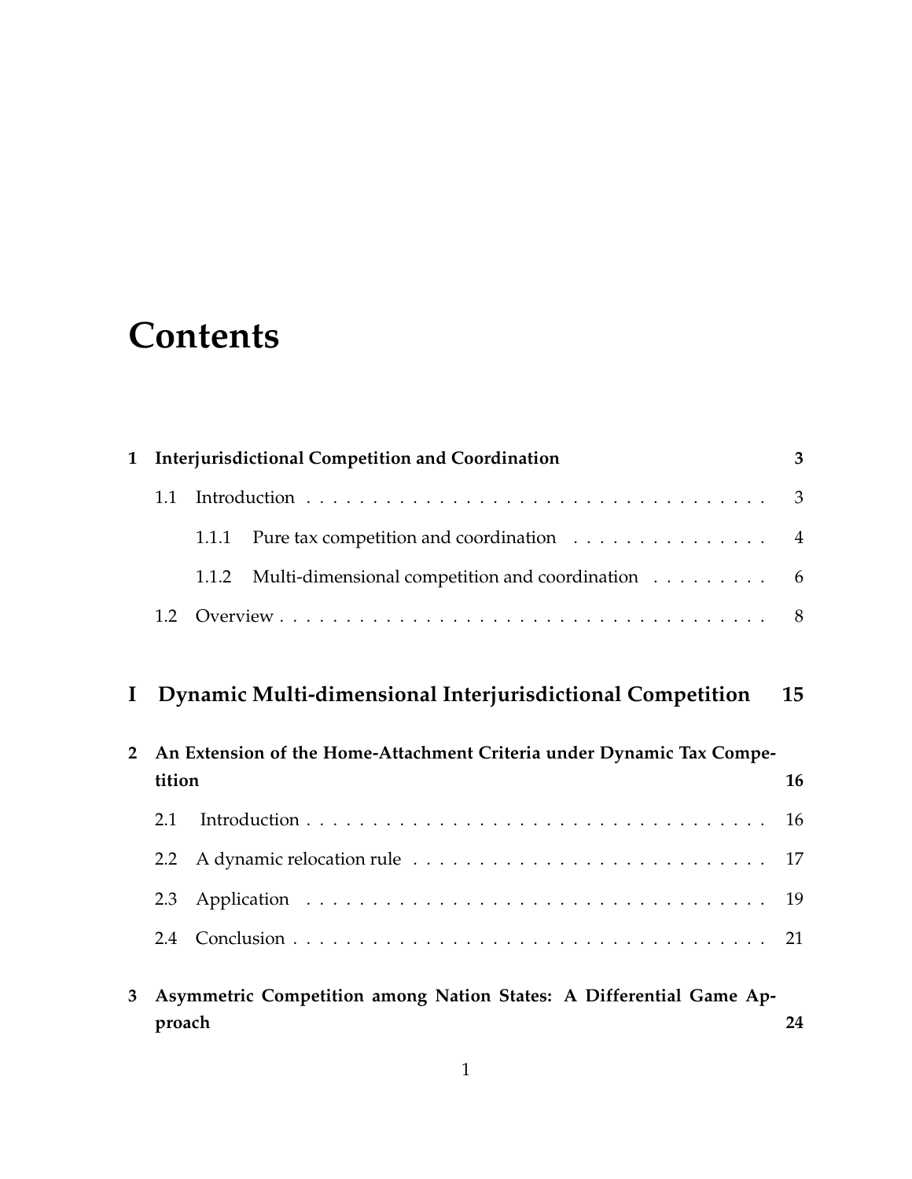# Contents

**1 Interjurisdictional Competition and Coordination** **3**

1.1 Introduction . . . 3

1.1.1 Pure tax competition and coordination . . . 4

1.1.2 Multi-dimensional competition and coordination . . . 6

1.2 Overview . . . 8

**I Dynamic Multi-dimensional Interjurisdictional Competition** **15**

**2 An Extension of the Home-Attachment Criteria under Dynamic Tax Competition** **16**

2.1 Introduction . . . 16

2.2 A dynamic relocation rule . . . 17

2.3 Application . . . 19

2.4 Conclusion . . . 21

**3 Asymmetric Competition among Nation States: A Differential Game Approach** **24**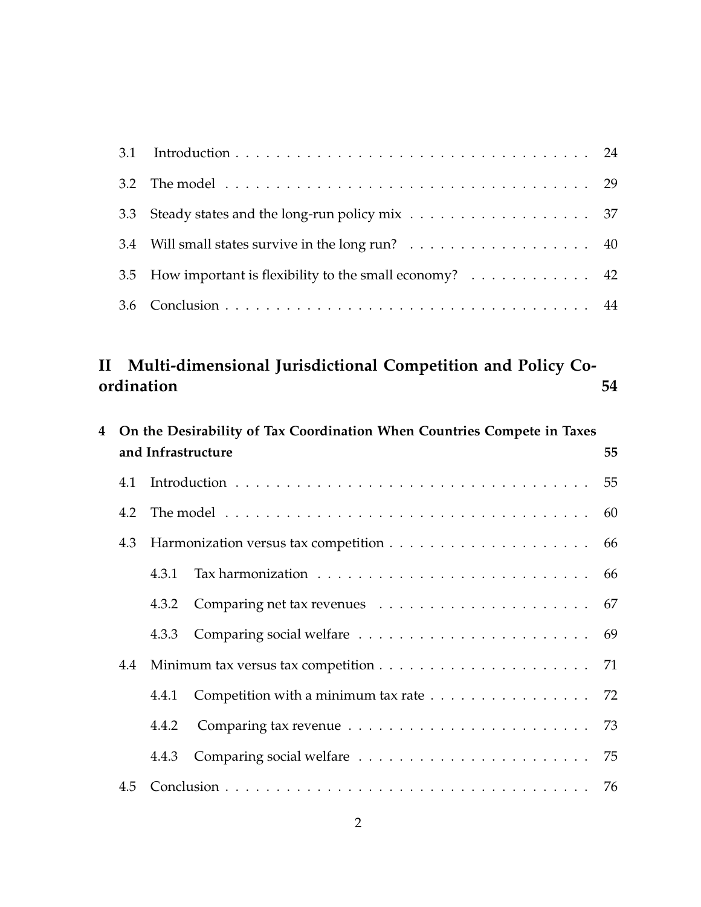3.1 Introduction . . . . . . . . . . . . . . . . . . . . . . . . . . . . . . . . . . . 24

3.2 The model . . . . . . . . . . . . . . . . . . . . . . . . . . . . . . . . . . . 29

3.3 Steady states and the long-run policy mix . . . . . . . . . . . . . . . . . . 37

3.4 Will small states survive in the long run? . . . . . . . . . . . . . . . . . . 40

3.5 How important is flexibility to the small economy? . . . . . . . . . . . . 42

3.6 Conclusion . . . . . . . . . . . . . . . . . . . . . . . . . . . . . . . . . . . 44

# II Multi-dimensional Jurisdictional Competition and Policy Coordination 54

## 4 On the Desirability of Tax Coordination When Countries Compete in Taxes and Infrastructure 55

4.1 Introduction . . . . . . . . . . . . . . . . . . . . . . . . . . . . . . . . . . . 55

4.2 The model . . . . . . . . . . . . . . . . . . . . . . . . . . . . . . . . . . . 60

4.3 Harmonization versus tax competition . . . . . . . . . . . . . . . . . . . . 66

4.3.1 Tax harmonization . . . . . . . . . . . . . . . . . . . . . . . . . . 66

4.3.2 Comparing net tax revenues . . . . . . . . . . . . . . . . . . . . . 67

4.3.3 Comparing social welfare . . . . . . . . . . . . . . . . . . . . . . 69

4.4 Minimum tax versus tax competition . . . . . . . . . . . . . . . . . . . . . 71

4.4.1 Competition with a minimum tax rate . . . . . . . . . . . . . . . . 72

4.4.2 Comparing tax revenue . . . . . . . . . . . . . . . . . . . . . . . . 73

4.4.3 Comparing social welfare . . . . . . . . . . . . . . . . . . . . . . 75

4.5 Conclusion . . . . . . . . . . . . . . . . . . . . . . . . . . . . . . . . . . . 76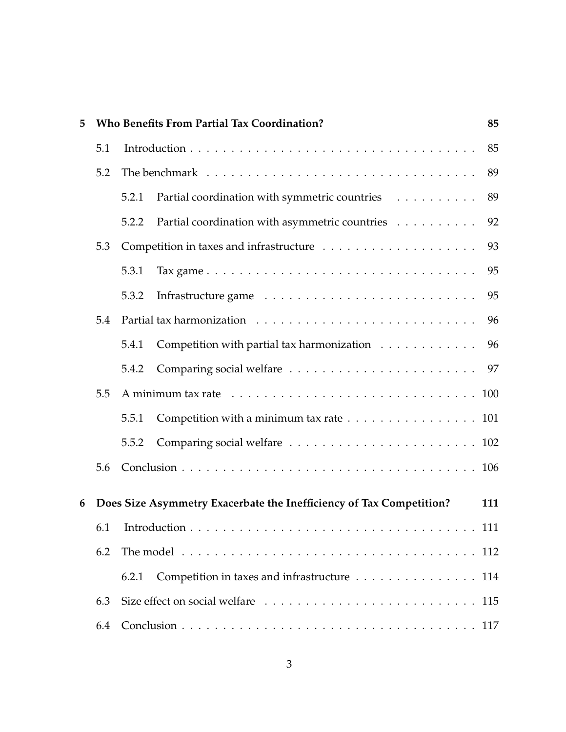**5 Who Benefits From Partial Tax Coordination? 85**

5.1 Introduction . . . . . . . . . . . . . . . . . . . . . . . . . . . . . . . . . . 85

5.2 The benchmark . . . . . . . . . . . . . . . . . . . . . . . . . . . . . . . . 89

5.2.1 Partial coordination with symmetric countries . . . . . . . . . . 89

5.2.2 Partial coordination with asymmetric countries . . . . . . . . . . 92

5.3 Competition in taxes and infrastructure . . . . . . . . . . . . . . . . . . 93

5.3.1 Tax game . . . . . . . . . . . . . . . . . . . . . . . . . . . . . . . 95

5.3.2 Infrastructure game . . . . . . . . . . . . . . . . . . . . . . . . . 95

5.4 Partial tax harmonization . . . . . . . . . . . . . . . . . . . . . . . . . . 96

5.4.1 Competition with partial tax harmonization . . . . . . . . . . . . 96

5.4.2 Comparing social welfare . . . . . . . . . . . . . . . . . . . . . . 97

5.5 A minimum tax rate . . . . . . . . . . . . . . . . . . . . . . . . . . . . . 100

5.5.1 Competition with a minimum tax rate . . . . . . . . . . . . . . . 101

5.5.2 Comparing social welfare . . . . . . . . . . . . . . . . . . . . . . 102

5.6 Conclusion . . . . . . . . . . . . . . . . . . . . . . . . . . . . . . . . . . 106

**6 Does Size Asymmetry Exacerbate the Inefficiency of Tax Competition? 111**

6.1 Introduction . . . . . . . . . . . . . . . . . . . . . . . . . . . . . . . . . . 111

6.2 The model . . . . . . . . . . . . . . . . . . . . . . . . . . . . . . . . . . . 112

6.2.1 Competition in taxes and infrastructure . . . . . . . . . . . . . . 114

6.3 Size effect on social welfare . . . . . . . . . . . . . . . . . . . . . . . . . 115

6.4 Conclusion . . . . . . . . . . . . . . . . . . . . . . . . . . . . . . . . . . 117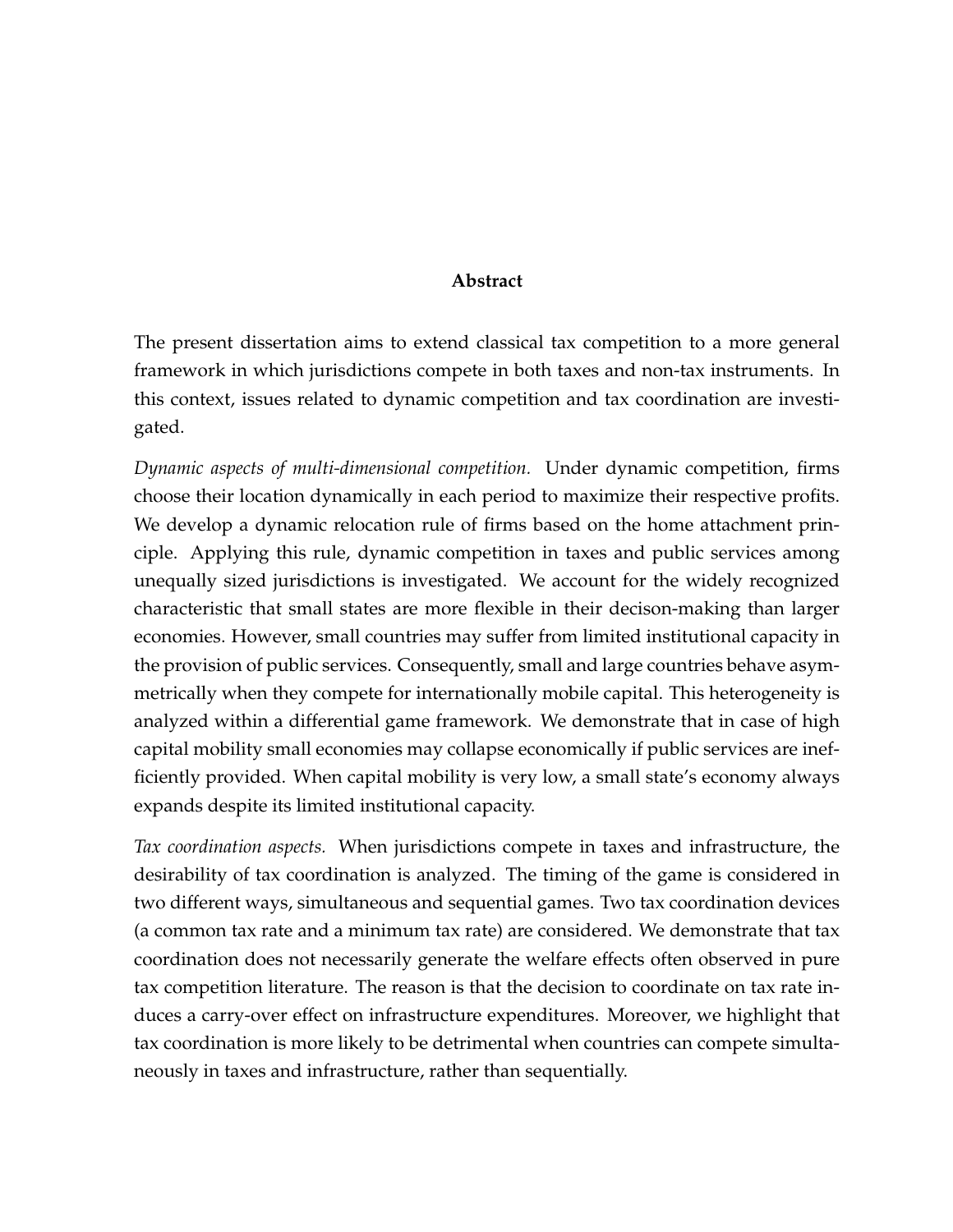## Abstract

The present dissertation aims to extend classical tax competition to a more general framework in which jurisdictions compete in both taxes and non-tax instruments. In this context, issues related to dynamic competition and tax coordination are investigated.

*Dynamic aspects of multi-dimensional competition.* Under dynamic competition, firms choose their location dynamically in each period to maximize their respective profits. We develop a dynamic relocation rule of firms based on the home attachment principle. Applying this rule, dynamic competition in taxes and public services among unequally sized jurisdictions is investigated. We account for the widely recognized characteristic that small states are more flexible in their decison-making than larger economies. However, small countries may suffer from limited institutional capacity in the provision of public services. Consequently, small and large countries behave asymmetrically when they compete for internationally mobile capital. This heterogeneity is analyzed within a differential game framework. We demonstrate that in case of high capital mobility small economies may collapse economically if public services are inefficiently provided. When capital mobility is very low, a small state's economy always expands despite its limited institutional capacity.

*Tax coordination aspects.* When jurisdictions compete in taxes and infrastructure, the desirability of tax coordination is analyzed. The timing of the game is considered in two different ways, simultaneous and sequential games. Two tax coordination devices (a common tax rate and a minimum tax rate) are considered. We demonstrate that tax coordination does not necessarily generate the welfare effects often observed in pure tax competition literature. The reason is that the decision to coordinate on tax rate induces a carry-over effect on infrastructure expenditures. Moreover, we highlight that tax coordination is more likely to be detrimental when countries can compete simultaneously in taxes and infrastructure, rather than sequentially.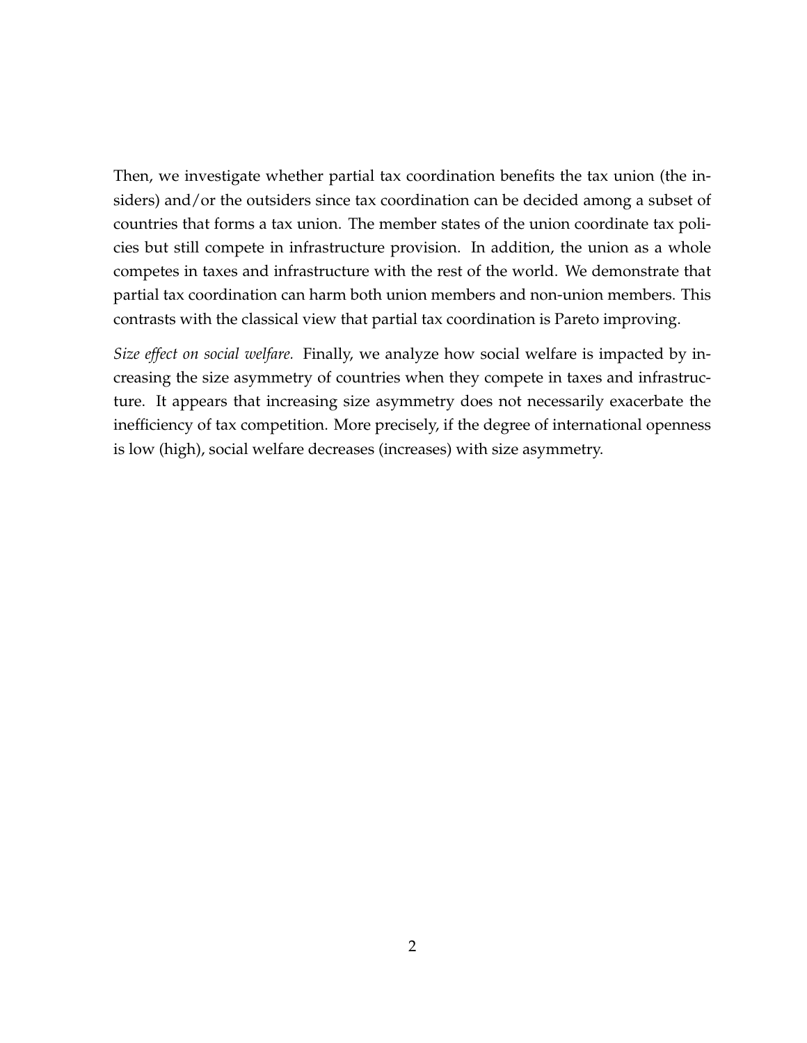Then, we investigate whether partial tax coordination benefits the tax union (the insiders) and/or the outsiders since tax coordination can be decided among a subset of countries that forms a tax union. The member states of the union coordinate tax policies but still compete in infrastructure provision. In addition, the union as a whole competes in taxes and infrastructure with the rest of the world. We demonstrate that partial tax coordination can harm both union members and non-union members. This contrasts with the classical view that partial tax coordination is Pareto improving.

*Size effect on social welfare.* Finally, we analyze how social welfare is impacted by increasing the size asymmetry of countries when they compete in taxes and infrastructure. It appears that increasing size asymmetry does not necessarily exacerbate the inefficiency of tax competition. More precisely, if the degree of international openness is low (high), social welfare decreases (increases) with size asymmetry.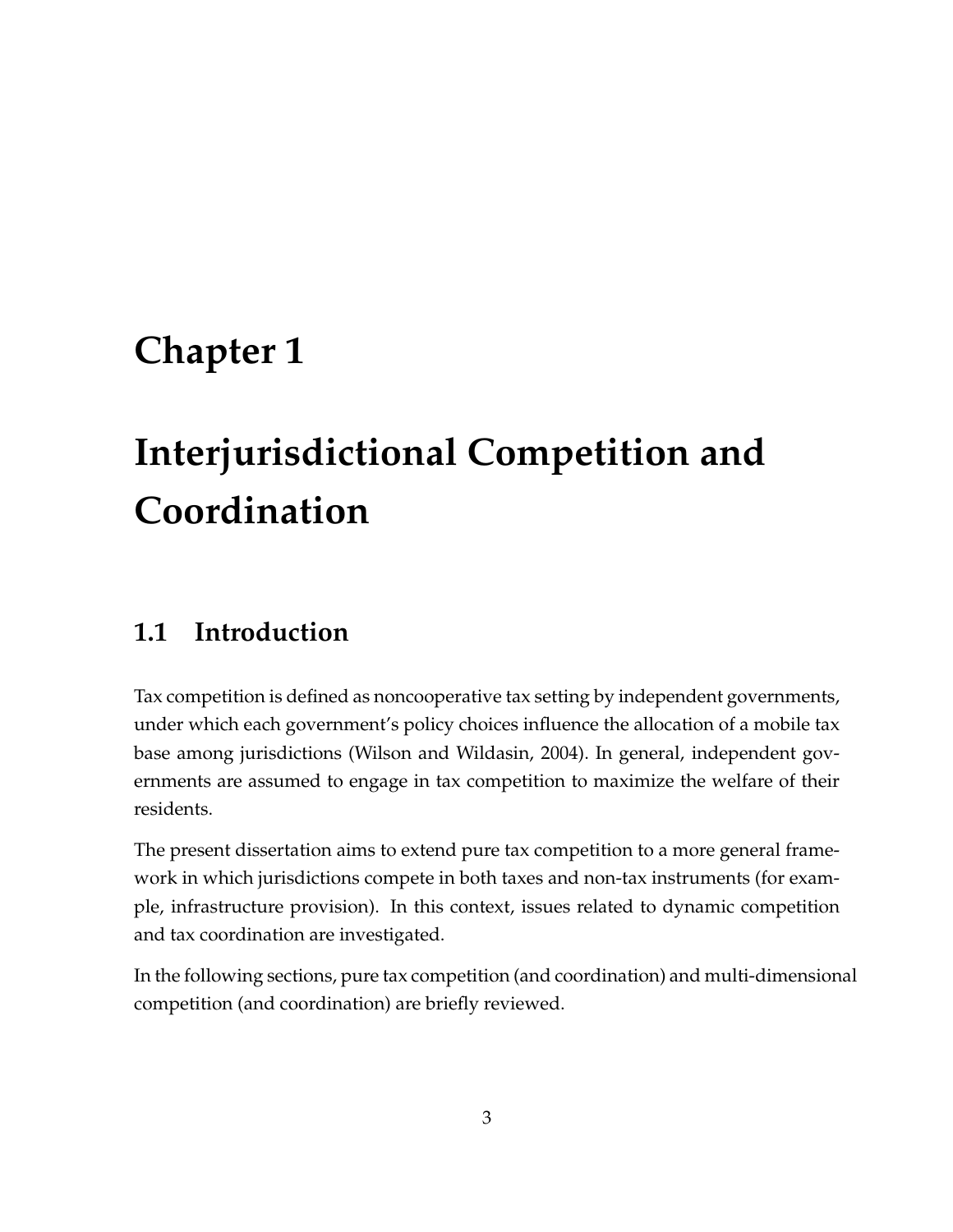# Chapter 1

# Interjurisdictional Competition and Coordination

## 1.1 Introduction

Tax competition is defined as noncooperative tax setting by independent governments, under which each government's policy choices influence the allocation of a mobile tax base among jurisdictions (Wilson and Wildasin, 2004). In general, independent governments are assumed to engage in tax competition to maximize the welfare of their residents.

The present dissertation aims to extend pure tax competition to a more general framework in which jurisdictions compete in both taxes and non-tax instruments (for example, infrastructure provision). In this context, issues related to dynamic competition and tax coordination are investigated.

In the following sections, pure tax competition (and coordination) and multi-dimensional competition (and coordination) are briefly reviewed.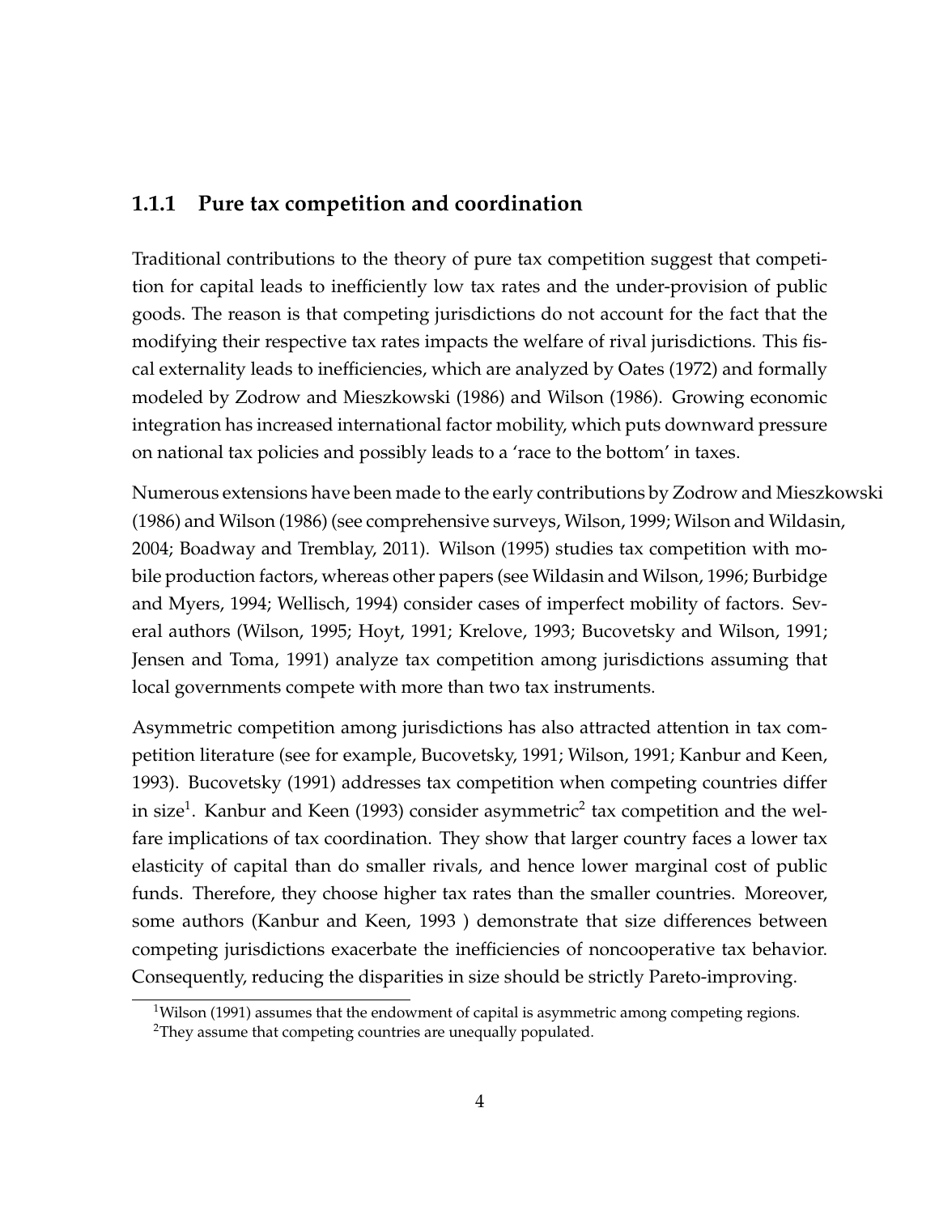### 1.1.1 Pure tax competition and coordination

Traditional contributions to the theory of pure tax competition suggest that competition for capital leads to inefficiently low tax rates and the under-provision of public goods. The reason is that competing jurisdictions do not account for the fact that the modifying their respective tax rates impacts the welfare of rival jurisdictions. This fiscal externality leads to inefficiencies, which are analyzed by Oates (1972) and formally modeled by Zodrow and Mieszkowski (1986) and Wilson (1986). Growing economic integration has increased international factor mobility, which puts downward pressure on national tax policies and possibly leads to a 'race to the bottom' in taxes.

Numerous extensions have been made to the early contributions by Zodrow and Mieszkowski (1986) and Wilson (1986) (see comprehensive surveys, Wilson, 1999; Wilson and Wildasin, 2004; Boadway and Tremblay, 2011). Wilson (1995) studies tax competition with mobile production factors, whereas other papers (see Wildasin and Wilson, 1996; Burbidge and Myers, 1994; Wellisch, 1994) consider cases of imperfect mobility of factors. Several authors (Wilson, 1995; Hoyt, 1991; Krelove, 1993; Bucovetsky and Wilson, 1991; Jensen and Toma, 1991) analyze tax competition among jurisdictions assuming that local governments compete with more than two tax instruments.

Asymmetric competition among jurisdictions has also attracted attention in tax competition literature (see for example, Bucovetsky, 1991; Wilson, 1991; Kanbur and Keen, 1993). Bucovetsky (1991) addresses tax competition when competing countries differ in size[1]. Kanbur and Keen (1993) consider asymmetric[2] tax competition and the welfare implications of tax coordination. They show that larger country faces a lower tax elasticity of capital than do smaller rivals, and hence lower marginal cost of public funds. Therefore, they choose higher tax rates than the smaller countries. Moreover, some authors (Kanbur and Keen, 1993 ) demonstrate that size differences between competing jurisdictions exacerbate the inefficiencies of noncooperative tax behavior. Consequently, reducing the disparities in size should be strictly Pareto-improving.

[1] Wilson (1991) assumes that the endowment of capital is asymmetric among competing regions.

[2] They assume that competing countries are unequally populated.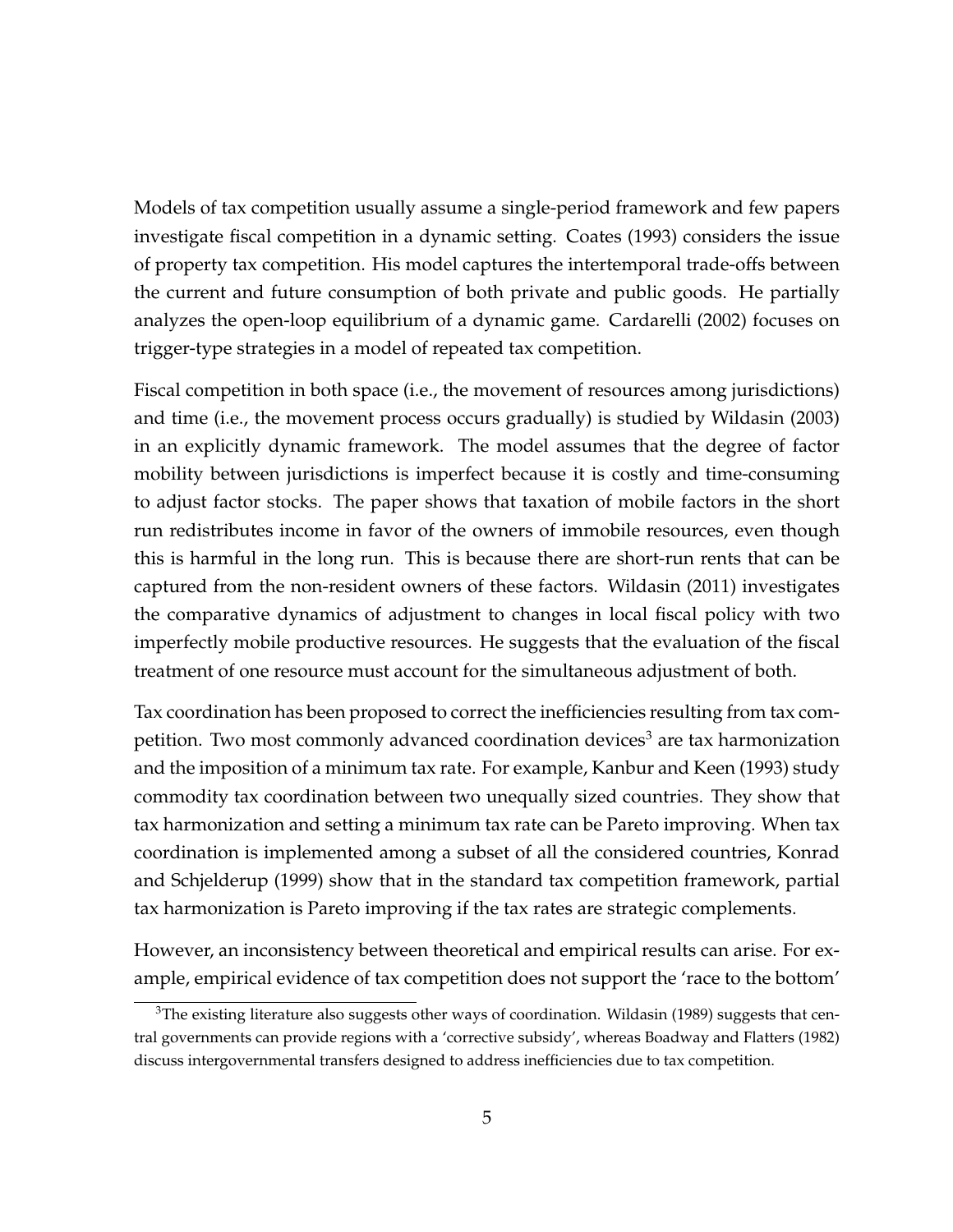Models of tax competition usually assume a single-period framework and few papers investigate fiscal competition in a dynamic setting. Coates (1993) considers the issue of property tax competition. His model captures the intertemporal trade-offs between the current and future consumption of both private and public goods. He partially analyzes the open-loop equilibrium of a dynamic game. Cardarelli (2002) focuses on trigger-type strategies in a model of repeated tax competition.

Fiscal competition in both space (i.e., the movement of resources among jurisdictions) and time (i.e., the movement process occurs gradually) is studied by Wildasin (2003) in an explicitly dynamic framework. The model assumes that the degree of factor mobility between jurisdictions is imperfect because it is costly and time-consuming to adjust factor stocks. The paper shows that taxation of mobile factors in the short run redistributes income in favor of the owners of immobile resources, even though this is harmful in the long run. This is because there are short-run rents that can be captured from the non-resident owners of these factors. Wildasin (2011) investigates the comparative dynamics of adjustment to changes in local fiscal policy with two imperfectly mobile productive resources. He suggests that the evaluation of the fiscal treatment of one resource must account for the simultaneous adjustment of both.

Tax coordination has been proposed to correct the inefficiencies resulting from tax competition. Two most commonly advanced coordination devices[3] are tax harmonization and the imposition of a minimum tax rate. For example, Kanbur and Keen (1993) study commodity tax coordination between two unequally sized countries. They show that tax harmonization and setting a minimum tax rate can be Pareto improving. When tax coordination is implemented among a subset of all the considered countries, Konrad and Schjelderup (1999) show that in the standard tax competition framework, partial tax harmonization is Pareto improving if the tax rates are strategic complements.

However, an inconsistency between theoretical and empirical results can arise. For example, empirical evidence of tax competition does not support the 'race to the bottom'

[3]The existing literature also suggests other ways of coordination. Wildasin (1989) suggests that central governments can provide regions with a 'corrective subsidy', whereas Boadway and Flatters (1982) discuss intergovernmental transfers designed to address inefficiencies due to tax competition.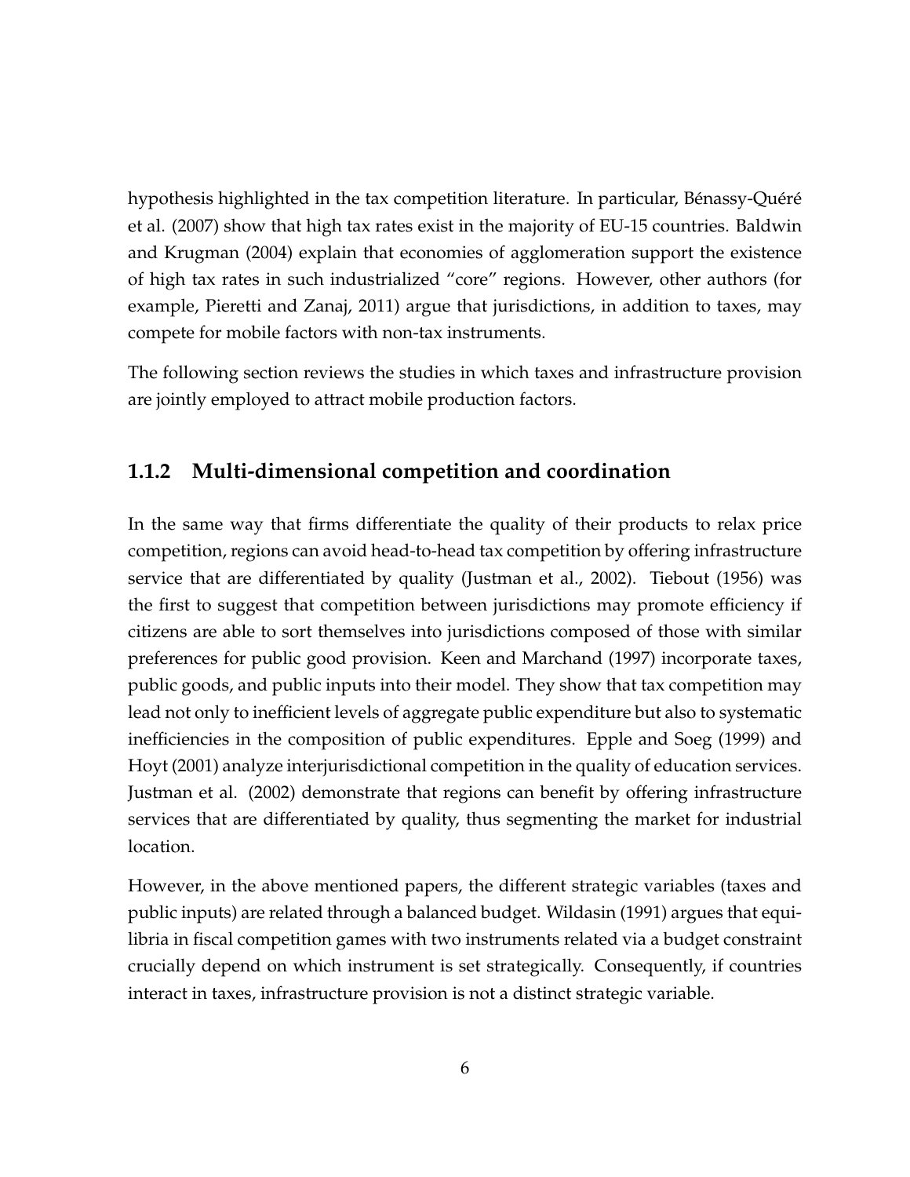hypothesis highlighted in the tax competition literature. In particular, Bénassy-Quéré et al. (2007) show that high tax rates exist in the majority of EU-15 countries. Baldwin and Krugman (2004) explain that economies of agglomeration support the existence of high tax rates in such industrialized "core" regions. However, other authors (for example, Pieretti and Zanaj, 2011) argue that jurisdictions, in addition to taxes, may compete for mobile factors with non-tax instruments.

The following section reviews the studies in which taxes and infrastructure provision are jointly employed to attract mobile production factors.

### 1.1.2 Multi-dimensional competition and coordination

In the same way that firms differentiate the quality of their products to relax price competition, regions can avoid head-to-head tax competition by offering infrastructure service that are differentiated by quality (Justman et al., 2002). Tiebout (1956) was the first to suggest that competition between jurisdictions may promote efficiency if citizens are able to sort themselves into jurisdictions composed of those with similar preferences for public good provision. Keen and Marchand (1997) incorporate taxes, public goods, and public inputs into their model. They show that tax competition may lead not only to inefficient levels of aggregate public expenditure but also to systematic inefficiencies in the composition of public expenditures. Epple and Soeg (1999) and Hoyt (2001) analyze interjurisdictional competition in the quality of education services. Justman et al. (2002) demonstrate that regions can benefit by offering infrastructure services that are differentiated by quality, thus segmenting the market for industrial location.

However, in the above mentioned papers, the different strategic variables (taxes and public inputs) are related through a balanced budget. Wildasin (1991) argues that equilibria in fiscal competition games with two instruments related via a budget constraint crucially depend on which instrument is set strategically. Consequently, if countries interact in taxes, infrastructure provision is not a distinct strategic variable.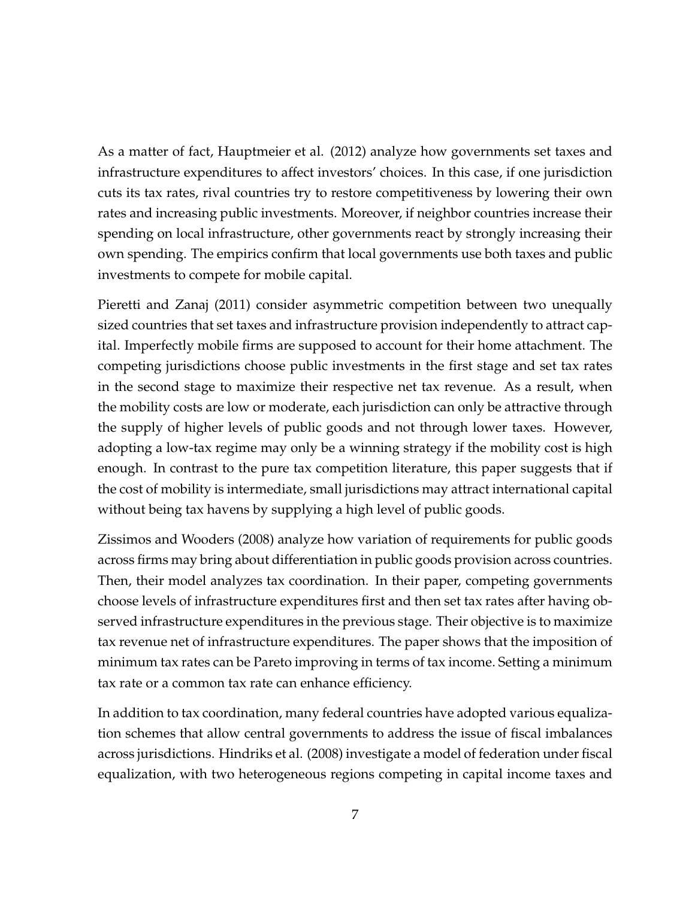As a matter of fact, Hauptmeier et al. (2012) analyze how governments set taxes and infrastructure expenditures to affect investors' choices. In this case, if one jurisdiction cuts its tax rates, rival countries try to restore competitiveness by lowering their own rates and increasing public investments. Moreover, if neighbor countries increase their spending on local infrastructure, other governments react by strongly increasing their own spending. The empirics confirm that local governments use both taxes and public investments to compete for mobile capital.

Pieretti and Zanaj (2011) consider asymmetric competition between two unequally sized countries that set taxes and infrastructure provision independently to attract capital. Imperfectly mobile firms are supposed to account for their home attachment. The competing jurisdictions choose public investments in the first stage and set tax rates in the second stage to maximize their respective net tax revenue. As a result, when the mobility costs are low or moderate, each jurisdiction can only be attractive through the supply of higher levels of public goods and not through lower taxes. However, adopting a low-tax regime may only be a winning strategy if the mobility cost is high enough. In contrast to the pure tax competition literature, this paper suggests that if the cost of mobility is intermediate, small jurisdictions may attract international capital without being tax havens by supplying a high level of public goods.

Zissimos and Wooders (2008) analyze how variation of requirements for public goods across firms may bring about differentiation in public goods provision across countries. Then, their model analyzes tax coordination. In their paper, competing governments choose levels of infrastructure expenditures first and then set tax rates after having observed infrastructure expenditures in the previous stage. Their objective is to maximize tax revenue net of infrastructure expenditures. The paper shows that the imposition of minimum tax rates can be Pareto improving in terms of tax income. Setting a minimum tax rate or a common tax rate can enhance efficiency.

In addition to tax coordination, many federal countries have adopted various equalization schemes that allow central governments to address the issue of fiscal imbalances across jurisdictions. Hindriks et al. (2008) investigate a model of federation under fiscal equalization, with two heterogeneous regions competing in capital income taxes and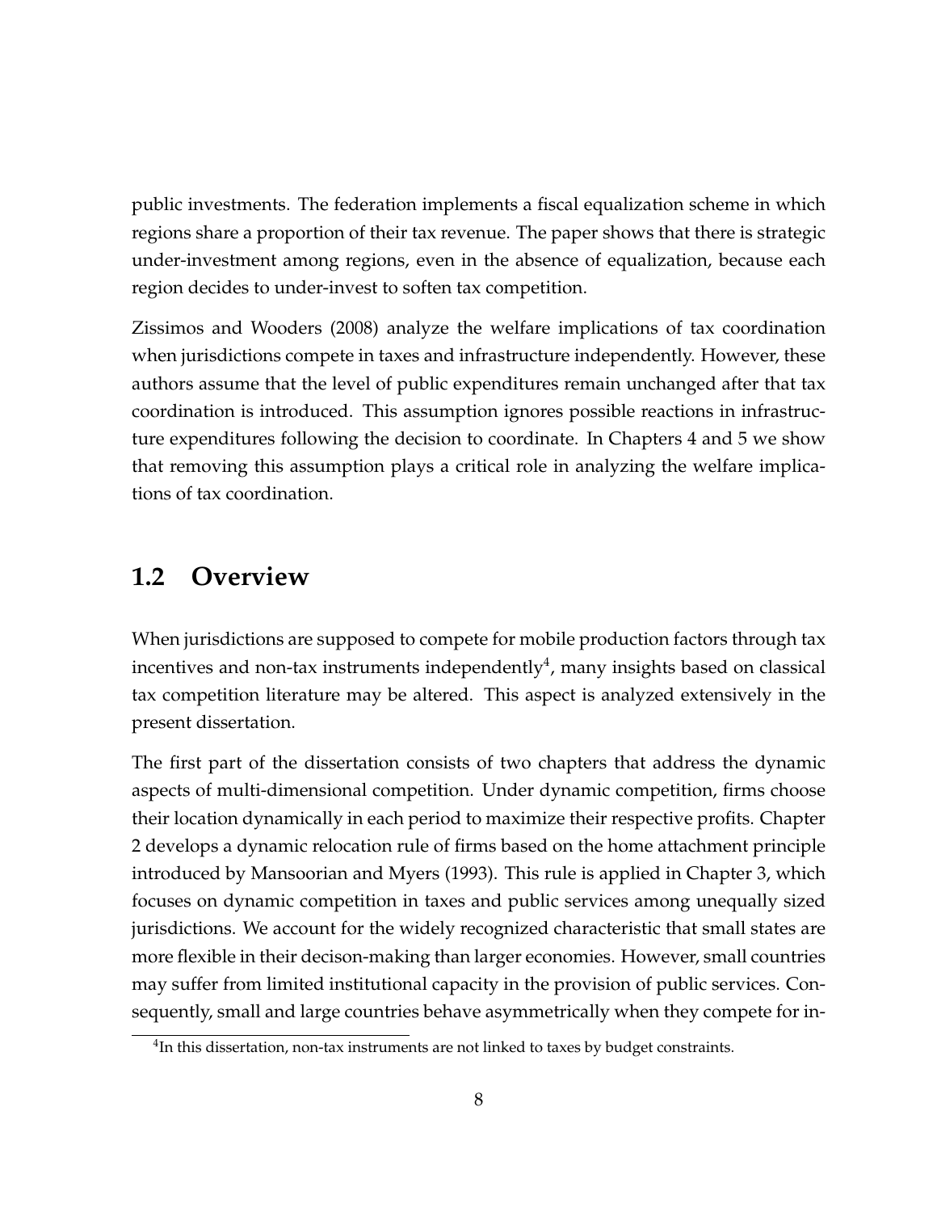public investments. The federation implements a fiscal equalization scheme in which regions share a proportion of their tax revenue. The paper shows that there is strategic under-investment among regions, even in the absence of equalization, because each region decides to under-invest to soften tax competition.

Zissimos and Wooders (2008) analyze the welfare implications of tax coordination when jurisdictions compete in taxes and infrastructure independently. However, these authors assume that the level of public expenditures remain unchanged after that tax coordination is introduced. This assumption ignores possible reactions in infrastructure expenditures following the decision to coordinate. In Chapters 4 and 5 we show that removing this assumption plays a critical role in analyzing the welfare implications of tax coordination.

## 1.2 Overview

When jurisdictions are supposed to compete for mobile production factors through tax incentives and non-tax instruments independently[4], many insights based on classical tax competition literature may be altered. This aspect is analyzed extensively in the present dissertation.

The first part of the dissertation consists of two chapters that address the dynamic aspects of multi-dimensional competition. Under dynamic competition, firms choose their location dynamically in each period to maximize their respective profits. Chapter 2 develops a dynamic relocation rule of firms based on the home attachment principle introduced by Mansoorian and Myers (1993). This rule is applied in Chapter 3, which focuses on dynamic competition in taxes and public services among unequally sized jurisdictions. We account for the widely recognized characteristic that small states are more flexible in their decison-making than larger economies. However, small countries may suffer from limited institutional capacity in the provision of public services. Consequently, small and large countries behave asymmetrically when they compete for in-

[4] In this dissertation, non-tax instruments are not linked to taxes by budget constraints.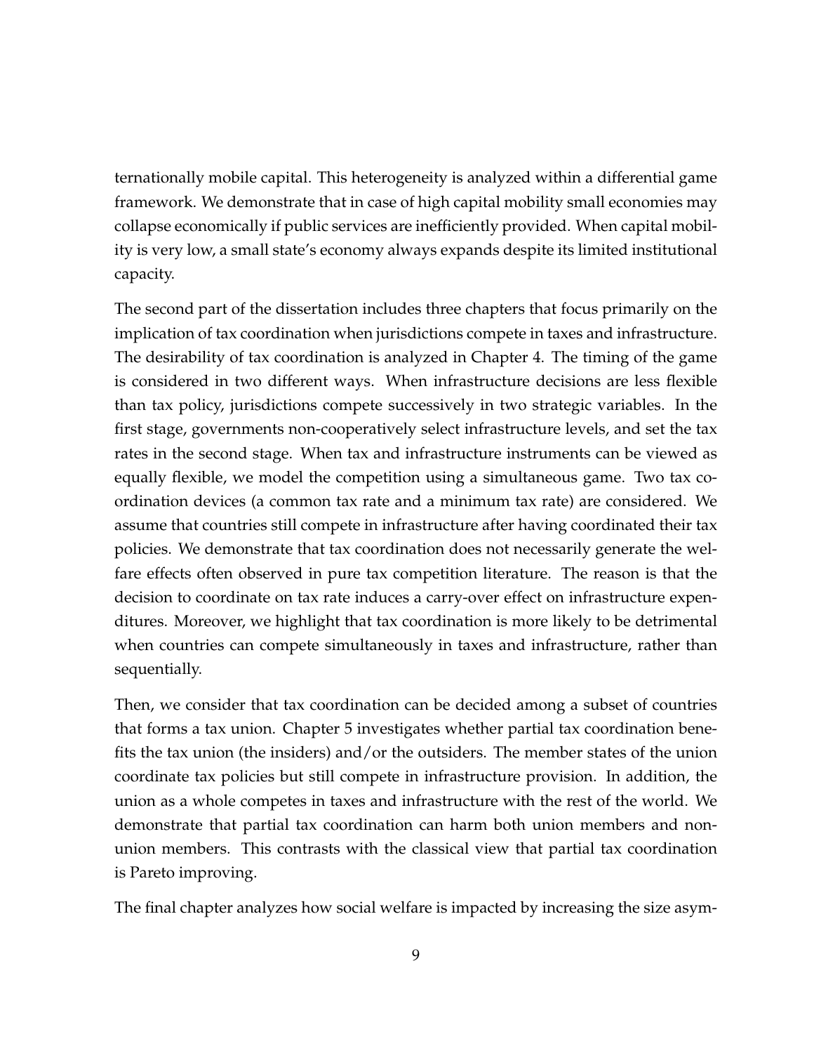ternationally mobile capital. This heterogeneity is analyzed within a differential game framework. We demonstrate that in case of high capital mobility small economies may collapse economically if public services are inefficiently provided. When capital mobility is very low, a small state's economy always expands despite its limited institutional capacity.

The second part of the dissertation includes three chapters that focus primarily on the implication of tax coordination when jurisdictions compete in taxes and infrastructure. The desirability of tax coordination is analyzed in Chapter 4. The timing of the game is considered in two different ways. When infrastructure decisions are less flexible than tax policy, jurisdictions compete successively in two strategic variables. In the first stage, governments non-cooperatively select infrastructure levels, and set the tax rates in the second stage. When tax and infrastructure instruments can be viewed as equally flexible, we model the competition using a simultaneous game. Two tax coordination devices (a common tax rate and a minimum tax rate) are considered. We assume that countries still compete in infrastructure after having coordinated their tax policies. We demonstrate that tax coordination does not necessarily generate the welfare effects often observed in pure tax competition literature. The reason is that the decision to coordinate on tax rate induces a carry-over effect on infrastructure expenditures. Moreover, we highlight that tax coordination is more likely to be detrimental when countries can compete simultaneously in taxes and infrastructure, rather than sequentially.

Then, we consider that tax coordination can be decided among a subset of countries that forms a tax union. Chapter 5 investigates whether partial tax coordination benefits the tax union (the insiders) and/or the outsiders. The member states of the union coordinate tax policies but still compete in infrastructure provision. In addition, the union as a whole competes in taxes and infrastructure with the rest of the world. We demonstrate that partial tax coordination can harm both union members and non-union members. This contrasts with the classical view that partial tax coordination is Pareto improving.

The final chapter analyzes how social welfare is impacted by increasing the size asym-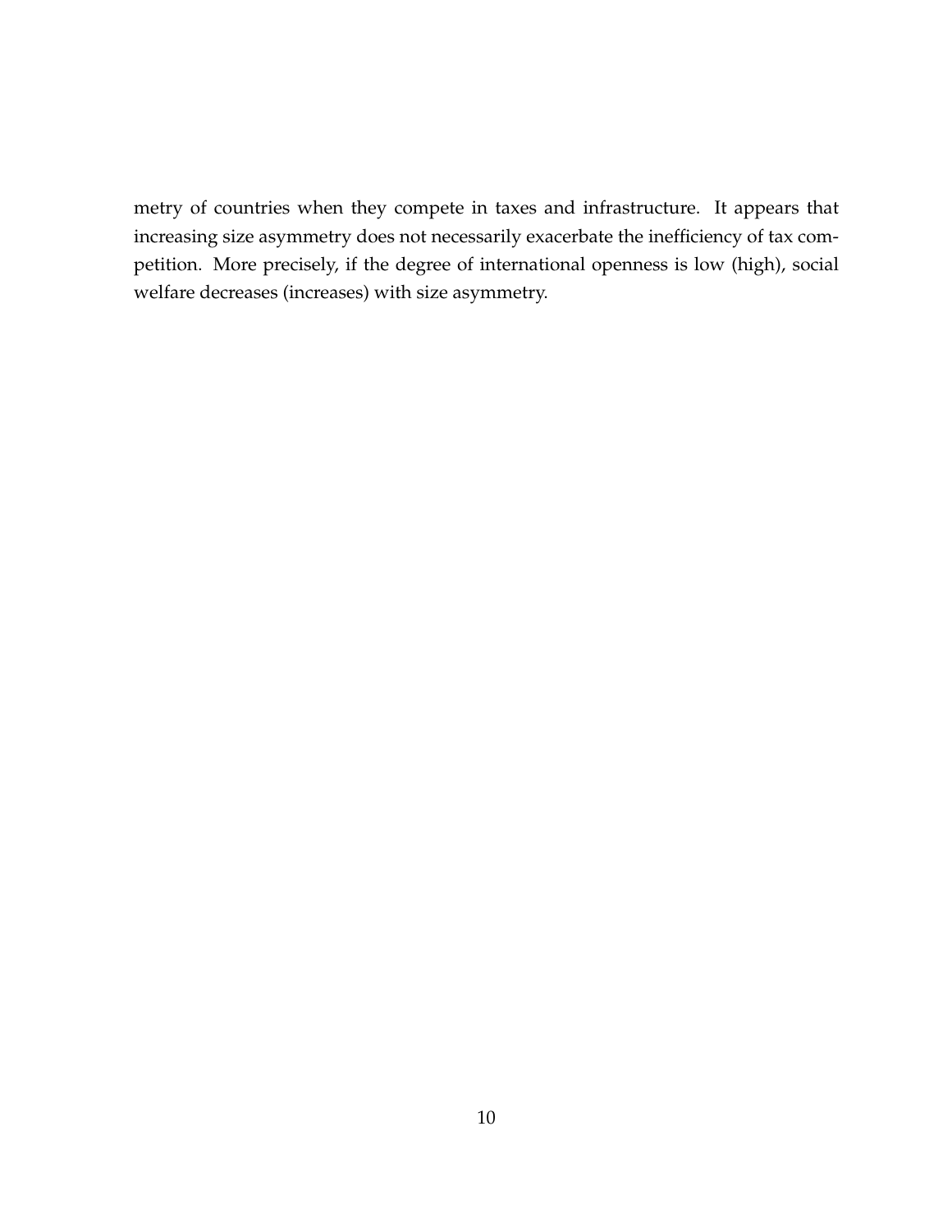metry of countries when they compete in taxes and infrastructure. It appears that increasing size asymmetry does not necessarily exacerbate the inefficiency of tax competition. More precisely, if the degree of international openness is low (high), social welfare decreases (increases) with size asymmetry.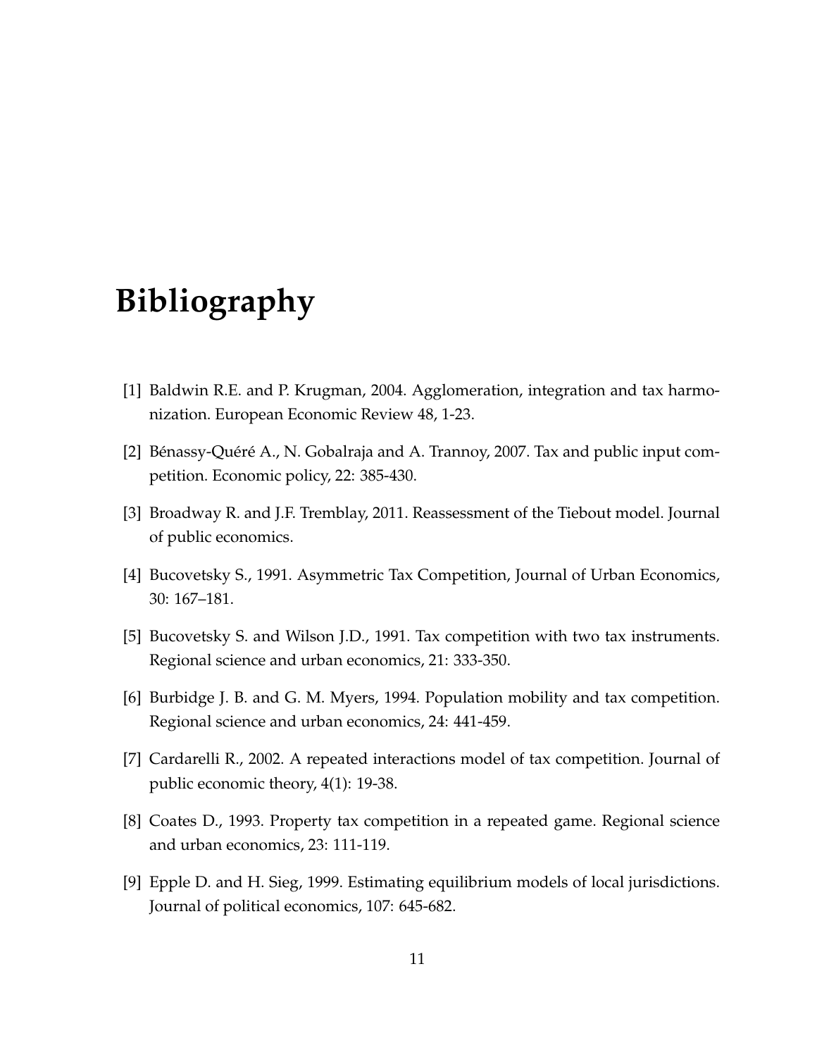# Bibliography

[1] Baldwin R.E. and P. Krugman, 2004. Agglomeration, integration and tax harmonization. European Economic Review 48, 1-23.

[2] Bénassy-Quéré A., N. Gobalraja and A. Trannoy, 2007. Tax and public input competition. Economic policy, 22: 385-430.

[3] Broadway R. and J.F. Tremblay, 2011. Reassessment of the Tiebout model. Journal of public economics.

[4] Bucovetsky S., 1991. Asymmetric Tax Competition, Journal of Urban Economics, 30: 167–181.

[5] Bucovetsky S. and Wilson J.D., 1991. Tax competition with two tax instruments. Regional science and urban economics, 21: 333-350.

[6] Burbidge J. B. and G. M. Myers, 1994. Population mobility and tax competition. Regional science and urban economics, 24: 441-459.

[7] Cardarelli R., 2002. A repeated interactions model of tax competition. Journal of public economic theory, 4(1): 19-38.

[8] Coates D., 1993. Property tax competition in a repeated game. Regional science and urban economics, 23: 111-119.

[9] Epple D. and H. Sieg, 1999. Estimating equilibrium models of local jurisdictions. Journal of political economics, 107: 645-682.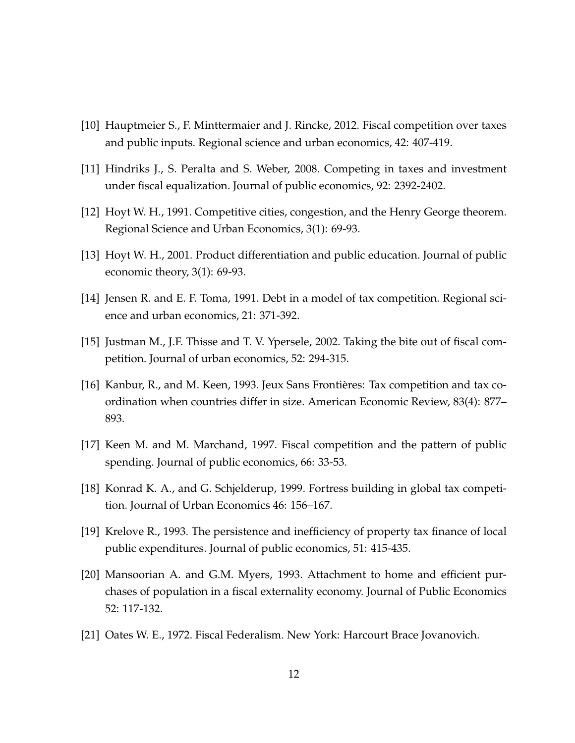[10] Hauptmeier S., F. Minttermaier and J. Rincke, 2012. Fiscal competition over taxes and public inputs. Regional science and urban economics, 42: 407-419.

[11] Hindriks J., S. Peralta and S. Weber, 2008. Competing in taxes and investment under fiscal equalization. Journal of public economics, 92: 2392-2402.

[12] Hoyt W. H., 1991. Competitive cities, congestion, and the Henry George theorem. Regional Science and Urban Economics, 3(1): 69-93.

[13] Hoyt W. H., 2001. Product differentiation and public education. Journal of public economic theory, 3(1): 69-93.

[14] Jensen R. and E. F. Toma, 1991. Debt in a model of tax competition. Regional science and urban economics, 21: 371-392.

[15] Justman M., J.F. Thisse and T. V. Ypersele, 2002. Taking the bite out of fiscal competition. Journal of urban economics, 52: 294-315.

[16] Kanbur, R., and M. Keen, 1993. Jeux Sans Frontières: Tax competition and tax coordination when countries differ in size. American Economic Review, 83(4): 877–893.

[17] Keen M. and M. Marchand, 1997. Fiscal competition and the pattern of public spending. Journal of public economics, 66: 33-53.

[18] Konrad K. A., and G. Schjelderup, 1999. Fortress building in global tax competition. Journal of Urban Economics 46: 156–167.

[19] Krelove R., 1993. The persistence and inefficiency of property tax finance of local public expenditures. Journal of public economics, 51: 415-435.

[20] Mansoorian A. and G.M. Myers, 1993. Attachment to home and efficient purchases of population in a fiscal externality economy. Journal of Public Economics 52: 117-132.

[21] Oates W. E., 1972. Fiscal Federalism. New York: Harcourt Brace Jovanovich.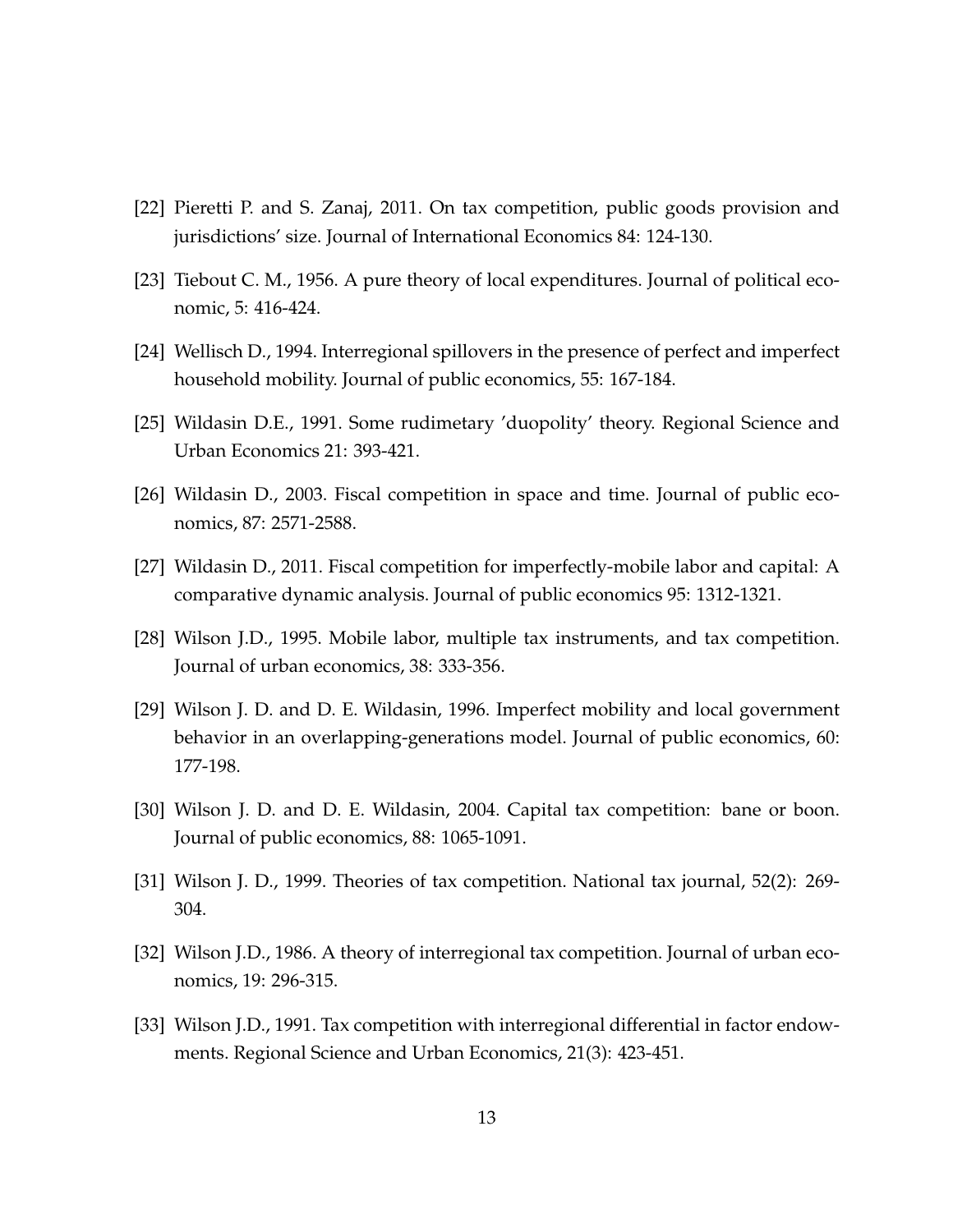[22] Pieretti P. and S. Zanaj, 2011. On tax competition, public goods provision and jurisdictions' size. Journal of International Economics 84: 124-130.

[23] Tiebout C. M., 1956. A pure theory of local expenditures. Journal of political economic, 5: 416-424.

[24] Wellisch D., 1994. Interregional spillovers in the presence of perfect and imperfect household mobility. Journal of public economics, 55: 167-184.

[25] Wildasin D.E., 1991. Some rudimetary 'duopolity' theory. Regional Science and Urban Economics 21: 393-421.

[26] Wildasin D., 2003. Fiscal competition in space and time. Journal of public economics, 87: 2571-2588.

[27] Wildasin D., 2011. Fiscal competition for imperfectly-mobile labor and capital: A comparative dynamic analysis. Journal of public economics 95: 1312-1321.

[28] Wilson J.D., 1995. Mobile labor, multiple tax instruments, and tax competition. Journal of urban economics, 38: 333-356.

[29] Wilson J. D. and D. E. Wildasin, 1996. Imperfect mobility and local government behavior in an overlapping-generations model. Journal of public economics, 60: 177-198.

[30] Wilson J. D. and D. E. Wildasin, 2004. Capital tax competition: bane or boon. Journal of public economics, 88: 1065-1091.

[31] Wilson J. D., 1999. Theories of tax competition. National tax journal, 52(2): 269-304.

[32] Wilson J.D., 1986. A theory of interregional tax competition. Journal of urban economics, 19: 296-315.

[33] Wilson J.D., 1991. Tax competition with interregional differential in factor endowments. Regional Science and Urban Economics, 21(3): 423-451.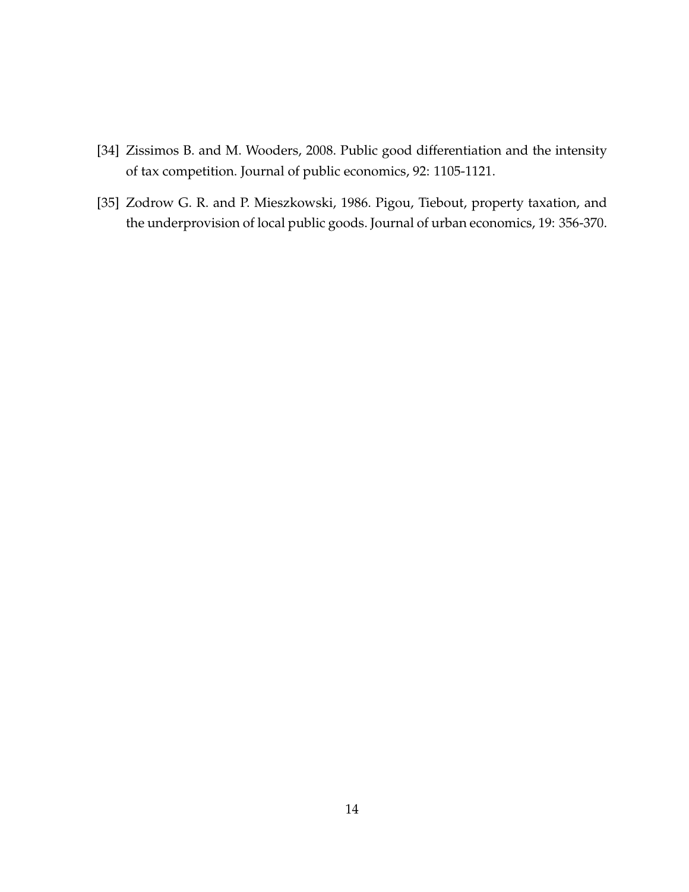[34] Zissimos B. and M. Wooders, 2008. Public good differentiation and the intensity of tax competition. Journal of public economics, 92: 1105-1121.

[35] Zodrow G. R. and P. Mieszkowski, 1986. Pigou, Tiebout, property taxation, and the underprovision of local public goods. Journal of urban economics, 19: 356-370.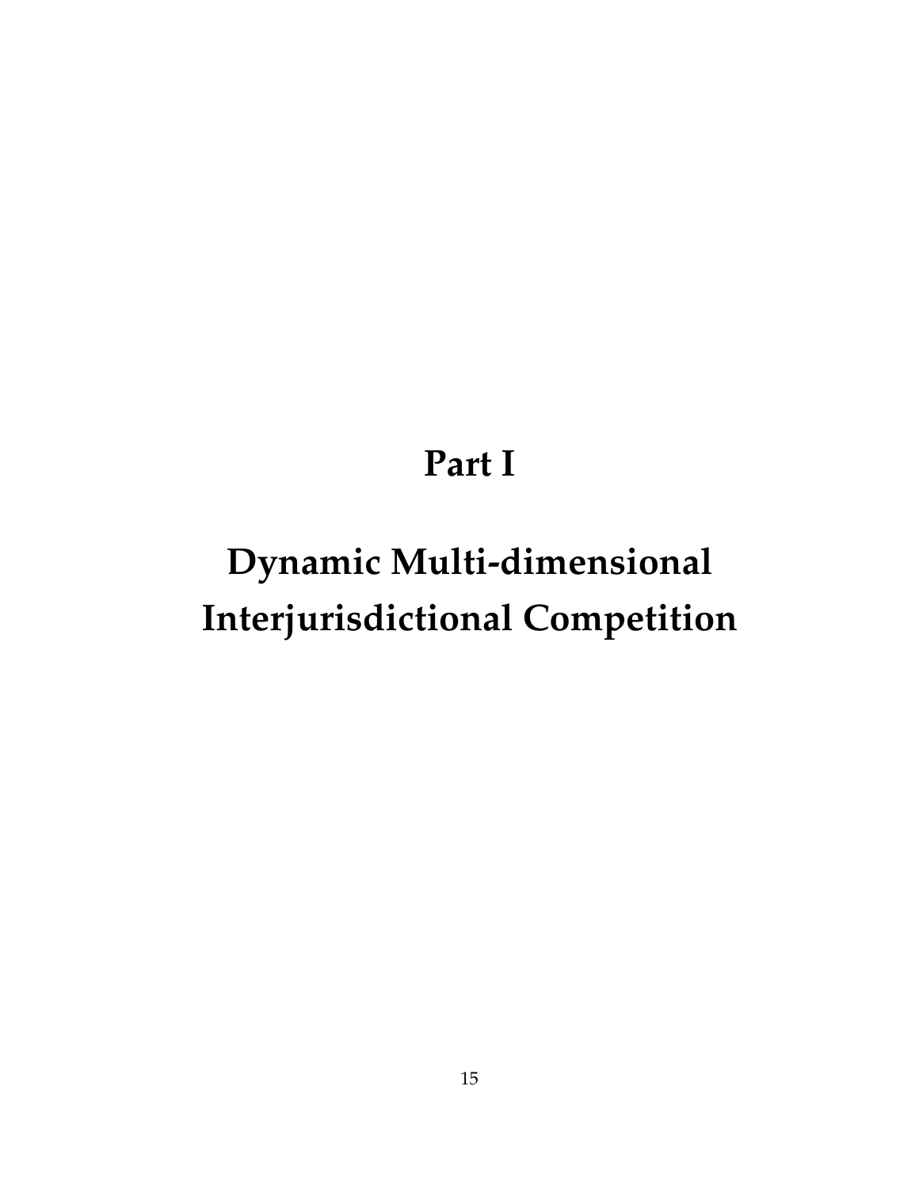# Part I

# Dynamic Multi-dimensional Interjurisdictional Competition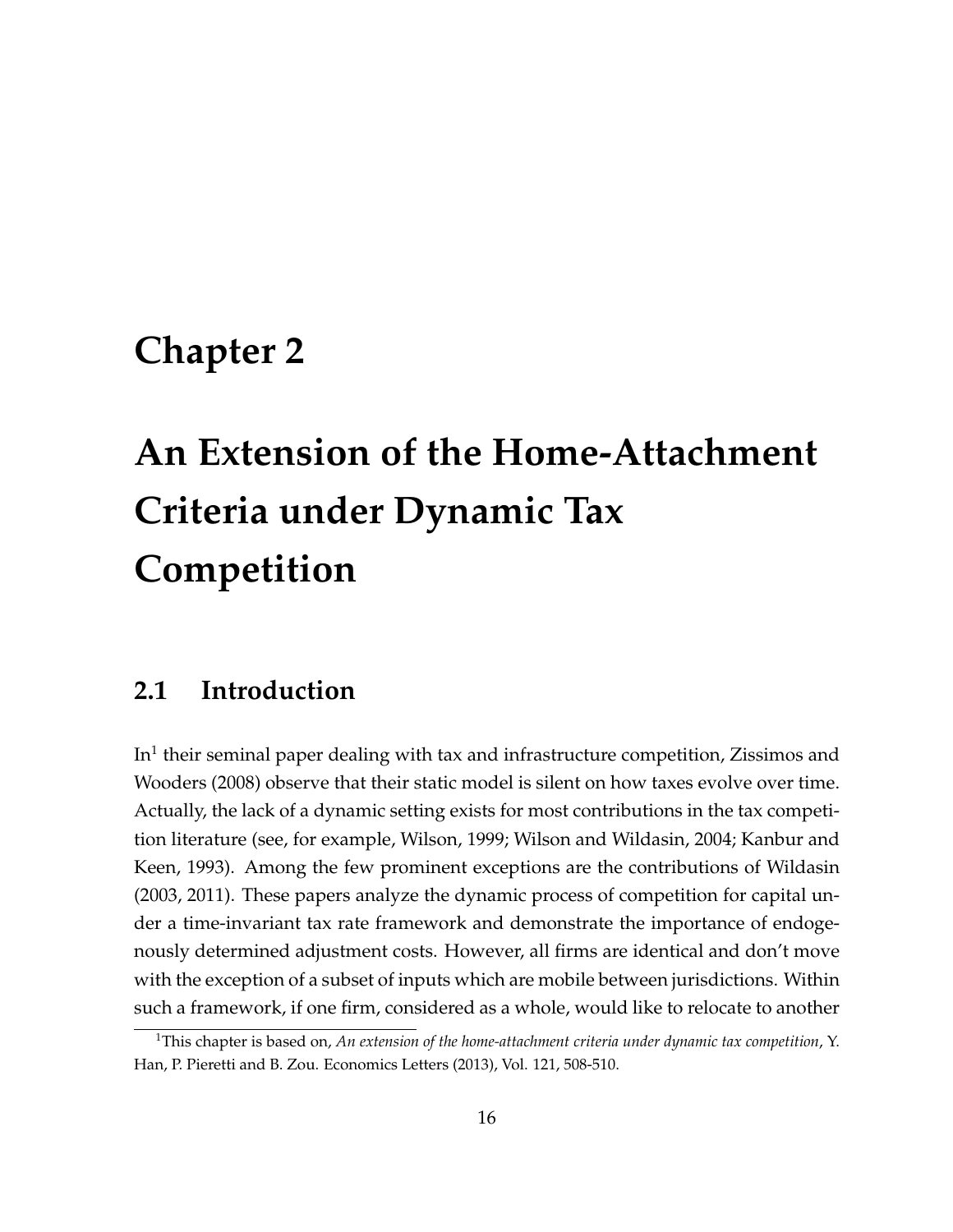# Chapter 2

# An Extension of the Home-Attachment Criteria under Dynamic Tax Competition

## 2.1 Introduction

In[1] their seminal paper dealing with tax and infrastructure competition, Zissimos and Wooders (2008) observe that their static model is silent on how taxes evolve over time. Actually, the lack of a dynamic setting exists for most contributions in the tax competition literature (see, for example, Wilson, 1999; Wilson and Wildasin, 2004; Kanbur and Keen, 1993). Among the few prominent exceptions are the contributions of Wildasin (2003, 2011). These papers analyze the dynamic process of competition for capital under a time-invariant tax rate framework and demonstrate the importance of endogenously determined adjustment costs. However, all firms are identical and don't move with the exception of a subset of inputs which are mobile between jurisdictions. Within such a framework, if one firm, considered as a whole, would like to relocate to another

[1] This chapter is based on, *An extension of the home-attachment criteria under dynamic tax competition*, Y. Han, P. Pieretti and B. Zou. Economics Letters (2013), Vol. 121, 508-510.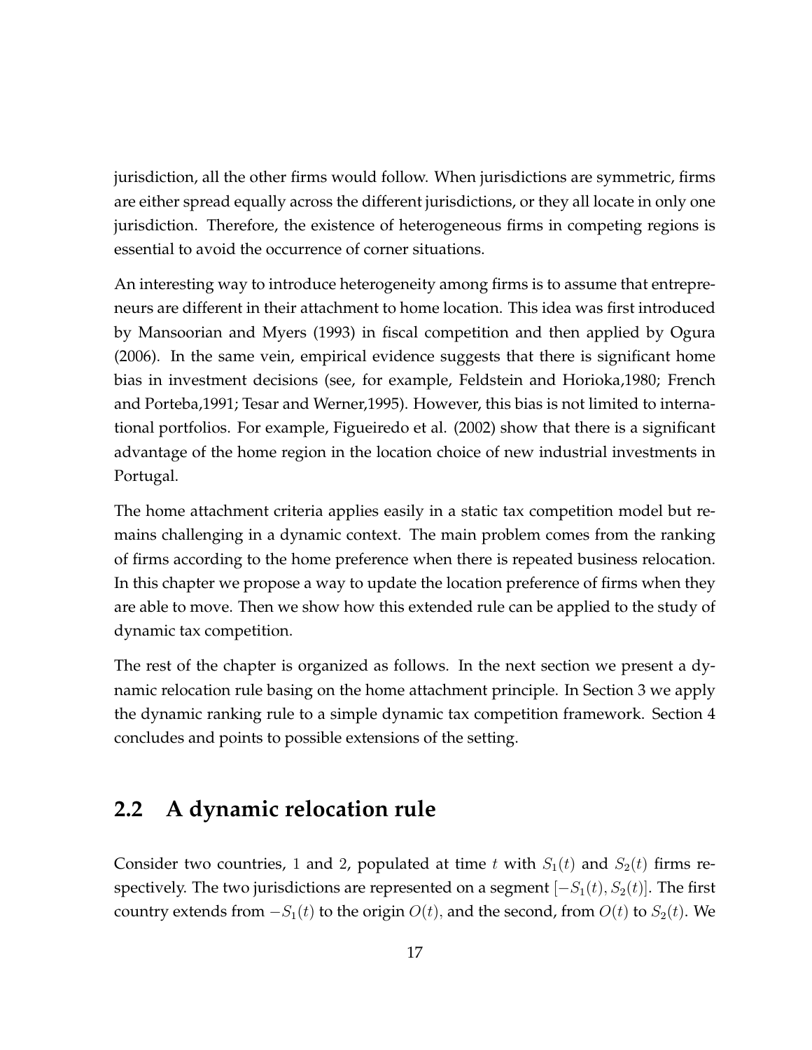jurisdiction, all the other firms would follow. When jurisdictions are symmetric, firms are either spread equally across the different jurisdictions, or they all locate in only one jurisdiction. Therefore, the existence of heterogeneous firms in competing regions is essential to avoid the occurrence of corner situations.

An interesting way to introduce heterogeneity among firms is to assume that entrepreneurs are different in their attachment to home location. This idea was first introduced by Mansoorian and Myers (1993) in fiscal competition and then applied by Ogura (2006). In the same vein, empirical evidence suggests that there is significant home bias in investment decisions (see, for example, Feldstein and Horioka,1980; French and Porteba,1991; Tesar and Werner,1995). However, this bias is not limited to international portfolios. For example, Figueiredo et al. (2002) show that there is a significant advantage of the home region in the location choice of new industrial investments in Portugal.

The home attachment criteria applies easily in a static tax competition model but remains challenging in a dynamic context. The main problem comes from the ranking of firms according to the home preference when there is repeated business relocation. In this chapter we propose a way to update the location preference of firms when they are able to move. Then we show how this extended rule can be applied to the study of dynamic tax competition.

The rest of the chapter is organized as follows. In the next section we present a dynamic relocation rule basing on the home attachment principle. In Section 3 we apply the dynamic ranking rule to a simple dynamic tax competition framework. Section 4 concludes and points to possible extensions of the setting.

## 2.2 A dynamic relocation rule

Consider two countries, $1$ and $2$, populated at time $t$ with $S_1(t)$ and $S_2(t)$ firms respectively. The two jurisdictions are represented on a segment $[-S_1(t), S_2(t)]$. The first country extends from $-S_1(t)$ to the origin $O(t)$, and the second, from $O(t)$ to $S_2(t)$. We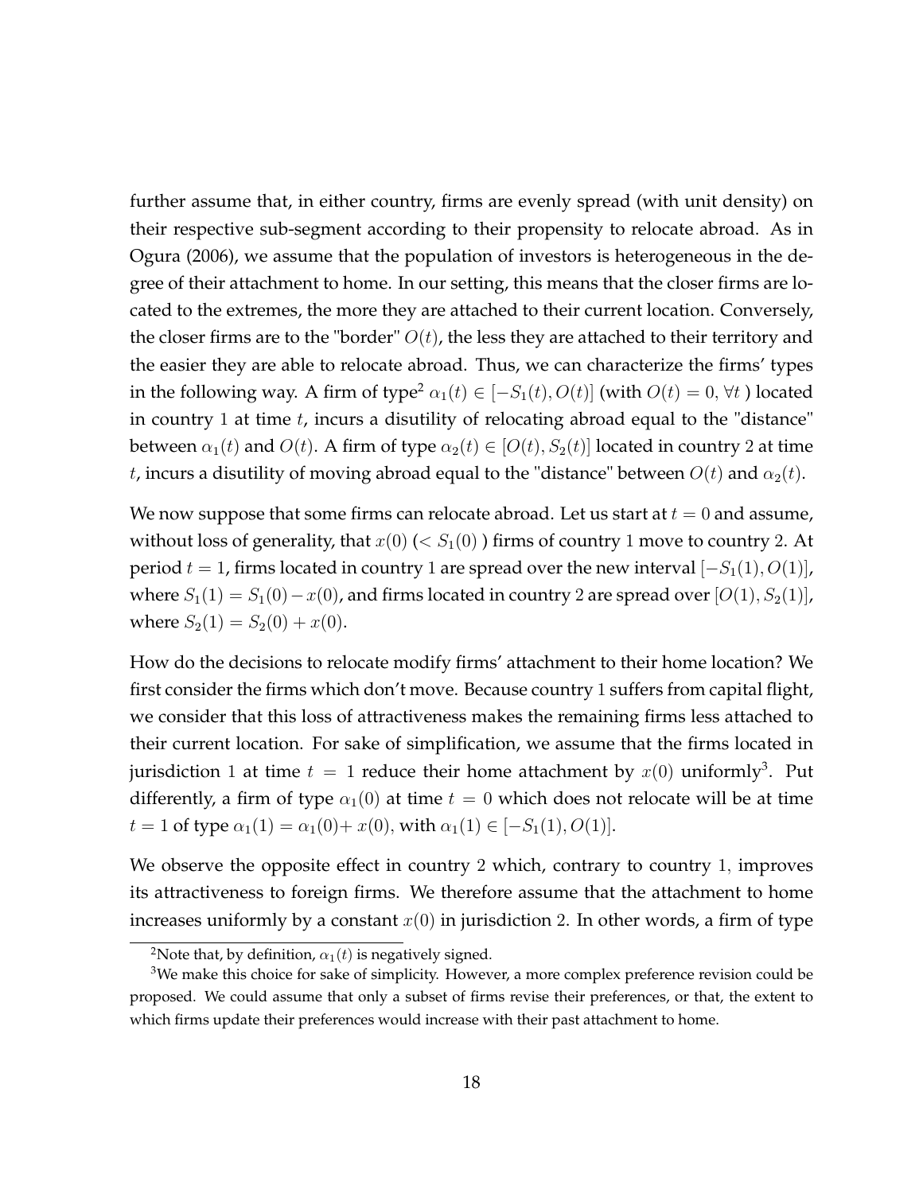further assume that, in either country, firms are evenly spread (with unit density) on their respective sub-segment according to their propensity to relocate abroad. As in Ogura (2006), we assume that the population of investors is heterogeneous in the degree of their attachment to home. In our setting, this means that the closer firms are located to the extremes, the more they are attached to their current location. Conversely, the closer firms are to the "border" $O(t)$, the less they are attached to their territory and the easier they are able to relocate abroad. Thus, we can characterize the firms' types in the following way. A firm of type[2] $\alpha_1(t) \in [-S_1(t), O(t)]$ (with $O(t) = 0, \forall t$ ) located in country 1 at time $t$, incurs a disutility of relocating abroad equal to the "distance" between $\alpha_1(t)$ and $O(t)$. A firm of type $\alpha_2(t) \in [O(t), S_2(t)]$ located in country 2 at time $t$, incurs a disutility of moving abroad equal to the "distance" between $O(t)$ and $\alpha_2(t)$.

We now suppose that some firms can relocate abroad. Let us start at $t = 0$ and assume, without loss of generality, that $x(0)$ ($< S_1(0)$ ) firms of country 1 move to country 2. At period $t = 1$, firms located in country 1 are spread over the new interval $[-S_1(1), O(1)]$, where $S_1(1) = S_1(0) - x(0)$, and firms located in country 2 are spread over $[O(1), S_2(1)]$, where $S_2(1) = S_2(0) + x(0)$.

How do the decisions to relocate modify firms' attachment to their home location? We first consider the firms which don't move. Because country 1 suffers from capital flight, we consider that this loss of attractiveness makes the remaining firms less attached to their current location. For sake of simplification, we assume that the firms located in jurisdiction 1 at time $t = 1$ reduce their home attachment by $x(0)$ uniformly[3]. Put differently, a firm of type $\alpha_1(0)$ at time $t = 0$ which does not relocate will be at time $t = 1$ of type $\alpha_1(1) = \alpha_1(0) + x(0)$, with $\alpha_1(1) \in [-S_1(1), O(1)]$.

We observe the opposite effect in country 2 which, contrary to country 1, improves its attractiveness to foreign firms. We therefore assume that the attachment to home increases uniformly by a constant $x(0)$ in jurisdiction 2. In other words, a firm of type

[2] Note that, by definition, $\alpha_1(t)$ is negatively signed.

[3] We make this choice for sake of simplicity. However, a more complex preference revision could be proposed. We could assume that only a subset of firms revise their preferences, or that, the extent to which firms update their preferences would increase with their past attachment to home.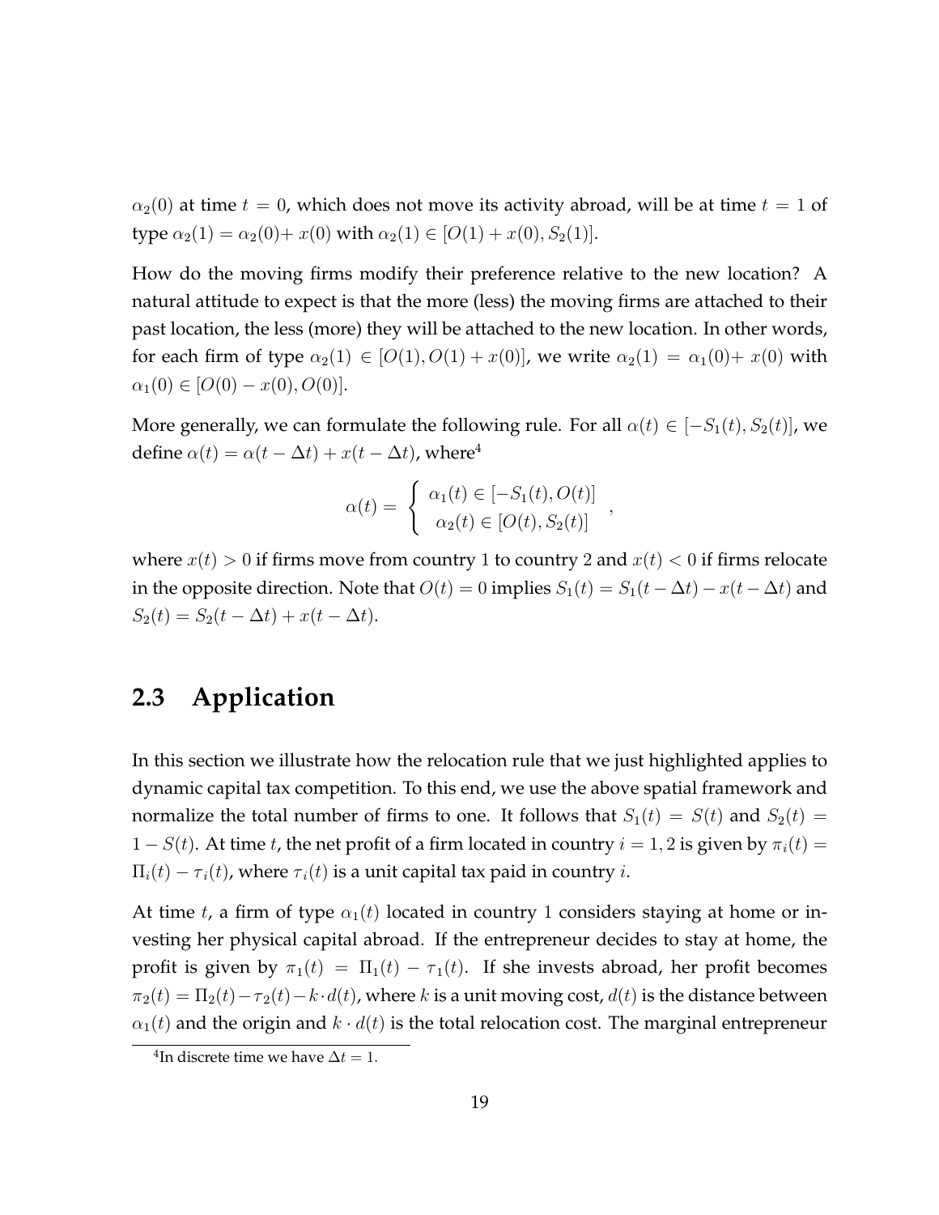$\alpha_2(0)$ at time $t = 0$, which does not move its activity abroad, will be at time $t = 1$ of type $\alpha_2(1) = \alpha_2(0) + x(0)$ with $\alpha_2(1) \in [O(1) + x(0), S_2(1)]$.

How do the moving firms modify their preference relative to the new location? A natural attitude to expect is that the more (less) the moving firms are attached to their past location, the less (more) they will be attached to the new location. In other words, for each firm of type $\alpha_2(1) \in [O(1), O(1) + x(0)]$, we write $\alpha_2(1) = \alpha_1(0) + x(0)$ with $\alpha_1(0) \in [O(0) - x(0), O(0)]$.

More generally, we can formulate the following rule. For all $\alpha(t) \in [-S_1(t), S_2(t)]$, we define $\alpha(t) = \alpha(t - \Delta t) + x(t - \Delta t)$, where[4]

$$\alpha(t) = \begin{cases} \alpha_1(t) \in [-S_1(t), O(t)] \\ \alpha_2(t) \in [O(t), S_2(t)] \end{cases},$$

where $x(t) > 0$ if firms move from country 1 to country 2 and $x(t) < 0$ if firms relocate in the opposite direction. Note that $O(t) = 0$ implies $S_1(t) = S_1(t - \Delta t) - x(t - \Delta t)$ and $S_2(t) = S_2(t - \Delta t) + x(t - \Delta t)$.

## 2.3 Application

In this section we illustrate how the relocation rule that we just highlighted applies to dynamic capital tax competition. To this end, we use the above spatial framework and normalize the total number of firms to one. It follows that $S_1(t) = S(t)$ and $S_2(t) = 1 - S(t)$. At time $t$, the net profit of a firm located in country $i = 1, 2$ is given by $\pi_i(t) = \Pi_i(t) - \tau_i(t)$, where $\tau_i(t)$ is a unit capital tax paid in country $i$.

At time $t$, a firm of type $\alpha_1(t)$ located in country 1 considers staying at home or investing her physical capital abroad. If the entrepreneur decides to stay at home, the profit is given by $\pi_1(t) = \Pi_1(t) - \tau_1(t)$. If she invests abroad, her profit becomes $\pi_2(t) = \Pi_2(t) - \tau_2(t) - k \cdot d(t)$, where $k$ is a unit moving cost, $d(t)$ is the distance between $\alpha_1(t)$ and the origin and $k \cdot d(t)$ is the total relocation cost. The marginal entrepreneur

[4] In discrete time we have $\Delta t = 1$.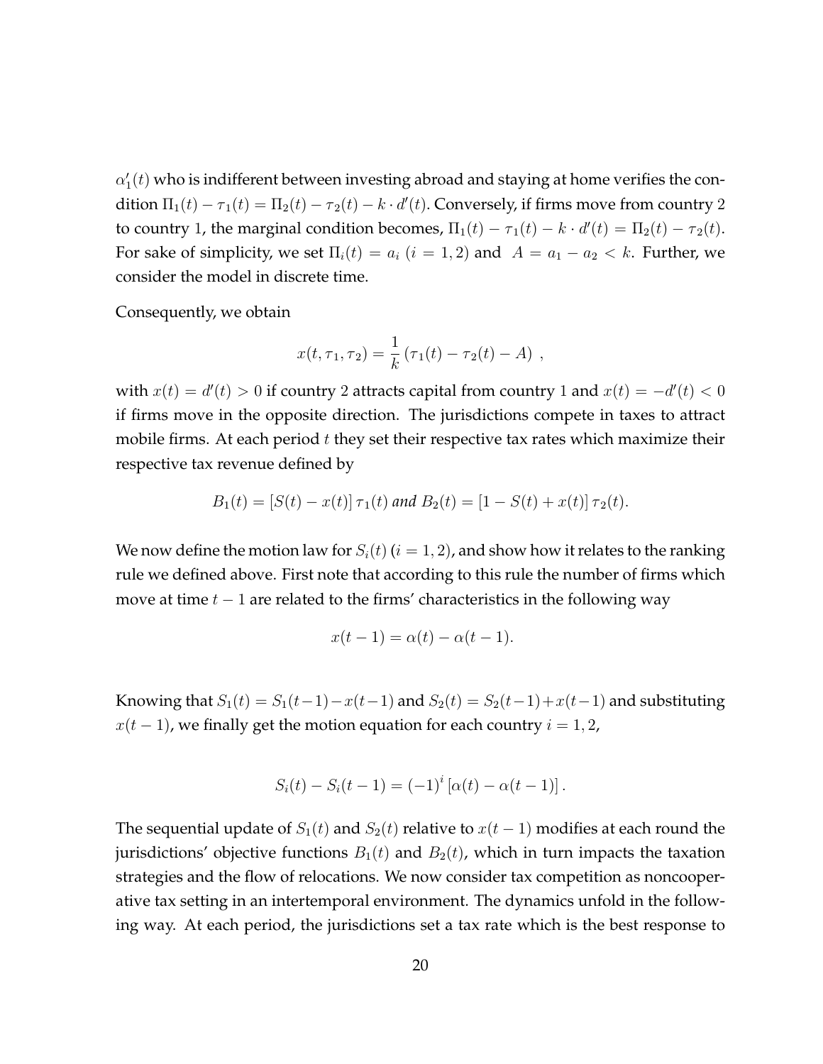$\alpha_1'(t)$ who is indifferent between investing abroad and staying at home verifies the condition $\Pi_1(t) - \tau_1(t) = \Pi_2(t) - \tau_2(t) - k \cdot d'(t)$. Conversely, if firms move from country 2 to country 1, the marginal condition becomes, $\Pi_1(t) - \tau_1(t) - k \cdot d'(t) = \Pi_2(t) - \tau_2(t)$. For sake of simplicity, we set $\Pi_i(t) = a_i$ ($i = 1, 2$) and $A = a_1 - a_2 < k$. Further, we consider the model in discrete time.

Consequently, we obtain

$$x(t, \tau_1, \tau_2) = \frac{1}{k}\left(\tau_1(t) - \tau_2(t) - A\right) \ ,$$

with $x(t) = d'(t) > 0$ if country 2 attracts capital from country 1 and $x(t) = -d'(t) < 0$ if firms move in the opposite direction. The jurisdictions compete in taxes to attract mobile firms. At each period $t$ they set their respective tax rates which maximize their respective tax revenue defined by

$$B_1(t) = [S(t) - x(t)]\, \tau_1(t) \textit{ and } B_2(t) = [1 - S(t) + x(t)]\, \tau_2(t).$$

We now define the motion law for $S_i(t)$ ($i = 1, 2$), and show how it relates to the ranking rule we defined above. First note that according to this rule the number of firms which move at time $t - 1$ are related to the firms' characteristics in the following way

$$x(t-1) = \alpha(t) - \alpha(t-1).$$

Knowing that $S_1(t) = S_1(t-1) - x(t-1)$ and $S_2(t) = S_2(t-1) + x(t-1)$ and substituting $x(t-1)$, we finally get the motion equation for each country $i = 1, 2$,

$$S_i(t) - S_i(t-1) = (-1)^i \left[\alpha(t) - \alpha(t-1)\right].$$

The sequential update of $S_1(t)$ and $S_2(t)$ relative to $x(t-1)$ modifies at each round the jurisdictions' objective functions $B_1(t)$ and $B_2(t)$, which in turn impacts the taxation strategies and the flow of relocations. We now consider tax competition as noncooperative tax setting in an intertemporal environment. The dynamics unfold in the following way. At each period, the jurisdictions set a tax rate which is the best response to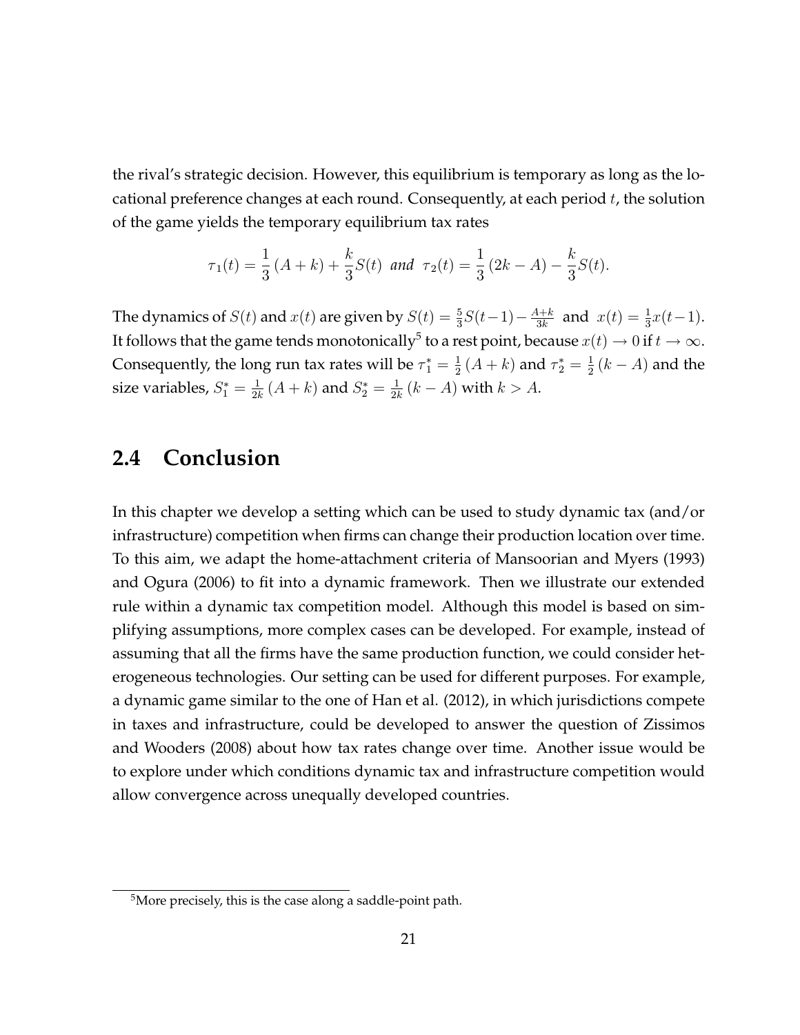the rival's strategic decision. However, this equilibrium is temporary as long as the locational preference changes at each round. Consequently, at each period $t$, the solution of the game yields the temporary equilibrium tax rates

$$\tau_1(t) = \frac{1}{3}(A+k) + \frac{k}{3}S(t) \; \textit{and} \; \tau_2(t) = \frac{1}{3}(2k-A) - \frac{k}{3}S(t).$$

The dynamics of $S(t)$ and $x(t)$ are given by $S(t) = \frac{5}{3}S(t-1) - \frac{A+k}{3k}$ and $x(t) = \frac{1}{3}x(t-1)$. It follows that the game tends monotonically[5] to a rest point, because $x(t) \to 0$ if $t \to \infty$. Consequently, the long run tax rates will be $\tau_1^* = \frac{1}{2}(A+k)$ and $\tau_2^* = \frac{1}{2}(k-A)$ and the size variables, $S_1^* = \frac{1}{2k}(A+k)$ and $S_2^* = \frac{1}{2k}(k-A)$ with $k > A$.

## 2.4 Conclusion

In this chapter we develop a setting which can be used to study dynamic tax (and/or infrastructure) competition when firms can change their production location over time. To this aim, we adapt the home-attachment criteria of Mansoorian and Myers (1993) and Ogura (2006) to fit into a dynamic framework. Then we illustrate our extended rule within a dynamic tax competition model. Although this model is based on simplifying assumptions, more complex cases can be developed. For example, instead of assuming that all the firms have the same production function, we could consider heterogeneous technologies. Our setting can be used for different purposes. For example, a dynamic game similar to the one of Han et al. (2012), in which jurisdictions compete in taxes and infrastructure, could be developed to answer the question of Zissimos and Wooders (2008) about how tax rates change over time. Another issue would be to explore under which conditions dynamic tax and infrastructure competition would allow convergence across unequally developed countries.

[5] More precisely, this is the case along a saddle-point path.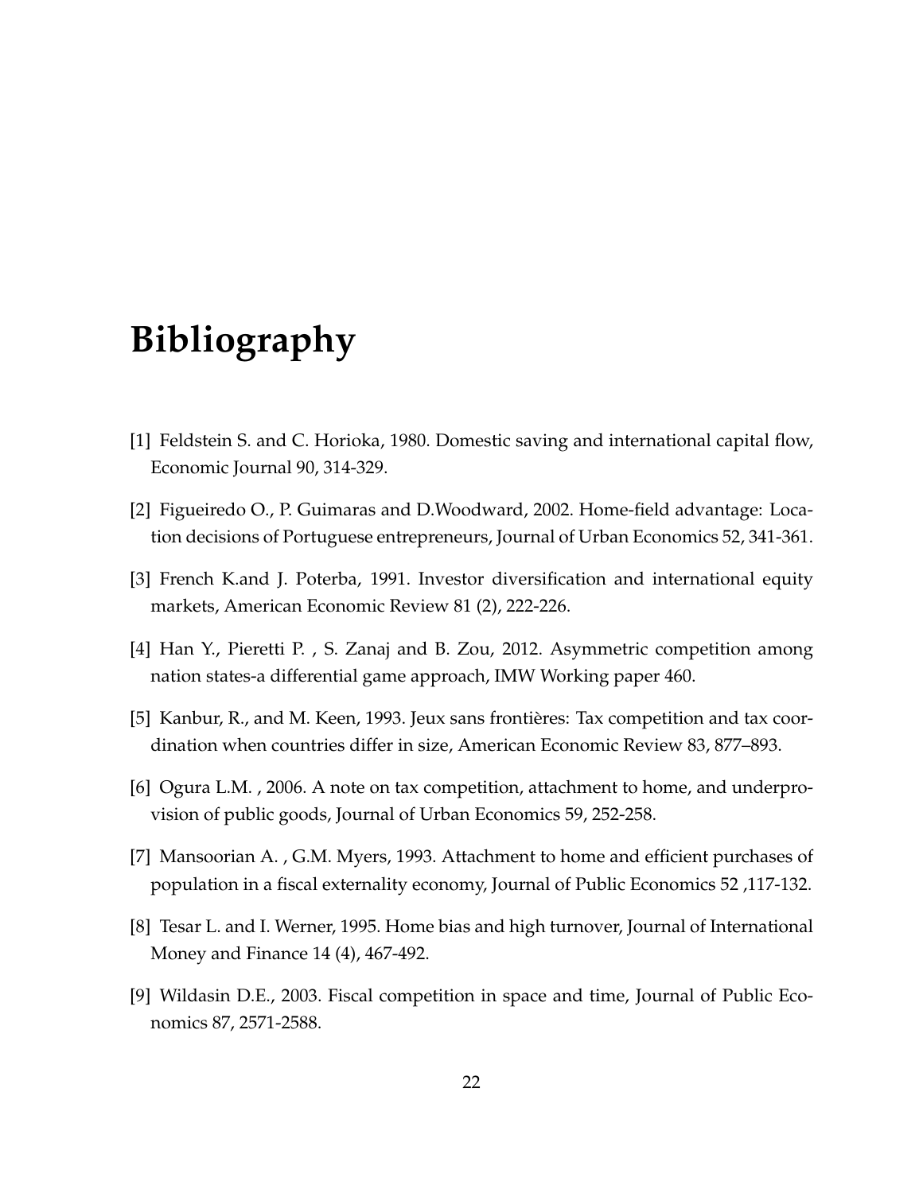# Bibliography

[1] Feldstein S. and C. Horioka, 1980. Domestic saving and international capital flow, Economic Journal 90, 314-329.

[2] Figueiredo O., P. Guimaras and D.Woodward, 2002. Home-field advantage: Location decisions of Portuguese entrepreneurs, Journal of Urban Economics 52, 341-361.

[3] French K.and J. Poterba, 1991. Investor diversification and international equity markets, American Economic Review 81 (2), 222-226.

[4] Han Y., Pieretti P. , S. Zanaj and B. Zou, 2012. Asymmetric competition among nation states-a differential game approach, IMW Working paper 460.

[5] Kanbur, R., and M. Keen, 1993. Jeux sans frontières: Tax competition and tax coordination when countries differ in size, American Economic Review 83, 877–893.

[6] Ogura L.M. , 2006. A note on tax competition, attachment to home, and underprovision of public goods, Journal of Urban Economics 59, 252-258.

[7] Mansoorian A. , G.M. Myers, 1993. Attachment to home and efficient purchases of population in a fiscal externality economy, Journal of Public Economics 52 ,117-132.

[8] Tesar L. and I. Werner, 1995. Home bias and high turnover, Journal of International Money and Finance 14 (4), 467-492.

[9] Wildasin D.E., 2003. Fiscal competition in space and time, Journal of Public Economics 87, 2571-2588.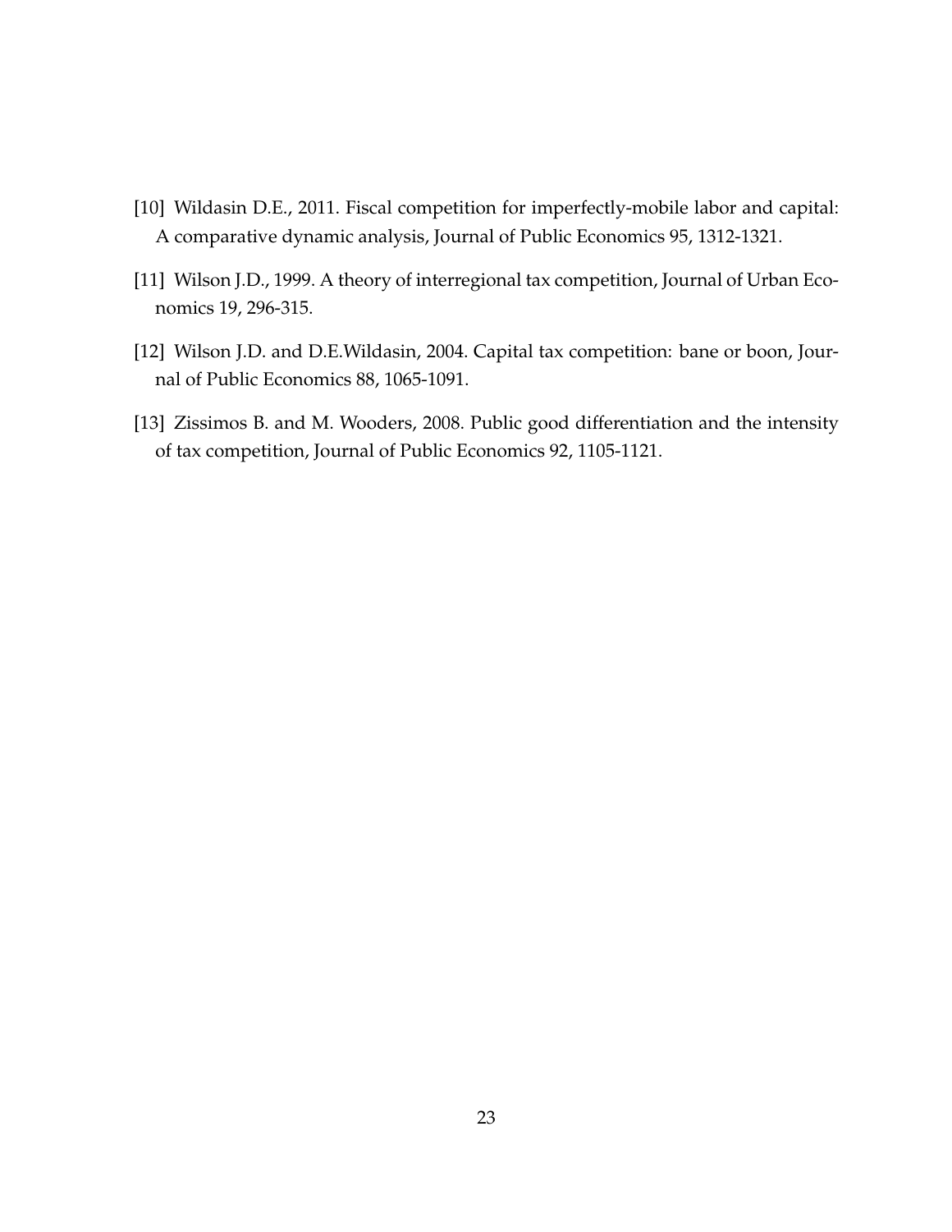[10] Wildasin D.E., 2011. Fiscal competition for imperfectly-mobile labor and capital: A comparative dynamic analysis, Journal of Public Economics 95, 1312-1321.

[11] Wilson J.D., 1999. A theory of interregional tax competition, Journal of Urban Economics 19, 296-315.

[12] Wilson J.D. and D.E.Wildasin, 2004. Capital tax competition: bane or boon, Journal of Public Economics 88, 1065-1091.

[13] Zissimos B. and M. Wooders, 2008. Public good differentiation and the intensity of tax competition, Journal of Public Economics 92, 1105-1121.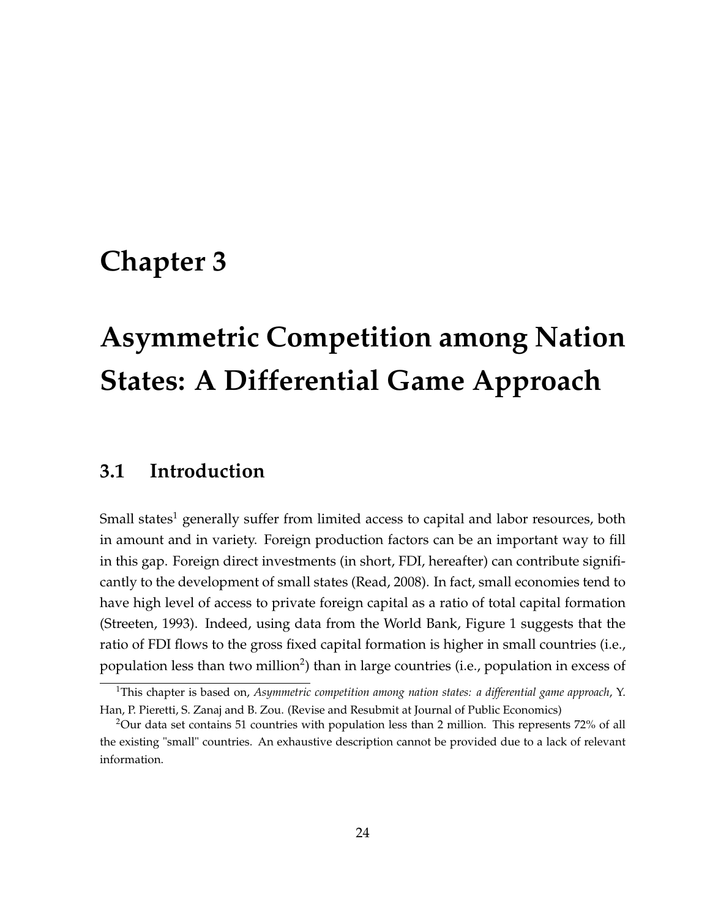# Chapter 3

# Asymmetric Competition among Nation States: A Differential Game Approach

## 3.1 Introduction

Small states[1] generally suffer from limited access to capital and labor resources, both in amount and in variety. Foreign production factors can be an important way to fill in this gap. Foreign direct investments (in short, FDI, hereafter) can contribute significantly to the development of small states (Read, 2008). In fact, small economies tend to have high level of access to private foreign capital as a ratio of total capital formation (Streeten, 1993). Indeed, using data from the World Bank, Figure 1 suggests that the ratio of FDI flows to the gross fixed capital formation is higher in small countries (i.e., population less than two million[2]) than in large countries (i.e., population in excess of

[1] This chapter is based on, *Asymmetric competition among nation states: a differential game approach*, Y. Han, P. Pieretti, S. Zanaj and B. Zou. (Revise and Resubmit at Journal of Public Economics)

[2] Our data set contains 51 countries with population less than 2 million. This represents 72% of all the existing "small" countries. An exhaustive description cannot be provided due to a lack of relevant information.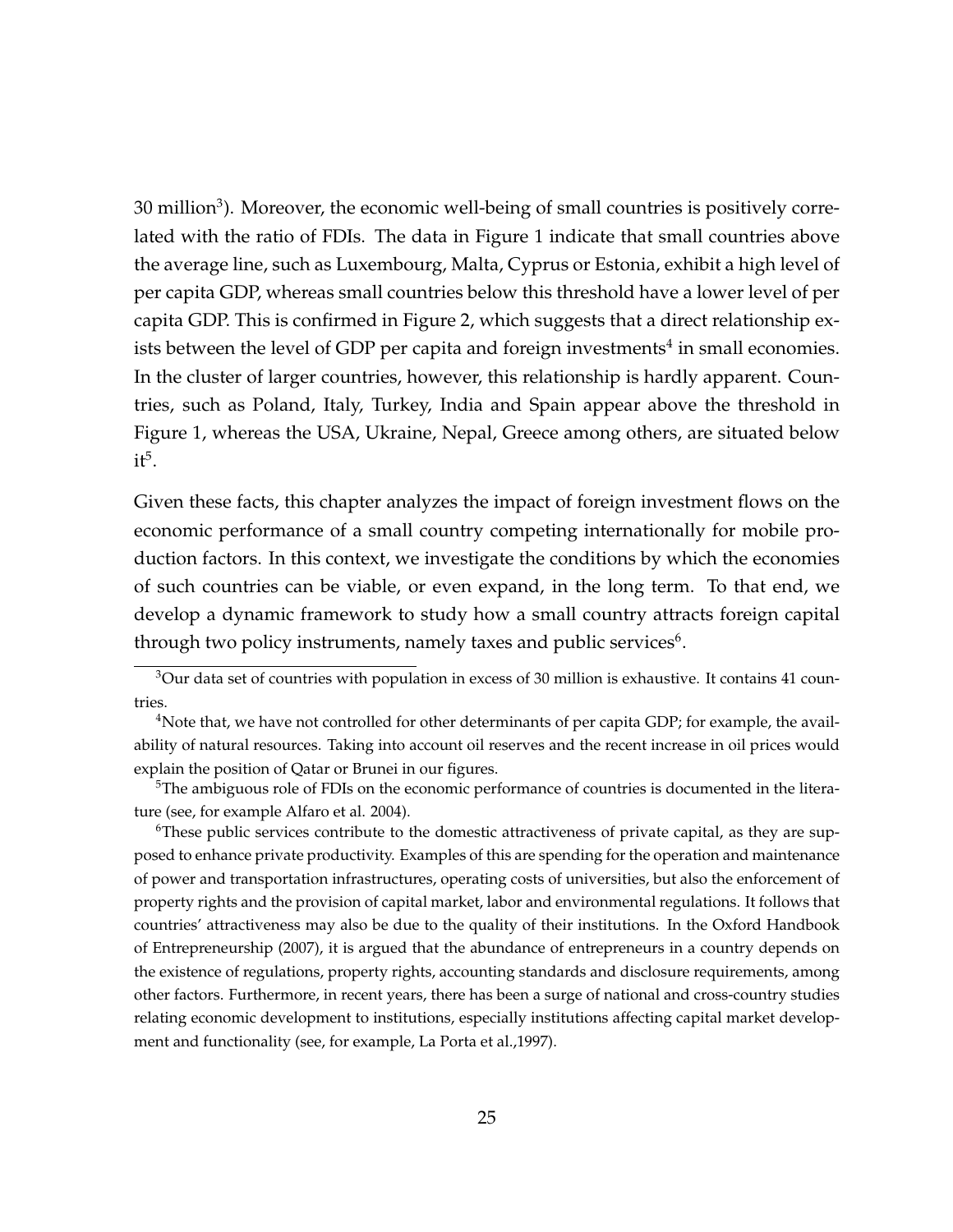30 million[3]). Moreover, the economic well-being of small countries is positively correlated with the ratio of FDIs. The data in Figure 1 indicate that small countries above the average line, such as Luxembourg, Malta, Cyprus or Estonia, exhibit a high level of per capita GDP, whereas small countries below this threshold have a lower level of per capita GDP. This is confirmed in Figure 2, which suggests that a direct relationship exists between the level of GDP per capita and foreign investments[4] in small economies. In the cluster of larger countries, however, this relationship is hardly apparent. Countries, such as Poland, Italy, Turkey, India and Spain appear above the threshold in Figure 1, whereas the USA, Ukraine, Nepal, Greece among others, are situated below it[5].

Given these facts, this chapter analyzes the impact of foreign investment flows on the economic performance of a small country competing internationally for mobile production factors. In this context, we investigate the conditions by which the economies of such countries can be viable, or even expand, in the long term. To that end, we develop a dynamic framework to study how a small country attracts foreign capital through two policy instruments, namely taxes and public services[6].

[3]Our data set of countries with population in excess of 30 million is exhaustive. It contains 41 countries.

[4]Note that, we have not controlled for other determinants of per capita GDP; for example, the availability of natural resources. Taking into account oil reserves and the recent increase in oil prices would explain the position of Qatar or Brunei in our figures.

[5]The ambiguous role of FDIs on the economic performance of countries is documented in the literature (see, for example Alfaro et al. 2004).

[6]These public services contribute to the domestic attractiveness of private capital, as they are supposed to enhance private productivity. Examples of this are spending for the operation and maintenance of power and transportation infrastructures, operating costs of universities, but also the enforcement of property rights and the provision of capital market, labor and environmental regulations. It follows that countries' attractiveness may also be due to the quality of their institutions. In the Oxford Handbook of Entrepreneurship (2007), it is argued that the abundance of entrepreneurs in a country depends on the existence of regulations, property rights, accounting standards and disclosure requirements, among other factors. Furthermore, in recent years, there has been a surge of national and cross-country studies relating economic development to institutions, especially institutions affecting capital market development and functionality (see, for example, La Porta et al.,1997).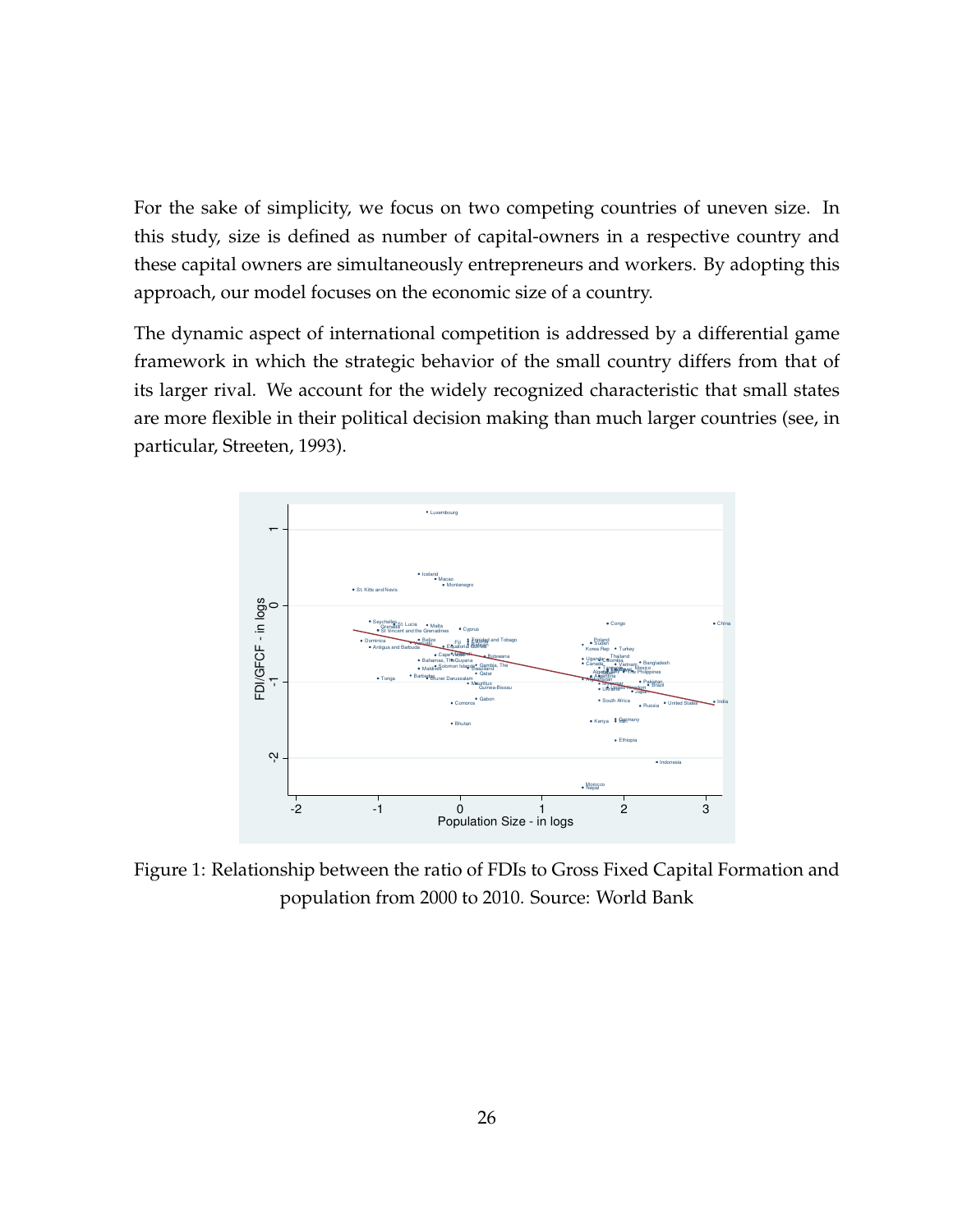For the sake of simplicity, we focus on two competing countries of uneven size. In this study, size is defined as number of capital-owners in a respective country and these capital owners are simultaneously entrepreneurs and workers. By adopting this approach, our model focuses on the economic size of a country.

The dynamic aspect of international competition is addressed by a differential game framework in which the strategic behavior of the small country differs from that of its larger rival. We account for the widely recognized characteristic that small states are more flexible in their political decision making than much larger countries (see, in particular, Streeten, 1993).

Figure 1: Relationship between the ratio of FDIs to Gross Fixed Capital Formation and population from 2000 to 2010. Source: World Bank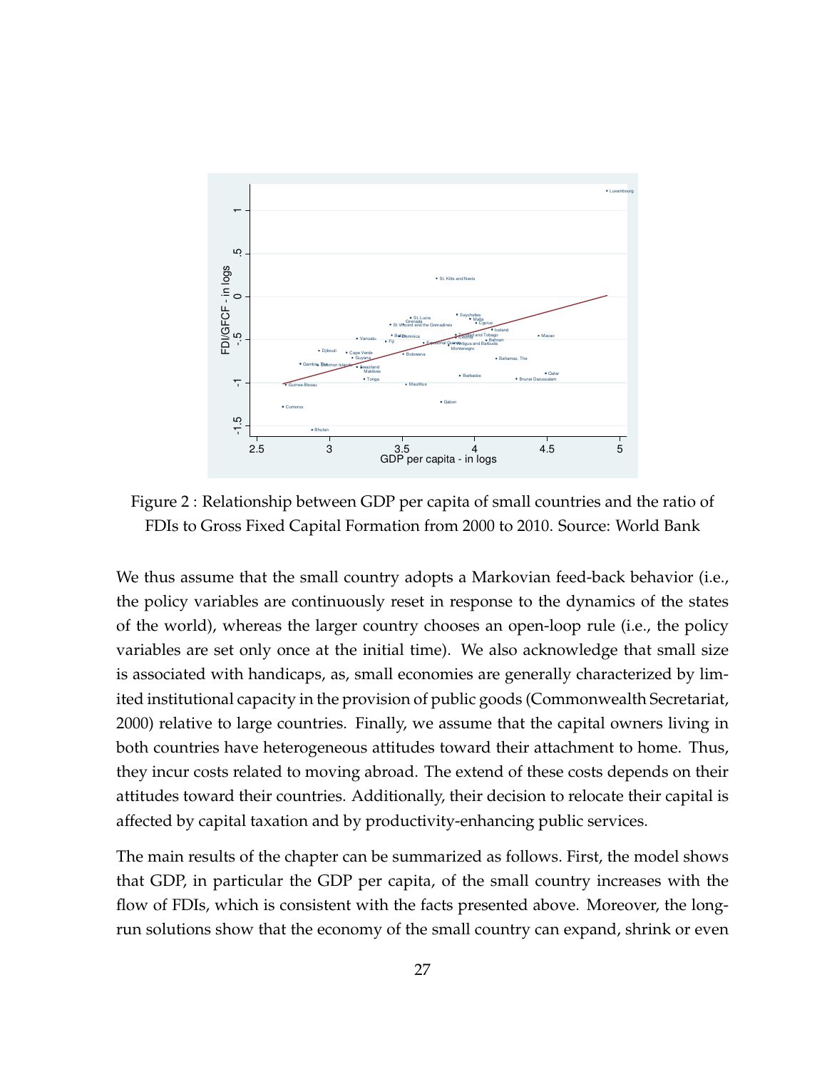FDI/GFCF - in logs

GDP per capita - in logs

-1.5 -1 -.5 0 .5 1

2.5 3 3.5 4 4.5 5

Luxembourg
St. Kitts and Nevis
Seychelles
St. Lucia
Grenada
Malta
Cyprus
St Vincent and the Grenadines
Iceland
Belize
Dominica
Trinidad and Tobago
Estonia
Macao
Vanuatu
Fiji
Equatorial Guinea
Antigua and Barbuda
Bahrain
Montenegro
Djibouti
Cape Verde
Botswana
Guyana
Bahamas, The
Gambia, The
Solomon Islands
Swaziland
Maldives
Qatar
Barbados
Tonga
Brunei Darussalam
Guinea-Bissau
Mauritius
Gabon
Comoros
Bhutan

Figure 2 : Relationship between GDP per capita of small countries and the ratio of FDIs to Gross Fixed Capital Formation from 2000 to 2010. Source: World Bank

We thus assume that the small country adopts a Markovian feed-back behavior (i.e., the policy variables are continuously reset in response to the dynamics of the states of the world), whereas the larger country chooses an open-loop rule (i.e., the policy variables are set only once at the initial time). We also acknowledge that small size is associated with handicaps, as, small economies are generally characterized by limited institutional capacity in the provision of public goods (Commonwealth Secretariat, 2000) relative to large countries. Finally, we assume that the capital owners living in both countries have heterogeneous attitudes toward their attachment to home. Thus, they incur costs related to moving abroad. The extend of these costs depends on their attitudes toward their countries. Additionally, their decision to relocate their capital is affected by capital taxation and by productivity-enhancing public services.

The main results of the chapter can be summarized as follows. First, the model shows that GDP, in particular the GDP per capita, of the small country increases with the flow of FDIs, which is consistent with the facts presented above. Moreover, the long-run solutions show that the economy of the small country can expand, shrink or even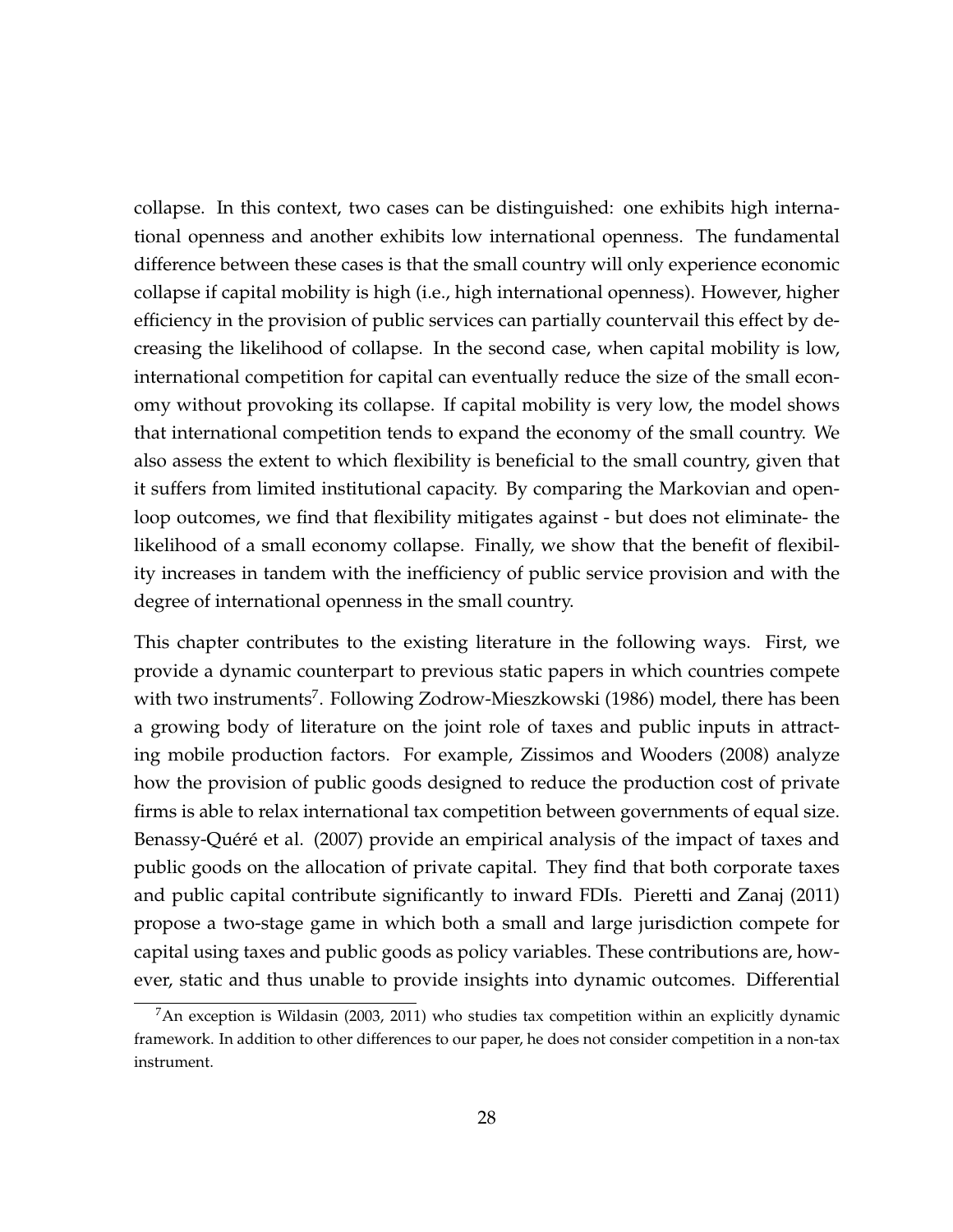collapse. In this context, two cases can be distinguished: one exhibits high international openness and another exhibits low international openness. The fundamental difference between these cases is that the small country will only experience economic collapse if capital mobility is high (i.e., high international openness). However, higher efficiency in the provision of public services can partially countervail this effect by decreasing the likelihood of collapse. In the second case, when capital mobility is low, international competition for capital can eventually reduce the size of the small economy without provoking its collapse. If capital mobility is very low, the model shows that international competition tends to expand the economy of the small country. We also assess the extent to which flexibility is beneficial to the small country, given that it suffers from limited institutional capacity. By comparing the Markovian and open-loop outcomes, we find that flexibility mitigates against - but does not eliminate- the likelihood of a small economy collapse. Finally, we show that the benefit of flexibility increases in tandem with the inefficiency of public service provision and with the degree of international openness in the small country.

This chapter contributes to the existing literature in the following ways. First, we provide a dynamic counterpart to previous static papers in which countries compete with two instruments[7]. Following Zodrow-Mieszkowski (1986) model, there has been a growing body of literature on the joint role of taxes and public inputs in attracting mobile production factors. For example, Zissimos and Wooders (2008) analyze how the provision of public goods designed to reduce the production cost of private firms is able to relax international tax competition between governments of equal size. Benassy-Quéré et al. (2007) provide an empirical analysis of the impact of taxes and public goods on the allocation of private capital. They find that both corporate taxes and public capital contribute significantly to inward FDIs. Pieretti and Zanaj (2011) propose a two-stage game in which both a small and large jurisdiction compete for capital using taxes and public goods as policy variables. These contributions are, however, static and thus unable to provide insights into dynamic outcomes. Differential

[7] An exception is Wildasin (2003, 2011) who studies tax competition within an explicitly dynamic framework. In addition to other differences to our paper, he does not consider competition in a non-tax instrument.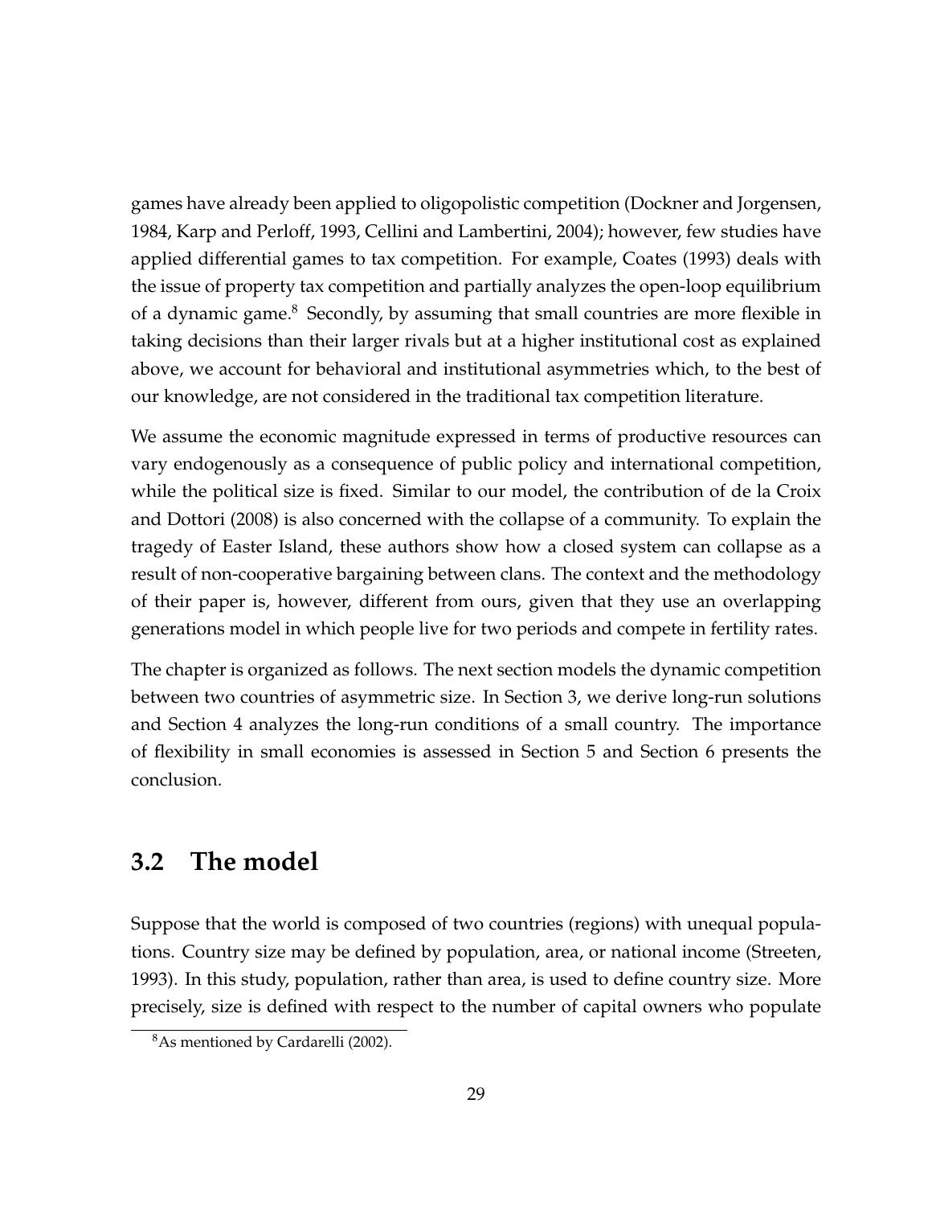games have already been applied to oligopolistic competition (Dockner and Jorgensen, 1984, Karp and Perloff, 1993, Cellini and Lambertini, 2004); however, few studies have applied differential games to tax competition. For example, Coates (1993) deals with the issue of property tax competition and partially analyzes the open-loop equilibrium of a dynamic game.[8] Secondly, by assuming that small countries are more flexible in taking decisions than their larger rivals but at a higher institutional cost as explained above, we account for behavioral and institutional asymmetries which, to the best of our knowledge, are not considered in the traditional tax competition literature.

We assume the economic magnitude expressed in terms of productive resources can vary endogenously as a consequence of public policy and international competition, while the political size is fixed. Similar to our model, the contribution of de la Croix and Dottori (2008) is also concerned with the collapse of a community. To explain the tragedy of Easter Island, these authors show how a closed system can collapse as a result of non-cooperative bargaining between clans. The context and the methodology of their paper is, however, different from ours, given that they use an overlapping generations model in which people live for two periods and compete in fertility rates.

The chapter is organized as follows. The next section models the dynamic competition between two countries of asymmetric size. In Section 3, we derive long-run solutions and Section 4 analyzes the long-run conditions of a small country. The importance of flexibility in small economies is assessed in Section 5 and Section 6 presents the conclusion.

## 3.2 The model

Suppose that the world is composed of two countries (regions) with unequal populations. Country size may be defined by population, area, or national income (Streeten, 1993). In this study, population, rather than area, is used to define country size. More precisely, size is defined with respect to the number of capital owners who populate

[8] As mentioned by Cardarelli (2002).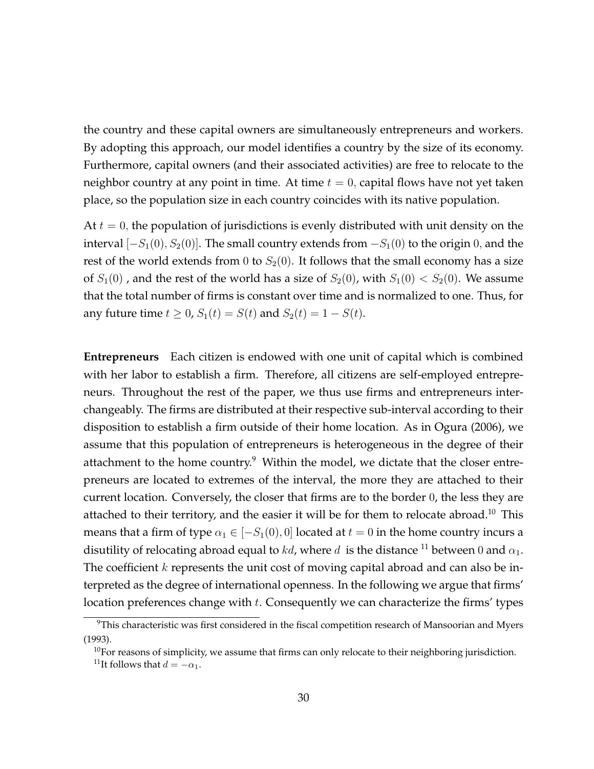the country and these capital owners are simultaneously entrepreneurs and workers. By adopting this approach, our model identifies a country by the size of its economy. Furthermore, capital owners (and their associated activities) are free to relocate to the neighbor country at any point in time. At time $t = 0$, capital flows have not yet taken place, so the population size in each country coincides with its native population.

At $t = 0$, the population of jurisdictions is evenly distributed with unit density on the interval $[-S_1(0), S_2(0)]$. The small country extends from $-S_1(0)$ to the origin $0$, and the rest of the world extends from $0$ to $S_2(0)$. It follows that the small economy has a size of $S_1(0)$ , and the rest of the world has a size of $S_2(0)$, with $S_1(0) < S_2(0)$. We assume that the total number of firms is constant over time and is normalized to one. Thus, for any future time $t \geq 0$, $S_1(t) = S(t)$ and $S_2(t) = 1 - S(t)$.

**Entrepreneurs** Each citizen is endowed with one unit of capital which is combined with her labor to establish a firm. Therefore, all citizens are self-employed entrepreneurs. Throughout the rest of the paper, we thus use firms and entrepreneurs interchangeably. The firms are distributed at their respective sub-interval according to their disposition to establish a firm outside of their home location. As in Ogura (2006), we assume that this population of entrepreneurs is heterogeneous in the degree of their attachment to the home country.[9] Within the model, we dictate that the closer entrepreneurs are located to extremes of the interval, the more they are attached to their current location. Conversely, the closer that firms are to the border $0$, the less they are attached to their territory, and the easier it will be for them to relocate abroad.[10] This means that a firm of type $\alpha_1 \in [-S_1(0), 0]$ located at $t = 0$ in the home country incurs a disutility of relocating abroad equal to $kd$, where $d$ is the distance [11] between $0$ and $\alpha_1$. The coefficient $k$ represents the unit cost of moving capital abroad and can also be interpreted as the degree of international openness. In the following we argue that firms' location preferences change with $t$. Consequently we can characterize the firms' types

[9]This characteristic was first considered in the fiscal competition research of Mansoorian and Myers (1993).

[10]For reasons of simplicity, we assume that firms can only relocate to their neighboring jurisdiction.

[11]It follows that $d = -\alpha_1$.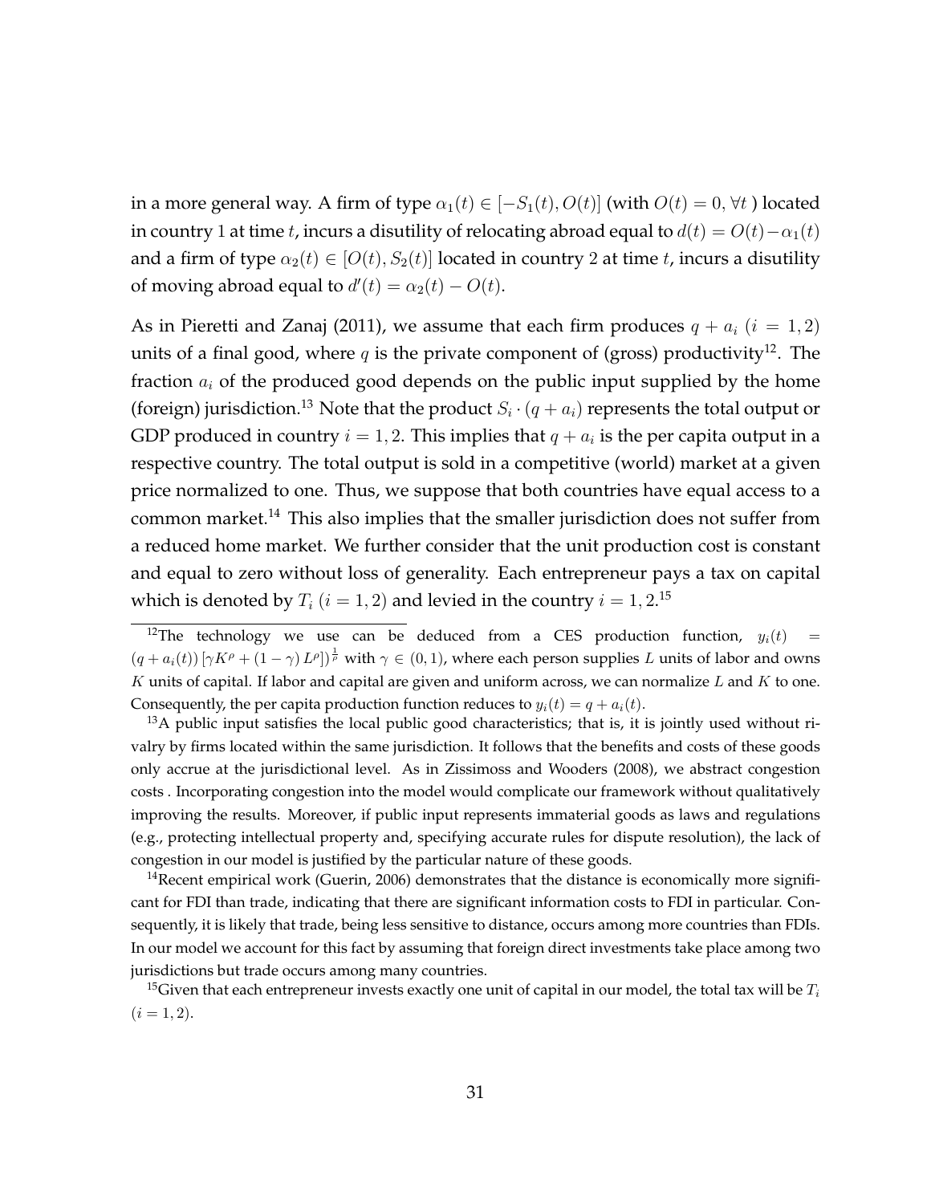in a more general way. A firm of type $\alpha_1(t) \in [-S_1(t), O(t)]$ (with $O(t) = 0, \forall t$ ) located in country 1 at time $t$, incurs a disutility of relocating abroad equal to $d(t) = O(t) - \alpha_1(t)$ and a firm of type $\alpha_2(t) \in [O(t), S_2(t)]$ located in country 2 at time $t$, incurs a disutility of moving abroad equal to $d'(t) = \alpha_2(t) - O(t)$.

As in Pieretti and Zanaj (2011), we assume that each firm produces $q + a_i$ $(i = 1, 2)$ units of a final good, where $q$ is the private component of (gross) productivity[12]. The fraction $a_i$ of the produced good depends on the public input supplied by the home (foreign) jurisdiction.[13] Note that the product $S_i \cdot (q + a_i)$ represents the total output or GDP produced in country $i = 1, 2$. This implies that $q + a_i$ is the per capita output in a respective country. The total output is sold in a competitive (world) market at a given price normalized to one. Thus, we suppose that both countries have equal access to a common market.[14] This also implies that the smaller jurisdiction does not suffer from a reduced home market. We further consider that the unit production cost is constant and equal to zero without loss of generality. Each entrepreneur pays a tax on capital which is denoted by $T_i$ $(i = 1, 2)$ and levied in the country $i = 1, 2$.[15]

[12]The technology we use can be deduced from a CES production function, $y_i(t) = (q + a_i(t)) [\gamma K^\rho + (1 - \gamma) L^\rho])^{\frac{1}{\rho}}$ with $\gamma \in (0, 1)$, where each person supplies $L$ units of labor and owns $K$ units of capital. If labor and capital are given and uniform across, we can normalize $L$ and $K$ to one. Consequently, the per capita production function reduces to $y_i(t) = q + a_i(t)$.

[13]A public input satisfies the local public good characteristics; that is, it is jointly used without rivalry by firms located within the same jurisdiction. It follows that the benefits and costs of these goods only accrue at the jurisdictional level. As in Zissimoss and Wooders (2008), we abstract congestion costs . Incorporating congestion into the model would complicate our framework without qualitatively improving the results. Moreover, if public input represents immaterial goods as laws and regulations (e.g., protecting intellectual property and, specifying accurate rules for dispute resolution), the lack of congestion in our model is justified by the particular nature of these goods.

[14]Recent empirical work (Guerin, 2006) demonstrates that the distance is economically more significant for FDI than trade, indicating that there are significant information costs to FDI in particular. Consequently, it is likely that trade, being less sensitive to distance, occurs among more countries than FDIs. In our model we account for this fact by assuming that foreign direct investments take place among two jurisdictions but trade occurs among many countries.

[15]Given that each entrepreneur invests exactly one unit of capital in our model, the total tax will be $T_i$ $(i = 1, 2)$.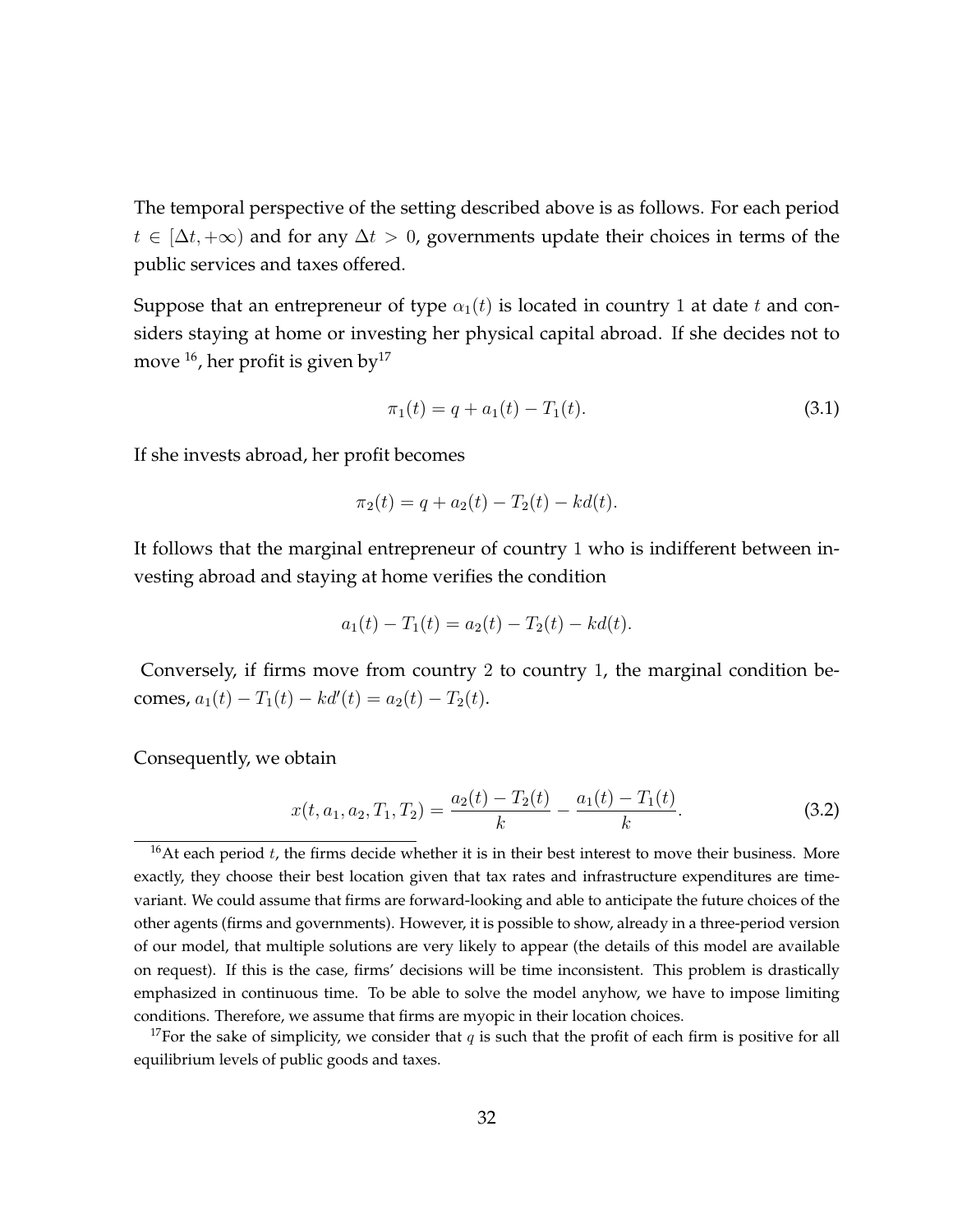The temporal perspective of the setting described above is as follows. For each period $t \in [\Delta t, +\infty)$ and for any $\Delta t > 0$, governments update their choices in terms of the public services and taxes offered.

Suppose that an entrepreneur of type $\alpha_1(t)$ is located in country 1 at date $t$ and considers staying at home or investing her physical capital abroad. If she decides not to move [16], her profit is given by[17]

$$\pi_1(t) = q + a_1(t) - T_1(t). \tag{3.1}$$

If she invests abroad, her profit becomes

$$\pi_2(t) = q + a_2(t) - T_2(t) - kd(t).$$

It follows that the marginal entrepreneur of country 1 who is indifferent between investing abroad and staying at home verifies the condition

$$a_1(t) - T_1(t) = a_2(t) - T_2(t) - kd(t).$$

Conversely, if firms move from country 2 to country 1, the marginal condition becomes, $a_1(t) - T_1(t) - kd'(t) = a_2(t) - T_2(t)$.

Consequently, we obtain

$$x(t, a_1, a_2, T_1, T_2) = \frac{a_2(t) - T_2(t)}{k} - \frac{a_1(t) - T_1(t)}{k}. \tag{3.2}$$

[16] At each period $t$, the firms decide whether it is in their best interest to move their business. More exactly, they choose their best location given that tax rates and infrastructure expenditures are time-variant. We could assume that firms are forward-looking and able to anticipate the future choices of the other agents (firms and governments). However, it is possible to show, already in a three-period version of our model, that multiple solutions are very likely to appear (the details of this model are available on request). If this is the case, firms' decisions will be time inconsistent. This problem is drastically emphasized in continuous time. To be able to solve the model anyhow, we have to impose limiting conditions. Therefore, we assume that firms are myopic in their location choices.

[17] For the sake of simplicity, we consider that $q$ is such that the profit of each firm is positive for all equilibrium levels of public goods and taxes.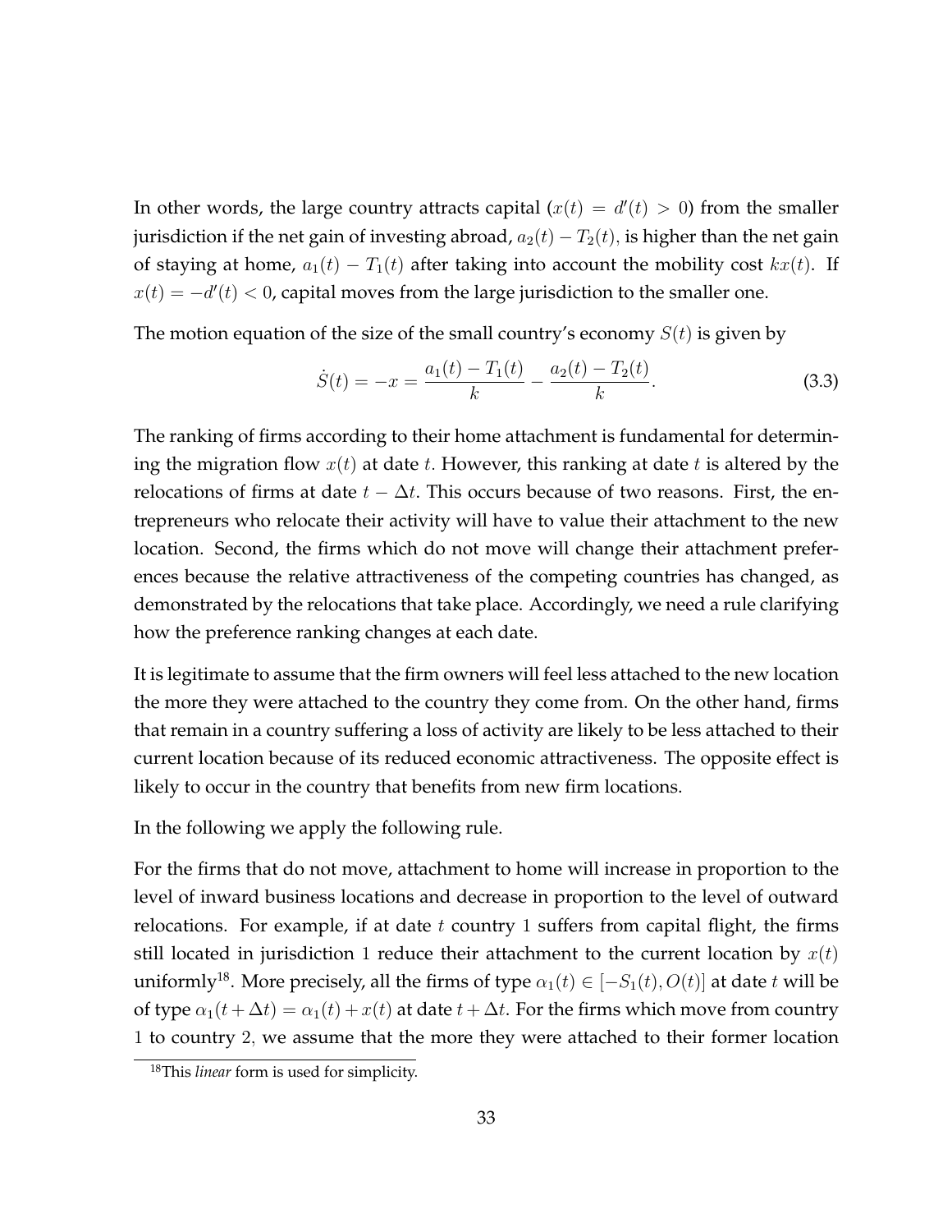In other words, the large country attracts capital ($x(t) = d'(t) > 0$) from the smaller jurisdiction if the net gain of investing abroad, $a_2(t) - T_2(t)$, is higher than the net gain of staying at home, $a_1(t) - T_1(t)$ after taking into account the mobility cost $kx(t)$. If $x(t) = -d'(t) < 0$, capital moves from the large jurisdiction to the smaller one.

The motion equation of the size of the small country's economy $S(t)$ is given by

$$\dot{S}(t) = -x = \frac{a_1(t) - T_1(t)}{k} - \frac{a_2(t) - T_2(t)}{k}. \tag{3.3}$$

The ranking of firms according to their home attachment is fundamental for determining the migration flow $x(t)$ at date $t$. However, this ranking at date $t$ is altered by the relocations of firms at date $t - \Delta t$. This occurs because of two reasons. First, the entrepreneurs who relocate their activity will have to value their attachment to the new location. Second, the firms which do not move will change their attachment preferences because the relative attractiveness of the competing countries has changed, as demonstrated by the relocations that take place. Accordingly, we need a rule clarifying how the preference ranking changes at each date.

It is legitimate to assume that the firm owners will feel less attached to the new location the more they were attached to the country they come from. On the other hand, firms that remain in a country suffering a loss of activity are likely to be less attached to their current location because of its reduced economic attractiveness. The opposite effect is likely to occur in the country that benefits from new firm locations.

In the following we apply the following rule.

For the firms that do not move, attachment to home will increase in proportion to the level of inward business locations and decrease in proportion to the level of outward relocations. For example, if at date $t$ country 1 suffers from capital flight, the firms still located in jurisdiction 1 reduce their attachment to the current location by $x(t)$ uniformly[18]. More precisely, all the firms of type $\alpha_1(t) \in [-S_1(t), O(t)]$ at date $t$ will be of type $\alpha_1(t + \Delta t) = \alpha_1(t) + x(t)$ at date $t + \Delta t$. For the firms which move from country 1 to country 2, we assume that the more they were attached to their former location

[18]This *linear* form is used for simplicity.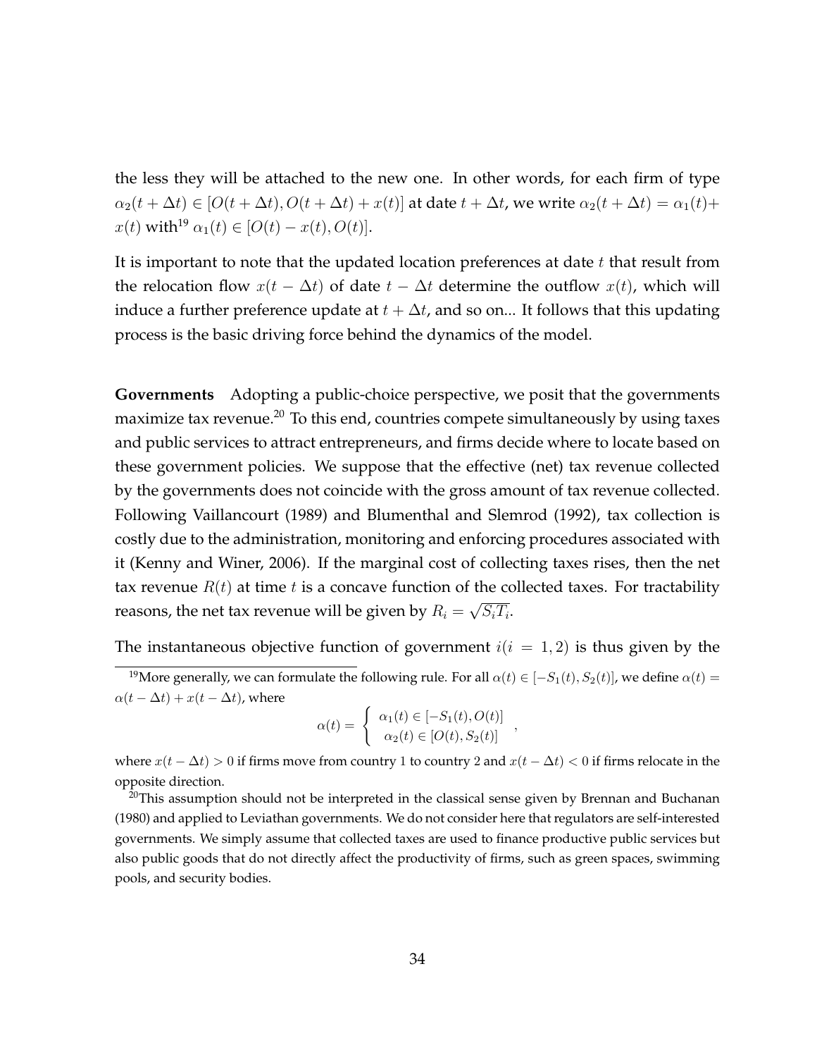the less they will be attached to the new one. In other words, for each firm of type $\alpha_2(t+\Delta t) \in [O(t+\Delta t), O(t+\Delta t)+x(t)]$ at date $t+\Delta t$, we write $\alpha_2(t+\Delta t) = \alpha_1(t) + x(t)$ with[19] $\alpha_1(t) \in [O(t)-x(t), O(t)]$.

It is important to note that the updated location preferences at date $t$ that result from the relocation flow $x(t-\Delta t)$ of date $t-\Delta t$ determine the outflow $x(t)$, which will induce a further preference update at $t+\Delta t$, and so on... It follows that this updating process is the basic driving force behind the dynamics of the model.

**Governments** Adopting a public-choice perspective, we posit that the governments maximize tax revenue.[20] To this end, countries compete simultaneously by using taxes and public services to attract entrepreneurs, and firms decide where to locate based on these government policies. We suppose that the effective (net) tax revenue collected by the governments does not coincide with the gross amount of tax revenue collected. Following Vaillancourt (1989) and Blumenthal and Slemrod (1992), tax collection is costly due to the administration, monitoring and enforcing procedures associated with it (Kenny and Winer, 2006). If the marginal cost of collecting taxes rises, then the net tax revenue $R(t)$ at time $t$ is a concave function of the collected taxes. For tractability reasons, the net tax revenue will be given by $R_i = \sqrt{S_i T_i}$.

The instantaneous objective function of government $i (i = 1, 2)$ is thus given by the

[19] More generally, we can formulate the following rule. For all $\alpha(t) \in [-S_1(t), S_2(t)]$, we define $\alpha(t) = \alpha(t-\Delta t) + x(t-\Delta t)$, where

$$\alpha(t) = \begin{cases} \alpha_1(t) \in [-S_1(t), O(t)] \\ \alpha_2(t) \in [O(t), S_2(t)] \end{cases},$$

where $x(t-\Delta t) > 0$ if firms move from country 1 to country 2 and $x(t-\Delta t) < 0$ if firms relocate in the opposite direction.

[20] This assumption should not be interpreted in the classical sense given by Brennan and Buchanan (1980) and applied to Leviathan governments. We do not consider here that regulators are self-interested governments. We simply assume that collected taxes are used to finance productive public services but also public goods that do not directly affect the productivity of firms, such as green spaces, swimming pools, and security bodies.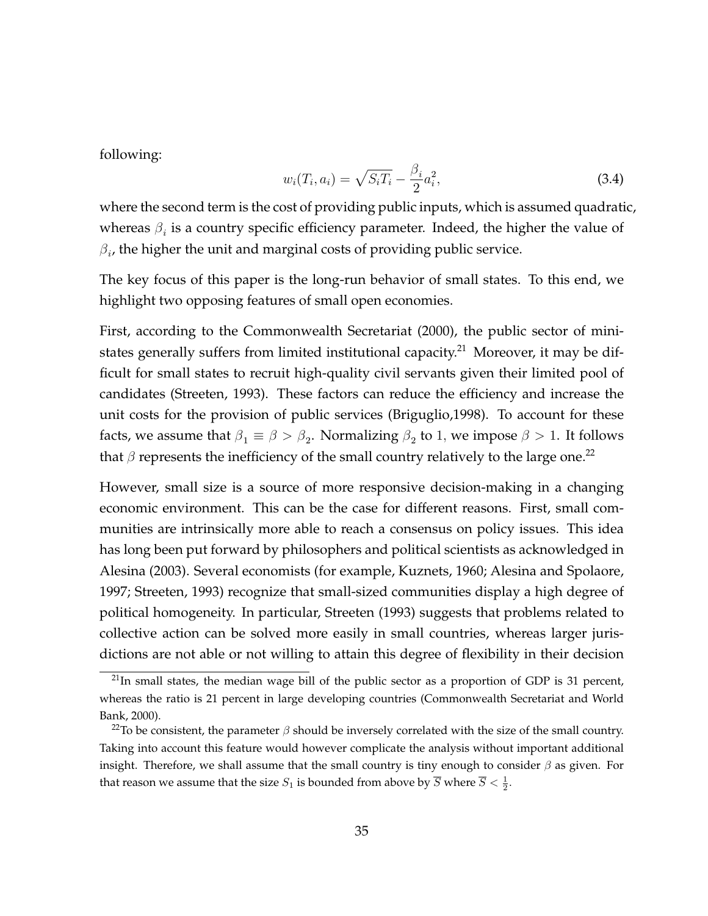following:

$$w_i(T_i, a_i) = \sqrt{S_i T_i} - \frac{\beta_i}{2} a_i^2, \tag{3.4}$$

where the second term is the cost of providing public inputs, which is assumed quadratic, whereas $\beta_i$ is a country specific efficiency parameter. Indeed, the higher the value of $\beta_i$, the higher the unit and marginal costs of providing public service.

The key focus of this paper is the long-run behavior of small states. To this end, we highlight two opposing features of small open economies.

First, according to the Commonwealth Secretariat (2000), the public sector of mini-states generally suffers from limited institutional capacity.[21] Moreover, it may be difficult for small states to recruit high-quality civil servants given their limited pool of candidates (Streeten, 1993). These factors can reduce the efficiency and increase the unit costs for the provision of public services (Briguglio,1998). To account for these facts, we assume that $\beta_1 \equiv \beta > \beta_2$. Normalizing $\beta_2$ to $1$, we impose $\beta > 1$. It follows that $\beta$ represents the inefficiency of the small country relatively to the large one.[22]

However, small size is a source of more responsive decision-making in a changing economic environment. This can be the case for different reasons. First, small communities are intrinsically more able to reach a consensus on policy issues. This idea has long been put forward by philosophers and political scientists as acknowledged in Alesina (2003). Several economists (for example, Kuznets, 1960; Alesina and Spolaore, 1997; Streeten, 1993) recognize that small-sized communities display a high degree of political homogeneity. In particular, Streeten (1993) suggests that problems related to collective action can be solved more easily in small countries, whereas larger jurisdictions are not able or not willing to attain this degree of flexibility in their decision

[21] In small states, the median wage bill of the public sector as a proportion of GDP is 31 percent, whereas the ratio is 21 percent in large developing countries (Commonwealth Secretariat and World Bank, 2000).

[22] To be consistent, the parameter $\beta$ should be inversely correlated with the size of the small country. Taking into account this feature would however complicate the analysis without important additional insight. Therefore, we shall assume that the small country is tiny enough to consider $\beta$ as given. For that reason we assume that the size $S_1$ is bounded from above by $\overline{S}$ where $\overline{S} < \frac{1}{2}$.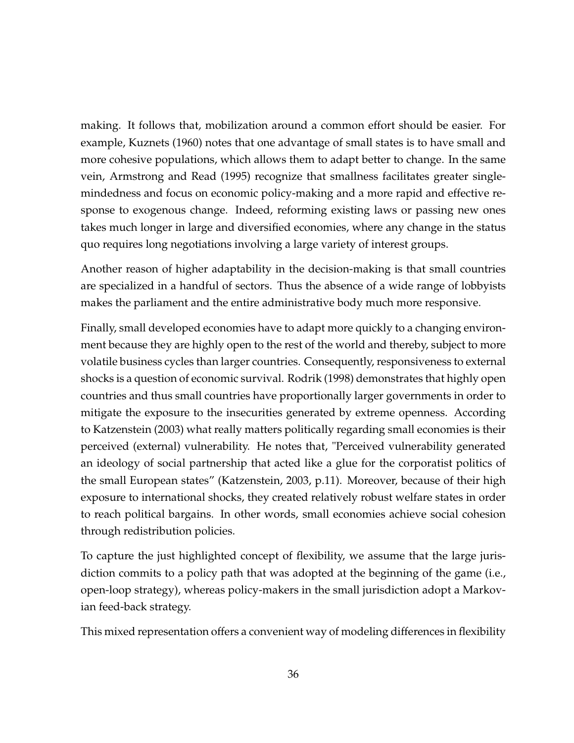making. It follows that, mobilization around a common effort should be easier. For example, Kuznets (1960) notes that one advantage of small states is to have small and more cohesive populations, which allows them to adapt better to change. In the same vein, Armstrong and Read (1995) recognize that smallness facilitates greater single-mindedness and focus on economic policy-making and a more rapid and effective response to exogenous change. Indeed, reforming existing laws or passing new ones takes much longer in large and diversified economies, where any change in the status quo requires long negotiations involving a large variety of interest groups.

Another reason of higher adaptability in the decision-making is that small countries are specialized in a handful of sectors. Thus the absence of a wide range of lobbyists makes the parliament and the entire administrative body much more responsive.

Finally, small developed economies have to adapt more quickly to a changing environment because they are highly open to the rest of the world and thereby, subject to more volatile business cycles than larger countries. Consequently, responsiveness to external shocks is a question of economic survival. Rodrik (1998) demonstrates that highly open countries and thus small countries have proportionally larger governments in order to mitigate the exposure to the insecurities generated by extreme openness. According to Katzenstein (2003) what really matters politically regarding small economies is their perceived (external) vulnerability. He notes that, "Perceived vulnerability generated an ideology of social partnership that acted like a glue for the corporatist politics of the small European states" (Katzenstein, 2003, p.11). Moreover, because of their high exposure to international shocks, they created relatively robust welfare states in order to reach political bargains. In other words, small economies achieve social cohesion through redistribution policies.

To capture the just highlighted concept of flexibility, we assume that the large jurisdiction commits to a policy path that was adopted at the beginning of the game (i.e., open-loop strategy), whereas policy-makers in the small jurisdiction adopt a Markovian feed-back strategy.

This mixed representation offers a convenient way of modeling differences in flexibility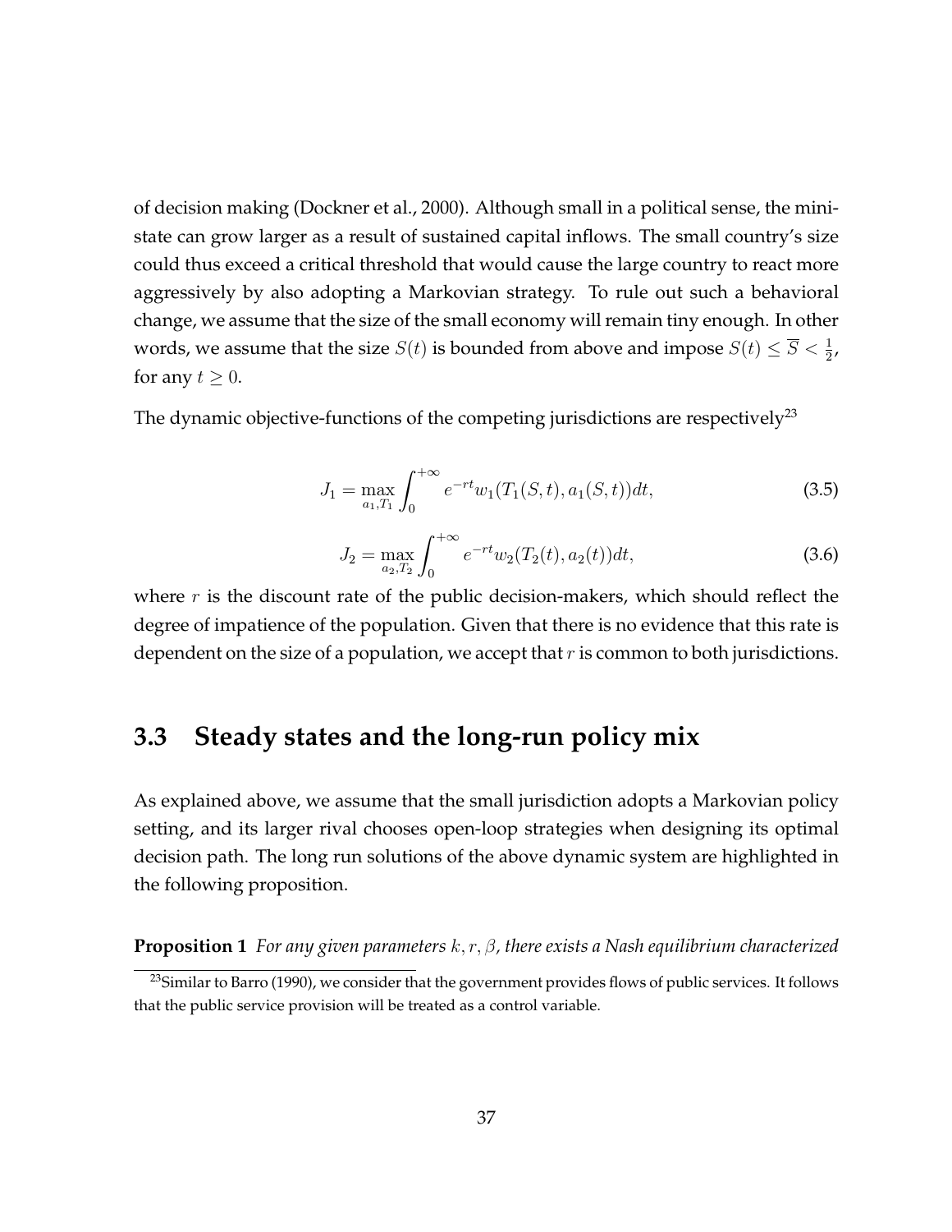of decision making (Dockner et al., 2000). Although small in a political sense, the mini-state can grow larger as a result of sustained capital inflows. The small country's size could thus exceed a critical threshold that would cause the large country to react more aggressively by also adopting a Markovian strategy. To rule out such a behavioral change, we assume that the size of the small economy will remain tiny enough. In other words, we assume that the size $S(t)$ is bounded from above and impose $S(t) \leq \overline{S} < \frac{1}{2}$, for any $t \geq 0$.

The dynamic objective-functions of the competing jurisdictions are respectively[23]

$$J_1 = \max_{a_1, T_1} \int_0^{+\infty} e^{-rt} w_1(T_1(S,t), a_1(S,t)) dt, \tag{3.5}$$

$$J_2 = \max_{a_2, T_2} \int_0^{+\infty} e^{-rt} w_2(T_2(t), a_2(t)) dt, \tag{3.6}$$

where $r$ is the discount rate of the public decision-makers, which should reflect the degree of impatience of the population. Given that there is no evidence that this rate is dependent on the size of a population, we accept that $r$ is common to both jurisdictions.

## 3.3 Steady states and the long-run policy mix

As explained above, we assume that the small jurisdiction adopts a Markovian policy setting, and its larger rival chooses open-loop strategies when designing its optimal decision path. The long run solutions of the above dynamic system are highlighted in the following proposition.

**Proposition 1** *For any given parameters $k, r, \beta$, there exists a Nash equilibrium characterized*

[23] Similar to Barro (1990), we consider that the government provides flows of public services. It follows that the public service provision will be treated as a control variable.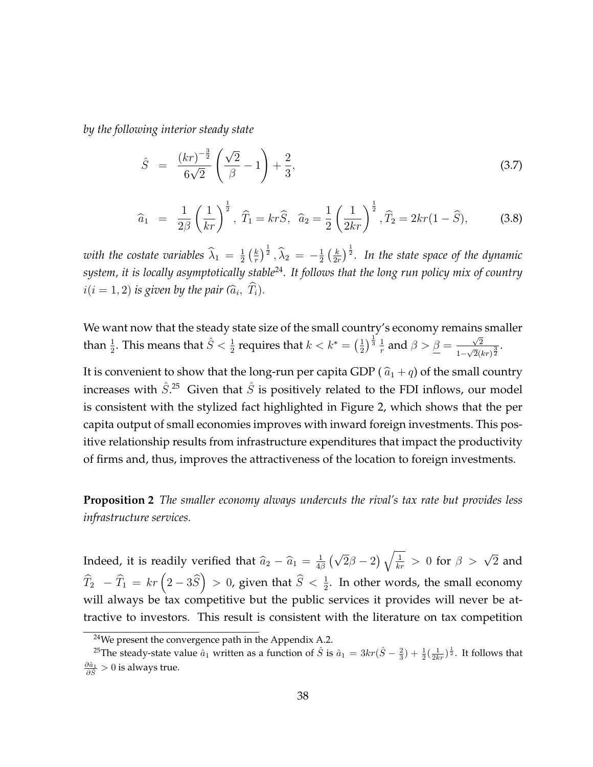*by the following interior steady state*

$$\hat{S} = \frac{(kr)^{-\frac{3}{2}}}{6\sqrt{2}}\left(\frac{\sqrt{2}}{\beta}-1\right)+\frac{2}{3}, \tag{3.7}$$

$$\widehat{a}_1 = \frac{1}{2\beta}\left(\frac{1}{kr}\right)^{\frac{1}{2}},\ \widehat{T}_1 = kr\widehat{S},\ \ \widehat{a}_2 = \frac{1}{2}\left(\frac{1}{2kr}\right)^{\frac{1}{2}}, \widehat{T}_2 = 2kr(1-\widehat{S}), \tag{3.8}$$

*with the costate variables* $\widehat{\lambda}_1 = \frac{1}{2}\left(\frac{k}{r}\right)^{\frac{1}{2}}, \widehat{\lambda}_2 = -\frac{1}{2}\left(\frac{k}{2r}\right)^{\frac{1}{2}}$. *In the state space of the dynamic system, it is locally asymptotically stable*[24]*. It follows that the long run policy mix of country* $i(i=1,2)$ *is given by the pair* $(\widehat{a}_i,\ \widehat{T}_i)$.

We want now that the steady state size of the small country's economy remains smaller than $\frac{1}{2}$. This means that $\hat{S} < \frac{1}{2}$ requires that $k < k^* = \left(\frac{1}{2}\right)^{\frac{1}{3}}\frac{1}{r}$ and $\beta > \underline{\beta} = \frac{\sqrt{2}}{1-\sqrt{2}(kr)^{\frac{3}{2}}}$.

It is convenient to show that the long-run per capita GDP ($\widehat{a}_1 + q$) of the small country increases with $\hat{S}$.[25] Given that $\hat{S}$ is positively related to the FDI inflows, our model is consistent with the stylized fact highlighted in Figure 2, which shows that the per capita output of small economies improves with inward foreign investments. This positive relationship results from infrastructure expenditures that impact the productivity of firms and, thus, improves the attractiveness of the location to foreign investments.

**Proposition 2** *The smaller economy always undercuts the rival's tax rate but provides less infrastructure services.*

Indeed, it is readily verified that $\widehat{a}_2 - \widehat{a}_1 = \frac{1}{4\beta}\left(\sqrt{2}\beta - 2\right)\sqrt{\frac{1}{kr}} > 0$ for $\beta > \sqrt{2}$ and $\widehat{T}_2 - \widehat{T}_1 = kr\left(2 - 3\widehat{S}\right) > 0$, given that $\widehat{S} < \frac{1}{2}$. In other words, the small economy will always be tax competitive but the public services it provides will never be attractive to investors. This result is consistent with the literature on tax competition

[24] We present the convergence path in the Appendix A.2.

[25] The steady-state value $\hat{a}_1$ written as a function of $\hat{S}$ is $\hat{a}_1 = 3kr(\hat{S} - \frac{2}{3}) + \frac{1}{2}(\frac{1}{2kr})^{\frac{1}{2}}$. It follows that $\frac{\partial \hat{a}_1}{\partial \hat{S}} > 0$ is always true.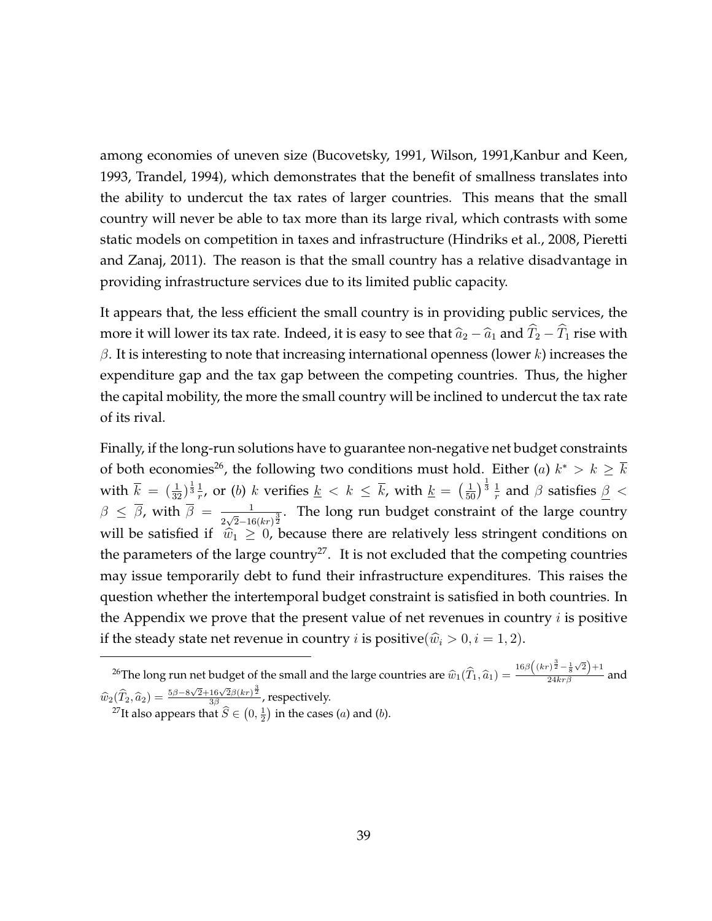among economies of uneven size (Bucovetsky, 1991, Wilson, 1991,Kanbur and Keen, 1993, Trandel, 1994), which demonstrates that the benefit of smallness translates into the ability to undercut the tax rates of larger countries. This means that the small country will never be able to tax more than its large rival, which contrasts with some static models on competition in taxes and infrastructure (Hindriks et al., 2008, Pieretti and Zanaj, 2011). The reason is that the small country has a relative disadvantage in providing infrastructure services due to its limited public capacity.

It appears that, the less efficient the small country is in providing public services, the more it will lower its tax rate. Indeed, it is easy to see that $\widehat{a}_2 - \widehat{a}_1$ and $\widehat{T}_2 - \widehat{T}_1$ rise with $\beta$. It is interesting to note that increasing international openness (lower $k$) increases the expenditure gap and the tax gap between the competing countries. Thus, the higher the capital mobility, the more the small country will be inclined to undercut the tax rate of its rival.

Finally, if the long-run solutions have to guarantee non-negative net budget constraints of both economies[26], the following two conditions must hold. Either $(a)$ $k^* > k \geq \overline{k}$ with $\overline{k} = (\frac{1}{32})^{\frac{1}{3}} \frac{1}{r}$, or $(b)$ $k$ verifies $\underline{k} < k \leq \overline{k}$, with $\underline{k} = \left(\frac{1}{50}\right)^{\frac{1}{3}} \frac{1}{r}$ and $\beta$ satisfies $\underline{\beta} < \beta \leq \overline{\beta}$, with $\overline{\beta} = \frac{1}{2\sqrt{2} - 16(kr)^{\frac{3}{2}}}$. The long run budget constraint of the large country will be satisfied if $\widehat{w}_1 \geq 0$, because there are relatively less stringent conditions on the parameters of the large country[27]. It is not excluded that the competing countries may issue temporarily debt to fund their infrastructure expenditures. This raises the question whether the intertemporal budget constraint is satisfied in both countries. In the Appendix we prove that the present value of net revenues in country $i$ is positive if the steady state net revenue in country $i$ is positive($\widehat{w}_i > 0, i = 1, 2$).

[26]The long run net budget of the small and the large countries are $\widehat{w}_1(\widehat{T}_1, \widehat{a}_1) = \frac{16\beta\left((kr)^{\frac{3}{2}} - \frac{1}{8}\sqrt{2}\right) + 1}{24kr\beta}$ and $\widehat{w}_2(\widehat{T}_2, \widehat{a}_2) = \frac{5\beta - 8\sqrt{2} + 16\sqrt{2}\beta(kr)^{\frac{3}{2}}}{3\beta}$, respectively.

[27]It also appears that $\widehat{S} \in \left(0, \frac{1}{2}\right)$ in the cases $(a)$ and $(b)$.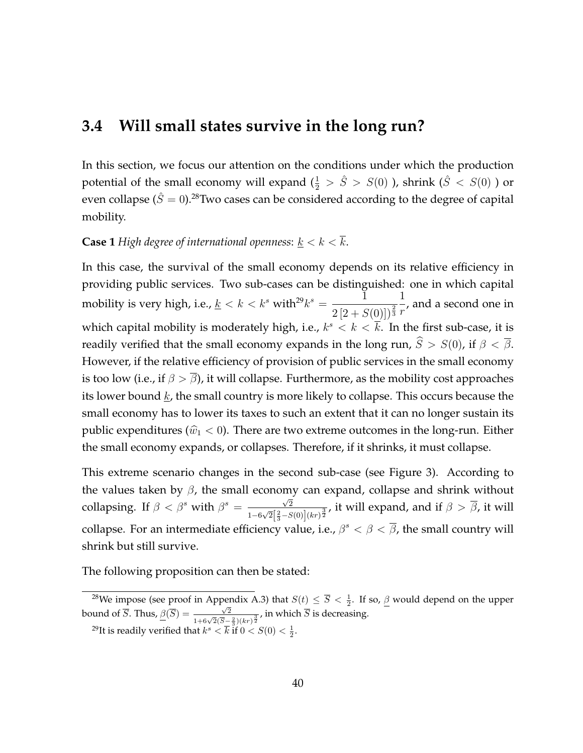## 3.4 Will small states survive in the long run?

In this section, we focus our attention on the conditions under which the production potential of the small economy will expand ($\frac{1}{2} > \hat{S} > S(0)$ ), shrink ($\hat{S} < S(0)$ ) or even collapse ($\hat{S} = 0$).[28]Two cases can be considered according to the degree of capital mobility.

**Case 1** *High degree of international openness*: $\underline{k} < k < \overline{k}$.

In this case, the survival of the small economy depends on its relative efficiency in providing public services. Two sub-cases can be distinguished: one in which capital mobility is very high, i.e., $\underline{k} < k < k^s$ with[29]$k^s = \dfrac{1}{2\left[2 + S(0)\right])^{\frac{2}{3}}}\dfrac{1}{r}$, and a second one in which capital mobility is moderately high, i.e., $k^s < k < \overline{k}$. In the first sub-case, it is readily verified that the small economy expands in the long run, $\widehat{S} > S(0)$, if $\beta < \overline{\beta}$. However, if the relative efficiency of provision of public services in the small economy is too low (i.e., if $\beta > \overline{\beta}$), it will collapse. Furthermore, as the mobility cost approaches its lower bound $\underline{k}$, the small country is more likely to collapse. This occurs because the small economy has to lower its taxes to such an extent that it can no longer sustain its public expenditures ($\widehat{w}_1 < 0$). There are two extreme outcomes in the long-run. Either the small economy expands, or collapses. Therefore, if it shrinks, it must collapse.

This extreme scenario changes in the second sub-case (see Figure 3). According to the values taken by $\beta$, the small economy can expand, collapse and shrink without collapsing. If $\beta < \beta^s$ with $\beta^s = \frac{\sqrt{2}}{1-6\sqrt{2}\left[\frac{2}{3}-S(0)\right](kr)^{\frac{3}{2}}}$, it will expand, and if $\beta > \overline{\beta}$, it will collapse. For an intermediate efficiency value, i.e., $\beta^s < \beta < \overline{\beta}$, the small country will shrink but still survive.

The following proposition can then be stated:

[28]We impose (see proof in Appendix A.3) that $S(t) \leq \overline{S} < \frac{1}{2}$. If so, $\underline{\beta}$ would depend on the upper bound of $\overline{S}$. Thus, $\underline{\beta}(\overline{S}) = \frac{\sqrt{2}}{1+6\sqrt{2}(\overline{S}-\frac{2}{3})(kr)^{\frac{3}{2}}}$, in which $\overline{S}$ is decreasing.

[29]It is readily verified that $k^s < \overline{k}$ if $0 < S(0) < \frac{1}{2}$.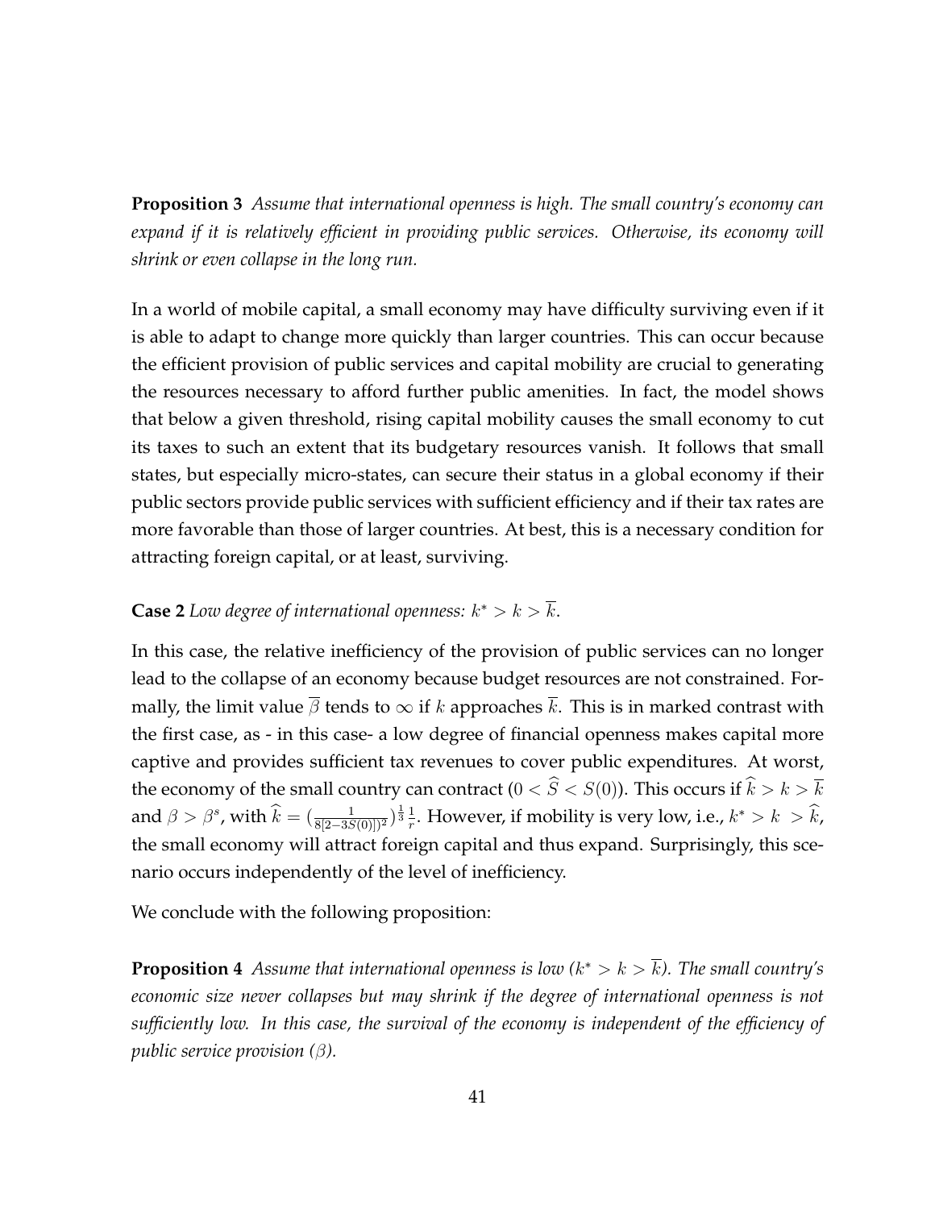**Proposition 3** *Assume that international openness is high. The small country's economy can expand if it is relatively efficient in providing public services. Otherwise, its economy will shrink or even collapse in the long run.*

In a world of mobile capital, a small economy may have difficulty surviving even if it is able to adapt to change more quickly than larger countries. This can occur because the efficient provision of public services and capital mobility are crucial to generating the resources necessary to afford further public amenities. In fact, the model shows that below a given threshold, rising capital mobility causes the small economy to cut its taxes to such an extent that its budgetary resources vanish. It follows that small states, but especially micro-states, can secure their status in a global economy if their public sectors provide public services with sufficient efficiency and if their tax rates are more favorable than those of larger countries. At best, this is a necessary condition for attracting foreign capital, or at least, surviving.

**Case 2** *Low degree of international openness: $k^* > k > \overline{k}$.*

In this case, the relative inefficiency of the provision of public services can no longer lead to the collapse of an economy because budget resources are not constrained. Formally, the limit value $\overline{\beta}$ tends to $\infty$ if $k$ approaches $\overline{k}$. This is in marked contrast with the first case, as - in this case- a low degree of financial openness makes capital more captive and provides sufficient tax revenues to cover public expenditures. At worst, the economy of the small country can contract ($0 < \widehat{S} < S(0)$). This occurs if $\widehat{k} > k > \overline{k}$ and $\beta > \beta^s$, with $\widehat{k} = (\frac{1}{8[2-3S(0)]]^2})^{\frac{1}{3}}\frac{1}{r}$. However, if mobility is very low, i.e., $k^* > k > \widehat{k}$, the small economy will attract foreign capital and thus expand. Surprisingly, this scenario occurs independently of the level of inefficiency.

We conclude with the following proposition:

**Proposition 4** *Assume that international openness is low ($k^* > k > \overline{k}$). The small country's economic size never collapses but may shrink if the degree of international openness is not sufficiently low. In this case, the survival of the economy is independent of the efficiency of public service provision ($\beta$).*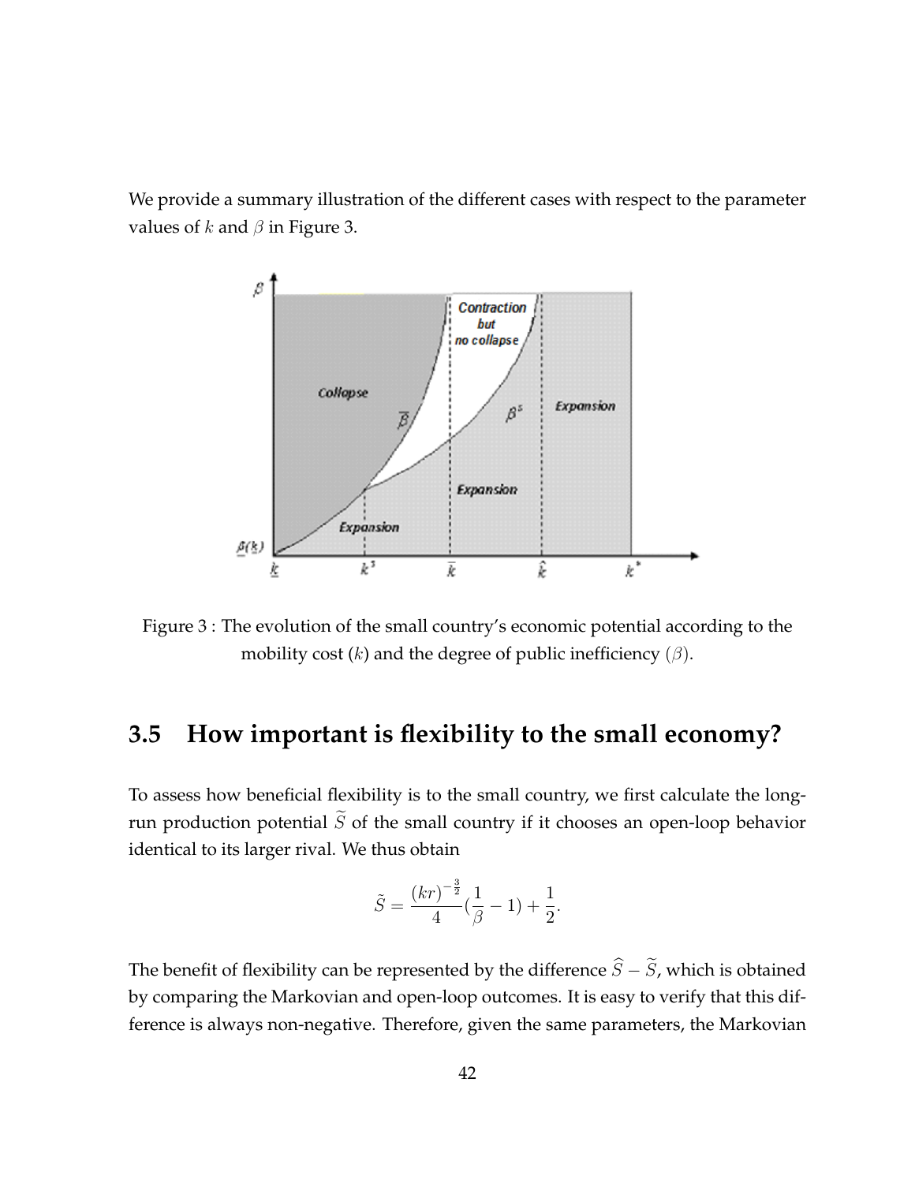We provide a summary illustration of the different cases with respect to the parameter values of $k$ and $\beta$ in Figure 3.

$\beta$

Contraction
but
no collapse

Collapse

$\overline{\beta}$

$\beta^s$

Expansion

Expansion

Expansion

$\underline{\beta}(\underline{k})$

$\underline{k}$ $k^s$ $\overline{k}$ $\hat{k}$ $k^*$

Figure 3 : The evolution of the small country's economic potential according to the mobility cost ($k$) and the degree of public inefficiency ($\beta$).

## 3.5 How important is flexibility to the small economy?

To assess how beneficial flexibility is to the small country, we first calculate the long-run production potential $\widetilde{S}$ of the small country if it chooses an open-loop behavior identical to its larger rival. We thus obtain

$$\tilde{S} = \frac{(kr)^{-\frac{3}{2}}}{4}(\frac{1}{\beta} - 1) + \frac{1}{2}.$$

The benefit of flexibility can be represented by the difference $\widehat{S} - \widetilde{S}$, which is obtained by comparing the Markovian and open-loop outcomes. It is easy to verify that this difference is always non-negative. Therefore, given the same parameters, the Markovian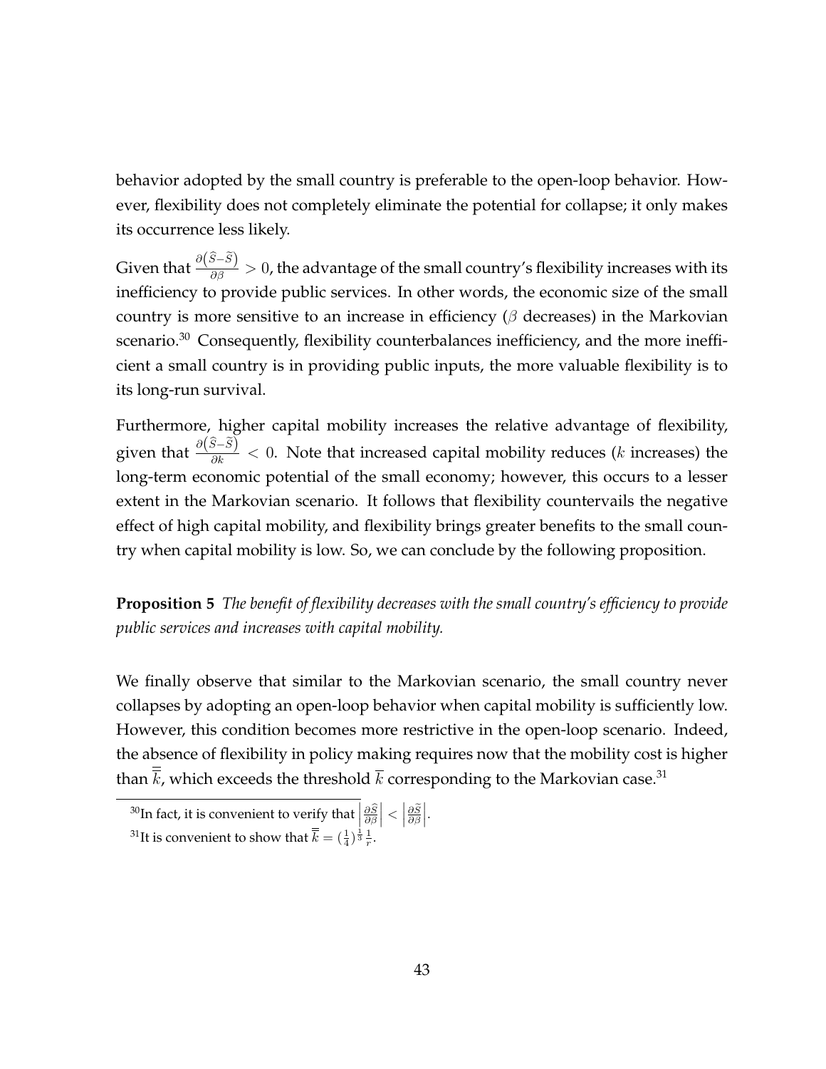behavior adopted by the small country is preferable to the open-loop behavior. However, flexibility does not completely eliminate the potential for collapse; it only makes its occurrence less likely.

Given that $\frac{\partial(\widehat{S}-\widetilde{S})}{\partial\beta} > 0$, the advantage of the small country's flexibility increases with its inefficiency to provide public services. In other words, the economic size of the small country is more sensitive to an increase in efficiency ($\beta$ decreases) in the Markovian scenario.[30] Consequently, flexibility counterbalances inefficiency, and the more inefficient a small country is in providing public inputs, the more valuable flexibility is to its long-run survival.

Furthermore, higher capital mobility increases the relative advantage of flexibility, given that $\frac{\partial(\widehat{S}-\widetilde{S})}{\partial k} < 0$. Note that increased capital mobility reduces ($k$ increases) the long-term economic potential of the small economy; however, this occurs to a lesser extent in the Markovian scenario. It follows that flexibility countervails the negative effect of high capital mobility, and flexibility brings greater benefits to the small country when capital mobility is low. So, we can conclude by the following proposition.

**Proposition 5** *The benefit of flexibility decreases with the small country's efficiency to provide public services and increases with capital mobility.*

We finally observe that similar to the Markovian scenario, the small country never collapses by adopting an open-loop behavior when capital mobility is sufficiently low. However, this condition becomes more restrictive in the open-loop scenario. Indeed, the absence of flexibility in policy making requires now that the mobility cost is higher than $\overline{\overline{k}}$, which exceeds the threshold $\overline{k}$ corresponding to the Markovian case.[31]

[30] In fact, it is convenient to verify that $\left|\frac{\partial\widehat{S}}{\partial\beta}\right| < \left|\frac{\partial\widetilde{S}}{\partial\beta}\right|$.

[31] It is convenient to show that $\overline{\overline{k}} = (\frac{1}{4})^{\frac{1}{3}}\frac{1}{r}$.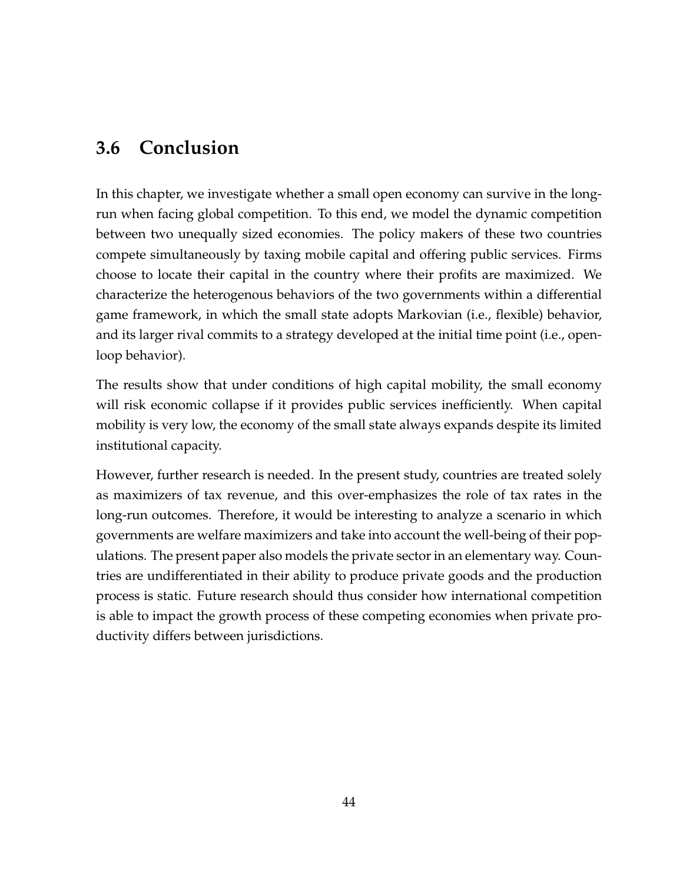## 3.6 Conclusion

In this chapter, we investigate whether a small open economy can survive in the long-run when facing global competition. To this end, we model the dynamic competition between two unequally sized economies. The policy makers of these two countries compete simultaneously by taxing mobile capital and offering public services. Firms choose to locate their capital in the country where their profits are maximized. We characterize the heterogenous behaviors of the two governments within a differential game framework, in which the small state adopts Markovian (i.e., flexible) behavior, and its larger rival commits to a strategy developed at the initial time point (i.e., open-loop behavior).

The results show that under conditions of high capital mobility, the small economy will risk economic collapse if it provides public services inefficiently. When capital mobility is very low, the economy of the small state always expands despite its limited institutional capacity.

However, further research is needed. In the present study, countries are treated solely as maximizers of tax revenue, and this over-emphasizes the role of tax rates in the long-run outcomes. Therefore, it would be interesting to analyze a scenario in which governments are welfare maximizers and take into account the well-being of their populations. The present paper also models the private sector in an elementary way. Countries are undifferentiated in their ability to produce private goods and the production process is static. Future research should thus consider how international competition is able to impact the growth process of these competing economies when private productivity differs between jurisdictions.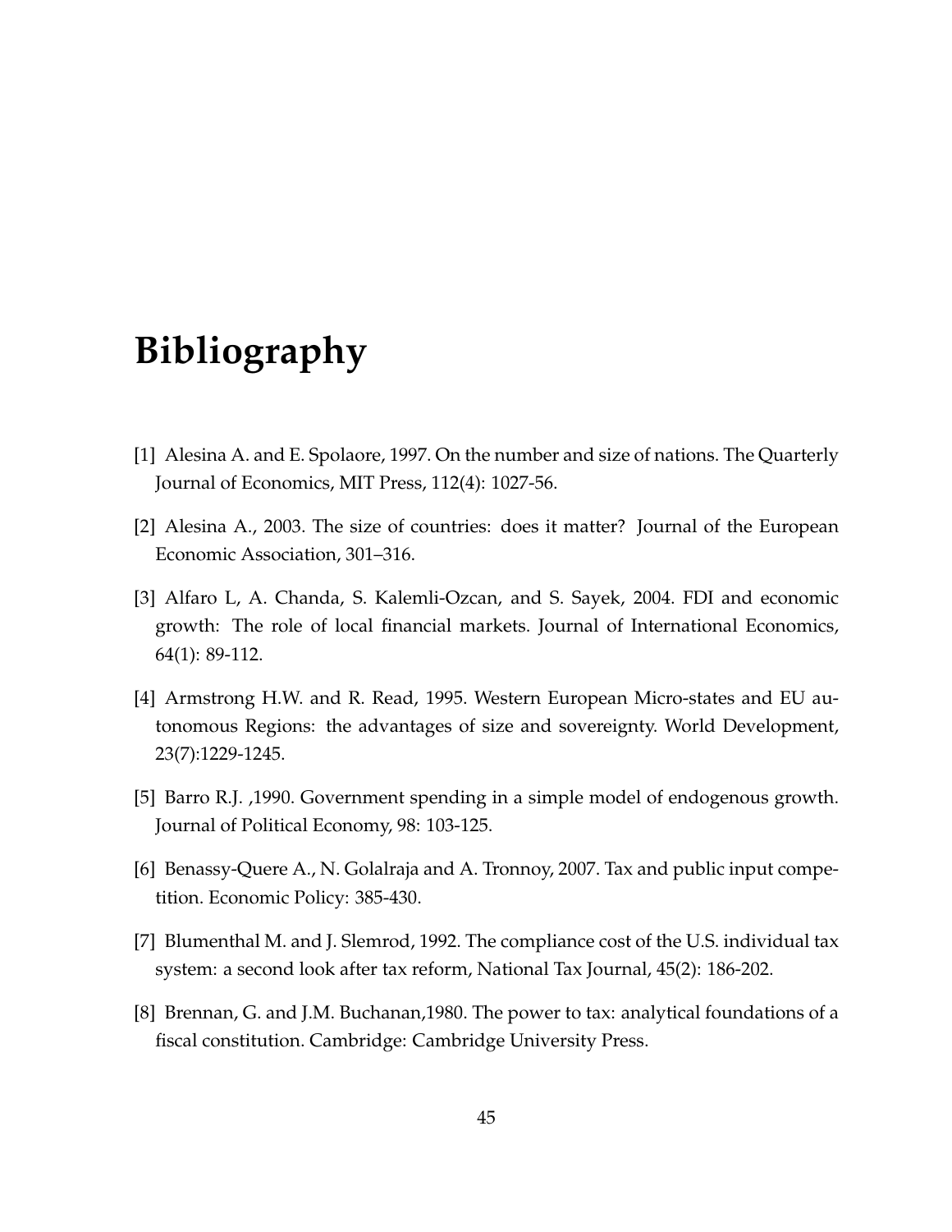# Bibliography

[1] Alesina A. and E. Spolaore, 1997. On the number and size of nations. The Quarterly Journal of Economics, MIT Press, 112(4): 1027-56.

[2] Alesina A., 2003. The size of countries: does it matter? Journal of the European Economic Association, 301–316.

[3] Alfaro L, A. Chanda, S. Kalemli-Ozcan, and S. Sayek, 2004. FDI and economic growth: The role of local financial markets. Journal of International Economics, 64(1): 89-112.

[4] Armstrong H.W. and R. Read, 1995. Western European Micro-states and EU autonomous Regions: the advantages of size and sovereignty. World Development, 23(7):1229-1245.

[5] Barro R.J. ,1990. Government spending in a simple model of endogenous growth. Journal of Political Economy, 98: 103-125.

[6] Benassy-Quere A., N. Golalraja and A. Tronnoy, 2007. Tax and public input competition. Economic Policy: 385-430.

[7] Blumenthal M. and J. Slemrod, 1992. The compliance cost of the U.S. individual tax system: a second look after tax reform, National Tax Journal, 45(2): 186-202.

[8] Brennan, G. and J.M. Buchanan,1980. The power to tax: analytical foundations of a fiscal constitution. Cambridge: Cambridge University Press.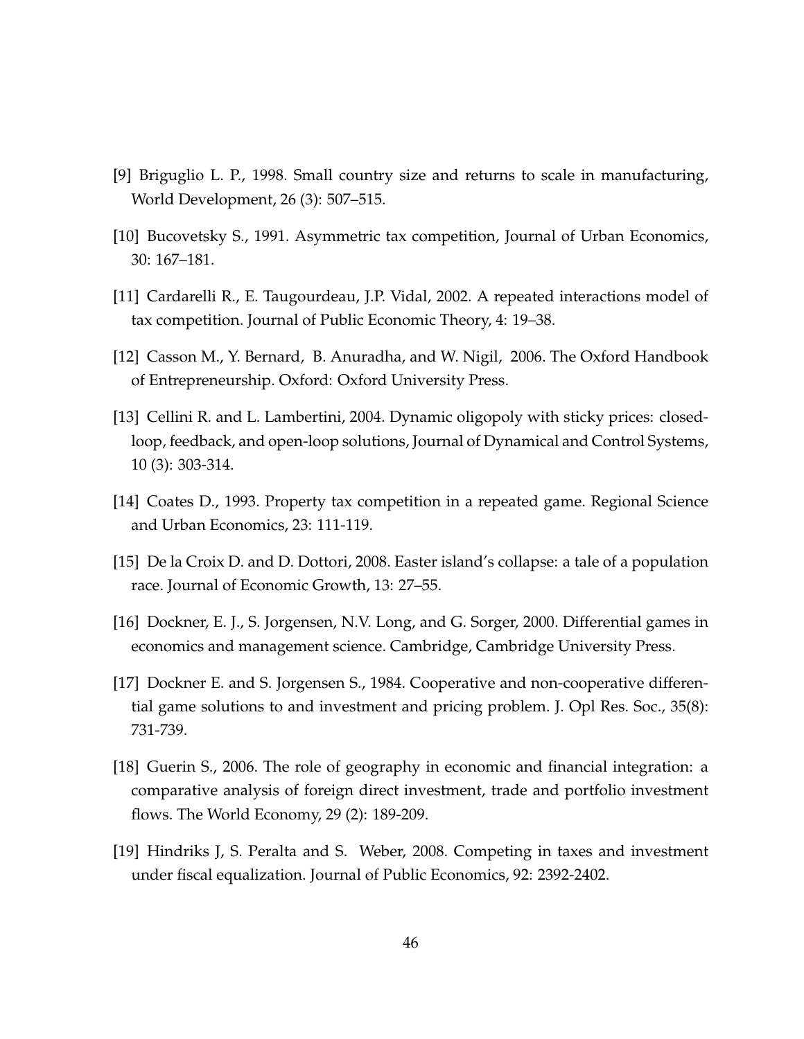[9] Briguglio L. P., 1998. Small country size and returns to scale in manufacturing, World Development, 26 (3): 507–515.

[10] Bucovetsky S., 1991. Asymmetric tax competition, Journal of Urban Economics, 30: 167–181.

[11] Cardarelli R., E. Taugourdeau, J.P. Vidal, 2002. A repeated interactions model of tax competition. Journal of Public Economic Theory, 4: 19–38.

[12] Casson M., Y. Bernard, B. Anuradha, and W. Nigil, 2006. The Oxford Handbook of Entrepreneurship. Oxford: Oxford University Press.

[13] Cellini R. and L. Lambertini, 2004. Dynamic oligopoly with sticky prices: closed-loop, feedback, and open-loop solutions, Journal of Dynamical and Control Systems, 10 (3): 303-314.

[14] Coates D., 1993. Property tax competition in a repeated game. Regional Science and Urban Economics, 23: 111-119.

[15] De la Croix D. and D. Dottori, 2008. Easter island's collapse: a tale of a population race. Journal of Economic Growth, 13: 27–55.

[16] Dockner, E. J., S. Jorgensen, N.V. Long, and G. Sorger, 2000. Differential games in economics and management science. Cambridge, Cambridge University Press.

[17] Dockner E. and S. Jorgensen S., 1984. Cooperative and non-cooperative differential game solutions to and investment and pricing problem. J. Opl Res. Soc., 35(8): 731-739.

[18] Guerin S., 2006. The role of geography in economic and financial integration: a comparative analysis of foreign direct investment, trade and portfolio investment flows. The World Economy, 29 (2): 189-209.

[19] Hindriks J, S. Peralta and S. Weber, 2008. Competing in taxes and investment under fiscal equalization. Journal of Public Economics, 92: 2392-2402.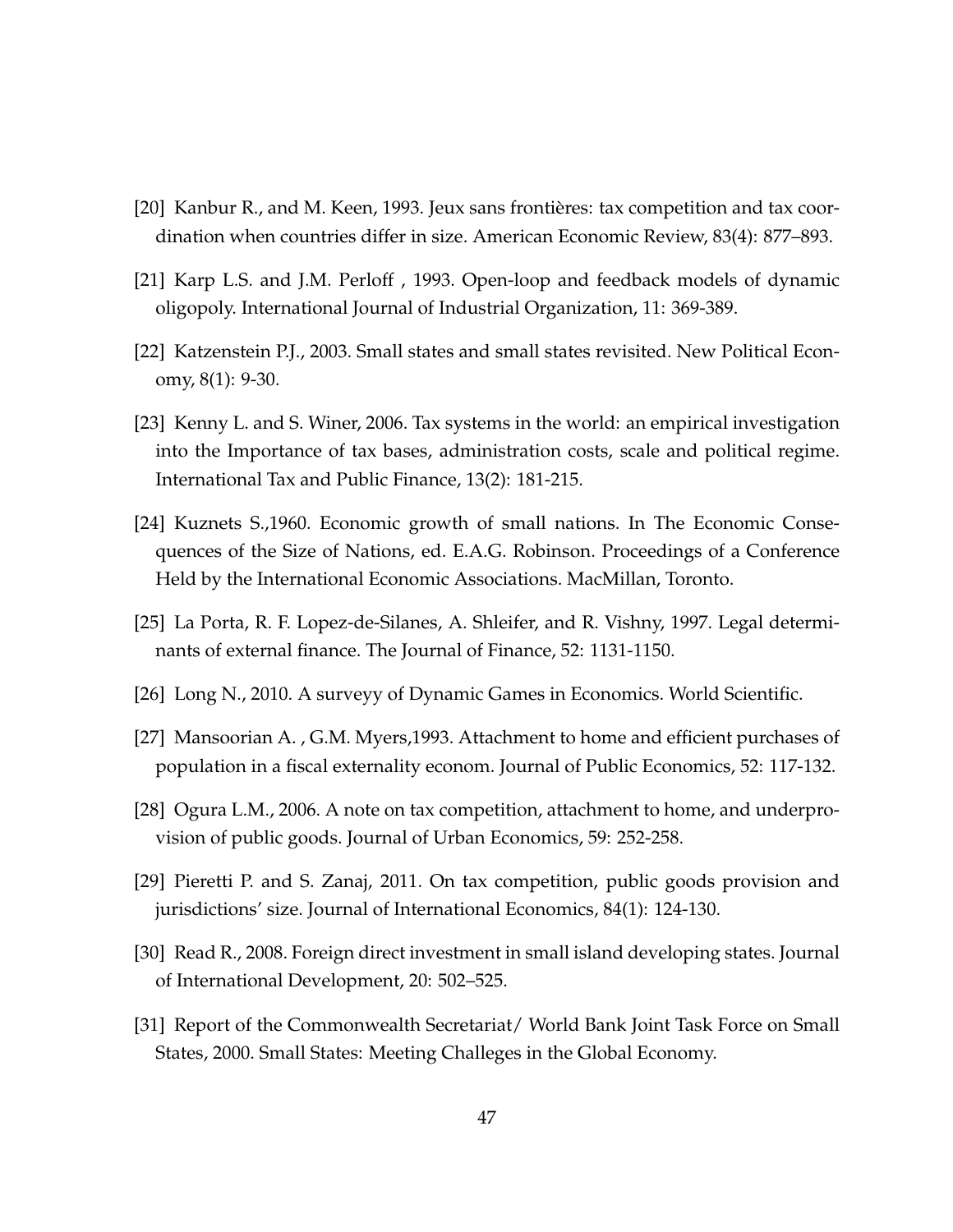[20] Kanbur R., and M. Keen, 1993. Jeux sans frontières: tax competition and tax coordination when countries differ in size. American Economic Review, 83(4): 877–893.

[21] Karp L.S. and J.M. Perloff , 1993. Open-loop and feedback models of dynamic oligopoly. International Journal of Industrial Organization, 11: 369-389.

[22] Katzenstein P.J., 2003. Small states and small states revisited. New Political Economy, 8(1): 9-30.

[23] Kenny L. and S. Winer, 2006. Tax systems in the world: an empirical investigation into the Importance of tax bases, administration costs, scale and political regime. International Tax and Public Finance, 13(2): 181-215.

[24] Kuznets S.,1960. Economic growth of small nations. In The Economic Consequences of the Size of Nations, ed. E.A.G. Robinson. Proceedings of a Conference Held by the International Economic Associations. MacMillan, Toronto.

[25] La Porta, R. F. Lopez-de-Silanes, A. Shleifer, and R. Vishny, 1997. Legal determinants of external finance. The Journal of Finance, 52: 1131-1150.

[26] Long N., 2010. A surveyy of Dynamic Games in Economics. World Scientific.

[27] Mansoorian A. , G.M. Myers,1993. Attachment to home and efficient purchases of population in a fiscal externality econom. Journal of Public Economics, 52: 117-132.

[28] Ogura L.M., 2006. A note on tax competition, attachment to home, and underprovision of public goods. Journal of Urban Economics, 59: 252-258.

[29] Pieretti P. and S. Zanaj, 2011. On tax competition, public goods provision and jurisdictions' size. Journal of International Economics, 84(1): 124-130.

[30] Read R., 2008. Foreign direct investment in small island developing states. Journal of International Development, 20: 502–525.

[31] Report of the Commonwealth Secretariat/ World Bank Joint Task Force on Small States, 2000. Small States: Meeting Challeges in the Global Economy.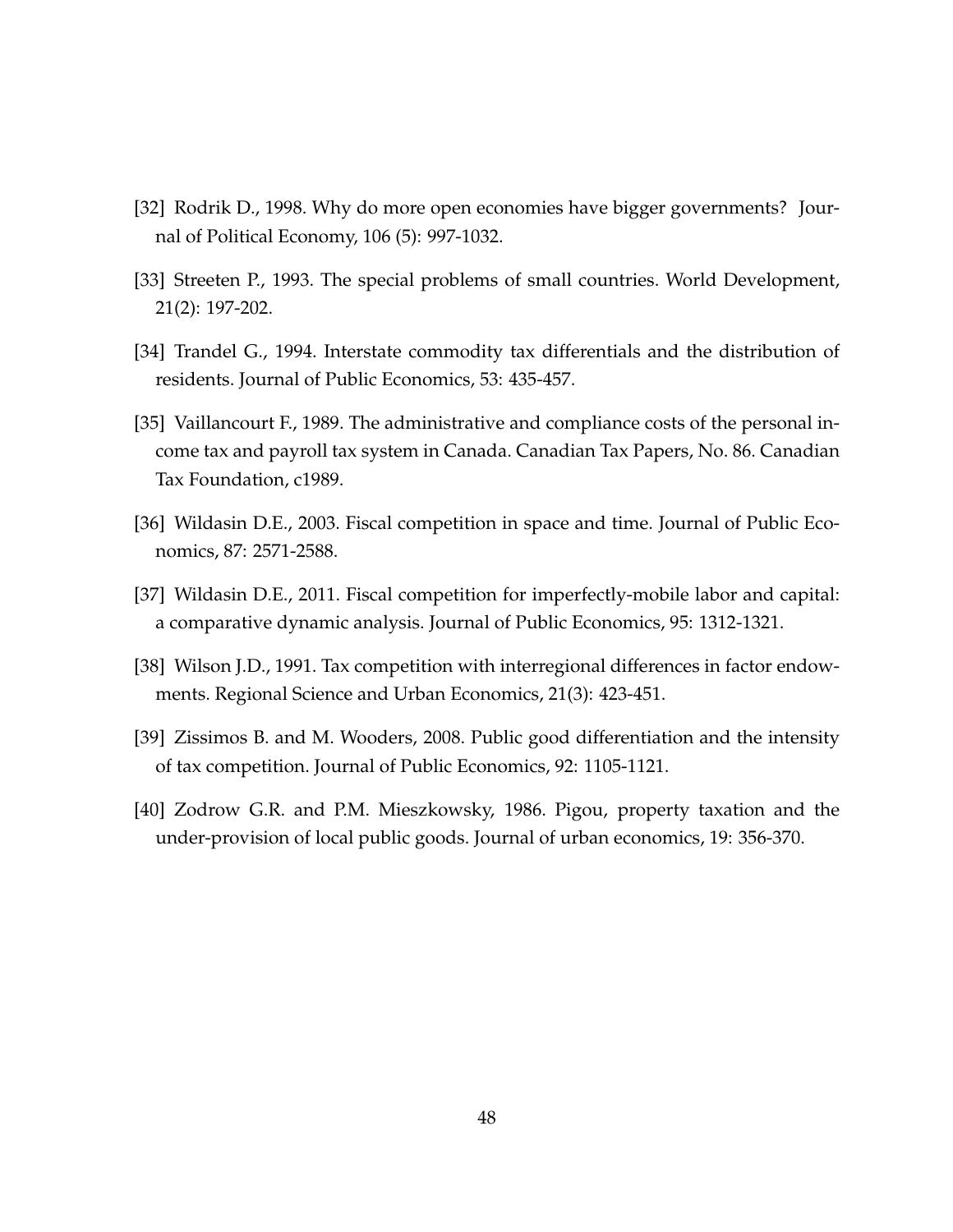[32] Rodrik D., 1998. Why do more open economies have bigger governments? Journal of Political Economy, 106 (5): 997-1032.

[33] Streeten P., 1993. The special problems of small countries. World Development, 21(2): 197-202.

[34] Trandel G., 1994. Interstate commodity tax differentials and the distribution of residents. Journal of Public Economics, 53: 435-457.

[35] Vaillancourt F., 1989. The administrative and compliance costs of the personal income tax and payroll tax system in Canada. Canadian Tax Papers, No. 86. Canadian Tax Foundation, c1989.

[36] Wildasin D.E., 2003. Fiscal competition in space and time. Journal of Public Economics, 87: 2571-2588.

[37] Wildasin D.E., 2011. Fiscal competition for imperfectly-mobile labor and capital: a comparative dynamic analysis. Journal of Public Economics, 95: 1312-1321.

[38] Wilson J.D., 1991. Tax competition with interregional differences in factor endowments. Regional Science and Urban Economics, 21(3): 423-451.

[39] Zissimos B. and M. Wooders, 2008. Public good differentiation and the intensity of tax competition. Journal of Public Economics, 92: 1105-1121.

[40] Zodrow G.R. and P.M. Mieszkowsky, 1986. Pigou, property taxation and the under-provision of local public goods. Journal of urban economics, 19: 356-370.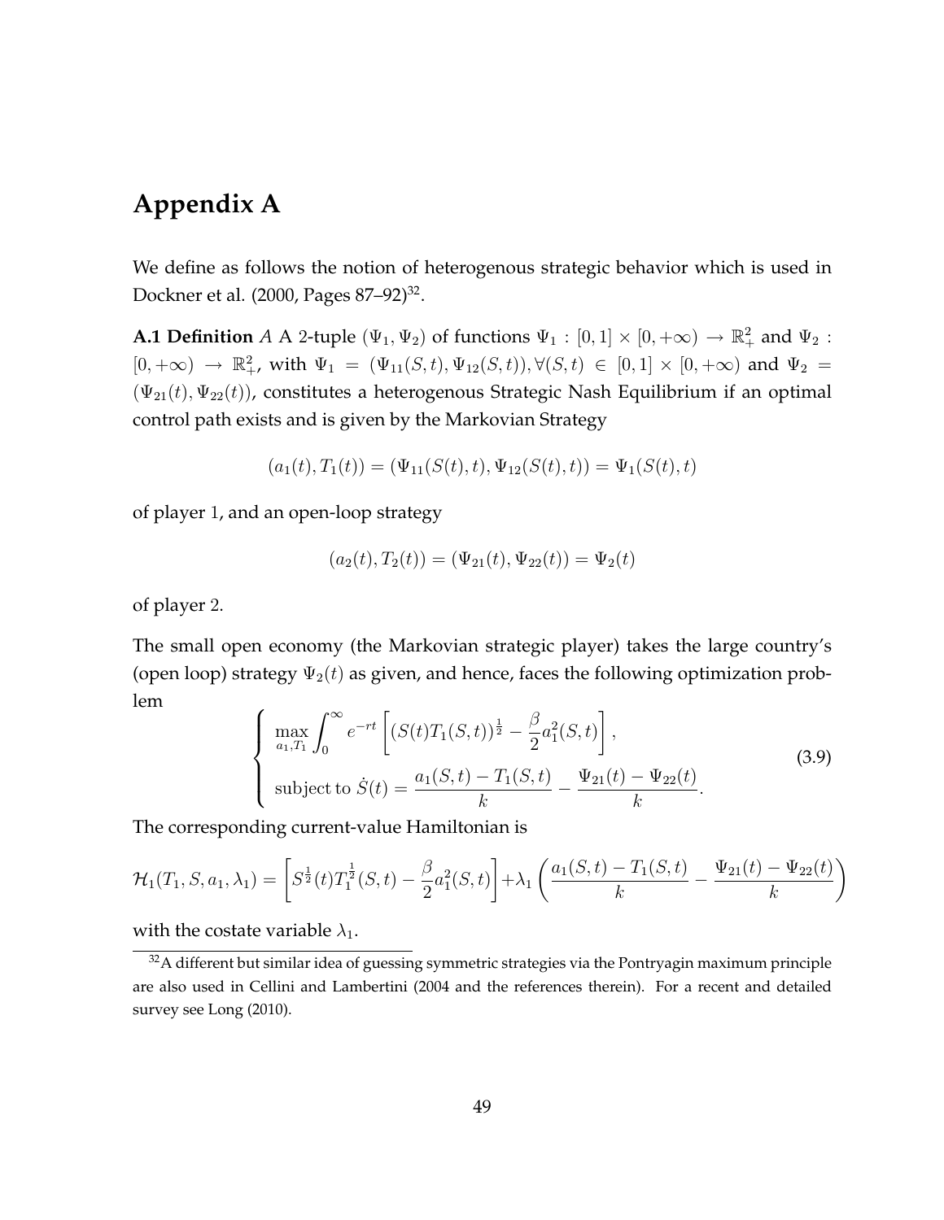# Appendix A

We define as follows the notion of heterogenous strategic behavior which is used in Dockner et al. (2000, Pages 87–92)[32].

**A.1 Definition** *A* A 2-tuple $(\Psi_1, \Psi_2)$ of functions $\Psi_1 : [0,1] \times [0,+\infty) \to \mathbb{R}_+^2$ and $\Psi_2 : [0,+\infty) \to \mathbb{R}_+^2$, with $\Psi_1 = (\Psi_{11}(S,t), \Psi_{12}(S,t)), \forall (S,t) \in [0,1] \times [0,+\infty)$ and $\Psi_2 = (\Psi_{21}(t), \Psi_{22}(t))$, constitutes a heterogenous Strategic Nash Equilibrium if an optimal control path exists and is given by the Markovian Strategy

$$(a_1(t), T_1(t)) = (\Psi_{11}(S(t),t), \Psi_{12}(S(t),t)) = \Psi_1(S(t),t)$$

of player 1, and an open-loop strategy

$$(a_2(t), T_2(t)) = (\Psi_{21}(t), \Psi_{22}(t)) = \Psi_2(t)$$

of player 2.

The small open economy (the Markovian strategic player) takes the large country's (open loop) strategy $\Psi_2(t)$ as given, and hence, faces the following optimization problem

$$\begin{cases} \max\limits_{a_1, T_1} \displaystyle\int_0^\infty e^{-rt} \left[ (S(t)T_1(S,t))^{\frac{1}{2}} - \frac{\beta}{2} a_1^2(S,t) \right], \\ \text{subject to } \dot{S}(t) = \dfrac{a_1(S,t) - T_1(S,t)}{k} - \dfrac{\Psi_{21}(t) - \Psi_{22}(t)}{k}. \end{cases} \tag{3.9}$$

The corresponding current-value Hamiltonian is

$$\mathcal{H}_1(T_1, S, a_1, \lambda_1) = \left[ S^{\frac{1}{2}}(t) T_1^{\frac{1}{2}}(S,t) - \frac{\beta}{2} a_1^2(S,t) \right] + \lambda_1 \left( \frac{a_1(S,t) - T_1(S,t)}{k} - \frac{\Psi_{21}(t) - \Psi_{22}(t)}{k} \right)$$

with the costate variable $\lambda_1$.

[32] A different but similar idea of guessing symmetric strategies via the Pontryagin maximum principle are also used in Cellini and Lambertini (2004 and the references therein). For a recent and detailed survey see Long (2010).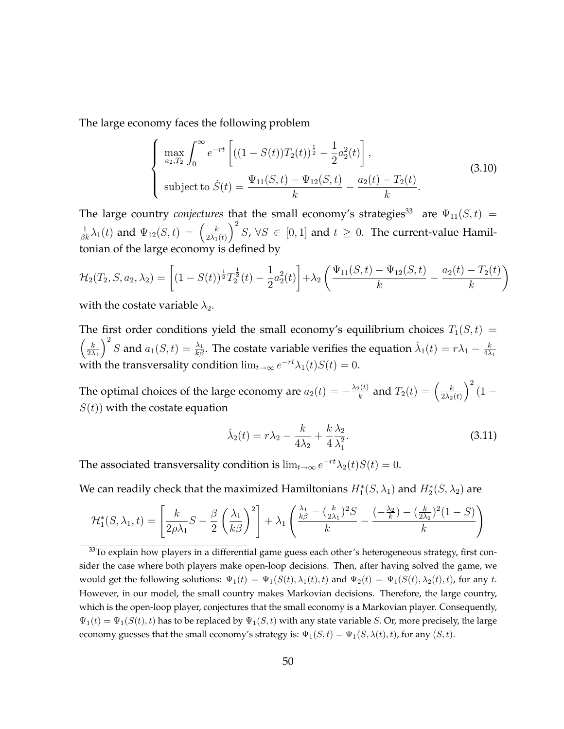The large economy faces the following problem

$$
\begin{cases}
\max\limits_{a_2, T_2} \displaystyle\int_0^\infty e^{-rt} \left[ ((1 - S(t))T_2(t))^{\frac{1}{2}} - \frac{1}{2} a_2^2(t) \right], \\
\text{subject to } \dot{S}(t) = \dfrac{\Psi_{11}(S,t) - \Psi_{12}(S,t)}{k} - \dfrac{a_2(t) - T_2(t)}{k}.
\end{cases}
\tag{3.10}
$$

The large country *conjectures* that the small economy's strategies[33] are $\Psi_{11}(S,t) = \frac{1}{\beta k}\lambda_1(t)$ and $\Psi_{12}(S,t) = \left(\frac{k}{2\lambda_1(t)}\right)^2 S$, $\forall S \in [0,1]$ and $t \geq 0$. The current-value Hamiltonian of the large economy is defined by

$$
\mathcal{H}_2(T_2, S, a_2, \lambda_2) = \left[ (1 - S(t))^{\frac{1}{2}} T_2^{\frac{1}{2}}(t) - \frac{1}{2} a_2^2(t) \right] + \lambda_2 \left( \frac{\Psi_{11}(S,t) - \Psi_{12}(S,t)}{k} - \frac{a_2(t) - T_2(t)}{k} \right)
$$

with the costate variable $\lambda_2$.

The first order conditions yield the small economy's equilibrium choices $T_1(S,t) = \left(\frac{k}{2\lambda_1}\right)^2 S$ and $a_1(S,t) = \frac{\lambda_1}{k\beta}$. The costate variable verifies the equation $\dot{\lambda}_1(t) = r\lambda_1 - \frac{k}{4\lambda_1}$ with the transversality condition $\lim_{t\to\infty} e^{-rt}\lambda_1(t)S(t) = 0$.

The optimal choices of the large economy are $a_2(t) = -\frac{\lambda_2(t)}{k}$ and $T_2(t) = \left(\frac{k}{2\lambda_2(t)}\right)^2 (1 - S(t))$ with the costate equation

$$
\dot{\lambda}_2(t) = r\lambda_2 - \frac{k}{4\lambda_2} + \frac{k}{4}\frac{\lambda_2}{\lambda_1^2}.
\tag{3.11}
$$

The associated transversality condition is $\lim_{t\to\infty} e^{-rt}\lambda_2(t)S(t) = 0$.

We can readily check that the maximized Hamiltonians $H_1^*(S, \lambda_1)$ and $H_2^*(S, \lambda_2)$ are

$$
\mathcal{H}_1^*(S, \lambda_1, t) = \left[ \frac{k}{2\rho\lambda_1} S - \frac{\beta}{2}\left(\frac{\lambda_1}{k\beta}\right)^2 \right] + \lambda_1 \left( \frac{\frac{\lambda_1}{k\beta} - (\frac{k}{2\lambda_1})^2 S}{k} - \frac{(-\frac{\lambda_2}{k}) - (\frac{k}{2\lambda_2})^2 (1 - S)}{k} \right)
$$

[33] To explain how players in a differential game guess each other's heterogeneous strategy, first consider the case where both players make open-loop decisions. Then, after having solved the game, we would get the following solutions: $\Psi_1(t) = \Psi_1(S(t), \lambda_1(t), t)$ and $\Psi_2(t) = \Psi_1(S(t), \lambda_2(t), t)$, for any $t$. However, in our model, the small country makes Markovian decisions. Therefore, the large country, which is the open-loop player, conjectures that the small economy is a Markovian player. Consequently, $\Psi_1(t) = \Psi_1(S(t), t)$ has to be replaced by $\Psi_1(S,t)$ with any state variable $S$. Or, more precisely, the large economy guesses that the small economy's strategy is: $\Psi_1(S,t) = \Psi_1(S, \lambda(t), t)$, for any $(S,t)$.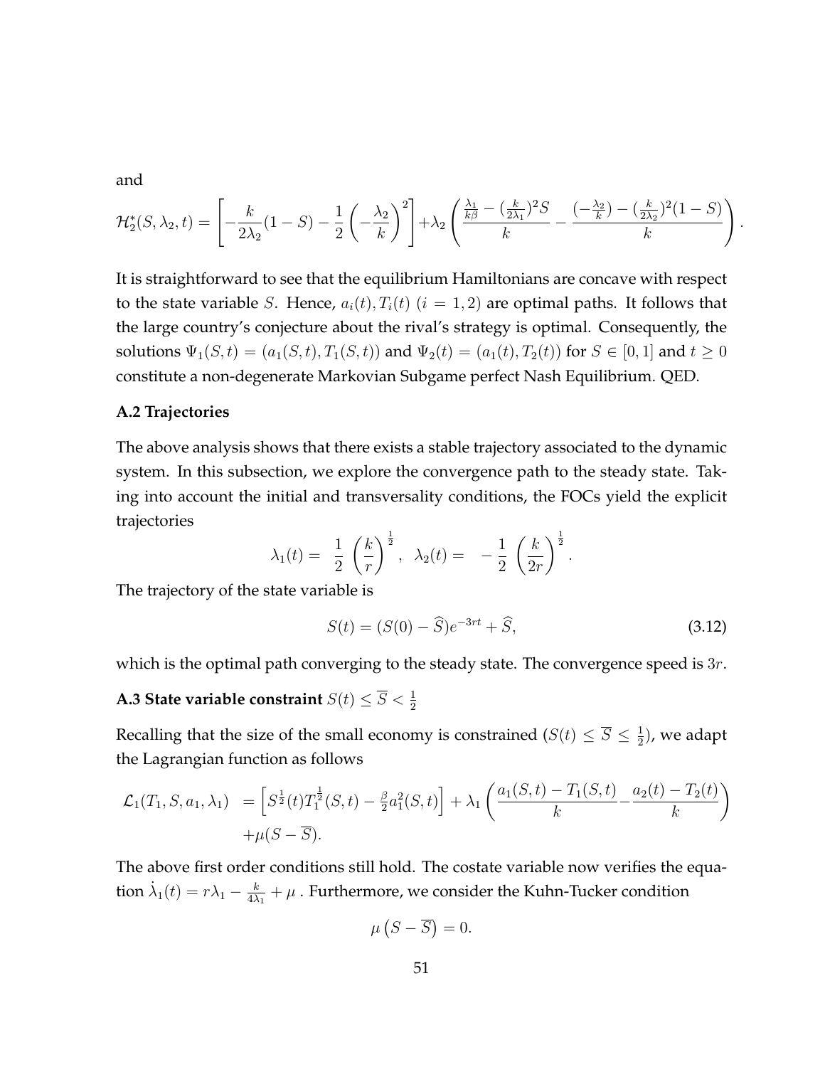and

$$\mathcal{H}_2^*(S, \lambda_2, t) = \left[ -\frac{k}{2\lambda_2}(1-S) - \frac{1}{2}\left(-\frac{\lambda_2}{k}\right)^2 \right] + \lambda_2 \left( \frac{\frac{\lambda_1}{k\beta} - (\frac{k}{2\lambda_1})^2 S}{k} - \frac{(-\frac{\lambda_2}{k}) - (\frac{k}{2\lambda_2})^2(1-S)}{k} \right).$$

It is straightforward to see that the equilibrium Hamiltonians are concave with respect to the state variable $S$. Hence, $a_i(t), T_i(t)$ $(i = 1, 2)$ are optimal paths. It follows that the large country's conjecture about the rival's strategy is optimal. Consequently, the solutions $\Psi_1(S, t) = (a_1(S, t), T_1(S, t))$ and $\Psi_2(t) = (a_1(t), T_2(t))$ for $S \in [0, 1]$ and $t \geq 0$ constitute a non-degenerate Markovian Subgame perfect Nash Equilibrium. QED.

### A.2 Trajectories

The above analysis shows that there exists a stable trajectory associated to the dynamic system. In this subsection, we explore the convergence path to the steady state. Taking into account the initial and transversality conditions, the FOCs yield the explicit trajectories

$$\lambda_1(t) = \frac{1}{2}\left(\frac{k}{r}\right)^{\frac{1}{2}}, \quad \lambda_2(t) = -\frac{1}{2}\left(\frac{k}{2r}\right)^{\frac{1}{2}}.$$

The trajectory of the state variable is

$$S(t) = (S(0) - \widehat{S})e^{-3rt} + \widehat{S}, \tag{3.12}$$

which is the optimal path converging to the steady state. The convergence speed is $3r$.

### A.3 State variable constraint $S(t) \leq \overline{S} < \frac{1}{2}$

Recalling that the size of the small economy is constrained ($S(t) \leq \overline{S} \leq \frac{1}{2}$), we adapt the Lagrangian function as follows

$$\begin{aligned} \mathcal{L}_1(T_1, S, a_1, \lambda_1) &= \left[ S^{\frac{1}{2}}(t) T_1^{\frac{1}{2}}(S, t) - \tfrac{\beta}{2} a_1^2(S, t) \right] + \lambda_1 \left( \frac{a_1(S, t) - T_1(S, t)}{k} - \frac{a_2(t) - T_2(t)}{k} \right) \\ &\quad + \mu(S - \overline{S}). \end{aligned}$$

The above first order conditions still hold. The costate variable now verifies the equation $\dot{\lambda}_1(t) = r\lambda_1 - \frac{k}{4\lambda_1} + \mu$ . Furthermore, we consider the Kuhn-Tucker condition

$$\mu\left(S - \overline{S}\right) = 0.$$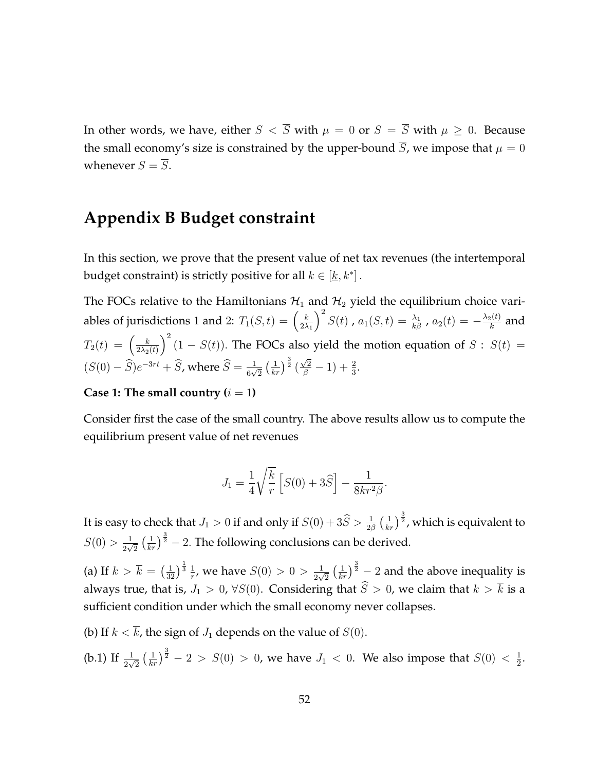In other words, we have, either $S < \overline{S}$ with $\mu = 0$ or $S = \overline{S}$ with $\mu \geq 0$. Because the small economy's size is constrained by the upper-bound $\overline{S}$, we impose that $\mu = 0$ whenever $S = \overline{S}$.

# Appendix B Budget constraint

In this section, we prove that the present value of net tax revenues (the intertemporal budget constraint) is strictly positive for all $k \in [\underline{k}, k^*]$.

The FOCs relative to the Hamiltonians $\mathcal{H}_1$ and $\mathcal{H}_2$ yield the equilibrium choice variables of jurisdictions 1 and 2: $T_1(S,t) = \left(\frac{k}{2\lambda_1}\right)^2 S(t)$ , $a_1(S,t) = \frac{\lambda_1}{k\beta}$ , $a_2(t) = -\frac{\lambda_2(t)}{k}$ and $T_2(t) = \left(\frac{k}{2\lambda_2(t)}\right)^2 (1 - S(t))$. The FOCs also yield the motion equation of $S$ : $S(t) = (S(0) - \widehat{S})e^{-3rt} + \widehat{S}$, where $\widehat{S} = \frac{1}{6\sqrt{2}}\left(\frac{1}{kr}\right)^{\frac{3}{2}}(\frac{\sqrt{2}}{\beta} - 1) + \frac{2}{3}$.

**Case 1: The small country ($i = 1$)**

Consider first the case of the small country. The above results allow us to compute the equilibrium present value of net revenues

$$J_1 = \frac{1}{4}\sqrt{\frac{k}{r}}\left[S(0) + 3\widehat{S}\right] - \frac{1}{8kr^2\beta}.$$

It is easy to check that $J_1 > 0$ if and only if $S(0) + 3\widehat{S} > \frac{1}{2\beta}\left(\frac{1}{kr}\right)^{\frac{3}{2}}$, which is equivalent to $S(0) > \frac{1}{2\sqrt{2}}\left(\frac{1}{kr}\right)^{\frac{3}{2}} - 2$. The following conclusions can be derived.

(a) If $k > \overline{k} = \left(\frac{1}{32}\right)^{\frac{1}{3}}\frac{1}{r}$, we have $S(0) > 0 > \frac{1}{2\sqrt{2}}\left(\frac{1}{kr}\right)^{\frac{3}{2}} - 2$ and the above inequality is always true, that is, $J_1 > 0$, $\forall S(0)$. Considering that $\widehat{S} > 0$, we claim that $k > \overline{k}$ is a sufficient condition under which the small economy never collapses.

(b) If $k < \overline{k}$, the sign of $J_1$ depends on the value of $S(0)$.

(b.1) If $\frac{1}{2\sqrt{2}}\left(\frac{1}{kr}\right)^{\frac{3}{2}} - 2 > S(0) > 0$, we have $J_1 < 0$. We also impose that $S(0) < \frac{1}{2}$.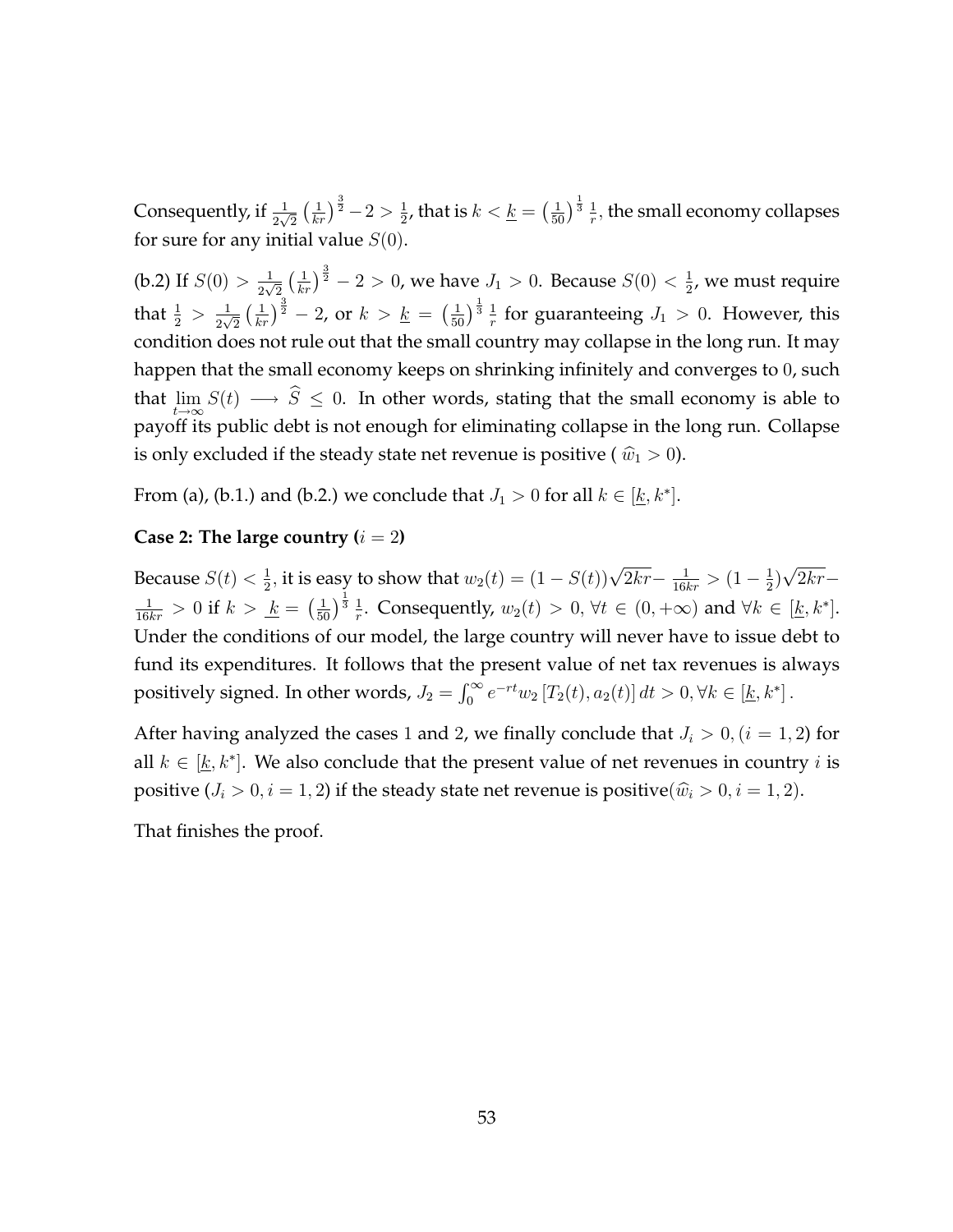Consequently, if $\frac{1}{2\sqrt{2}}\left(\frac{1}{kr}\right)^{\frac{3}{2}}-2>\frac{1}{2}$, that is $k<\underline{k}=\left(\frac{1}{50}\right)^{\frac{1}{3}}\frac{1}{r}$, the small economy collapses for sure for any initial value $S(0)$.

(b.2) If $S(0)>\frac{1}{2\sqrt{2}}\left(\frac{1}{kr}\right)^{\frac{3}{2}}-2>0$, we have $J_1>0$. Because $S(0)<\frac{1}{2}$, we must require that $\frac{1}{2}>\frac{1}{2\sqrt{2}}\left(\frac{1}{kr}\right)^{\frac{3}{2}}-2$, or $k>\underline{k}=\left(\frac{1}{50}\right)^{\frac{1}{3}}\frac{1}{r}$ for guaranteeing $J_1>0$. However, this condition does not rule out that the small country may collapse in the long run. It may happen that the small economy keeps on shrinking infinitely and converges to $0$, such that $\lim_{t\to\infty}S(t)\longrightarrow\widehat{S}\leq 0$. In other words, stating that the small economy is able to payoff its public debt is not enough for eliminating collapse in the long run. Collapse is only excluded if the steady state net revenue is positive ( $\widehat{w}_1>0$).

From (a), (b.1.) and (b.2.) we conclude that $J_1>0$ for all $k\in[\underline{k},k^*]$.

**Case 2: The large country ($i=2$)**

Because $S(t)<\frac{1}{2}$, it is easy to show that $w_2(t)=(1-S(t))\sqrt{2kr}-\frac{1}{16kr}>(1-\frac{1}{2})\sqrt{2kr}-\frac{1}{16kr}>0$ if $k>\underline{k}=\left(\frac{1}{50}\right)^{\frac{1}{3}}\frac{1}{r}$. Consequently, $w_2(t)>0$, $\forall t\in(0,+\infty)$ and $\forall k\in[\underline{k},k^*]$. Under the conditions of our model, the large country will never have to issue debt to fund its expenditures. It follows that the present value of net tax revenues is always positively signed. In other words, $J_2=\int_0^\infty e^{-rt}w_2\left[T_2(t),a_2(t)\right]dt>0,\forall k\in\left[\underline{k},k^*\right].$

After having analyzed the cases $1$ and $2$, we finally conclude that $J_i>0,(i=1,2)$ for all $k\in[\underline{k},k^*]$. We also conclude that the present value of net revenues in country $i$ is positive ($J_i>0,i=1,2$) if the steady state net revenue is positive($\widehat{w}_i>0,i=1,2$).

That finishes the proof.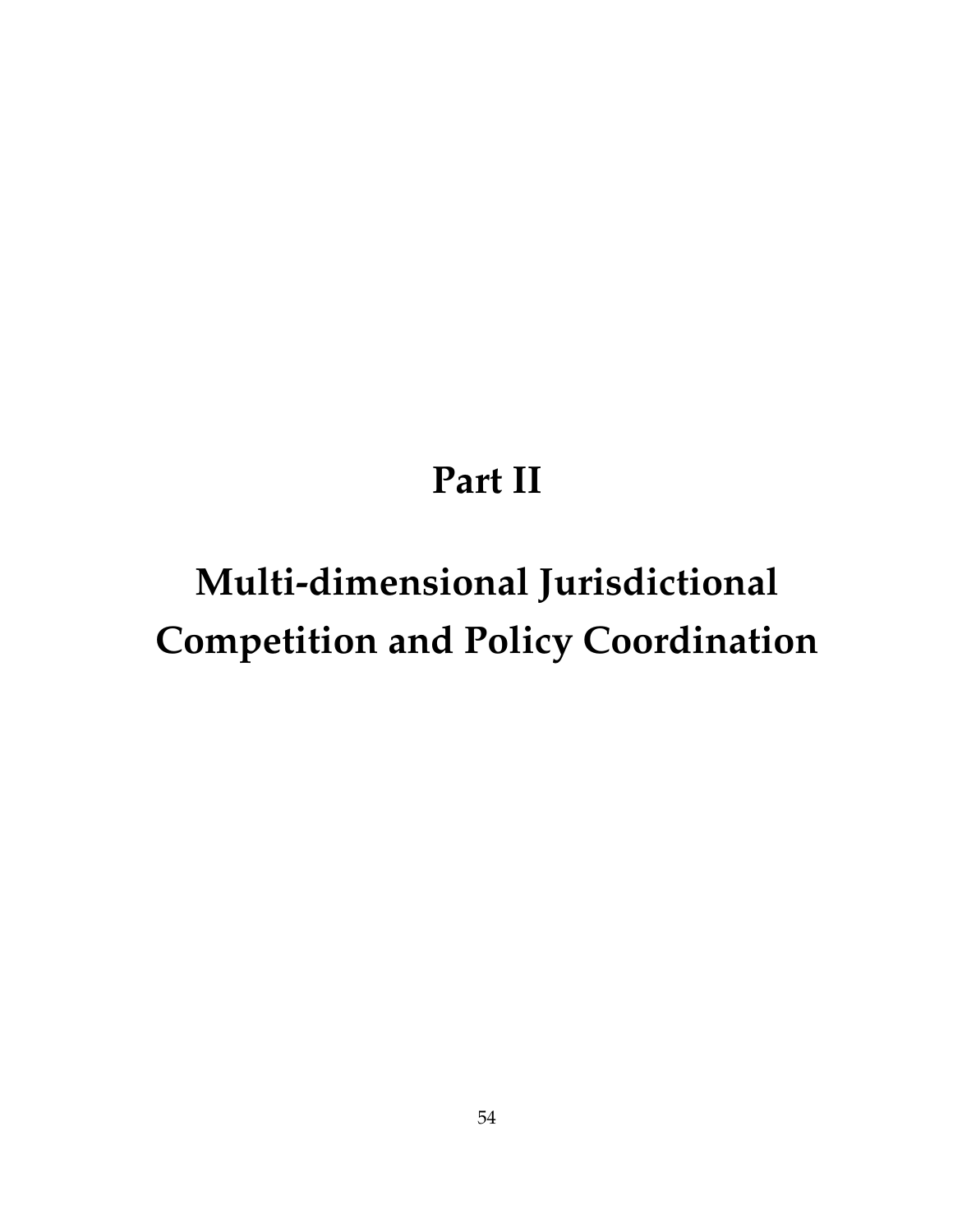# Part II

# Multi-dimensional Jurisdictional Competition and Policy Coordination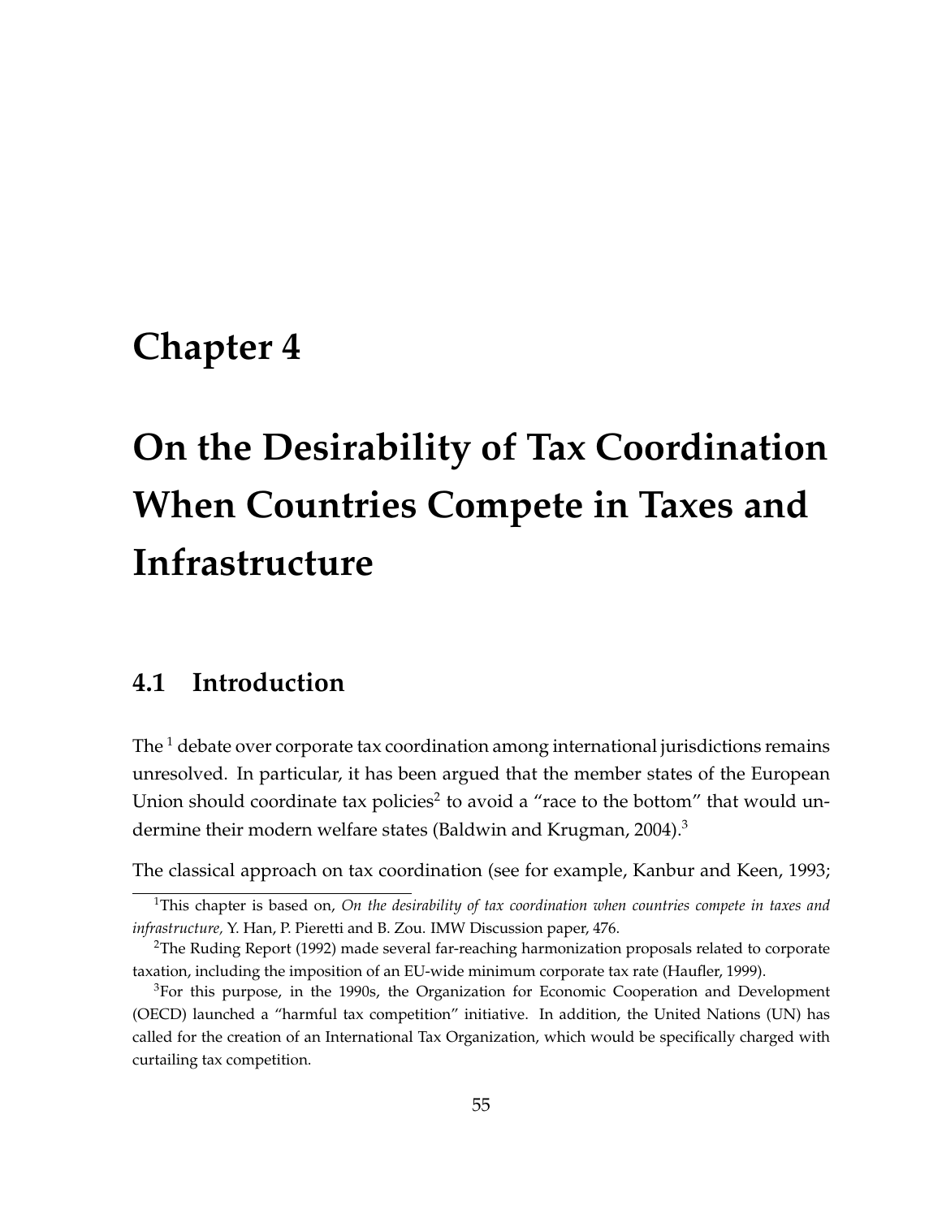# Chapter 4

# On the Desirability of Tax Coordination When Countries Compete in Taxes and Infrastructure

## 4.1 Introduction

The [1] debate over corporate tax coordination among international jurisdictions remains unresolved. In particular, it has been argued that the member states of the European Union should coordinate tax policies[2] to avoid a "race to the bottom" that would undermine their modern welfare states (Baldwin and Krugman, 2004).[3]

The classical approach on tax coordination (see for example, Kanbur and Keen, 1993;

[1] This chapter is based on, *On the desirability of tax coordination when countries compete in taxes and infrastructure,* Y. Han, P. Pieretti and B. Zou. IMW Discussion paper, 476.

[2] The Ruding Report (1992) made several far-reaching harmonization proposals related to corporate taxation, including the imposition of an EU-wide minimum corporate tax rate (Haufler, 1999).

[3] For this purpose, in the 1990s, the Organization for Economic Cooperation and Development (OECD) launched a "harmful tax competition" initiative. In addition, the United Nations (UN) has called for the creation of an International Tax Organization, which would be specifically charged with curtailing tax competition.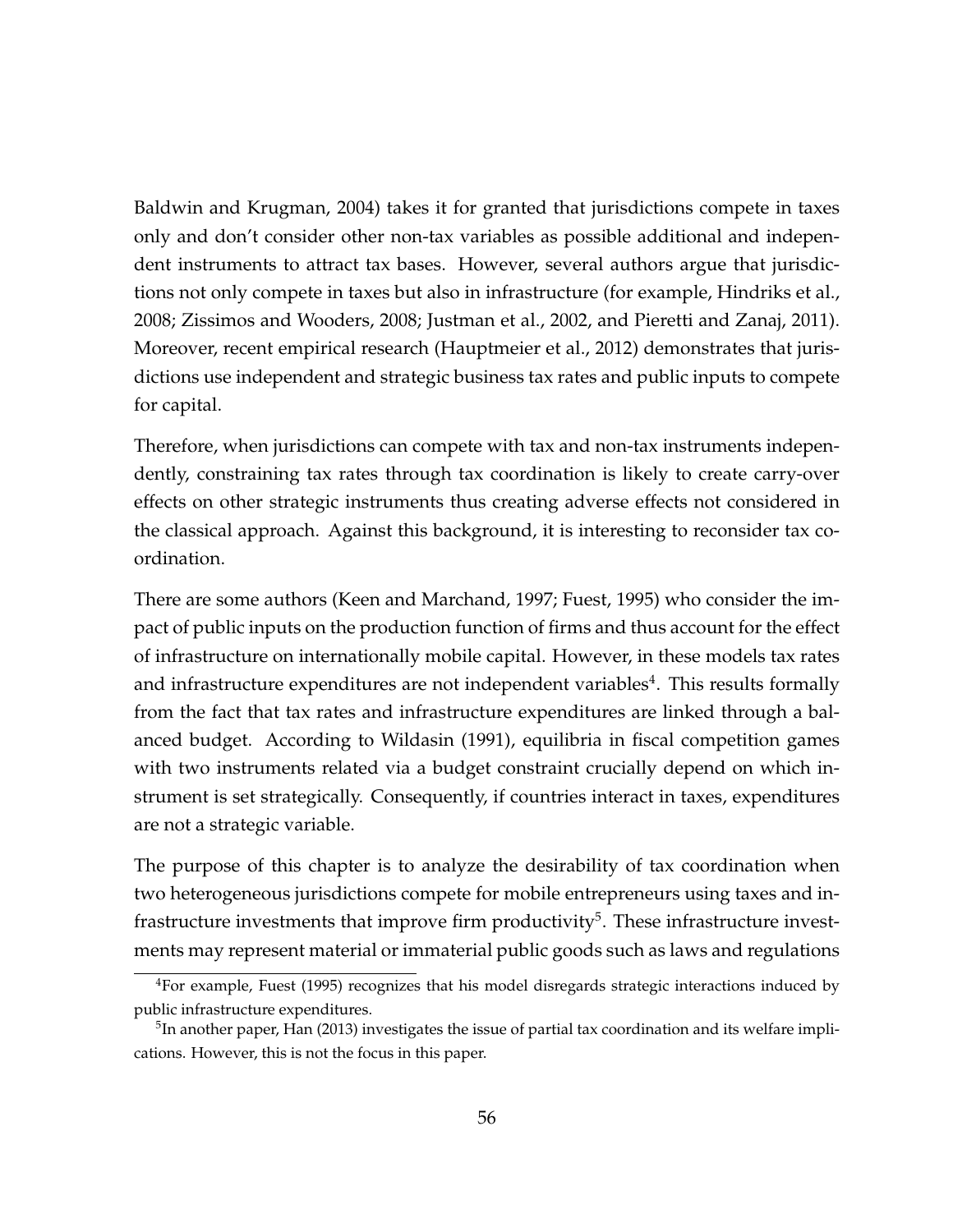Baldwin and Krugman, 2004) takes it for granted that jurisdictions compete in taxes only and don't consider other non-tax variables as possible additional and independent instruments to attract tax bases. However, several authors argue that jurisdictions not only compete in taxes but also in infrastructure (for example, Hindriks et al., 2008; Zissimos and Wooders, 2008; Justman et al., 2002, and Pieretti and Zanaj, 2011). Moreover, recent empirical research (Hauptmeier et al., 2012) demonstrates that jurisdictions use independent and strategic business tax rates and public inputs to compete for capital.

Therefore, when jurisdictions can compete with tax and non-tax instruments independently, constraining tax rates through tax coordination is likely to create carry-over effects on other strategic instruments thus creating adverse effects not considered in the classical approach. Against this background, it is interesting to reconsider tax coordination.

There are some authors (Keen and Marchand, 1997; Fuest, 1995) who consider the impact of public inputs on the production function of firms and thus account for the effect of infrastructure on internationally mobile capital. However, in these models tax rates and infrastructure expenditures are not independent variables[4]. This results formally from the fact that tax rates and infrastructure expenditures are linked through a balanced budget. According to Wildasin (1991), equilibria in fiscal competition games with two instruments related via a budget constraint crucially depend on which instrument is set strategically. Consequently, if countries interact in taxes, expenditures are not a strategic variable.

The purpose of this chapter is to analyze the desirability of tax coordination when two heterogeneous jurisdictions compete for mobile entrepreneurs using taxes and infrastructure investments that improve firm productivity[5]. These infrastructure investments may represent material or immaterial public goods such as laws and regulations

[4]For example, Fuest (1995) recognizes that his model disregards strategic interactions induced by public infrastructure expenditures.

[5]In another paper, Han (2013) investigates the issue of partial tax coordination and its welfare implications. However, this is not the focus in this paper.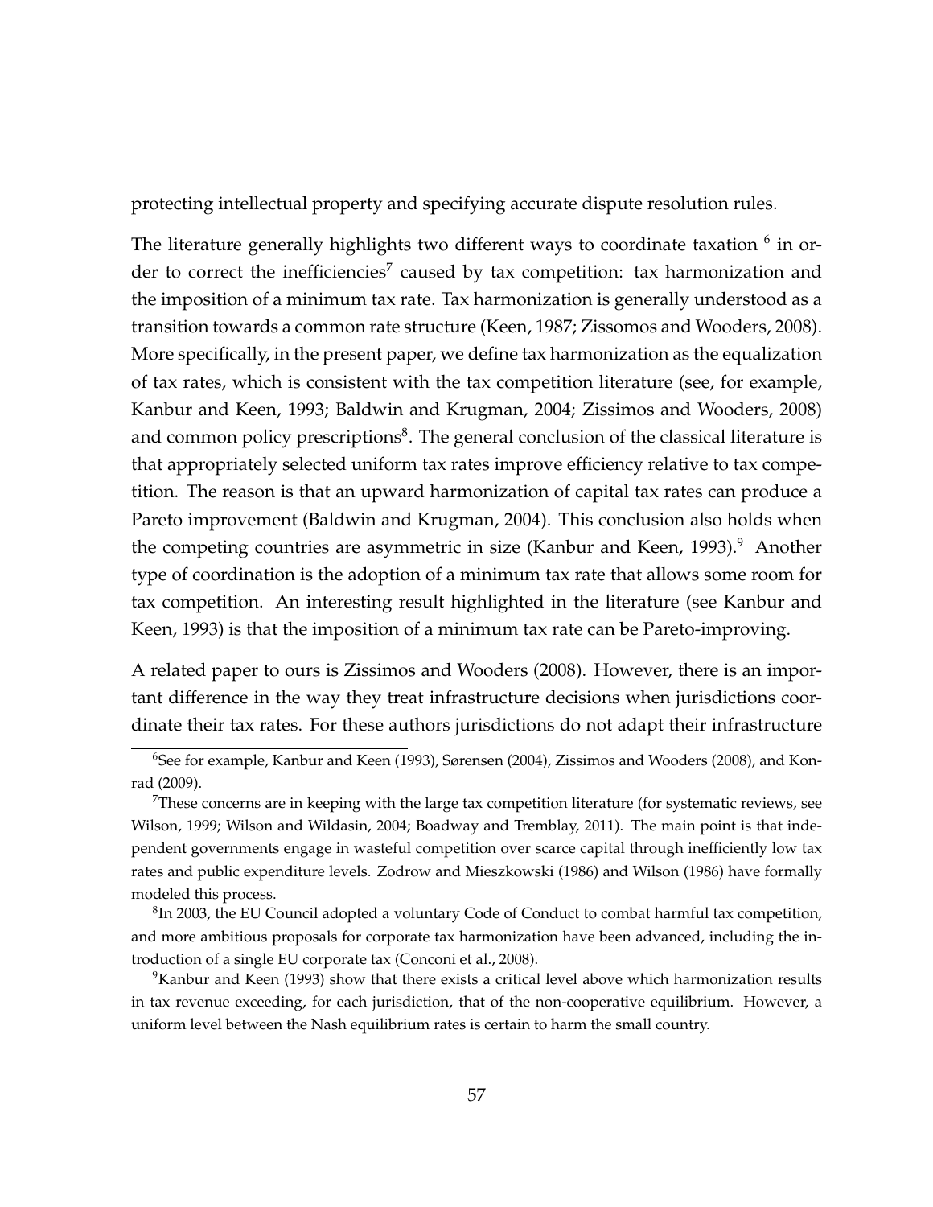protecting intellectual property and specifying accurate dispute resolution rules.

The literature generally highlights two different ways to coordinate taxation [6] in order to correct the inefficiencies[7] caused by tax competition: tax harmonization and the imposition of a minimum tax rate. Tax harmonization is generally understood as a transition towards a common rate structure (Keen, 1987; Zissomos and Wooders, 2008). More specifically, in the present paper, we define tax harmonization as the equalization of tax rates, which is consistent with the tax competition literature (see, for example, Kanbur and Keen, 1993; Baldwin and Krugman, 2004; Zissimos and Wooders, 2008) and common policy prescriptions[8]. The general conclusion of the classical literature is that appropriately selected uniform tax rates improve efficiency relative to tax competition. The reason is that an upward harmonization of capital tax rates can produce a Pareto improvement (Baldwin and Krugman, 2004). This conclusion also holds when the competing countries are asymmetric in size (Kanbur and Keen, 1993).[9] Another type of coordination is the adoption of a minimum tax rate that allows some room for tax competition. An interesting result highlighted in the literature (see Kanbur and Keen, 1993) is that the imposition of a minimum tax rate can be Pareto-improving.

A related paper to ours is Zissimos and Wooders (2008). However, there is an important difference in the way they treat infrastructure decisions when jurisdictions coordinate their tax rates. For these authors jurisdictions do not adapt their infrastructure

[6] See for example, Kanbur and Keen (1993), Sørensen (2004), Zissimos and Wooders (2008), and Konrad (2009).

[7] These concerns are in keeping with the large tax competition literature (for systematic reviews, see Wilson, 1999; Wilson and Wildasin, 2004; Boadway and Tremblay, 2011). The main point is that independent governments engage in wasteful competition over scarce capital through inefficiently low tax rates and public expenditure levels. Zodrow and Mieszkowski (1986) and Wilson (1986) have formally modeled this process.

[8] In 2003, the EU Council adopted a voluntary Code of Conduct to combat harmful tax competition, and more ambitious proposals for corporate tax harmonization have been advanced, including the introduction of a single EU corporate tax (Conconi et al., 2008).

[9] Kanbur and Keen (1993) show that there exists a critical level above which harmonization results in tax revenue exceeding, for each jurisdiction, that of the non-cooperative equilibrium. However, a uniform level between the Nash equilibrium rates is certain to harm the small country.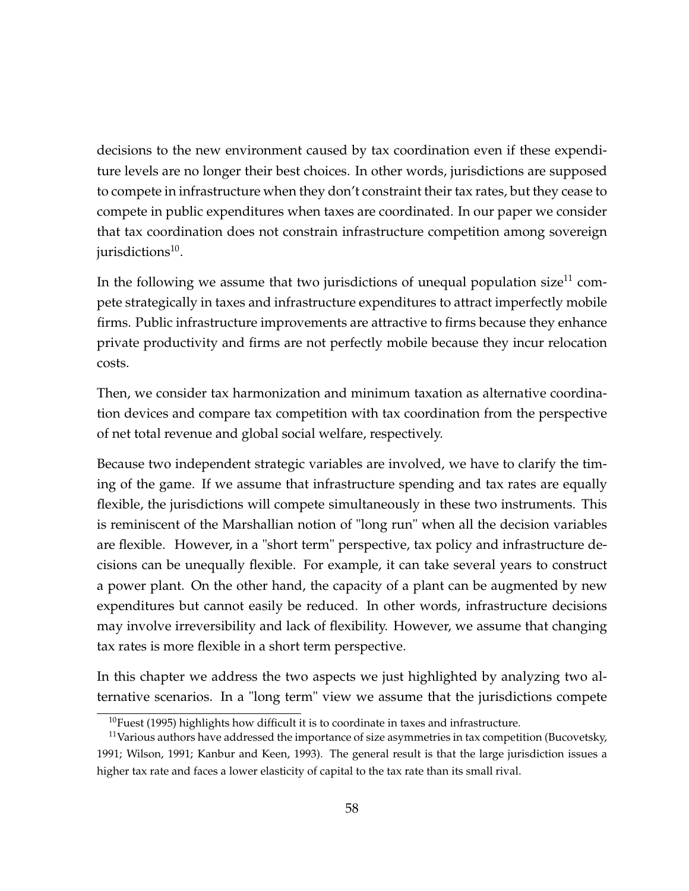decisions to the new environment caused by tax coordination even if these expenditure levels are no longer their best choices. In other words, jurisdictions are supposed to compete in infrastructure when they don't constraint their tax rates, but they cease to compete in public expenditures when taxes are coordinated. In our paper we consider that tax coordination does not constrain infrastructure competition among sovereign jurisdictions[10].

In the following we assume that two jurisdictions of unequal population size[11] compete strategically in taxes and infrastructure expenditures to attract imperfectly mobile firms. Public infrastructure improvements are attractive to firms because they enhance private productivity and firms are not perfectly mobile because they incur relocation costs.

Then, we consider tax harmonization and minimum taxation as alternative coordination devices and compare tax competition with tax coordination from the perspective of net total revenue and global social welfare, respectively.

Because two independent strategic variables are involved, we have to clarify the timing of the game. If we assume that infrastructure spending and tax rates are equally flexible, the jurisdictions will compete simultaneously in these two instruments. This is reminiscent of the Marshallian notion of "long run" when all the decision variables are flexible. However, in a "short term" perspective, tax policy and infrastructure decisions can be unequally flexible. For example, it can take several years to construct a power plant. On the other hand, the capacity of a plant can be augmented by new expenditures but cannot easily be reduced. In other words, infrastructure decisions may involve irreversibility and lack of flexibility. However, we assume that changing tax rates is more flexible in a short term perspective.

In this chapter we address the two aspects we just highlighted by analyzing two alternative scenarios. In a "long term" view we assume that the jurisdictions compete

[10] Fuest (1995) highlights how difficult it is to coordinate in taxes and infrastructure.

[11] Various authors have addressed the importance of size asymmetries in tax competition (Bucovetsky, 1991; Wilson, 1991; Kanbur and Keen, 1993). The general result is that the large jurisdiction issues a higher tax rate and faces a lower elasticity of capital to the tax rate than its small rival.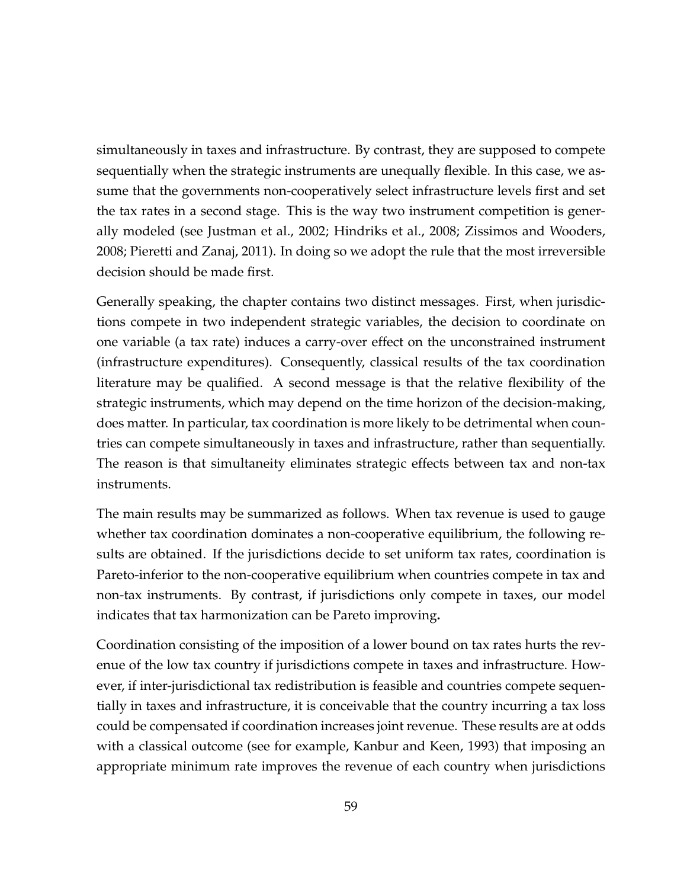simultaneously in taxes and infrastructure. By contrast, they are supposed to compete sequentially when the strategic instruments are unequally flexible. In this case, we assume that the governments non-cooperatively select infrastructure levels first and set the tax rates in a second stage. This is the way two instrument competition is generally modeled (see Justman et al., 2002; Hindriks et al., 2008; Zissimos and Wooders, 2008; Pieretti and Zanaj, 2011). In doing so we adopt the rule that the most irreversible decision should be made first.

Generally speaking, the chapter contains two distinct messages. First, when jurisdictions compete in two independent strategic variables, the decision to coordinate on one variable (a tax rate) induces a carry-over effect on the unconstrained instrument (infrastructure expenditures). Consequently, classical results of the tax coordination literature may be qualified. A second message is that the relative flexibility of the strategic instruments, which may depend on the time horizon of the decision-making, does matter. In particular, tax coordination is more likely to be detrimental when countries can compete simultaneously in taxes and infrastructure, rather than sequentially. The reason is that simultaneity eliminates strategic effects between tax and non-tax instruments.

The main results may be summarized as follows. When tax revenue is used to gauge whether tax coordination dominates a non-cooperative equilibrium, the following results are obtained. If the jurisdictions decide to set uniform tax rates, coordination is Pareto-inferior to the non-cooperative equilibrium when countries compete in tax and non-tax instruments. By contrast, if jurisdictions only compete in taxes, our model indicates that tax harmonization can be Pareto improving**.**

Coordination consisting of the imposition of a lower bound on tax rates hurts the revenue of the low tax country if jurisdictions compete in taxes and infrastructure. However, if inter-jurisdictional tax redistribution is feasible and countries compete sequentially in taxes and infrastructure, it is conceivable that the country incurring a tax loss could be compensated if coordination increases joint revenue. These results are at odds with a classical outcome (see for example, Kanbur and Keen, 1993) that imposing an appropriate minimum rate improves the revenue of each country when jurisdictions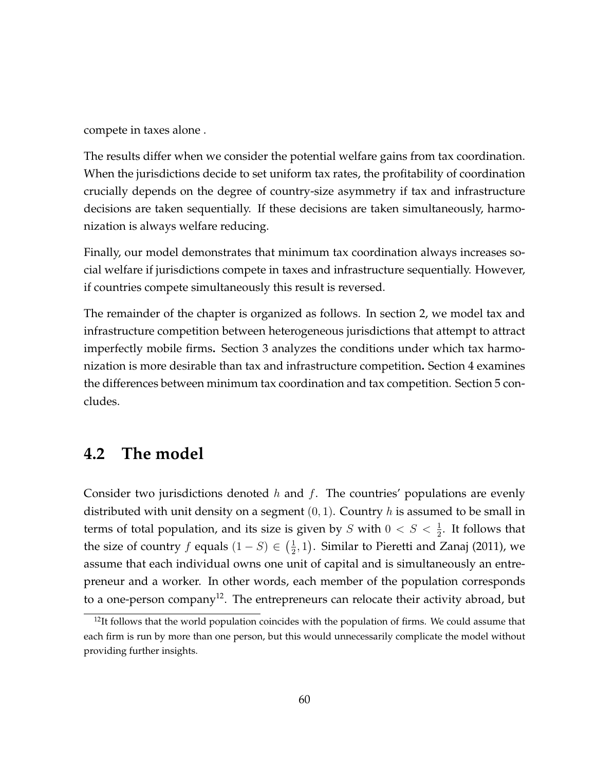compete in taxes alone .

The results differ when we consider the potential welfare gains from tax coordination. When the jurisdictions decide to set uniform tax rates, the profitability of coordination crucially depends on the degree of country-size asymmetry if tax and infrastructure decisions are taken sequentially. If these decisions are taken simultaneously, harmonization is always welfare reducing.

Finally, our model demonstrates that minimum tax coordination always increases social welfare if jurisdictions compete in taxes and infrastructure sequentially. However, if countries compete simultaneously this result is reversed.

The remainder of the chapter is organized as follows. In section 2, we model tax and infrastructure competition between heterogeneous jurisdictions that attempt to attract imperfectly mobile firms**.** Section 3 analyzes the conditions under which tax harmonization is more desirable than tax and infrastructure competition**.** Section 4 examines the differences between minimum tax coordination and tax competition. Section 5 concludes.

## 4.2 The model

Consider two jurisdictions denoted $h$ and $f$. The countries' populations are evenly distributed with unit density on a segment $(0, 1)$. Country $h$ is assumed to be small in terms of total population, and its size is given by $S$ with $0 < S < \frac{1}{2}$. It follows that the size of country $f$ equals $(1 - S) \in \left(\frac{1}{2}, 1\right)$. Similar to Pieretti and Zanaj (2011), we assume that each individual owns one unit of capital and is simultaneously an entrepreneur and a worker. In other words, each member of the population corresponds to a one-person company[12]. The entrepreneurs can relocate their activity abroad, but

[12]It follows that the world population coincides with the population of firms. We could assume that each firm is run by more than one person, but this would unnecessarily complicate the model without providing further insights.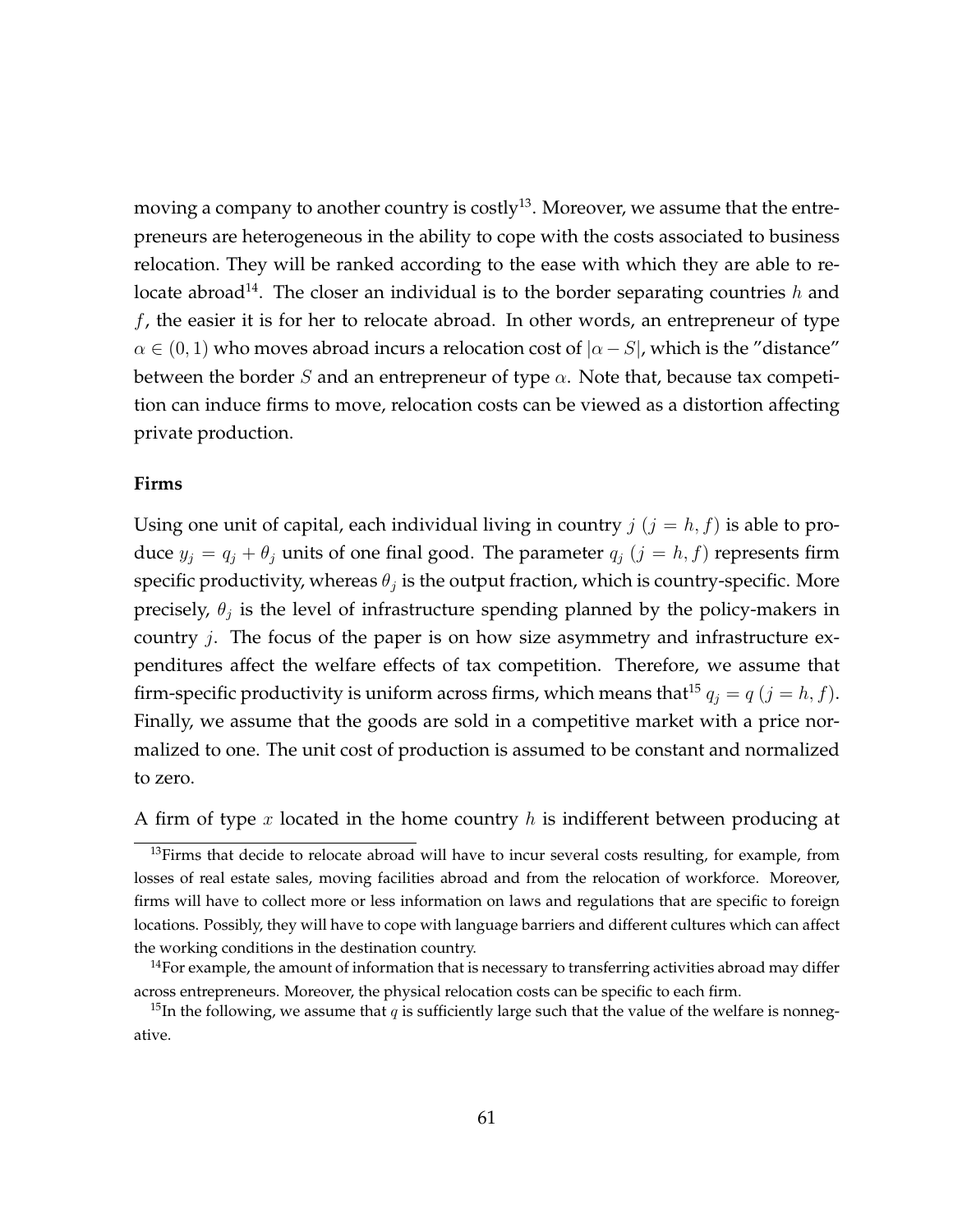moving a company to another country is costly[13]. Moreover, we assume that the entrepreneurs are heterogeneous in the ability to cope with the costs associated to business relocation. They will be ranked according to the ease with which they are able to relocate abroad[14]. The closer an individual is to the border separating countries $h$ and $f$, the easier it is for her to relocate abroad. In other words, an entrepreneur of type $\alpha \in (0,1)$ who moves abroad incurs a relocation cost of $|\alpha - S|$, which is the "distance" between the border $S$ and an entrepreneur of type $\alpha$. Note that, because tax competition can induce firms to move, relocation costs can be viewed as a distortion affecting private production.

**Firms**

Using one unit of capital, each individual living in country $j$ $(j = h, f)$ is able to produce $y_j = q_j + \theta_j$ units of one final good. The parameter $q_j$ $(j = h, f)$ represents firm specific productivity, whereas $\theta_j$ is the output fraction, which is country-specific. More precisely, $\theta_j$ is the level of infrastructure spending planned by the policy-makers in country $j$. The focus of the paper is on how size asymmetry and infrastructure expenditures affect the welfare effects of tax competition. Therefore, we assume that firm-specific productivity is uniform across firms, which means that[15] $q_j = q$ $(j = h, f)$. Finally, we assume that the goods are sold in a competitive market with a price normalized to one. The unit cost of production is assumed to be constant and normalized to zero.

A firm of type $x$ located in the home country $h$ is indifferent between producing at

[13] Firms that decide to relocate abroad will have to incur several costs resulting, for example, from losses of real estate sales, moving facilities abroad and from the relocation of workforce. Moreover, firms will have to collect more or less information on laws and regulations that are specific to foreign locations. Possibly, they will have to cope with language barriers and different cultures which can affect the working conditions in the destination country.

[14] For example, the amount of information that is necessary to transferring activities abroad may differ across entrepreneurs. Moreover, the physical relocation costs can be specific to each firm.

[15] In the following, we assume that $q$ is sufficiently large such that the value of the welfare is nonnegative.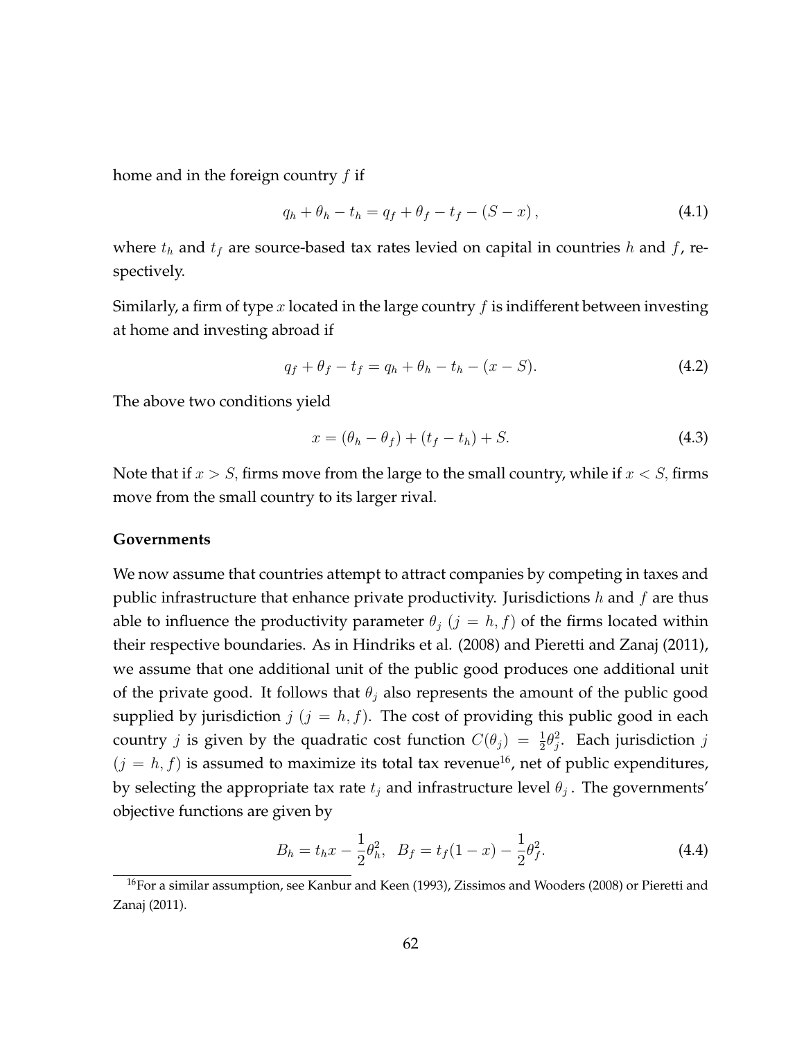home and in the foreign country $f$ if

$$q_h + \theta_h - t_h = q_f + \theta_f - t_f - (S - x), \tag{4.1}$$

where $t_h$ and $t_f$ are source-based tax rates levied on capital in countries $h$ and $f$, respectively.

Similarly, a firm of type $x$ located in the large country $f$ is indifferent between investing at home and investing abroad if

$$q_f + \theta_f - t_f = q_h + \theta_h - t_h - (x - S). \tag{4.2}$$

The above two conditions yield

$$x = (\theta_h - \theta_f) + (t_f - t_h) + S. \tag{4.3}$$

Note that if $x > S$, firms move from the large to the small country, while if $x < S$, firms move from the small country to its larger rival.

**Governments**

We now assume that countries attempt to attract companies by competing in taxes and public infrastructure that enhance private productivity. Jurisdictions $h$ and $f$ are thus able to influence the productivity parameter $\theta_j$ $(j = h, f)$ of the firms located within their respective boundaries. As in Hindriks et al. (2008) and Pieretti and Zanaj (2011), we assume that one additional unit of the public good produces one additional unit of the private good. It follows that $\theta_j$ also represents the amount of the public good supplied by jurisdiction $j$ $(j = h, f)$. The cost of providing this public good in each country $j$ is given by the quadratic cost function $C(\theta_j) = \frac{1}{2}\theta_j^2$. Each jurisdiction $j$ $(j = h, f)$ is assumed to maximize its total tax revenue[16], net of public expenditures, by selecting the appropriate tax rate $t_j$ and infrastructure level $\theta_j$. The governments' objective functions are given by

$$B_h = t_h x - \frac{1}{2}\theta_h^2, \quad B_f = t_f(1 - x) - \frac{1}{2}\theta_f^2. \tag{4.4}$$

[16] For a similar assumption, see Kanbur and Keen (1993), Zissimos and Wooders (2008) or Pieretti and Zanaj (2011).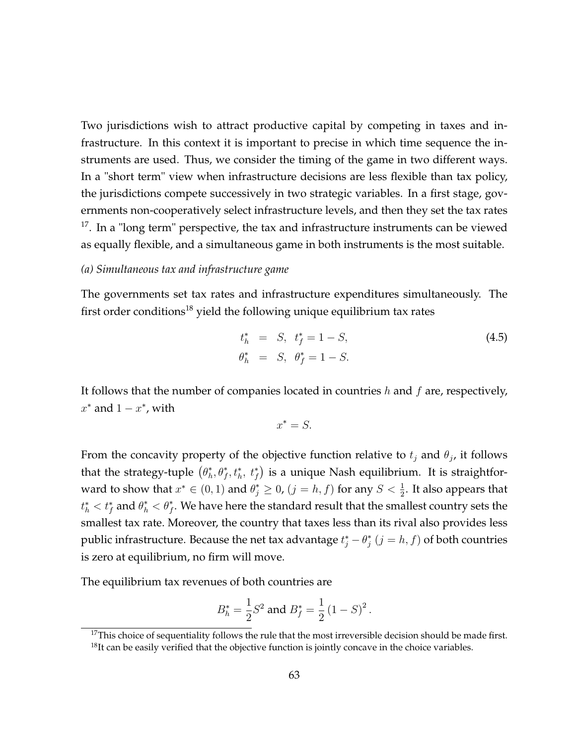Two jurisdictions wish to attract productive capital by competing in taxes and infrastructure. In this context it is important to precise in which time sequence the instruments are used. Thus, we consider the timing of the game in two different ways. In a "short term" view when infrastructure decisions are less flexible than tax policy, the jurisdictions compete successively in two strategic variables. In a first stage, governments non-cooperatively select infrastructure levels, and then they set the tax rates [17]. In a "long term" perspective, the tax and infrastructure instruments can be viewed as equally flexible, and a simultaneous game in both instruments is the most suitable.

*(a) Simultaneous tax and infrastructure game*

The governments set tax rates and infrastructure expenditures simultaneously. The first order conditions[18] yield the following unique equilibrium tax rates

$$
\begin{aligned}
t_h^* &= S, \;\; t_f^* = 1 - S, \\
\theta_h^* &= S, \;\; \theta_f^* = 1 - S.
\end{aligned} \tag{4.5}
$$

It follows that the number of companies located in countries $h$ and $f$ are, respectively, $x^*$ and $1 - x^*$, with

$$
x^* = S.
$$

From the concavity property of the objective function relative to $t_j$ and $\theta_j$, it follows that the strategy-tuple $\left(\theta_h^*, \theta_f^*, t_h^*, \; t_f^*\right)$ is a unique Nash equilibrium. It is straightforward to show that $x^* \in (0, 1)$ and $\theta_j^* \geq 0$, $(j = h, f)$ for any $S < \frac{1}{2}$. It also appears that $t_h^* < t_f^*$ and $\theta_h^* < \theta_f^*$. We have here the standard result that the smallest country sets the smallest tax rate. Moreover, the country that taxes less than its rival also provides less public infrastructure. Because the net tax advantage $t_j^* - \theta_j^*$ $(j = h, f)$ of both countries is zero at equilibrium, no firm will move.

The equilibrium tax revenues of both countries are

$$
B_h^* = \frac{1}{2} S^2 \text{ and } B_f^* = \frac{1}{2} \left(1 - S\right)^2.
$$

[17] This choice of sequentiality follows the rule that the most irreversible decision should be made first.

[18] It can be easily verified that the objective function is jointly concave in the choice variables.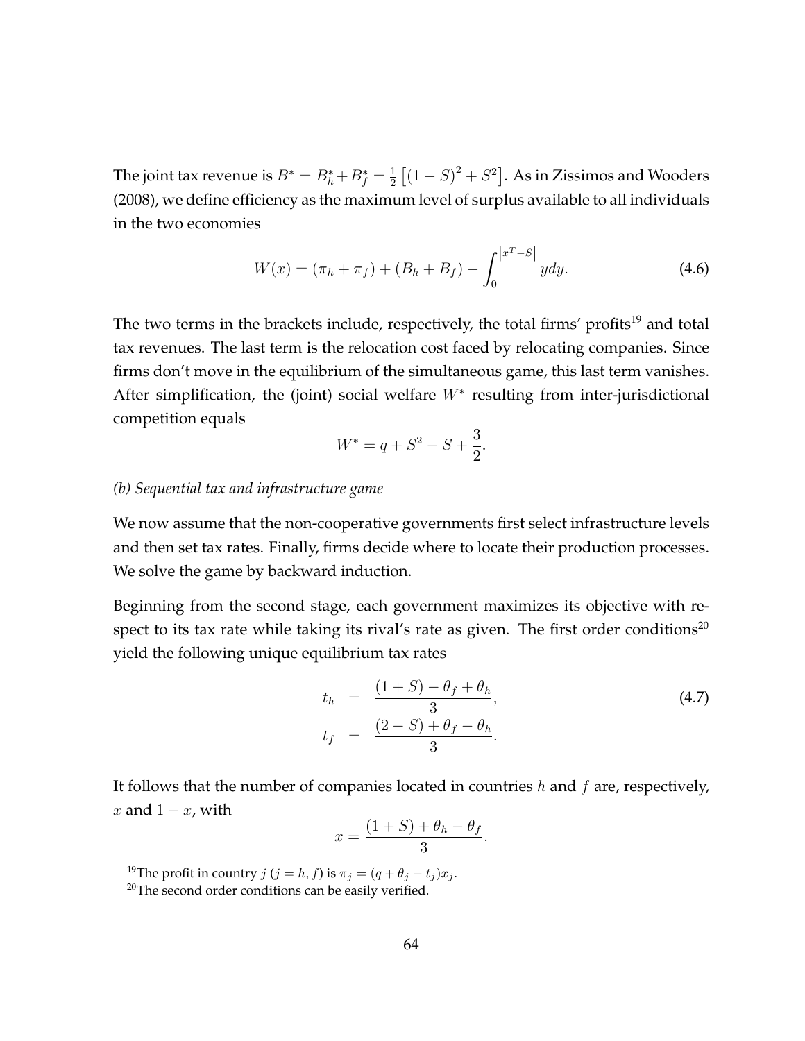The joint tax revenue is $B^* = B_h^* + B_f^* = \frac{1}{2}\left[(1-S)^2 + S^2\right]$. As in Zissimos and Wooders (2008), we define efficiency as the maximum level of surplus available to all individuals in the two economies

$$W(x) = (\pi_h + \pi_f) + (B_h + B_f) - \int_0^{\left|x^T - S\right|} y dy. \tag{4.6}$$

The two terms in the brackets include, respectively, the total firms' profits[19] and total tax revenues. The last term is the relocation cost faced by relocating companies. Since firms don't move in the equilibrium of the simultaneous game, this last term vanishes. After simplification, the (joint) social welfare $W^*$ resulting from inter-jurisdictional competition equals

$$W^* = q + S^2 - S + \frac{3}{2}.$$

*(b) Sequential tax and infrastructure game*

We now assume that the non-cooperative governments first select infrastructure levels and then set tax rates. Finally, firms decide where to locate their production processes. We solve the game by backward induction.

Beginning from the second stage, each government maximizes its objective with respect to its tax rate while taking its rival's rate as given. The first order conditions[20] yield the following unique equilibrium tax rates

$$\begin{aligned} t_h &= \frac{(1+S) - \theta_f + \theta_h}{3}, \\ t_f &= \frac{(2-S) + \theta_f - \theta_h}{3}. \end{aligned} \tag{4.7}$$

It follows that the number of companies located in countries $h$ and $f$ are, respectively, $x$ and $1-x$, with

$$x = \frac{(1+S) + \theta_h - \theta_f}{3}.$$

[19] The profit in country $j$ ($j = h, f$) is $\pi_j = (q + \theta_j - t_j)x_j$.

[20] The second order conditions can be easily verified.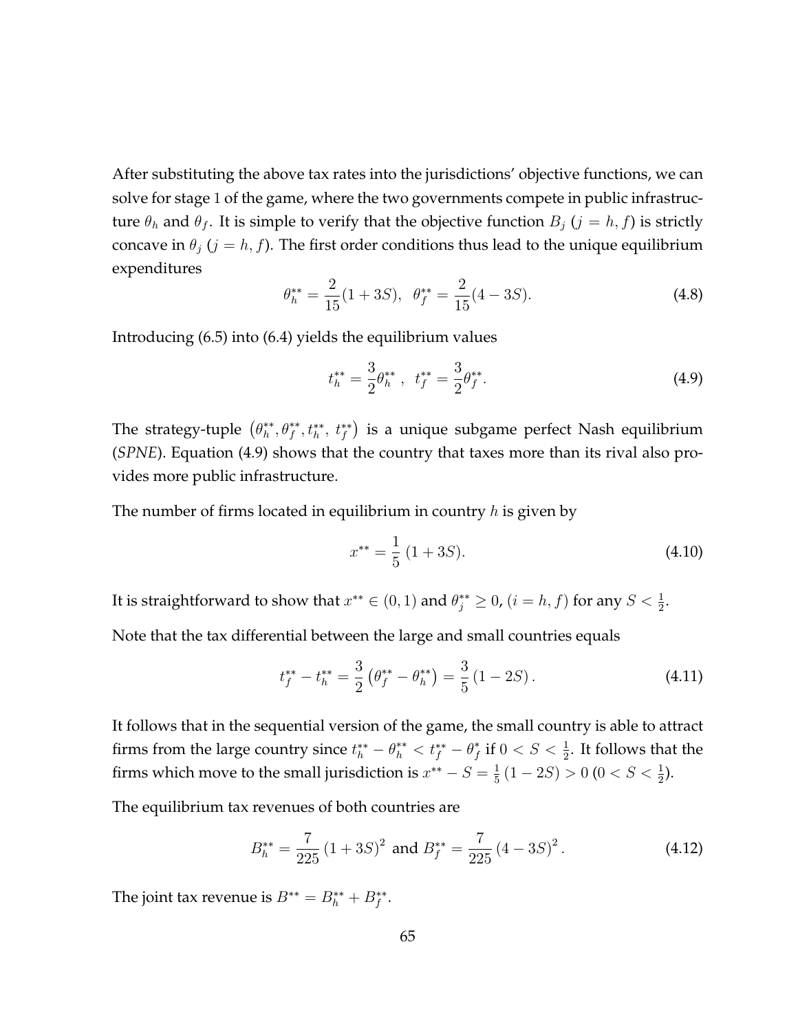After substituting the above tax rates into the jurisdictions' objective functions, we can solve for stage 1 of the game, where the two governments compete in public infrastructure $\theta_h$ and $\theta_f$. It is simple to verify that the objective function $B_j$ $(j = h, f)$ is strictly concave in $\theta_j$ $(j = h, f)$. The first order conditions thus lead to the unique equilibrium expenditures

$$\theta_h^{**} = \frac{2}{15}(1 + 3S), \quad \theta_f^{**} = \frac{2}{15}(4 - 3S). \tag{4.8}$$

Introducing (6.5) into (6.4) yields the equilibrium values

$$t_h^{**} = \frac{3}{2}\theta_h^{**}\ , \quad t_f^{**} = \frac{3}{2}\theta_f^{**}. \tag{4.9}$$

The strategy-tuple $\left(\theta_h^{**}, \theta_f^{**}, t_h^{**},\ t_f^{**}\right)$ is a unique subgame perfect Nash equilibrium (*SPNE*). Equation (4.9) shows that the country that taxes more than its rival also provides more public infrastructure.

The number of firms located in equilibrium in country $h$ is given by

$$x^{**} = \frac{1}{5}\left(1 + 3S\right). \tag{4.10}$$

It is straightforward to show that $x^{**} \in (0, 1)$ and $\theta_j^{**} \geq 0$, $(i = h, f)$ for any $S < \frac{1}{2}$.

Note that the tax differential between the large and small countries equals

$$t_f^{**} - t_h^{**} = \frac{3}{2}\left(\theta_f^{**} - \theta_h^{**}\right) = \frac{3}{5}\left(1 - 2S\right). \tag{4.11}$$

It follows that in the sequential version of the game, the small country is able to attract firms from the large country since $t_h^{**} - \theta_h^{**} < t_f^{**} - \theta_f^{*}$ if $0 < S < \frac{1}{2}$. It follows that the firms which move to the small jurisdiction is $x^{**} - S = \frac{1}{5}\left(1 - 2S\right) > 0$ $(0 < S < \frac{1}{2})$.

The equilibrium tax revenues of both countries are

$$B_h^{**} = \frac{7}{225}\left(1 + 3S\right)^2 \text{ and } B_f^{**} = \frac{7}{225}\left(4 - 3S\right)^2. \tag{4.12}$$

The joint tax revenue is $B^{**} = B_h^{**} + B_f^{**}$.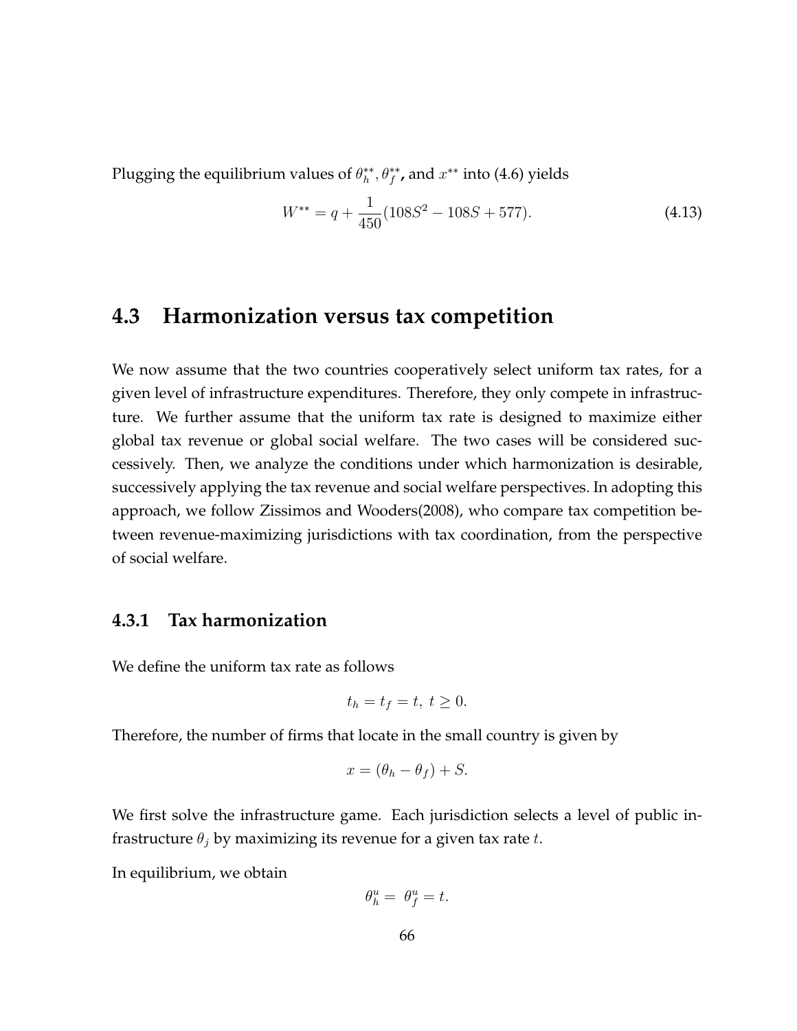Plugging the equilibrium values of $\theta_h^{**}, \theta_f^{**}$, and $x^{**}$ into (4.6) yields

$$W^{**} = q + \frac{1}{450}(108S^2 - 108S + 577). \tag{4.13}$$

## 4.3 Harmonization versus tax competition

We now assume that the two countries cooperatively select uniform tax rates, for a given level of infrastructure expenditures. Therefore, they only compete in infrastructure. We further assume that the uniform tax rate is designed to maximize either global tax revenue or global social welfare. The two cases will be considered successively. Then, we analyze the conditions under which harmonization is desirable, successively applying the tax revenue and social welfare perspectives. In adopting this approach, we follow Zissimos and Wooders(2008), who compare tax competition between revenue-maximizing jurisdictions with tax coordination, from the perspective of social welfare.

### 4.3.1 Tax harmonization

We define the uniform tax rate as follows

$$t_h = t_f = t, \ t \geq 0.$$

Therefore, the number of firms that locate in the small country is given by

$$x = (\theta_h - \theta_f) + S.$$

We first solve the infrastructure game. Each jurisdiction selects a level of public infrastructure $\theta_j$ by maximizing its revenue for a given tax rate $t$.

In equilibrium, we obtain

$$\theta_h^u = \theta_f^u = t.$$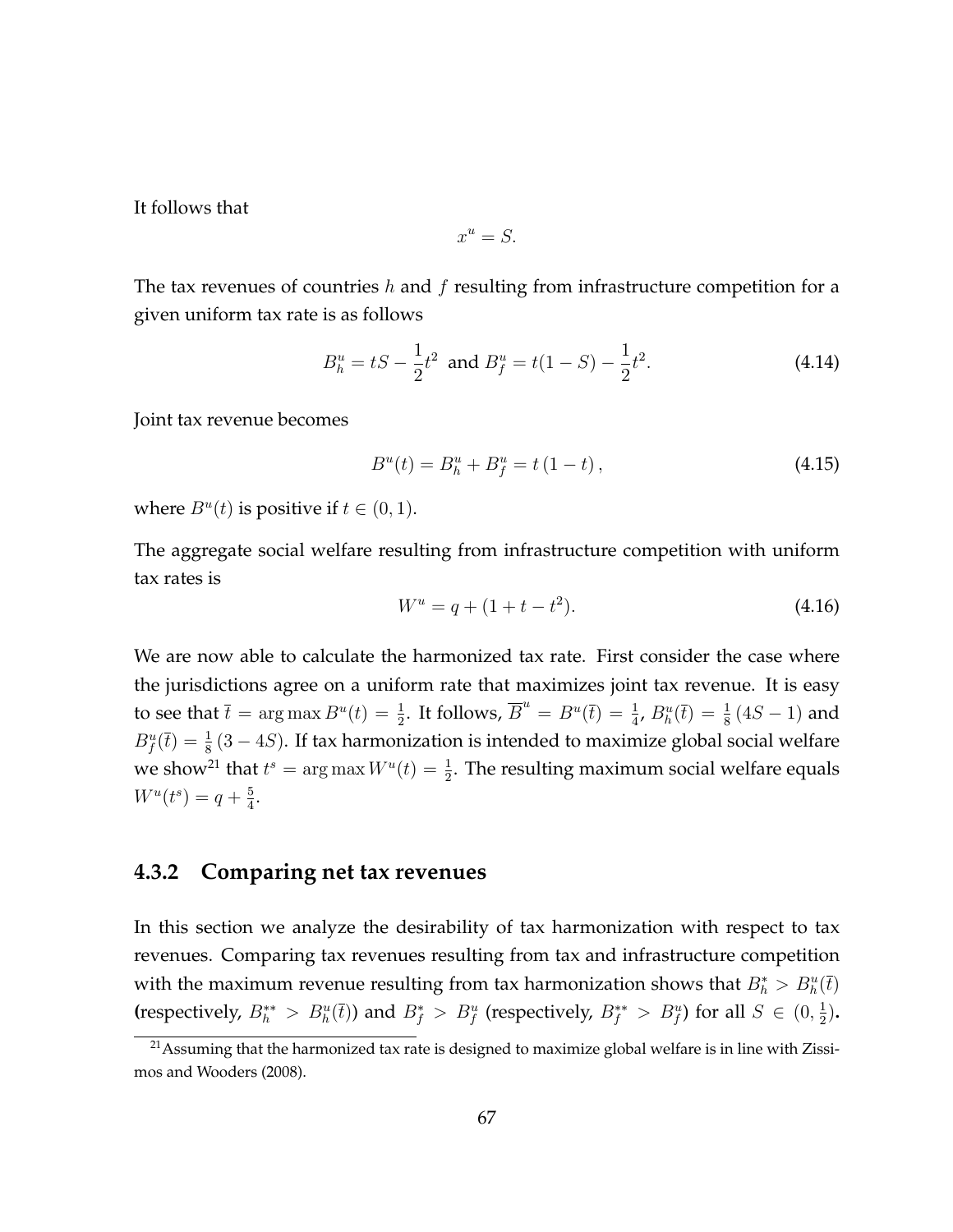It follows that

$$x^u = S.$$

The tax revenues of countries $h$ and $f$ resulting from infrastructure competition for a given uniform tax rate is as follows

$$B_h^u = tS - \frac{1}{2}t^2 \text{ and } B_f^u = t(1-S) - \frac{1}{2}t^2. \tag{4.14}$$

Joint tax revenue becomes

$$B^u(t) = B_h^u + B_f^u = t\,(1-t)\,, \tag{4.15}$$

where $B^u(t)$ is positive if $t \in (0, 1)$.

The aggregate social welfare resulting from infrastructure competition with uniform tax rates is

$$W^u = q + (1 + t - t^2). \tag{4.16}$$

We are now able to calculate the harmonized tax rate. First consider the case where the jurisdictions agree on a uniform rate that maximizes joint tax revenue. It is easy to see that $\bar{t} = \arg\max B^u(t) = \frac{1}{2}$. It follows, $\overline{B}^u = B^u(\bar{t}) = \frac{1}{4}$, $B_h^u(\bar{t}) = \frac{1}{8}(4S-1)$ and $B_f^u(\bar{t}) = \frac{1}{8}(3-4S)$. If tax harmonization is intended to maximize global social welfare we show[21] that $t^s = \arg\max W^u(t) = \frac{1}{2}$. The resulting maximum social welfare equals $W^u(t^s) = q + \frac{5}{4}$.

### 4.3.2 Comparing net tax revenues

In this section we analyze the desirability of tax harmonization with respect to tax revenues. Comparing tax revenues resulting from tax and infrastructure competition with the maximum revenue resulting from tax harmonization shows that $B_h^* > B_h^u(\bar{t})$ **(**respectively, $B_h^{**} > B_h^u(\bar{t})$) and $B_f^* > B_f^u$ (respectively, $B_f^{**} > B_f^u$) for all $S \in (0, \frac{1}{2})$**.**

[21] Assuming that the harmonized tax rate is designed to maximize global welfare is in line with Zissimos and Wooders (2008).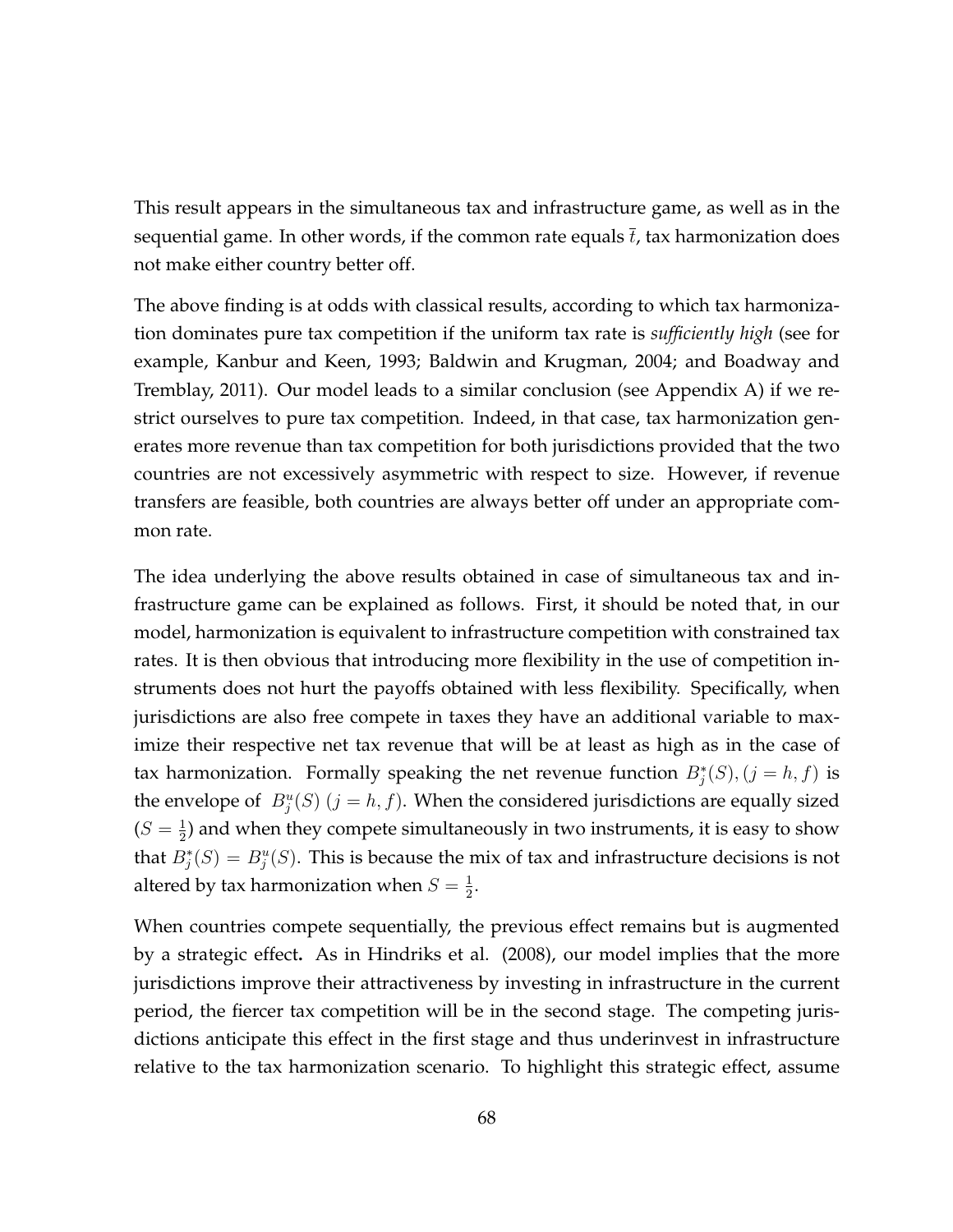This result appears in the simultaneous tax and infrastructure game, as well as in the sequential game. In other words, if the common rate equals $\bar{t}$, tax harmonization does not make either country better off.

The above finding is at odds with classical results, according to which tax harmonization dominates pure tax competition if the uniform tax rate is *sufficiently high* (see for example, Kanbur and Keen, 1993; Baldwin and Krugman, 2004; and Boadway and Tremblay, 2011). Our model leads to a similar conclusion (see Appendix A) if we restrict ourselves to pure tax competition. Indeed, in that case, tax harmonization generates more revenue than tax competition for both jurisdictions provided that the two countries are not excessively asymmetric with respect to size. However, if revenue transfers are feasible, both countries are always better off under an appropriate common rate.

The idea underlying the above results obtained in case of simultaneous tax and infrastructure game can be explained as follows. First, it should be noted that, in our model, harmonization is equivalent to infrastructure competition with constrained tax rates. It is then obvious that introducing more flexibility in the use of competition instruments does not hurt the payoffs obtained with less flexibility. Specifically, when jurisdictions are also free compete in taxes they have an additional variable to maximize their respective net tax revenue that will be at least as high as in the case of tax harmonization. Formally speaking the net revenue function $B_j^*(S), (j = h, f)$ is the envelope of $B_j^u(S)$ $(j = h, f)$. When the considered jurisdictions are equally sized $(S = \frac{1}{2})$ and when they compete simultaneously in two instruments, it is easy to show that $B_j^*(S) = B_j^u(S)$. This is because the mix of tax and infrastructure decisions is not altered by tax harmonization when $S = \frac{1}{2}$.

When countries compete sequentially, the previous effect remains but is augmented by a strategic effect**.** As in Hindriks et al. (2008), our model implies that the more jurisdictions improve their attractiveness by investing in infrastructure in the current period, the fiercer tax competition will be in the second stage. The competing jurisdictions anticipate this effect in the first stage and thus underinvest in infrastructure relative to the tax harmonization scenario. To highlight this strategic effect, assume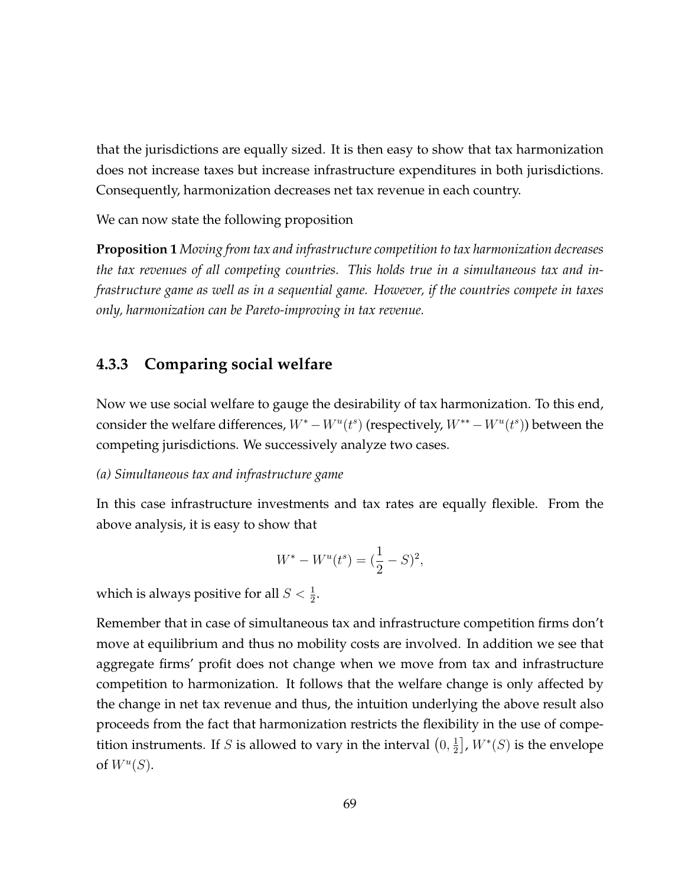that the jurisdictions are equally sized. It is then easy to show that tax harmonization does not increase taxes but increase infrastructure expenditures in both jurisdictions. Consequently, harmonization decreases net tax revenue in each country.

We can now state the following proposition

**Proposition 1** *Moving from tax and infrastructure competition to tax harmonization decreases the tax revenues of all competing countries. This holds true in a simultaneous tax and infrastructure game as well as in a sequential game. However, if the countries compete in taxes only, harmonization can be Pareto-improving in tax revenue.*

### 4.3.3 Comparing social welfare

Now we use social welfare to gauge the desirability of tax harmonization. To this end, consider the welfare differences, $W^* - W^u(t^s)$ (respectively, $W^{**} - W^u(t^s)$) between the competing jurisdictions. We successively analyze two cases.

*(a) Simultaneous tax and infrastructure game*

In this case infrastructure investments and tax rates are equally flexible. From the above analysis, it is easy to show that

$$W^* - W^u(t^s) = (\frac{1}{2} - S)^2,$$

which is always positive for all $S < \frac{1}{2}$.

Remember that in case of simultaneous tax and infrastructure competition firms don't move at equilibrium and thus no mobility costs are involved. In addition we see that aggregate firms' profit does not change when we move from tax and infrastructure competition to harmonization. It follows that the welfare change is only affected by the change in net tax revenue and thus, the intuition underlying the above result also proceeds from the fact that harmonization restricts the flexibility in the use of competition instruments. If $S$ is allowed to vary in the interval $\left(0, \frac{1}{2}\right]$, $W^*(S)$ is the envelope of $W^u(S)$.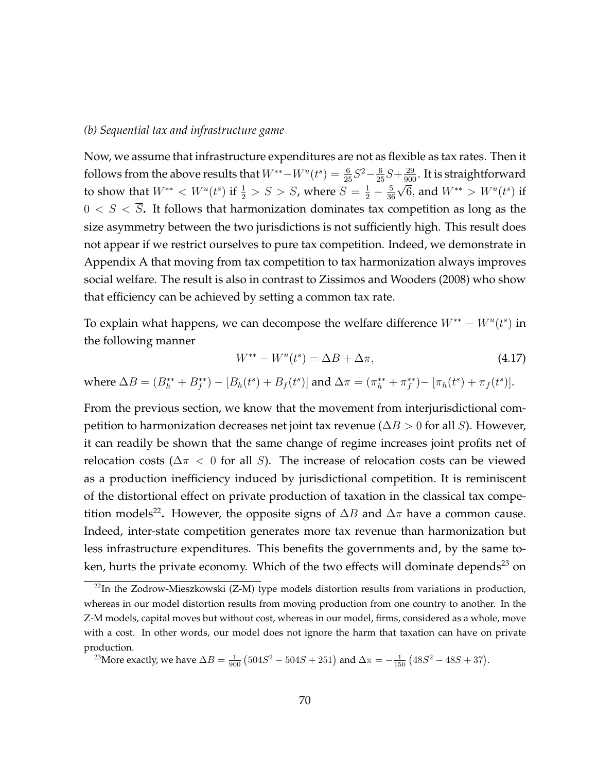*(b) Sequential tax and infrastructure game*

Now, we assume that infrastructure expenditures are not as flexible as tax rates. Then it follows from the above results that $W^{**} - W^u(t^s) = \frac{6}{25}S^2 - \frac{6}{25}S + \frac{29}{900}$. It is straightforward to show that $W^{**} < W^u(t^s)$ if $\frac{1}{2} > S > \overline{S}$, where $\overline{S} = \frac{1}{2} - \frac{5}{36}\sqrt{6}$, and $W^{**} > W^u(t^s)$ if $0 < S < \overline{S}$**.** It follows that harmonization dominates tax competition as long as the size asymmetry between the two jurisdictions is not sufficiently high. This result does not appear if we restrict ourselves to pure tax competition. Indeed, we demonstrate in Appendix A that moving from tax competition to tax harmonization always improves social welfare. The result is also in contrast to Zissimos and Wooders (2008) who show that efficiency can be achieved by setting a common tax rate.

To explain what happens, we can decompose the welfare difference $W^{**} - W^u(t^s)$ in the following manner

$$W^{**} - W^u(t^s) = \Delta B + \Delta \pi, \tag{4.17}$$

where $\Delta B = (B_h^{**} + B_f^{**}) - [B_h(t^s) + B_f(t^s)]$ and $\Delta \pi = (\pi_h^{**} + \pi_f^{**}) - [\pi_h(t^s) + \pi_f(t^s)]$.

From the previous section, we know that the movement from interjurisdictional competition to harmonization decreases net joint tax revenue ($\Delta B > 0$ for all $S$). However, it can readily be shown that the same change of regime increases joint profits net of relocation costs ($\Delta \pi < 0$ for all $S$). The increase of relocation costs can be viewed as a production inefficiency induced by jurisdictional competition. It is reminiscent of the distortional effect on private production of taxation in the classical tax competition models[22]**.** However, the opposite signs of $\Delta B$ and $\Delta \pi$ have a common cause. Indeed, inter-state competition generates more tax revenue than harmonization but less infrastructure expenditures. This benefits the governments and, by the same token, hurts the private economy. Which of the two effects will dominate depends[23] on

[22]In the Zodrow-Mieszkowski (Z-M) type models distortion results from variations in production, whereas in our model distortion results from moving production from one country to another. In the Z-M models, capital moves but without cost, whereas in our model, firms, considered as a whole, move with a cost. In other words, our model does not ignore the harm that taxation can have on private production.

[23]More exactly, we have $\Delta B = \frac{1}{900}\left(504S^2 - 504S + 251\right)$ and $\Delta \pi = -\frac{1}{150}\left(48S^2 - 48S + 37\right)$.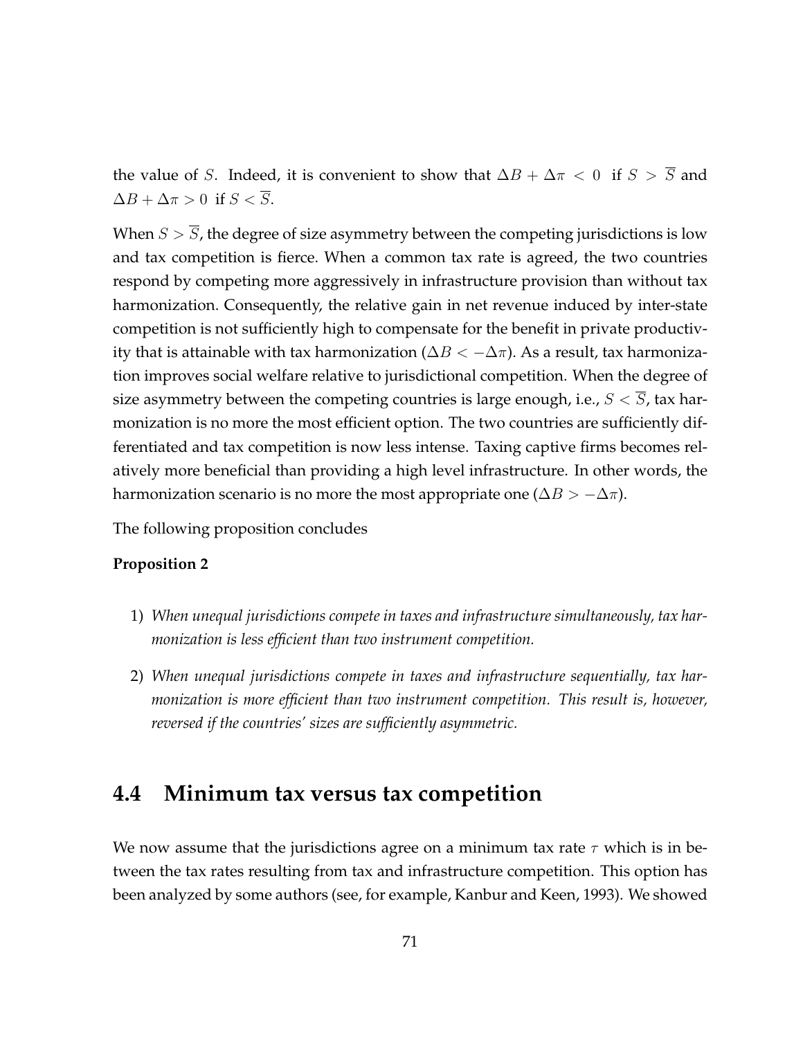the value of $S$. Indeed, it is convenient to show that $\Delta B + \Delta\pi < 0$ if $S > \overline{S}$ and $\Delta B + \Delta\pi > 0$ if $S < \overline{S}$.

When $S > \overline{S}$, the degree of size asymmetry between the competing jurisdictions is low and tax competition is fierce. When a common tax rate is agreed, the two countries respond by competing more aggressively in infrastructure provision than without tax harmonization. Consequently, the relative gain in net revenue induced by inter-state competition is not sufficiently high to compensate for the benefit in private productivity that is attainable with tax harmonization ($\Delta B < -\Delta\pi$). As a result, tax harmonization improves social welfare relative to jurisdictional competition. When the degree of size asymmetry between the competing countries is large enough, i.e., $S < \overline{S}$, tax harmonization is no more the most efficient option. The two countries are sufficiently differentiated and tax competition is now less intense. Taxing captive firms becomes relatively more beneficial than providing a high level infrastructure. In other words, the harmonization scenario is no more the most appropriate one ($\Delta B > -\Delta\pi$).

The following proposition concludes

**Proposition 2**

1) *When unequal jurisdictions compete in taxes and infrastructure simultaneously, tax harmonization is less efficient than two instrument competition.*

2) *When unequal jurisdictions compete in taxes and infrastructure sequentially, tax harmonization is more efficient than two instrument competition. This result is, however, reversed if the countries' sizes are sufficiently asymmetric.*

## 4.4 Minimum tax versus tax competition

We now assume that the jurisdictions agree on a minimum tax rate $\tau$ which is in between the tax rates resulting from tax and infrastructure competition. This option has been analyzed by some authors (see, for example, Kanbur and Keen, 1993). We showed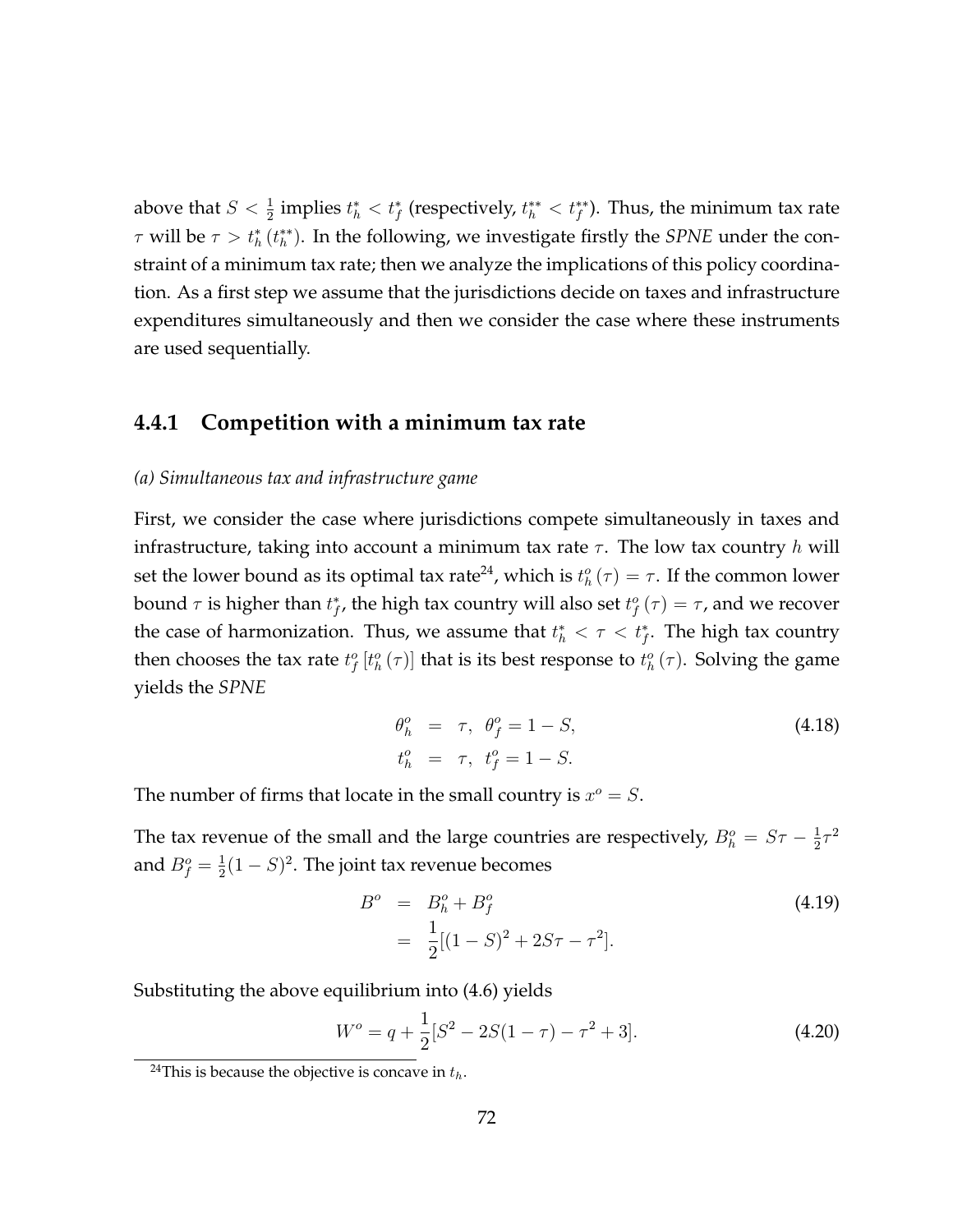above that $S < \frac{1}{2}$ implies $t_h^* < t_f^*$ (respectively, $t_h^{**} < t_f^{**}$). Thus, the minimum tax rate $\tau$ will be $\tau > t_h^* \, (t_h^{**})$. In the following, we investigate firstly the *SPNE* under the constraint of a minimum tax rate; then we analyze the implications of this policy coordination. As a first step we assume that the jurisdictions decide on taxes and infrastructure expenditures simultaneously and then we consider the case where these instruments are used sequentially.

### 4.4.1 Competition with a minimum tax rate

*(a) Simultaneous tax and infrastructure game*

First, we consider the case where jurisdictions compete simultaneously in taxes and infrastructure, taking into account a minimum tax rate $\tau$. The low tax country $h$ will set the lower bound as its optimal tax rate[24], which is $t_h^o(\tau) = \tau$. If the common lower bound $\tau$ is higher than $t_f^*$, the high tax country will also set $t_f^o(\tau) = \tau$, and we recover the case of harmonization. Thus, we assume that $t_h^* < \tau < t_f^*$. The high tax country then chooses the tax rate $t_f^o[t_h^o(\tau)]$ that is its best response to $t_h^o(\tau)$. Solving the game yields the *SPNE*

$$
\begin{aligned}
\theta_h^o &= \tau, \;\; \theta_f^o = 1 - S, \\
t_h^o &= \tau, \;\; t_f^o = 1 - S.
\end{aligned}
\tag{4.18}
$$

The number of firms that locate in the small country is $x^o = S$.

The tax revenue of the small and the large countries are respectively, $B_h^o = S\tau - \frac{1}{2}\tau^2$ and $B_f^o = \frac{1}{2}(1-S)^2$. The joint tax revenue becomes

$$
\begin{aligned}
B^o &= B_h^o + B_f^o \\
&= \frac{1}{2}[(1-S)^2 + 2S\tau - \tau^2].
\end{aligned}
\tag{4.19}
$$

Substituting the above equilibrium into (4.6) yields

$$
W^o = q + \frac{1}{2}[S^2 - 2S(1-\tau) - \tau^2 + 3]. \tag{4.20}
$$

[24] This is because the objective is concave in $t_h$.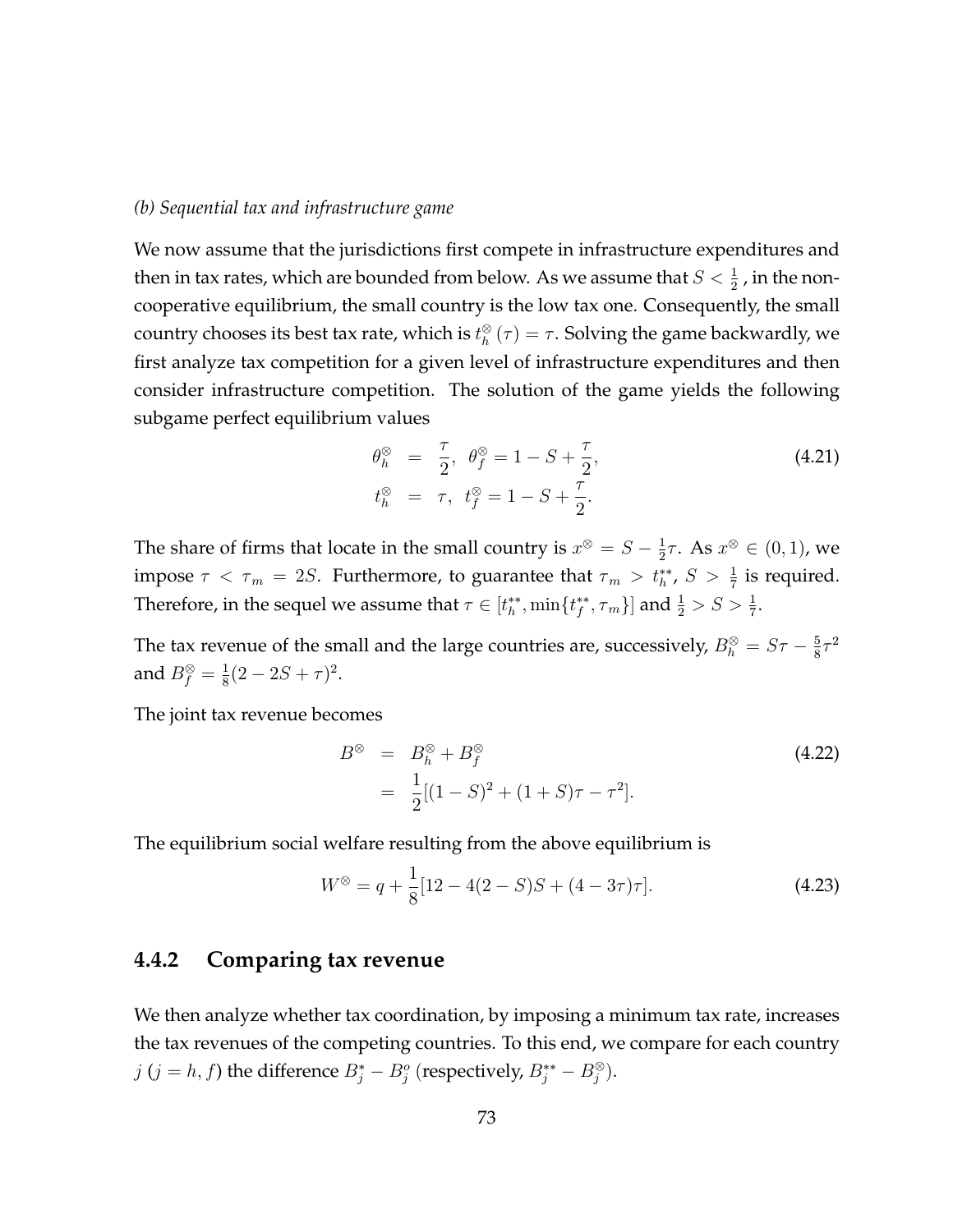*(b) Sequential tax and infrastructure game*

We now assume that the jurisdictions first compete in infrastructure expenditures and then in tax rates, which are bounded from below. As we assume that $S < \frac{1}{2}$ , in the non-cooperative equilibrium, the small country is the low tax one. Consequently, the small country chooses its best tax rate, which is $t_h^{\otimes}(\tau) = \tau$. Solving the game backwardly, we first analyze tax competition for a given level of infrastructure expenditures and then consider infrastructure competition. The solution of the game yields the following subgame perfect equilibrium values

$$
\begin{aligned}
\theta_h^{\otimes} &= \frac{\tau}{2}, \ \ \theta_f^{\otimes} = 1 - S + \frac{\tau}{2}, \\
t_h^{\otimes} &= \tau, \ \ t_f^{\otimes} = 1 - S + \frac{\tau}{2}.
\end{aligned}
\tag{4.21}
$$

The share of firms that locate in the small country is $x^{\otimes} = S - \frac{1}{2}\tau$. As $x^{\otimes} \in (0, 1)$, we impose $\tau < \tau_m = 2S$. Furthermore, to guarantee that $\tau_m > t_h^{**}$, $S > \frac{1}{7}$ is required. Therefore, in the sequel we assume that $\tau \in [t_h^{**}, \min\{t_f^{**}, \tau_m\}]$ and $\frac{1}{2} > S > \frac{1}{7}$.

The tax revenue of the small and the large countries are, successively, $B_h^{\otimes} = S\tau - \frac{5}{8}\tau^2$ and $B_f^{\otimes} = \frac{1}{8}(2 - 2S + \tau)^2$.

The joint tax revenue becomes

$$
\begin{aligned}
B^{\otimes} &= B_h^{\otimes} + B_f^{\otimes} \\
&= \frac{1}{2}[(1 - S)^2 + (1 + S)\tau - \tau^2].
\end{aligned}
\tag{4.22}
$$

The equilibrium social welfare resulting from the above equilibrium is

$$
W^{\otimes} = q + \frac{1}{8}[12 - 4(2 - S)S + (4 - 3\tau)\tau]. \tag{4.23}
$$

### 4.4.2 Comparing tax revenue

We then analyze whether tax coordination, by imposing a minimum tax rate, increases the tax revenues of the competing countries. To this end, we compare for each country $j$ ($j = h, f$) the difference $B_j^* - B_j^o$ (respectively, $B_j^{**} - B_j^{\otimes}$).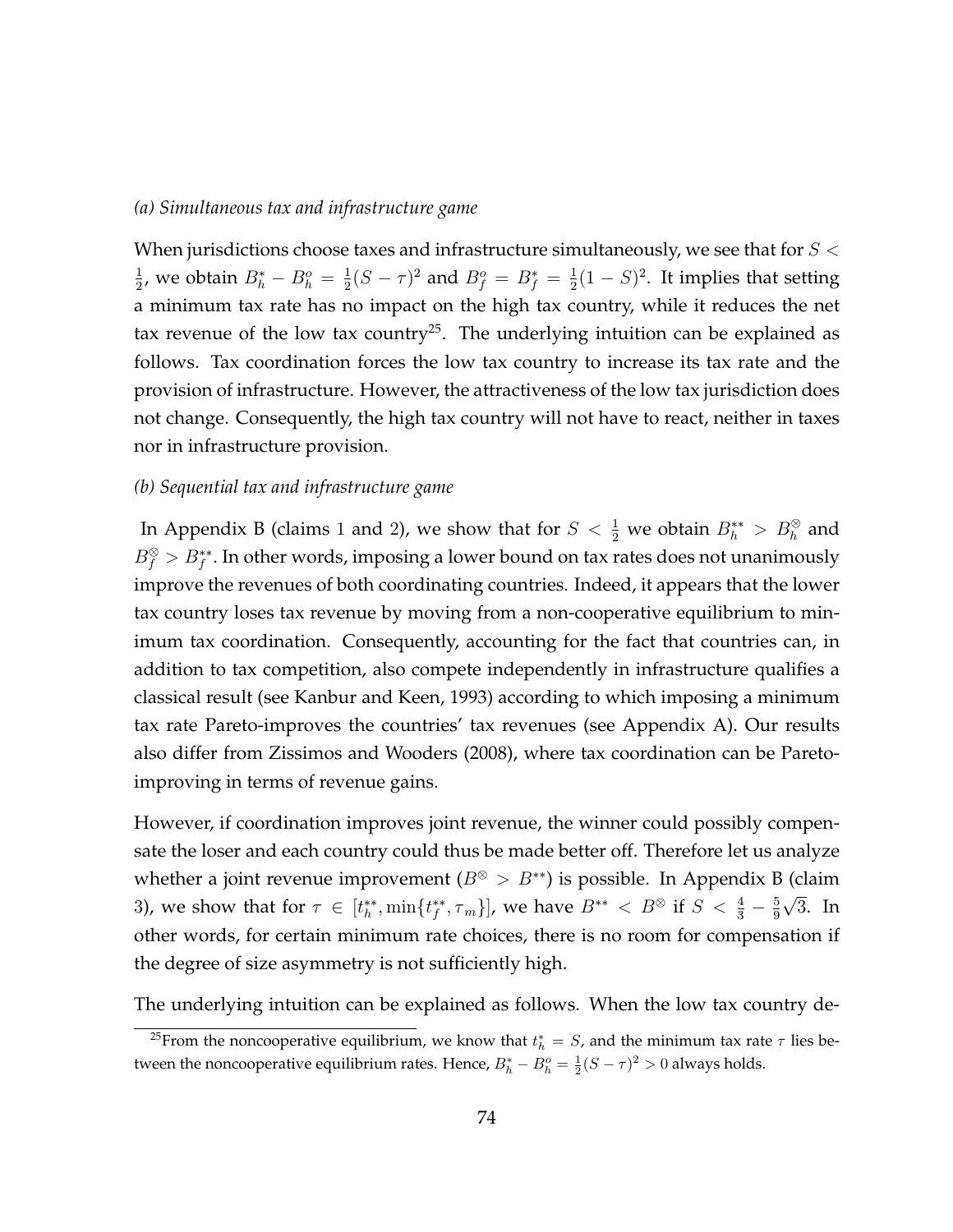*(a) Simultaneous tax and infrastructure game*

When jurisdictions choose taxes and infrastructure simultaneously, we see that for $S < \frac{1}{2}$, we obtain $B_h^* - B_h^o = \frac{1}{2}(S - \tau)^2$ and $B_f^o = B_f^* = \frac{1}{2}(1 - S)^2$. It implies that setting a minimum tax rate has no impact on the high tax country, while it reduces the net tax revenue of the low tax country[25]. The underlying intuition can be explained as follows. Tax coordination forces the low tax country to increase its tax rate and the provision of infrastructure. However, the attractiveness of the low tax jurisdiction does not change. Consequently, the high tax country will not have to react, neither in taxes nor in infrastructure provision.

*(b) Sequential tax and infrastructure game*

In Appendix B (claims 1 and 2), we show that for $S < \frac{1}{2}$ we obtain $B_h^{**} > B_h^{\otimes}$ and $B_f^{\otimes} > B_f^{**}$. In other words, imposing a lower bound on tax rates does not unanimously improve the revenues of both coordinating countries. Indeed, it appears that the lower tax country loses tax revenue by moving from a non-cooperative equilibrium to minimum tax coordination. Consequently, accounting for the fact that countries can, in addition to tax competition, also compete independently in infrastructure qualifies a classical result (see Kanbur and Keen, 1993) according to which imposing a minimum tax rate Pareto-improves the countries' tax revenues (see Appendix A). Our results also differ from Zissimos and Wooders (2008), where tax coordination can be Pareto-improving in terms of revenue gains.

However, if coordination improves joint revenue, the winner could possibly compensate the loser and each country could thus be made better off. Therefore let us analyze whether a joint revenue improvement ($B^{\otimes} > B^{**}$) is possible. In Appendix B (claim 3), we show that for $\tau \in [t_h^{**}, \min\{t_f^{**}, \tau_m\}]$, we have $B^{**} < B^{\otimes}$ if $S < \frac{4}{3} - \frac{5}{9}\sqrt{3}$. In other words, for certain minimum rate choices, there is no room for compensation if the degree of size asymmetry is not sufficiently high.

The underlying intuition can be explained as follows. When the low tax country de-

[25] From the noncooperative equilibrium, we know that $t_h^* = S$, and the minimum tax rate $\tau$ lies between the noncooperative equilibrium rates. Hence, $B_h^* - B_h^o = \frac{1}{2}(S - \tau)^2 > 0$ always holds.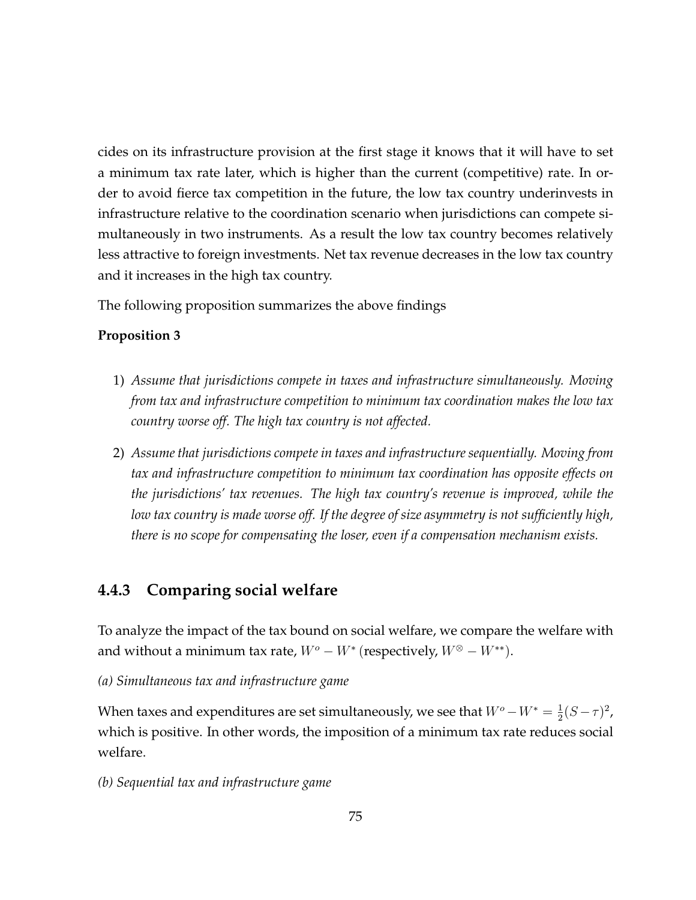cides on its infrastructure provision at the first stage it knows that it will have to set a minimum tax rate later, which is higher than the current (competitive) rate. In order to avoid fierce tax competition in the future, the low tax country underinvests in infrastructure relative to the coordination scenario when jurisdictions can compete simultaneously in two instruments. As a result the low tax country becomes relatively less attractive to foreign investments. Net tax revenue decreases in the low tax country and it increases in the high tax country.

The following proposition summarizes the above findings

**Proposition 3**

1) *Assume that jurisdictions compete in taxes and infrastructure simultaneously. Moving from tax and infrastructure competition to minimum tax coordination makes the low tax country worse off. The high tax country is not affected.*

2) *Assume that jurisdictions compete in taxes and infrastructure sequentially. Moving from tax and infrastructure competition to minimum tax coordination has opposite effects on the jurisdictions' tax revenues. The high tax country's revenue is improved, while the low tax country is made worse off. If the degree of size asymmetry is not sufficiently high, there is no scope for compensating the loser, even if a compensation mechanism exists.*

### 4.4.3 Comparing social welfare

To analyze the impact of the tax bound on social welfare, we compare the welfare with and without a minimum tax rate, $W^o - W^*$ (respectively, $W^{\otimes} - W^{**}$).

*(a) Simultaneous tax and infrastructure game*

When taxes and expenditures are set simultaneously, we see that $W^o - W^* = \frac{1}{2}(S - \tau)^2$, which is positive. In other words, the imposition of a minimum tax rate reduces social welfare.

*(b) Sequential tax and infrastructure game*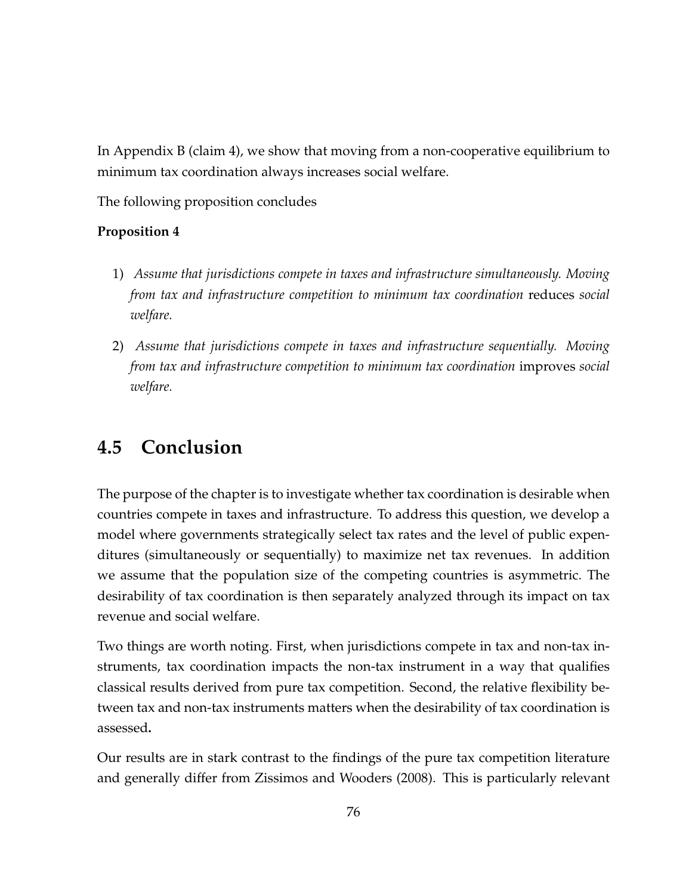In Appendix B (claim 4), we show that moving from a non-cooperative equilibrium to minimum tax coordination always increases social welfare.

The following proposition concludes

**Proposition 4**

1) *Assume that jurisdictions compete in taxes and infrastructure simultaneously. Moving from tax and infrastructure competition to minimum tax coordination* reduces *social welfare.*

2) *Assume that jurisdictions compete in taxes and infrastructure sequentially. Moving from tax and infrastructure competition to minimum tax coordination* improves *social welfare.*

## 4.5 Conclusion

The purpose of the chapter is to investigate whether tax coordination is desirable when countries compete in taxes and infrastructure. To address this question, we develop a model where governments strategically select tax rates and the level of public expenditures (simultaneously or sequentially) to maximize net tax revenues. In addition we assume that the population size of the competing countries is asymmetric. The desirability of tax coordination is then separately analyzed through its impact on tax revenue and social welfare.

Two things are worth noting. First, when jurisdictions compete in tax and non-tax instruments, tax coordination impacts the non-tax instrument in a way that qualifies classical results derived from pure tax competition. Second, the relative flexibility between tax and non-tax instruments matters when the desirability of tax coordination is assessed**.**

Our results are in stark contrast to the findings of the pure tax competition literature and generally differ from Zissimos and Wooders (2008). This is particularly relevant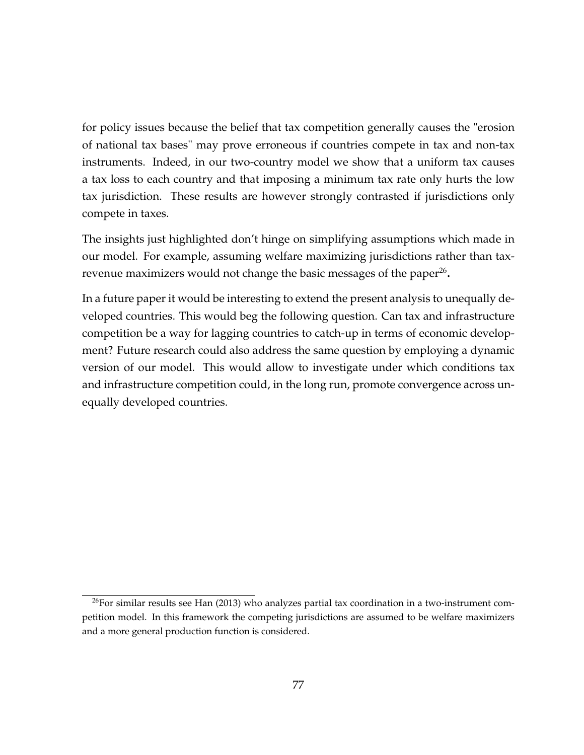for policy issues because the belief that tax competition generally causes the "erosion of national tax bases" may prove erroneous if countries compete in tax and non-tax instruments. Indeed, in our two-country model we show that a uniform tax causes a tax loss to each country and that imposing a minimum tax rate only hurts the low tax jurisdiction. These results are however strongly contrasted if jurisdictions only compete in taxes.

The insights just highlighted don't hinge on simplifying assumptions which made in our model. For example, assuming welfare maximizing jurisdictions rather than tax-revenue maximizers would not change the basic messages of the paper[26].

In a future paper it would be interesting to extend the present analysis to unequally developed countries. This would beg the following question. Can tax and infrastructure competition be a way for lagging countries to catch-up in terms of economic development? Future research could also address the same question by employing a dynamic version of our model. This would allow to investigate under which conditions tax and infrastructure competition could, in the long run, promote convergence across unequally developed countries.

[26] For similar results see Han (2013) who analyzes partial tax coordination in a two-instrument competition model. In this framework the competing jurisdictions are assumed to be welfare maximizers and a more general production function is considered.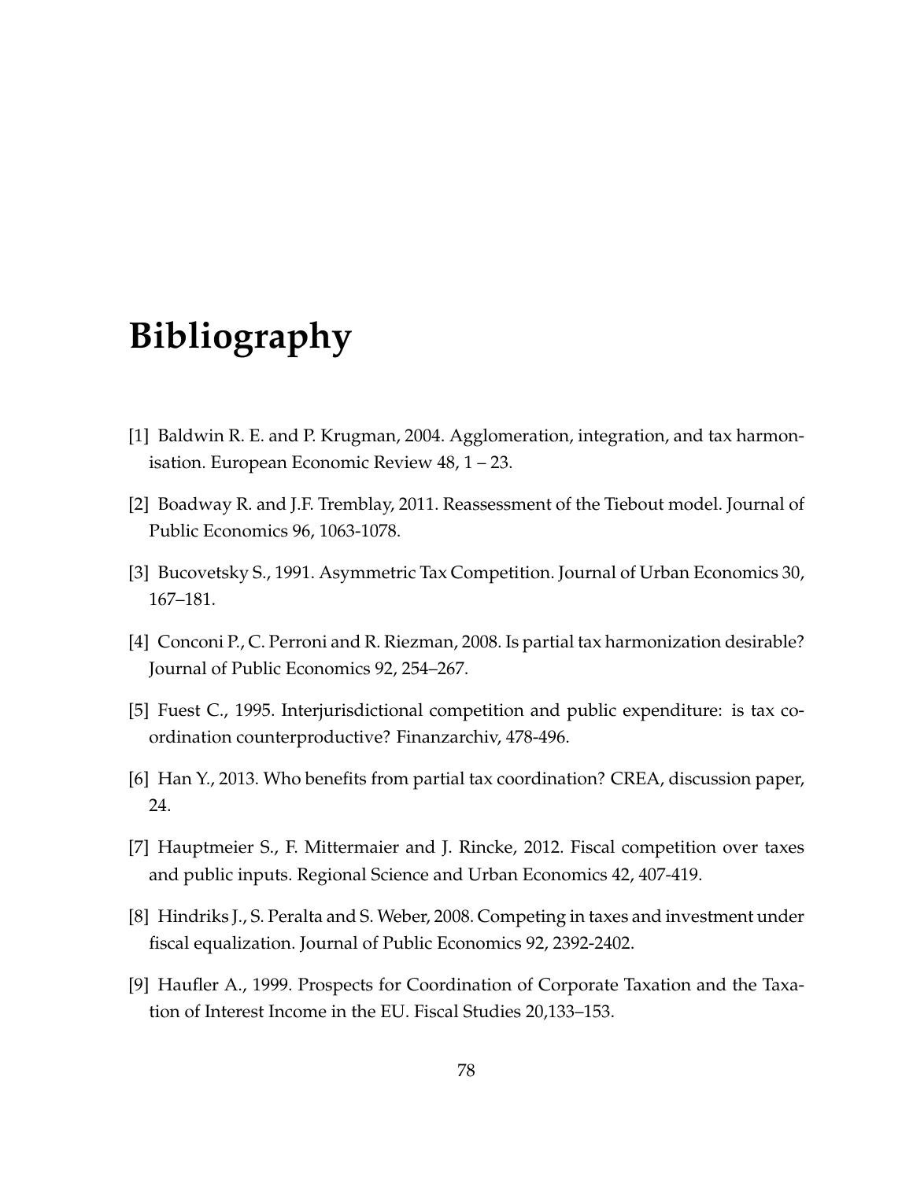# Bibliography

[1] Baldwin R. E. and P. Krugman, 2004. Agglomeration, integration, and tax harmonisation. European Economic Review 48, 1 – 23.

[2] Boadway R. and J.F. Tremblay, 2011. Reassessment of the Tiebout model. Journal of Public Economics 96, 1063-1078.

[3] Bucovetsky S., 1991. Asymmetric Tax Competition. Journal of Urban Economics 30, 167–181.

[4] Conconi P., C. Perroni and R. Riezman, 2008. Is partial tax harmonization desirable? Journal of Public Economics 92, 254–267.

[5] Fuest C., 1995. Interjurisdictional competition and public expenditure: is tax coordination counterproductive? Finanzarchiv, 478-496.

[6] Han Y., 2013. Who benefits from partial tax coordination? CREA, discussion paper, 24.

[7] Hauptmeier S., F. Mittermaier and J. Rincke, 2012. Fiscal competition over taxes and public inputs. Regional Science and Urban Economics 42, 407-419.

[8] Hindriks J., S. Peralta and S. Weber, 2008. Competing in taxes and investment under fiscal equalization. Journal of Public Economics 92, 2392-2402.

[9] Haufler A., 1999. Prospects for Coordination of Corporate Taxation and the Taxation of Interest Income in the EU. Fiscal Studies 20,133–153.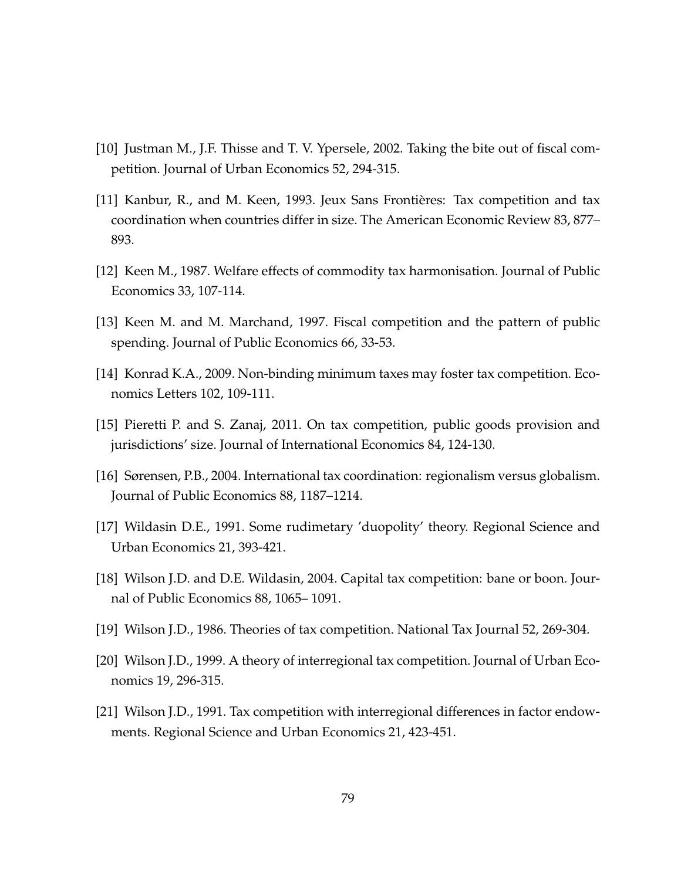[10] Justman M., J.F. Thisse and T. V. Ypersele, 2002. Taking the bite out of fiscal competition. Journal of Urban Economics 52, 294-315.

[11] Kanbur, R., and M. Keen, 1993. Jeux Sans Frontières: Tax competition and tax coordination when countries differ in size. The American Economic Review 83, 877–893.

[12] Keen M., 1987. Welfare effects of commodity tax harmonisation. Journal of Public Economics 33, 107-114.

[13] Keen M. and M. Marchand, 1997. Fiscal competition and the pattern of public spending. Journal of Public Economics 66, 33-53.

[14] Konrad K.A., 2009. Non-binding minimum taxes may foster tax competition. Economics Letters 102, 109-111.

[15] Pieretti P. and S. Zanaj, 2011. On tax competition, public goods provision and jurisdictions' size. Journal of International Economics 84, 124-130.

[16] Sørensen, P.B., 2004. International tax coordination: regionalism versus globalism. Journal of Public Economics 88, 1187–1214.

[17] Wildasin D.E., 1991. Some rudimetary 'duopolity' theory. Regional Science and Urban Economics 21, 393-421.

[18] Wilson J.D. and D.E. Wildasin, 2004. Capital tax competition: bane or boon. Journal of Public Economics 88, 1065– 1091.

[19] Wilson J.D., 1986. Theories of tax competition. National Tax Journal 52, 269-304.

[20] Wilson J.D., 1999. A theory of interregional tax competition. Journal of Urban Economics 19, 296-315.

[21] Wilson J.D., 1991. Tax competition with interregional differences in factor endowments. Regional Science and Urban Economics 21, 423-451.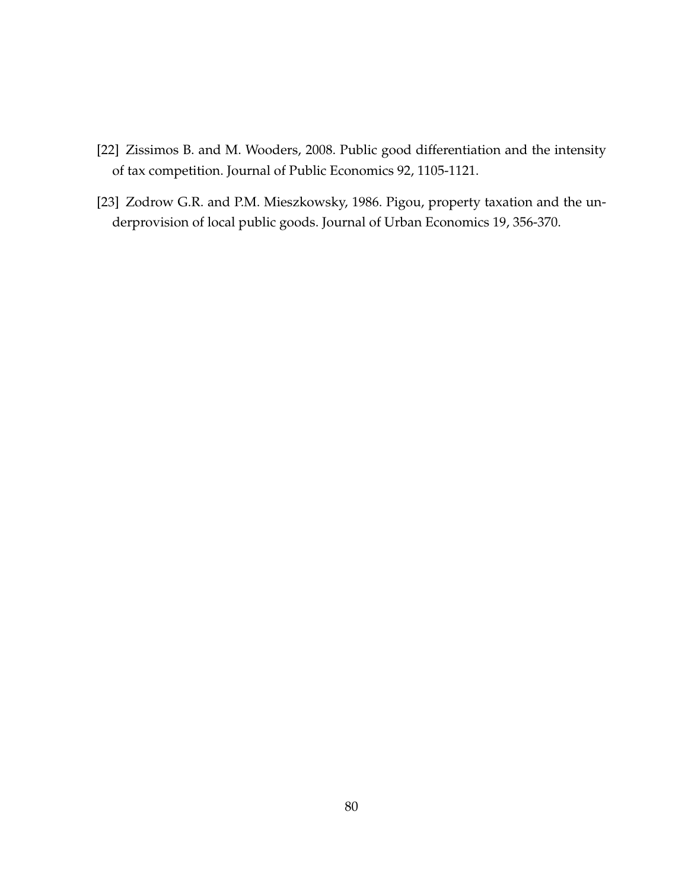[22] Zissimos B. and M. Wooders, 2008. Public good differentiation and the intensity of tax competition. Journal of Public Economics 92, 1105-1121.

[23] Zodrow G.R. and P.M. Mieszkowsky, 1986. Pigou, property taxation and the underprovision of local public goods. Journal of Urban Economics 19, 356-370.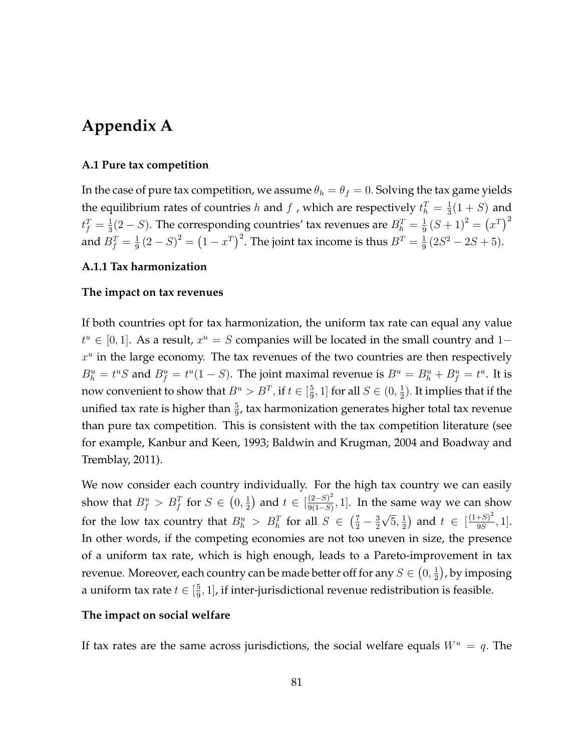# Appendix A

### A.1 Pure tax competition

In the case of pure tax competition, we assume $\theta_h = \theta_f = 0$. Solving the tax game yields the equilibrium rates of countries $h$ and $f$ , which are respectively $t_h^T = \frac{1}{3}(1+S)$ and $t_f^T = \frac{1}{3}(2-S)$. The corresponding countries' tax revenues are $B_h^T = \frac{1}{9}(S+1)^2 = \left(x^T\right)^2$ and $B_f^T = \frac{1}{9}(2-S)^2 = \left(1-x^T\right)^2$. The joint tax income is thus $B^T = \frac{1}{9}(2S^2 - 2S + 5)$.

#### A.1.1 Tax harmonization

**The impact on tax revenues**

If both countries opt for tax harmonization, the uniform tax rate can equal any value $t^u \in [0,1]$. As a result, $x^u = S$ companies will be located in the small country and $1-x^u$ in the large economy. The tax revenues of the two countries are then respectively $B_h^u = t^u S$ and $B_f^u = t^u(1-S)$. The joint maximal revenue is $B^u = B_h^u + B_f^u = t^u$. It is now convenient to show that $B^u > B^T$, if $t \in [\frac{5}{9}, 1]$ for all $S \in (0, \frac{1}{2})$. It implies that if the unified tax rate is higher than $\frac{5}{9}$, tax harmonization generates higher total tax revenue than pure tax competition. This is consistent with the tax competition literature (see for example, Kanbur and Keen, 1993; Baldwin and Krugman, 2004 and Boadway and Tremblay, 2011).

We now consider each country individually. For the high tax country we can easily show that $B_f^u > B_f^T$ for $S \in \left(0, \frac{1}{2}\right)$ and $t \in [\frac{(2-S)^2}{9(1-S)}, 1]$. In the same way we can show for the low tax country that $B_h^u > B_h^T$ for all $S \in \left(\frac{7}{2} - \frac{3}{2}\sqrt{5}, \frac{1}{2}\right)$ and $t \in [\frac{(1+S)^2}{9S}, 1]$. In other words, if the competing economies are not too uneven in size, the presence of a uniform tax rate, which is high enough, leads to a Pareto-improvement in tax revenue. Moreover, each country can be made better off for any $S \in \left(0, \frac{1}{2}\right)$, by imposing a uniform tax rate $t \in [\frac{5}{9}, 1]$, if inter-jurisdictional revenue redistribution is feasible.

**The impact on social welfare**

If tax rates are the same across jurisdictions, the social welfare equals $W^u = q$. The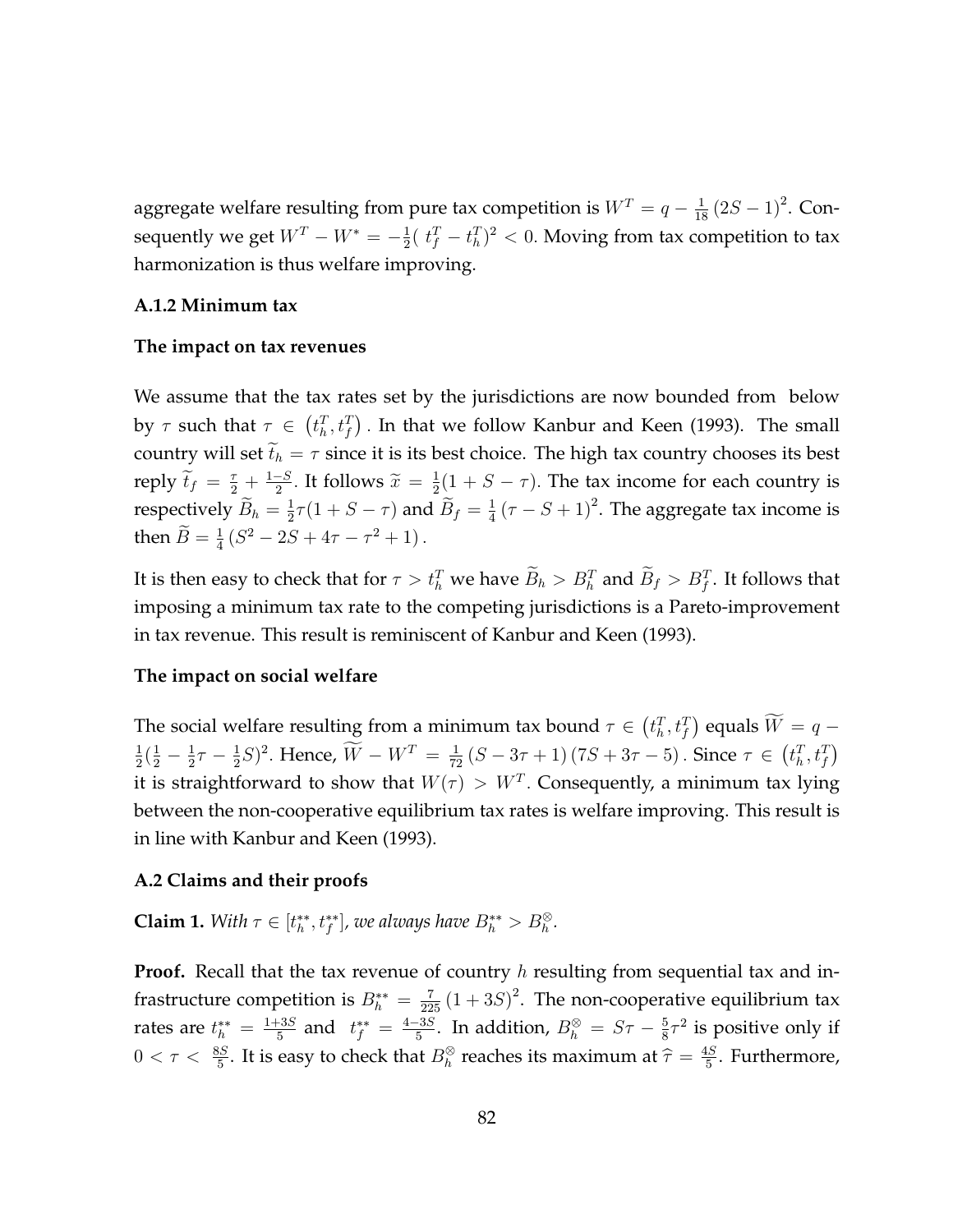aggregate welfare resulting from pure tax competition is $W^T = q - \frac{1}{18}(2S-1)^2$. Consequently we get $W^T - W^* = -\frac{1}{2}(\,t_f^T - t_h^T)^2 < 0$. Moving from tax competition to tax harmonization is thus welfare improving.

### A.1.2 Minimum tax

#### The impact on tax revenues

We assume that the tax rates set by the jurisdictions are now bounded from below by $\tau$ such that $\tau \in \left(t_h^T, t_f^T\right)$. In that we follow Kanbur and Keen (1993). The small country will set $\widetilde{t}_h = \tau$ since it is its best choice. The high tax country chooses its best reply $\widetilde{t}_f = \frac{\tau}{2} + \frac{1-S}{2}$. It follows $\widetilde{x} = \frac{1}{2}(1+S-\tau)$. The tax income for each country is respectively $\widetilde{B}_h = \frac{1}{2}\tau(1+S-\tau)$ and $\widetilde{B}_f = \frac{1}{4}(\tau - S + 1)^2$. The aggregate tax income is then $\widetilde{B} = \frac{1}{4}\left(S^2 - 2S + 4\tau - \tau^2 + 1\right)$.

It is then easy to check that for $\tau > t_h^T$ we have $\widetilde{B}_h > B_h^T$ and $\widetilde{B}_f > B_f^T$. It follows that imposing a minimum tax rate to the competing jurisdictions is a Pareto-improvement in tax revenue. This result is reminiscent of Kanbur and Keen (1993).

#### The impact on social welfare

The social welfare resulting from a minimum tax bound $\tau \in \left(t_h^T, t_f^T\right)$ equals $\widetilde{W} = q - \frac{1}{2}(\frac{1}{2} - \frac{1}{2}\tau - \frac{1}{2}S)^2$. Hence, $\widetilde{W} - W^T = \frac{1}{72}(S - 3\tau + 1)(7S + 3\tau - 5)$. Since $\tau \in \left(t_h^T, t_f^T\right)$ it is straightforward to show that $W(\tau) > W^T$. Consequently, a minimum tax lying between the non-cooperative equilibrium tax rates is welfare improving. This result is in line with Kanbur and Keen (1993).

### A.2 Claims and their proofs

**Claim 1.** *With $\tau \in [t_h^{**}, t_f^{**}]$, we always have $B_h^{**} > B_h^{\otimes}$.*

**Proof.** Recall that the tax revenue of country $h$ resulting from sequential tax and infrastructure competition is $B_h^{**} = \frac{7}{225}(1+3S)^2$. The non-cooperative equilibrium tax rates are $t_h^{**} = \frac{1+3S}{5}$ and $t_f^{**} = \frac{4-3S}{5}$. In addition, $B_h^{\otimes} = S\tau - \frac{5}{8}\tau^2$ is positive only if $0 < \tau < \frac{8S}{5}$. It is easy to check that $B_h^{\otimes}$ reaches its maximum at $\widehat{\tau} = \frac{4S}{5}$. Furthermore,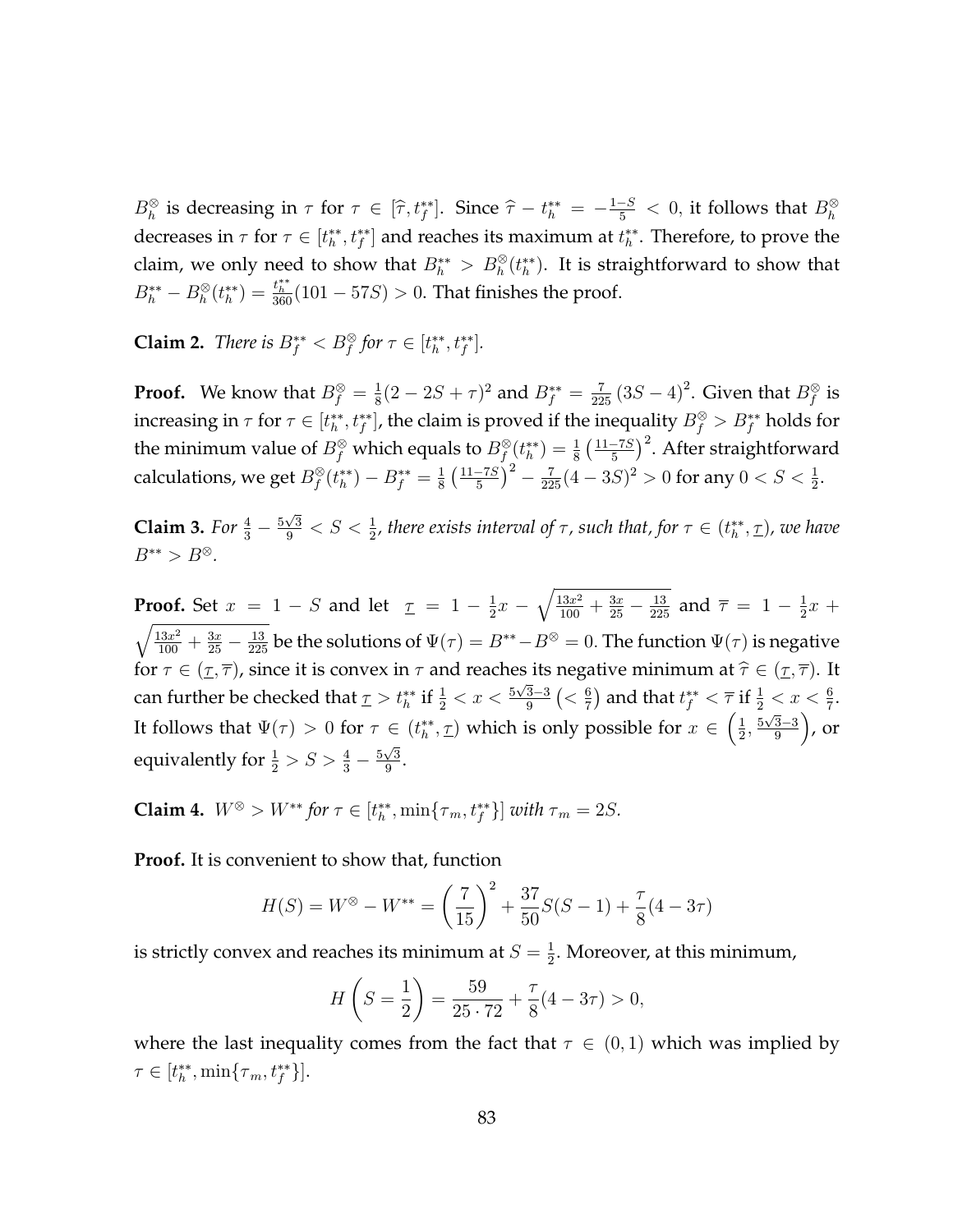$B_h^{\otimes}$ is decreasing in $\tau$ for $\tau \in [\widehat{\tau}, t_f^{**}]$. Since $\widehat{\tau} - t_h^{**} = -\frac{1-S}{5} < 0$, it follows that $B_h^{\otimes}$ decreases in $\tau$ for $\tau \in [t_h^{**}, t_f^{**}]$ and reaches its maximum at $t_h^{**}$. Therefore, to prove the claim, we only need to show that $B_h^{**} > B_h^{\otimes}(t_h^{**})$. It is straightforward to show that $B_h^{**} - B_h^{\otimes}(t_h^{**}) = \frac{t_h^{**}}{360}(101 - 57S) > 0$. That finishes the proof.

**Claim 2.** *There is $B_f^{**} < B_f^{\otimes}$ for $\tau \in [t_h^{**}, t_f^{**}]$.*

**Proof.** We know that $B_f^{\otimes} = \frac{1}{8}(2 - 2S + \tau)^2$ and $B_f^{**} = \frac{7}{225}(3S - 4)^2$. Given that $B_f^{\otimes}$ is increasing in $\tau$ for $\tau \in [t_h^{**}, t_f^{**}]$, the claim is proved if the inequality $B_f^{\otimes} > B_f^{**}$ holds for the minimum value of $B_f^{\otimes}$ which equals to $B_f^{\otimes}(t_h^{**}) = \frac{1}{8}\left(\frac{11-7S}{5}\right)^2$. After straightforward calculations, we get $B_f^{\otimes}(t_h^{**}) - B_f^{**} = \frac{1}{8}\left(\frac{11-7S}{5}\right)^2 - \frac{7}{225}(4 - 3S)^2 > 0$ for any $0 < S < \frac{1}{2}$.

**Claim 3.** *For $\frac{4}{3} - \frac{5\sqrt{3}}{9} < S < \frac{1}{2}$, there exists interval of $\tau$, such that, for $\tau \in (t_h^{**}, \underline{\tau})$, we have $B^{**} > B^{\otimes}$.*

**Proof.** Set $x = 1 - S$ and let $\underline{\tau} = 1 - \frac{1}{2}x - \sqrt{\frac{13x^2}{100} + \frac{3x}{25} - \frac{13}{225}}$ and $\overline{\tau} = 1 - \frac{1}{2}x + \sqrt{\frac{13x^2}{100} + \frac{3x}{25} - \frac{13}{225}}$ be the solutions of $\Psi(\tau) = B^{**} - B^{\otimes} = 0$. The function $\Psi(\tau)$ is negative for $\tau \in (\underline{\tau}, \overline{\tau})$, since it is convex in $\tau$ and reaches its negative minimum at $\widehat{\tau} \in (\underline{\tau}, \overline{\tau})$. It can further be checked that $\underline{\tau} > t_h^{**}$ if $\frac{1}{2} < x < \frac{5\sqrt{3}-3}{9}$ $\left(< \frac{6}{7}\right)$ and that $t_f^{**} < \overline{\tau}$ if $\frac{1}{2} < x < \frac{6}{7}$. It follows that $\Psi(\tau) > 0$ for $\tau \in (t_h^{**}, \underline{\tau})$ which is only possible for $x \in \left(\frac{1}{2}, \frac{5\sqrt{3}-3}{9}\right)$, or equivalently for $\frac{1}{2} > S > \frac{4}{3} - \frac{5\sqrt{3}}{9}$.

**Claim 4.** *$W^{\otimes} > W^{**}$ for $\tau \in [t_h^{**}, \min\{\tau_m, t_f^{**}\}]$ with $\tau_m = 2S$.*

**Proof.** It is convenient to show that, function

$$H(S) = W^{\otimes} - W^{**} = \left(\frac{7}{15}\right)^2 + \frac{37}{50}S(S-1) + \frac{\tau}{8}(4 - 3\tau)$$

is strictly convex and reaches its minimum at $S = \frac{1}{2}$. Moreover, at this minimum,

$$H\left(S = \frac{1}{2}\right) = \frac{59}{25 \cdot 72} + \frac{\tau}{8}(4 - 3\tau) > 0,$$

where the last inequality comes from the fact that $\tau \in (0, 1)$ which was implied by $\tau \in [t_h^{**}, \min\{\tau_m, t_f^{**}\}]$.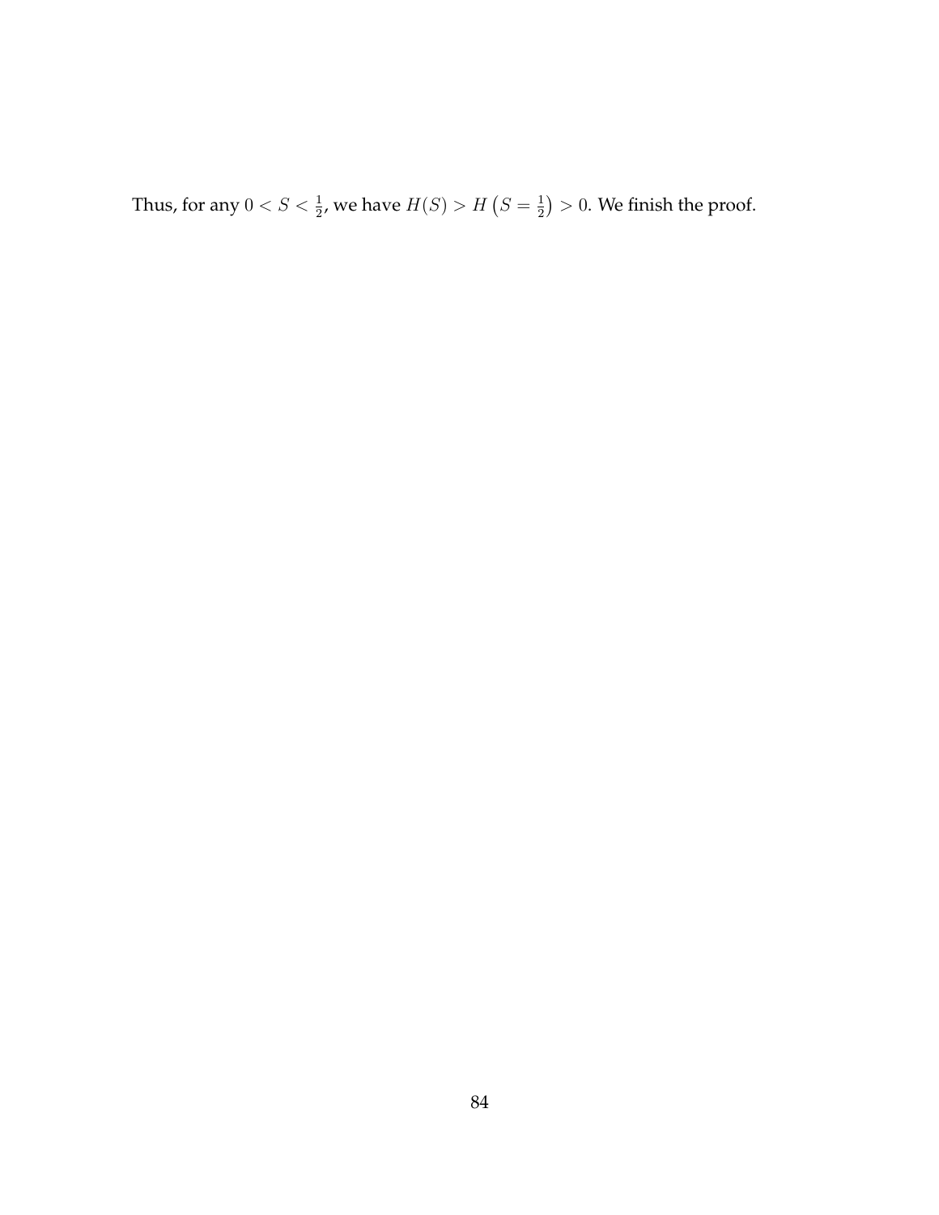Thus, for any $0 < S < \frac{1}{2}$, we have $H(S) > H\left(S = \frac{1}{2}\right) > 0$. We finish the proof.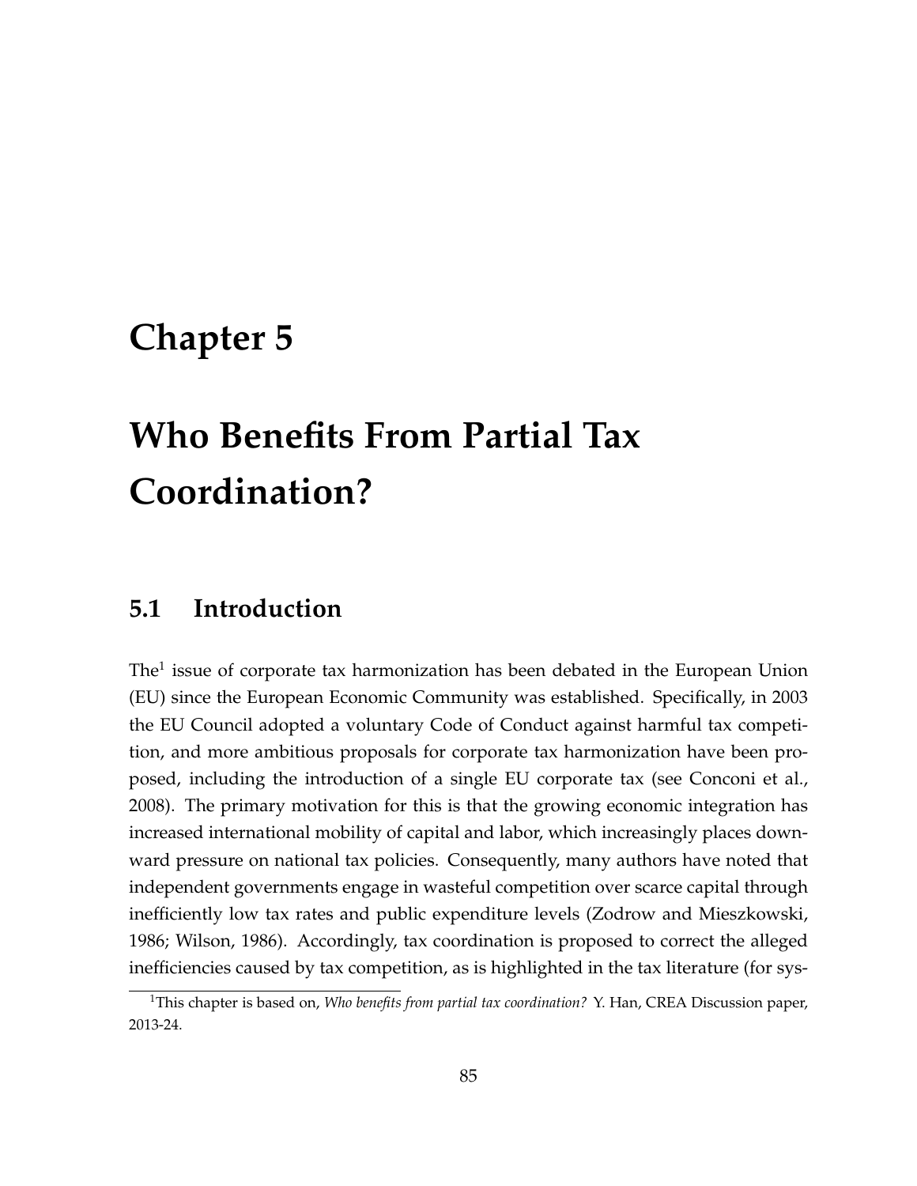# Chapter 5

# Who Benefits From Partial Tax Coordination?

## 5.1 Introduction

The[1] issue of corporate tax harmonization has been debated in the European Union (EU) since the European Economic Community was established. Specifically, in 2003 the EU Council adopted a voluntary Code of Conduct against harmful tax competition, and more ambitious proposals for corporate tax harmonization have been proposed, including the introduction of a single EU corporate tax (see Conconi et al., 2008). The primary motivation for this is that the growing economic integration has increased international mobility of capital and labor, which increasingly places downward pressure on national tax policies. Consequently, many authors have noted that independent governments engage in wasteful competition over scarce capital through inefficiently low tax rates and public expenditure levels (Zodrow and Mieszkowski, 1986; Wilson, 1986). Accordingly, tax coordination is proposed to correct the alleged inefficiencies caused by tax competition, as is highlighted in the tax literature (for sys-

[1] This chapter is based on, *Who benefits from partial tax coordination?* Y. Han, CREA Discussion paper, 2013-24.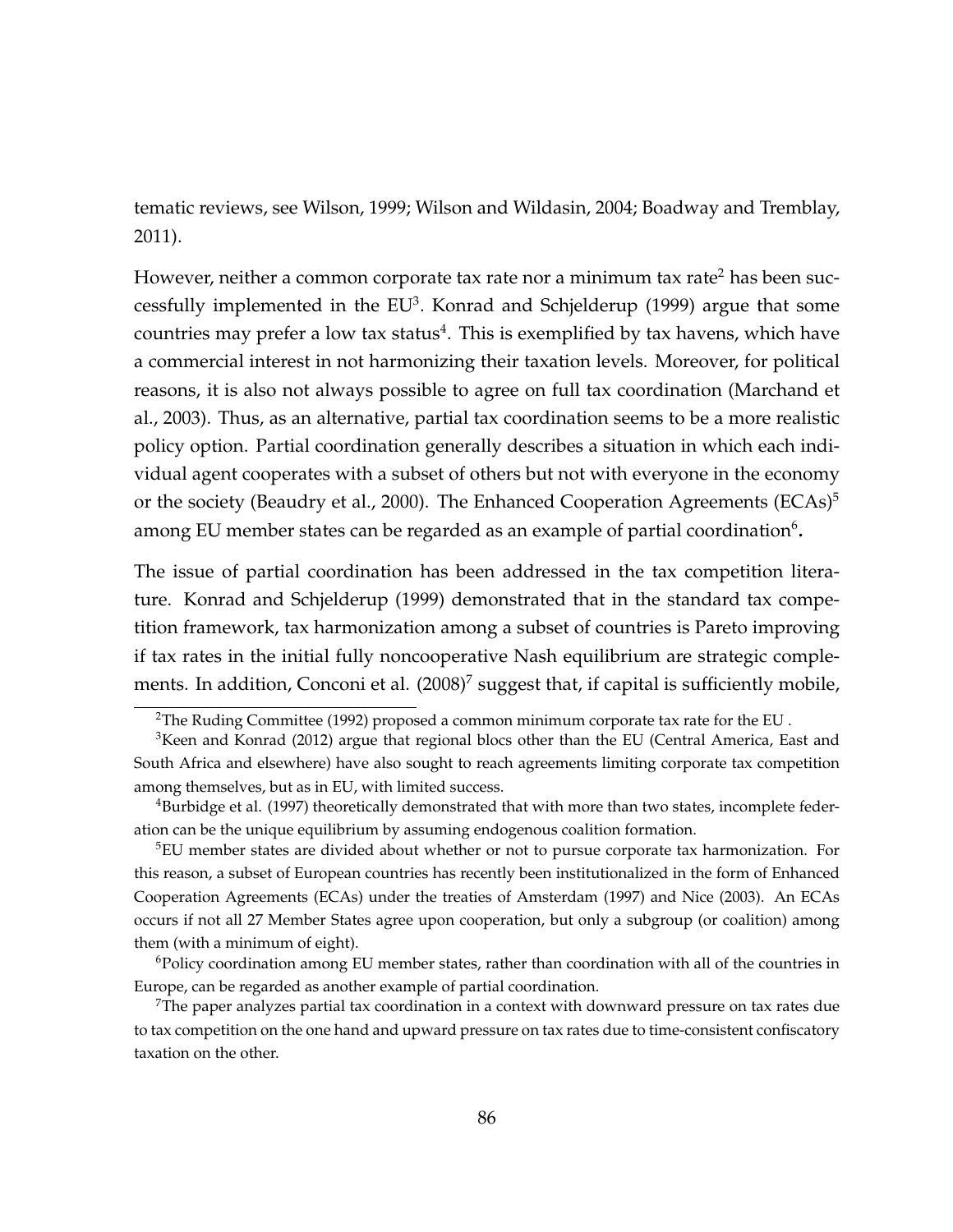tematic reviews, see Wilson, 1999; Wilson and Wildasin, 2004; Boadway and Tremblay, 2011).

However, neither a common corporate tax rate nor a minimum tax rate[2] has been successfully implemented in the EU[3]. Konrad and Schjelderup (1999) argue that some countries may prefer a low tax status[4]. This is exemplified by tax havens, which have a commercial interest in not harmonizing their taxation levels. Moreover, for political reasons, it is also not always possible to agree on full tax coordination (Marchand et al., 2003). Thus, as an alternative, partial tax coordination seems to be a more realistic policy option. Partial coordination generally describes a situation in which each individual agent cooperates with a subset of others but not with everyone in the economy or the society (Beaudry et al., 2000). The Enhanced Cooperation Agreements (ECAs)[5] among EU member states can be regarded as an example of partial coordination[6].

The issue of partial coordination has been addressed in the tax competition literature. Konrad and Schjelderup (1999) demonstrated that in the standard tax competition framework, tax harmonization among a subset of countries is Pareto improving if tax rates in the initial fully noncooperative Nash equilibrium are strategic complements. In addition, Conconi et al. (2008)[7] suggest that, if capital is sufficiently mobile,

[2] The Ruding Committee (1992) proposed a common minimum corporate tax rate for the EU .

[3] Keen and Konrad (2012) argue that regional blocs other than the EU (Central America, East and South Africa and elsewhere) have also sought to reach agreements limiting corporate tax competition among themselves, but as in EU, with limited success.

[4] Burbidge et al. (1997) theoretically demonstrated that with more than two states, incomplete federation can be the unique equilibrium by assuming endogenous coalition formation.

[5] EU member states are divided about whether or not to pursue corporate tax harmonization. For this reason, a subset of European countries has recently been institutionalized in the form of Enhanced Cooperation Agreements (ECAs) under the treaties of Amsterdam (1997) and Nice (2003). An ECAs occurs if not all 27 Member States agree upon cooperation, but only a subgroup (or coalition) among them (with a minimum of eight).

[6] Policy coordination among EU member states, rather than coordination with all of the countries in Europe, can be regarded as another example of partial coordination.

[7] The paper analyzes partial tax coordination in a context with downward pressure on tax rates due to tax competition on the one hand and upward pressure on tax rates due to time-consistent confiscatory taxation on the other.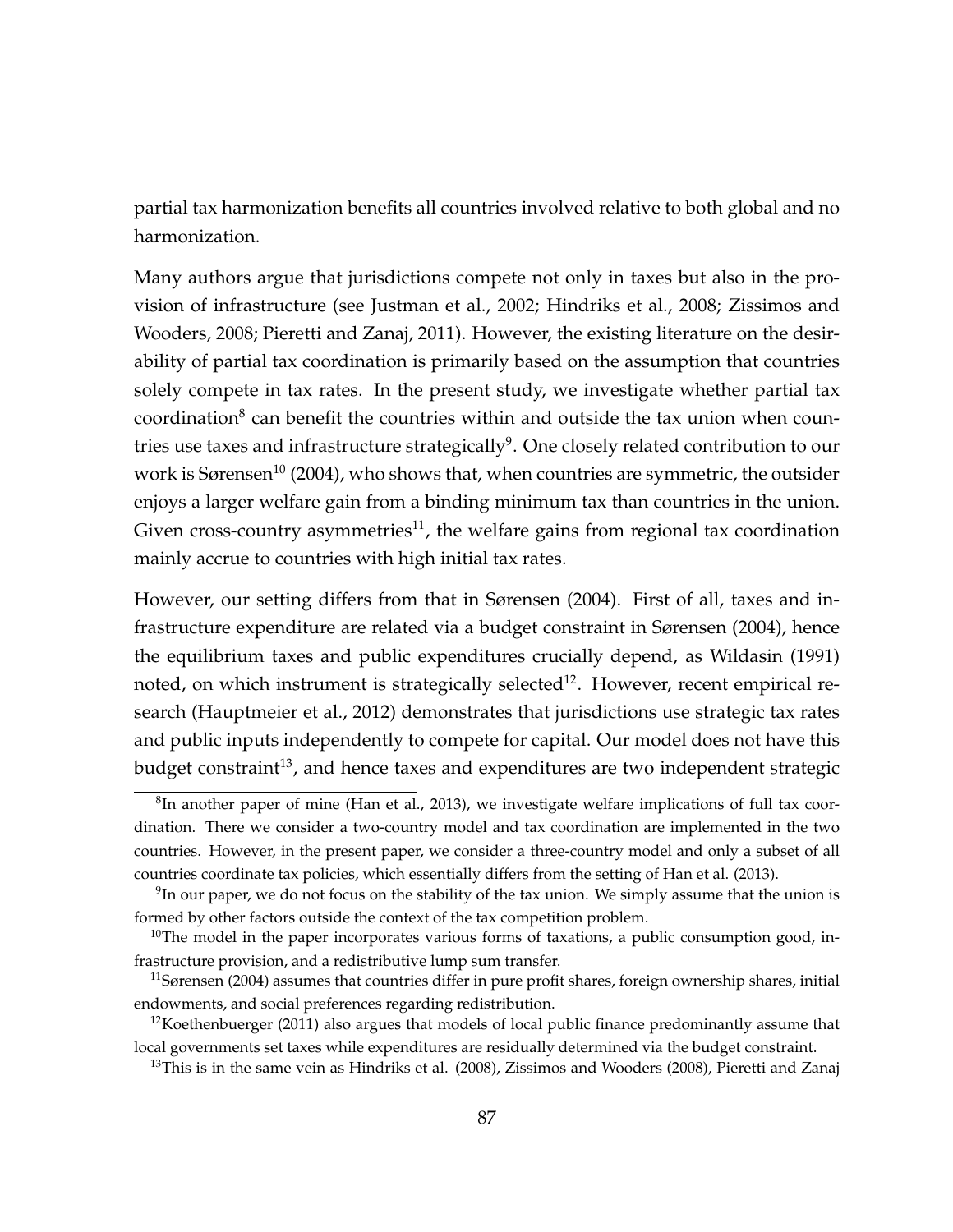partial tax harmonization benefits all countries involved relative to both global and no harmonization.

Many authors argue that jurisdictions compete not only in taxes but also in the provision of infrastructure (see Justman et al., 2002; Hindriks et al., 2008; Zissimos and Wooders, 2008; Pieretti and Zanaj, 2011). However, the existing literature on the desirability of partial tax coordination is primarily based on the assumption that countries solely compete in tax rates. In the present study, we investigate whether partial tax coordination[8] can benefit the countries within and outside the tax union when countries use taxes and infrastructure strategically[9]. One closely related contribution to our work is Sørensen[10] (2004), who shows that, when countries are symmetric, the outsider enjoys a larger welfare gain from a binding minimum tax than countries in the union. Given cross-country asymmetries[11], the welfare gains from regional tax coordination mainly accrue to countries with high initial tax rates.

However, our setting differs from that in Sørensen (2004). First of all, taxes and infrastructure expenditure are related via a budget constraint in Sørensen (2004), hence the equilibrium taxes and public expenditures crucially depend, as Wildasin (1991) noted, on which instrument is strategically selected[12]. However, recent empirical research (Hauptmeier et al., 2012) demonstrates that jurisdictions use strategic tax rates and public inputs independently to compete for capital. Our model does not have this budget constraint[13], and hence taxes and expenditures are two independent strategic

[8] In another paper of mine (Han et al., 2013), we investigate welfare implications of full tax coordination. There we consider a two-country model and tax coordination are implemented in the two countries. However, in the present paper, we consider a three-country model and only a subset of all countries coordinate tax policies, which essentially differs from the setting of Han et al. (2013).

[9] In our paper, we do not focus on the stability of the tax union. We simply assume that the union is formed by other factors outside the context of the tax competition problem.

[10] The model in the paper incorporates various forms of taxations, a public consumption good, infrastructure provision, and a redistributive lump sum transfer.

[11] Sørensen (2004) assumes that countries differ in pure profit shares, foreign ownership shares, initial endowments, and social preferences regarding redistribution.

[12] Koethenbuerger (2011) also argues that models of local public finance predominantly assume that local governments set taxes while expenditures are residually determined via the budget constraint.

[13] This is in the same vein as Hindriks et al. (2008), Zissimos and Wooders (2008), Pieretti and Zanaj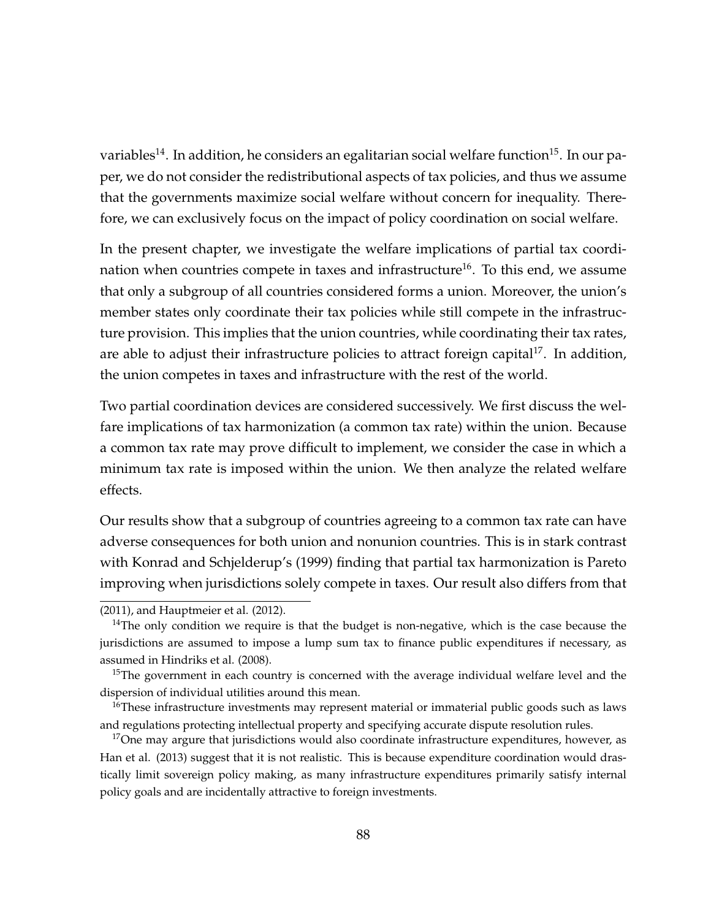variables[14]. In addition, he considers an egalitarian social welfare function[15]. In our paper, we do not consider the redistributional aspects of tax policies, and thus we assume that the governments maximize social welfare without concern for inequality. Therefore, we can exclusively focus on the impact of policy coordination on social welfare.

In the present chapter, we investigate the welfare implications of partial tax coordination when countries compete in taxes and infrastructure[16]. To this end, we assume that only a subgroup of all countries considered forms a union. Moreover, the union's member states only coordinate their tax policies while still compete in the infrastructure provision. This implies that the union countries, while coordinating their tax rates, are able to adjust their infrastructure policies to attract foreign capital[17]. In addition, the union competes in taxes and infrastructure with the rest of the world.

Two partial coordination devices are considered successively. We first discuss the welfare implications of tax harmonization (a common tax rate) within the union. Because a common tax rate may prove difficult to implement, we consider the case in which a minimum tax rate is imposed within the union. We then analyze the related welfare effects.

Our results show that a subgroup of countries agreeing to a common tax rate can have adverse consequences for both union and nonunion countries. This is in stark contrast with Konrad and Schjelderup's (1999) finding that partial tax harmonization is Pareto improving when jurisdictions solely compete in taxes. Our result also differs from that

(2011), and Hauptmeier et al. (2012).

[14]The only condition we require is that the budget is non-negative, which is the case because the jurisdictions are assumed to impose a lump sum tax to finance public expenditures if necessary, as assumed in Hindriks et al. (2008).

[15]The government in each country is concerned with the average individual welfare level and the dispersion of individual utilities around this mean.

[16]These infrastructure investments may represent material or immaterial public goods such as laws and regulations protecting intellectual property and specifying accurate dispute resolution rules.

[17]One may argure that jurisdictions would also coordinate infrastructure expenditures, however, as Han et al. (2013) suggest that it is not realistic. This is because expenditure coordination would drastically limit sovereign policy making, as many infrastructure expenditures primarily satisfy internal policy goals and are incidentally attractive to foreign investments.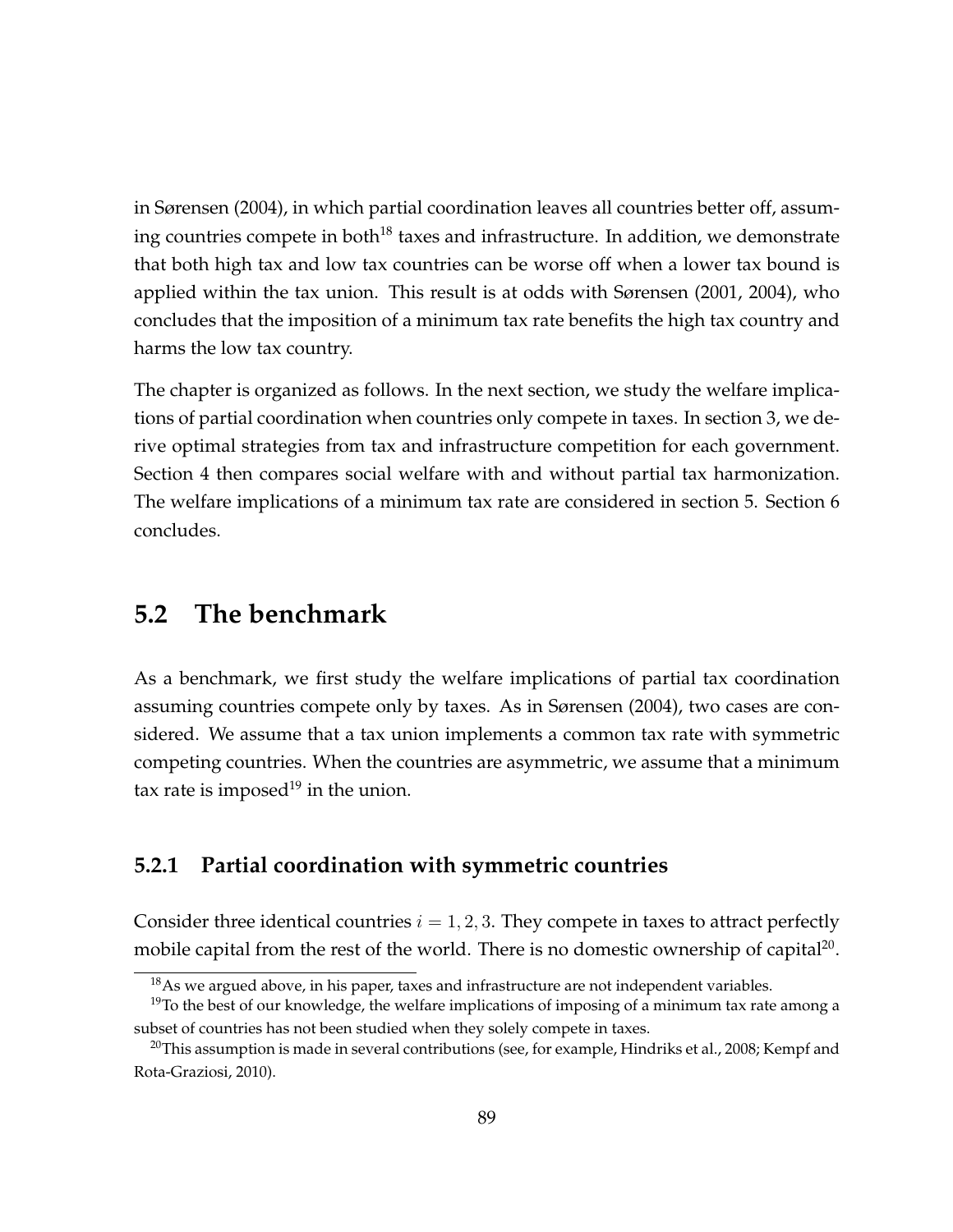in Sørensen (2004), in which partial coordination leaves all countries better off, assuming countries compete in both[18] taxes and infrastructure. In addition, we demonstrate that both high tax and low tax countries can be worse off when a lower tax bound is applied within the tax union. This result is at odds with Sørensen (2001, 2004), who concludes that the imposition of a minimum tax rate benefits the high tax country and harms the low tax country.

The chapter is organized as follows. In the next section, we study the welfare implications of partial coordination when countries only compete in taxes. In section 3, we derive optimal strategies from tax and infrastructure competition for each government. Section 4 then compares social welfare with and without partial tax harmonization. The welfare implications of a minimum tax rate are considered in section 5. Section 6 concludes.

## 5.2 The benchmark

As a benchmark, we first study the welfare implications of partial tax coordination assuming countries compete only by taxes. As in Sørensen (2004), two cases are considered. We assume that a tax union implements a common tax rate with symmetric competing countries. When the countries are asymmetric, we assume that a minimum tax rate is imposed[19] in the union.

### 5.2.1 Partial coordination with symmetric countries

Consider three identical countries $i = 1, 2, 3$. They compete in taxes to attract perfectly mobile capital from the rest of the world. There is no domestic ownership of capital[20].

[18] As we argued above, in his paper, taxes and infrastructure are not independent variables.

[19] To the best of our knowledge, the welfare implications of imposing of a minimum tax rate among a subset of countries has not been studied when they solely compete in taxes.

[20] This assumption is made in several contributions (see, for example, Hindriks et al., 2008; Kempf and Rota-Graziosi, 2010).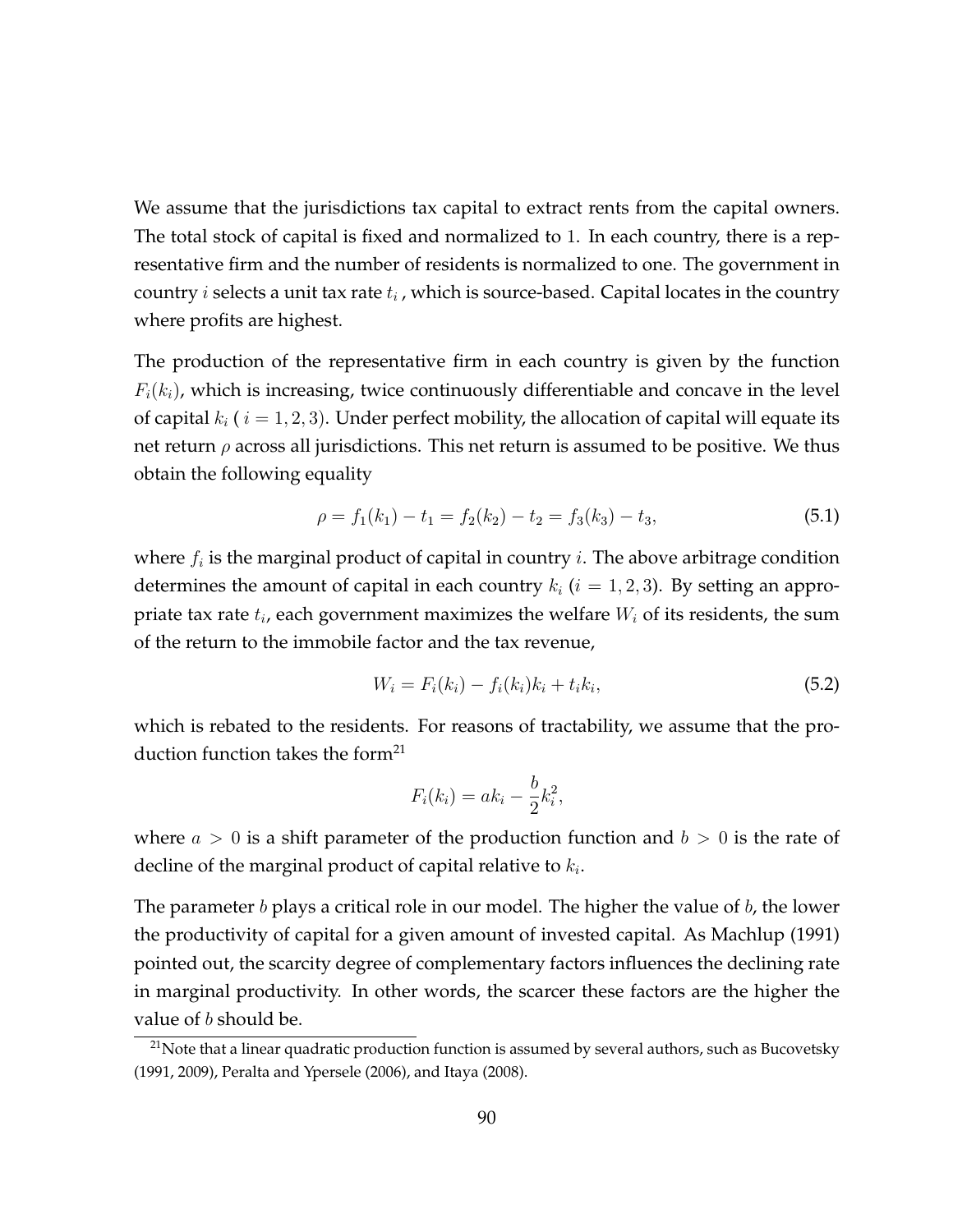We assume that the jurisdictions tax capital to extract rents from the capital owners. The total stock of capital is fixed and normalized to 1. In each country, there is a representative firm and the number of residents is normalized to one. The government in country $i$ selects a unit tax rate $t_i$ , which is source-based. Capital locates in the country where profits are highest.

The production of the representative firm in each country is given by the function $F_i(k_i)$, which is increasing, twice continuously differentiable and concave in the level of capital $k_i$ ( $i = 1, 2, 3$). Under perfect mobility, the allocation of capital will equate its net return $\rho$ across all jurisdictions. This net return is assumed to be positive. We thus obtain the following equality

$$\rho = f_1(k_1) - t_1 = f_2(k_2) - t_2 = f_3(k_3) - t_3, \tag{5.1}$$

where $f_i$ is the marginal product of capital in country $i$. The above arbitrage condition determines the amount of capital in each country $k_i$ ($i = 1, 2, 3$). By setting an appropriate tax rate $t_i$, each government maximizes the welfare $W_i$ of its residents, the sum of the return to the immobile factor and the tax revenue,

$$W_i = F_i(k_i) - f_i(k_i)k_i + t_i k_i, \tag{5.2}$$

which is rebated to the residents. For reasons of tractability, we assume that the production function takes the form[21]

$$F_i(k_i) = ak_i - \frac{b}{2}k_i^2,$$

where $a > 0$ is a shift parameter of the production function and $b > 0$ is the rate of decline of the marginal product of capital relative to $k_i$.

The parameter $b$ plays a critical role in our model. The higher the value of $b$, the lower the productivity of capital for a given amount of invested capital. As Machlup (1991) pointed out, the scarcity degree of complementary factors influences the declining rate in marginal productivity. In other words, the scarcer these factors are the higher the value of $b$ should be.

[21]Note that a linear quadratic production function is assumed by several authors, such as Bucovetsky (1991, 2009), Peralta and Ypersele (2006), and Itaya (2008).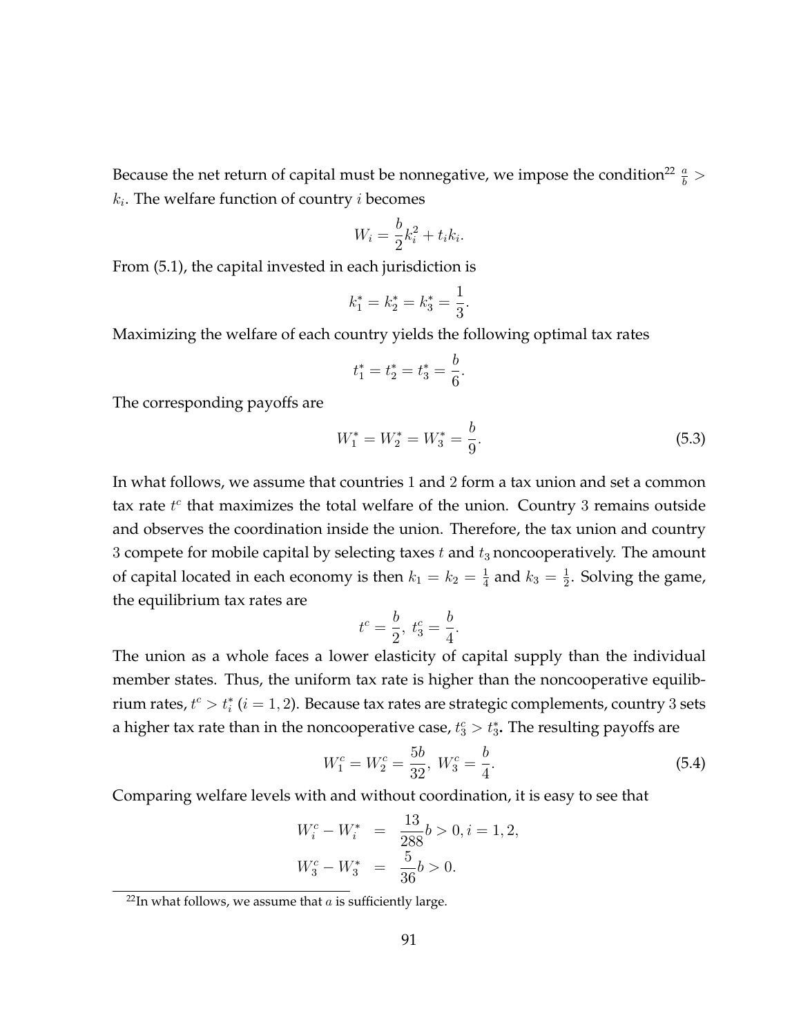Because the net return of capital must be nonnegative, we impose the condition[22] $\frac{a}{b} > k_i$. The welfare function of country $i$ becomes

$$W_i = \frac{b}{2}k_i^2 + t_i k_i.$$

From (5.1), the capital invested in each jurisdiction is

$$k_1^* = k_2^* = k_3^* = \frac{1}{3}.$$

Maximizing the welfare of each country yields the following optimal tax rates

$$t_1^* = t_2^* = t_3^* = \frac{b}{6}.$$

The corresponding payoffs are

$$W_1^* = W_2^* = W_3^* = \frac{b}{9}. \tag{5.3}$$

In what follows, we assume that countries 1 and 2 form a tax union and set a common tax rate $t^c$ that maximizes the total welfare of the union. Country 3 remains outside and observes the coordination inside the union. Therefore, the tax union and country 3 compete for mobile capital by selecting taxes $t$ and $t_3$ noncooperatively. The amount of capital located in each economy is then $k_1 = k_2 = \frac{1}{4}$ and $k_3 = \frac{1}{2}$. Solving the game, the equilibrium tax rates are

$$t^c = \frac{b}{2},\ t_3^c = \frac{b}{4}.$$

The union as a whole faces a lower elasticity of capital supply than the individual member states. Thus, the uniform tax rate is higher than the noncooperative equilibrium rates, $t^c > t_i^*$ $(i = 1, 2)$. Because tax rates are strategic complements, country 3 sets a higher tax rate than in the noncooperative case, $t_3^c > t_3^*$. The resulting payoffs are

$$W_1^c = W_2^c = \frac{5b}{32},\ W_3^c = \frac{b}{4}. \tag{5.4}$$

Comparing welfare levels with and without coordination, it is easy to see that

$$\begin{aligned} W_i^c - W_i^* &= \frac{13}{288}b > 0, i = 1, 2, \\ W_3^c - W_3^* &= \frac{5}{36}b > 0. \end{aligned}$$

[22] In what follows, we assume that $a$ is sufficiently large.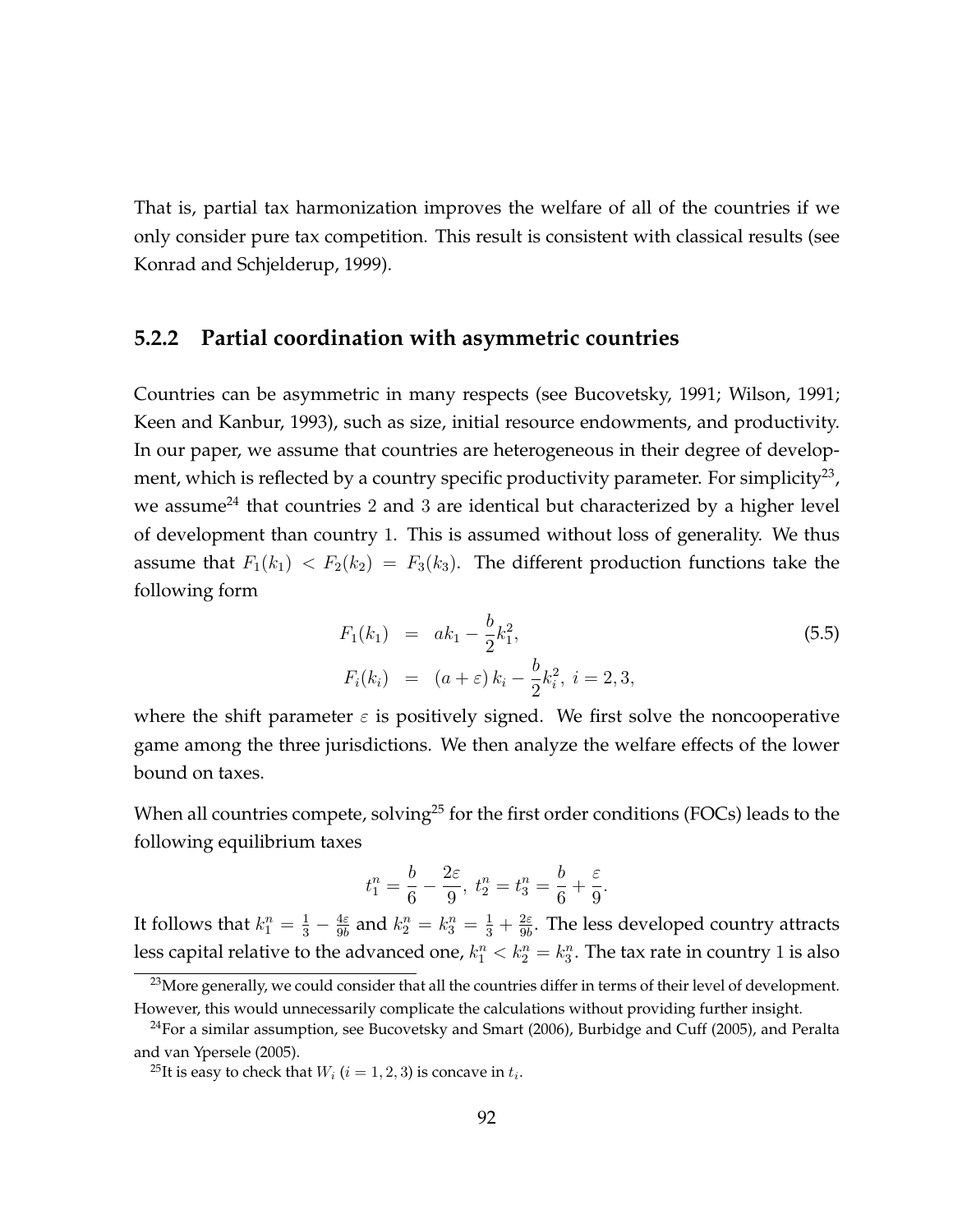That is, partial tax harmonization improves the welfare of all of the countries if we only consider pure tax competition. This result is consistent with classical results (see Konrad and Schjelderup, 1999).

### 5.2.2 Partial coordination with asymmetric countries

Countries can be asymmetric in many respects (see Bucovetsky, 1991; Wilson, 1991; Keen and Kanbur, 1993), such as size, initial resource endowments, and productivity. In our paper, we assume that countries are heterogeneous in their degree of development, which is reflected by a country specific productivity parameter. For simplicity[23], we assume[24] that countries 2 and 3 are identical but characterized by a higher level of development than country 1. This is assumed without loss of generality. We thus assume that $F_1(k_1) < F_2(k_2) = F_3(k_3)$. The different production functions take the following form

$$
\begin{aligned}
F_1(k_1) &= ak_1 - \frac{b}{2}k_1^2, \\
F_i(k_i) &= (a+\varepsilon)\, k_i - \frac{b}{2}k_i^2,\ i = 2, 3,
\end{aligned}
\tag{5.5}
$$

where the shift parameter $\varepsilon$ is positively signed. We first solve the noncooperative game among the three jurisdictions. We then analyze the welfare effects of the lower bound on taxes.

When all countries compete, solving[25] for the first order conditions (FOCs) leads to the following equilibrium taxes

$$
t_1^n = \frac{b}{6} - \frac{2\varepsilon}{9},\ t_2^n = t_3^n = \frac{b}{6} + \frac{\varepsilon}{9}.
$$

It follows that $k_1^n = \frac{1}{3} - \frac{4\varepsilon}{9b}$ and $k_2^n = k_3^n = \frac{1}{3} + \frac{2\varepsilon}{9b}$. The less developed country attracts less capital relative to the advanced one, $k_1^n < k_2^n = k_3^n$. The tax rate in country 1 is also

---

[23] More generally, we could consider that all the countries differ in terms of their level of development. However, this would unnecessarily complicate the calculations without providing further insight.

[24] For a similar assumption, see Bucovetsky and Smart (2006), Burbidge and Cuff (2005), and Peralta and van Ypersele (2005).

[25] It is easy to check that $W_i$ $(i = 1, 2, 3)$ is concave in $t_i$.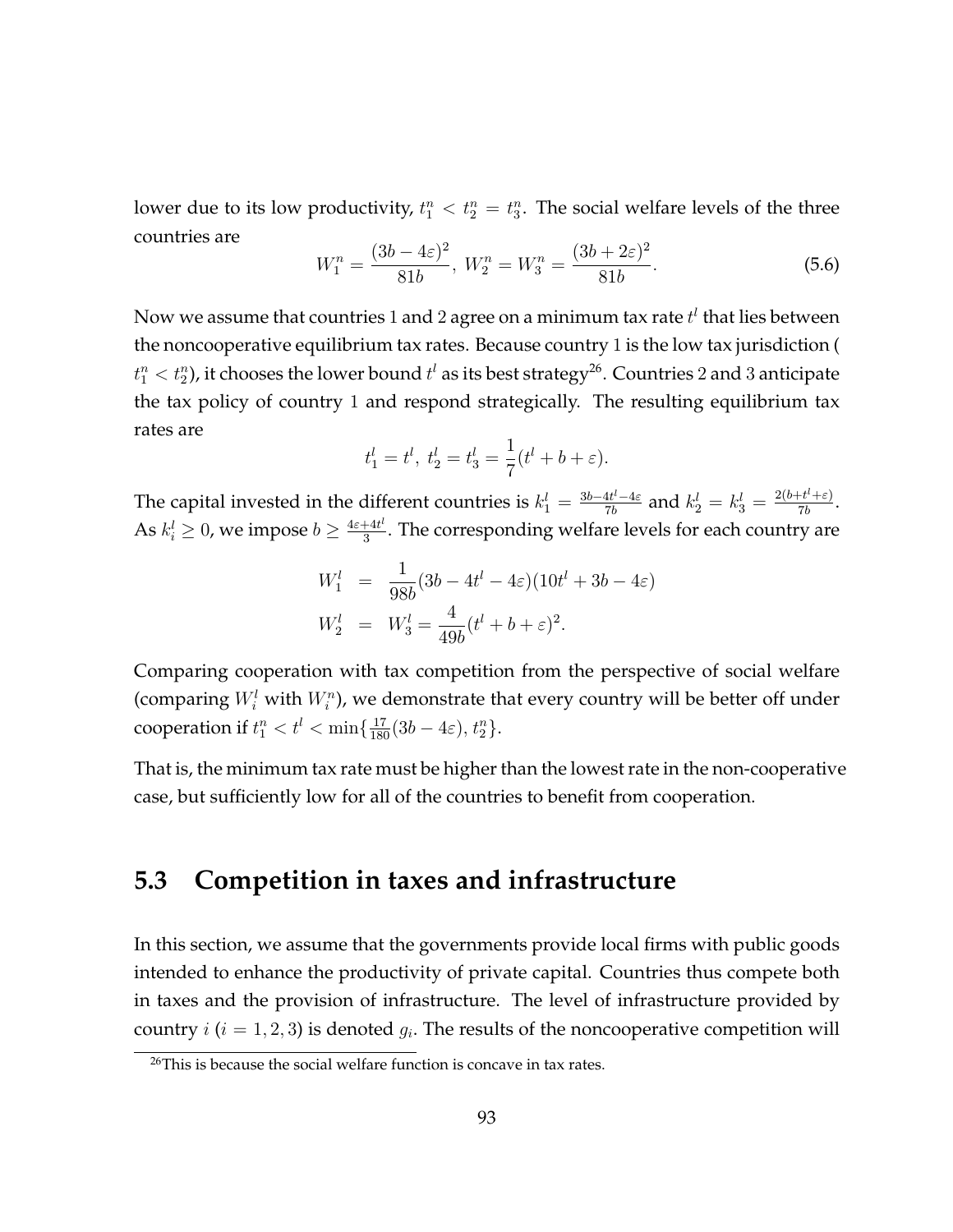lower due to its low productivity, $t_1^n < t_2^n = t_3^n$. The social welfare levels of the three countries are

$$W_1^n = \frac{(3b - 4\varepsilon)^2}{81b}, \; W_2^n = W_3^n = \frac{(3b + 2\varepsilon)^2}{81b}. \tag{5.6}$$

Now we assume that countries 1 and 2 agree on a minimum tax rate $t^l$ that lies between the noncooperative equilibrium tax rates. Because country 1 is the low tax jurisdiction ( $t_1^n < t_2^n$), it chooses the lower bound $t^l$ as its best strategy[26]. Countries 2 and 3 anticipate the tax policy of country 1 and respond strategically. The resulting equilibrium tax rates are

$$t_1^l = t^l, \; t_2^l = t_3^l = \frac{1}{7}(t^l + b + \varepsilon).$$

The capital invested in the different countries is $k_1^l = \frac{3b - 4t^l - 4\varepsilon}{7b}$ and $k_2^l = k_3^l = \frac{2(b + t^l + \varepsilon)}{7b}$. As $k_i^l \geq 0$, we impose $b \geq \frac{4\varepsilon + 4t^l}{3}$. The corresponding welfare levels for each country are

$$\begin{aligned} W_1^l &= \frac{1}{98b}(3b - 4t^l - 4\varepsilon)(10t^l + 3b - 4\varepsilon) \\ W_2^l &= W_3^l = \frac{4}{49b}(t^l + b + \varepsilon)^2. \end{aligned}$$

Comparing cooperation with tax competition from the perspective of social welfare (comparing $W_i^l$ with $W_i^n$), we demonstrate that every country will be better off under cooperation if $t_1^n < t^l < \min\{\frac{17}{180}(3b - 4\varepsilon), t_2^n\}$.

That is, the minimum tax rate must be higher than the lowest rate in the non-cooperative case, but sufficiently low for all of the countries to benefit from cooperation.

## 5.3 Competition in taxes and infrastructure

In this section, we assume that the governments provide local firms with public goods intended to enhance the productivity of private capital. Countries thus compete both in taxes and the provision of infrastructure. The level of infrastructure provided by country $i$ ($i = 1, 2, 3$) is denoted $g_i$. The results of the noncooperative competition will

[26] This is because the social welfare function is concave in tax rates.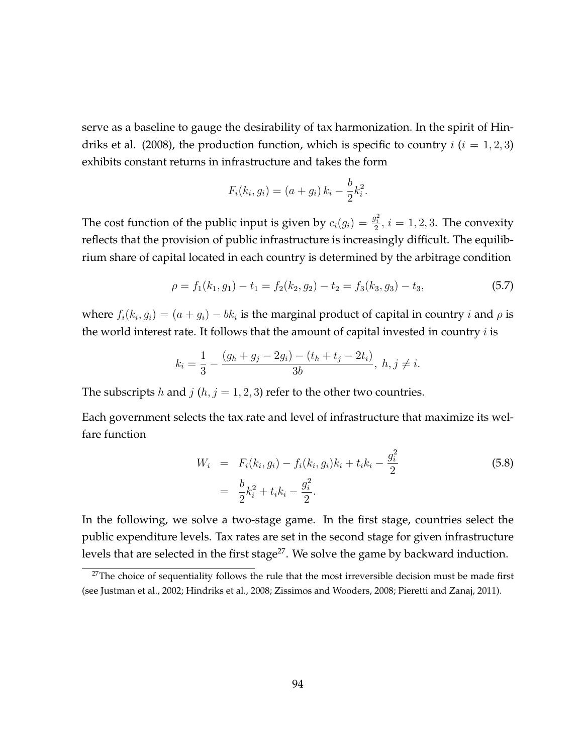serve as a baseline to gauge the desirability of tax harmonization. In the spirit of Hindriks et al. (2008), the production function, which is specific to country $i$ ($i = 1, 2, 3$) exhibits constant returns in infrastructure and takes the form

$$F_i(k_i, g_i) = (a + g_i)\, k_i - \frac{b}{2} k_i^2.$$

The cost function of the public input is given by $c_i(g_i) = \frac{g_i^2}{2}$, $i = 1, 2, 3$. The convexity reflects that the provision of public infrastructure is increasingly difficult. The equilibrium share of capital located in each country is determined by the arbitrage condition

$$\rho = f_1(k_1, g_1) - t_1 = f_2(k_2, g_2) - t_2 = f_3(k_3, g_3) - t_3, \tag{5.7}$$

where $f_i(k_i, g_i) = (a + g_i) - bk_i$ is the marginal product of capital in country $i$ and $\rho$ is the world interest rate. It follows that the amount of capital invested in country $i$ is

$$k_i = \frac{1}{3} - \frac{(g_h + g_j - 2g_i) - (t_h + t_j - 2t_i)}{3b},\ h, j \neq i.$$

The subscripts $h$ and $j$ ($h, j = 1, 2, 3$) refer to the other two countries.

Each government selects the tax rate and level of infrastructure that maximize its welfare function

$$\begin{aligned} W_i &= F_i(k_i, g_i) - f_i(k_i, g_i)k_i + t_i k_i - \frac{g_i^2}{2} \\ &= \frac{b}{2}k_i^2 + t_i k_i - \frac{g_i^2}{2}. \end{aligned} \tag{5.8}$$

In the following, we solve a two-stage game. In the first stage, countries select the public expenditure levels. Tax rates are set in the second stage for given infrastructure levels that are selected in the first stage[27]. We solve the game by backward induction.

[27] The choice of sequentiality follows the rule that the most irreversible decision must be made first (see Justman et al., 2002; Hindriks et al., 2008; Zissimos and Wooders, 2008; Pieretti and Zanaj, 2011).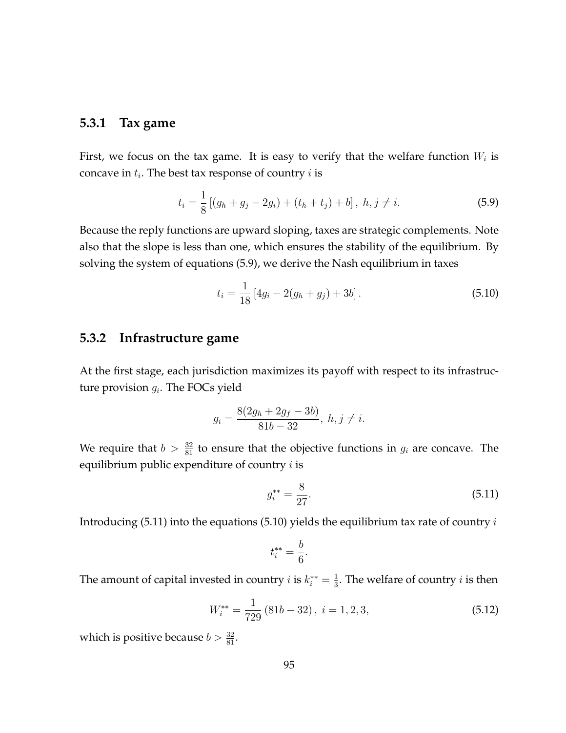### 5.3.1 Tax game

First, we focus on the tax game. It is easy to verify that the welfare function $W_i$ is concave in $t_i$. The best tax response of country $i$ is

$$t_i = \frac{1}{8}\left[(g_h + g_j - 2g_i) + (t_h + t_j) + b\right],\ h, j \neq i. \tag{5.9}$$

Because the reply functions are upward sloping, taxes are strategic complements. Note also that the slope is less than one, which ensures the stability of the equilibrium. By solving the system of equations (5.9), we derive the Nash equilibrium in taxes

$$t_i = \frac{1}{18}\left[4g_i - 2(g_h + g_j) + 3b\right]. \tag{5.10}$$

### 5.3.2 Infrastructure game

At the first stage, each jurisdiction maximizes its payoff with respect to its infrastructure provision $g_i$. The FOCs yield

$$g_i = \frac{8(2g_h + 2g_f - 3b)}{81b - 32},\ h, j \neq i.$$

We require that $b > \frac{32}{81}$ to ensure that the objective functions in $g_i$ are concave. The equilibrium public expenditure of country $i$ is

$$g_i^{**} = \frac{8}{27}. \tag{5.11}$$

Introducing (5.11) into the equations (5.10) yields the equilibrium tax rate of country $i$

$$t_i^{**} = \frac{b}{6}.$$

The amount of capital invested in country $i$ is $k_i^{**} = \frac{1}{3}$. The welfare of country $i$ is then

$$W_i^{**} = \frac{1}{729}\left(81b - 32\right),\ i = 1, 2, 3, \tag{5.12}$$

which is positive because $b > \frac{32}{81}$.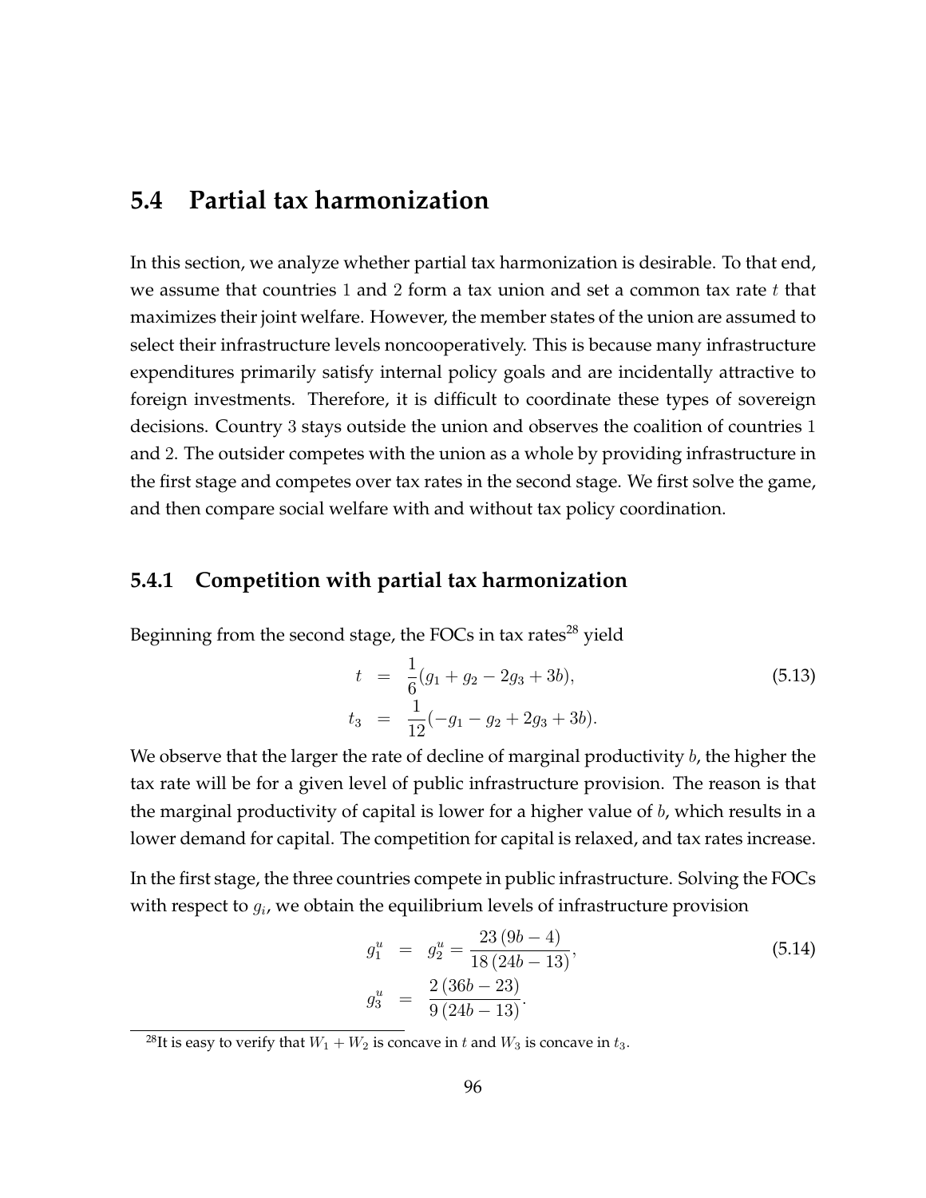## 5.4 Partial tax harmonization

In this section, we analyze whether partial tax harmonization is desirable. To that end, we assume that countries 1 and 2 form a tax union and set a common tax rate $t$ that maximizes their joint welfare. However, the member states of the union are assumed to select their infrastructure levels noncooperatively. This is because many infrastructure expenditures primarily satisfy internal policy goals and are incidentally attractive to foreign investments. Therefore, it is difficult to coordinate these types of sovereign decisions. Country 3 stays outside the union and observes the coalition of countries 1 and 2. The outsider competes with the union as a whole by providing infrastructure in the first stage and competes over tax rates in the second stage. We first solve the game, and then compare social welfare with and without tax policy coordination.

### 5.4.1 Competition with partial tax harmonization

Beginning from the second stage, the FOCs in tax rates[28] yield

$$
\begin{aligned}
t &= \frac{1}{6}(g_1 + g_2 - 2g_3 + 3b), \\
t_3 &= \frac{1}{12}(-g_1 - g_2 + 2g_3 + 3b).
\end{aligned}
\tag{5.13}
$$

We observe that the larger the rate of decline of marginal productivity $b$, the higher the tax rate will be for a given level of public infrastructure provision. The reason is that the marginal productivity of capital is lower for a higher value of $b$, which results in a lower demand for capital. The competition for capital is relaxed, and tax rates increase.

In the first stage, the three countries compete in public infrastructure. Solving the FOCs with respect to $g_i$, we obtain the equilibrium levels of infrastructure provision

$$
\begin{aligned}
g_1^u &= g_2^u = \frac{23\,(9b-4)}{18\,(24b-13)}, \\
g_3^u &= \frac{2\,(36b-23)}{9\,(24b-13)}.
\end{aligned}
\tag{5.14}
$$

[28]It is easy to verify that $W_1 + W_2$ is concave in $t$ and $W_3$ is concave in $t_3$.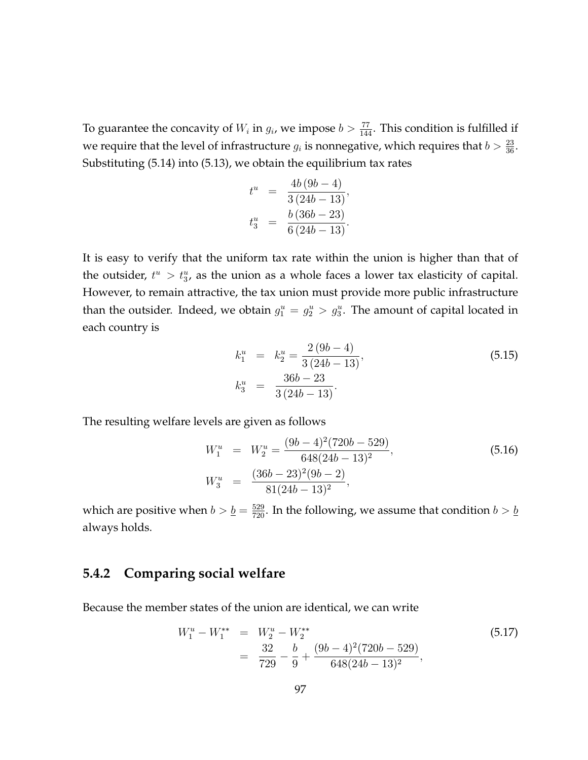To guarantee the concavity of $W_i$ in $g_i$, we impose $b > \frac{77}{144}$. This condition is fulfilled if we require that the level of infrastructure $g_i$ is nonnegative, which requires that $b > \frac{23}{36}$. Substituting (5.14) into (5.13), we obtain the equilibrium tax rates

$$
\begin{aligned}
t^u &= \frac{4b\,(9b-4)}{3\,(24b-13)}, \\
t_3^u &= \frac{b\,(36b-23)}{6\,(24b-13)}.
\end{aligned}
$$

It is easy to verify that the uniform tax rate within the union is higher than that of the outsider, $t^u > t_3^u$, as the union as a whole faces a lower tax elasticity of capital. However, to remain attractive, the tax union must provide more public infrastructure than the outsider. Indeed, we obtain $g_1^u = g_2^u > g_3^u$. The amount of capital located in each country is

$$
\begin{aligned}
k_1^u &= k_2^u = \frac{2\,(9b-4)}{3\,(24b-13)}, \\
k_3^u &= \frac{36b-23}{3\,(24b-13)}.
\end{aligned}
\tag{5.15}
$$

The resulting welfare levels are given as follows

$$
\begin{aligned}
W_1^u &= W_2^u = \frac{(9b-4)^2(720b-529)}{648(24b-13)^2}, \\
W_3^u &= \frac{(36b-23)^2(9b-2)}{81(24b-13)^2},
\end{aligned}
\tag{5.16}
$$

which are positive when $b > \underline{b} = \frac{529}{720}$. In the following, we assume that condition $b > \underline{b}$ always holds.

### 5.4.2 Comparing social welfare

Because the member states of the union are identical, we can write

$$
\begin{aligned}
W_1^u - W_1^{**} &= W_2^u - W_2^{**} \\
&= \frac{32}{729} - \frac{b}{9} + \frac{(9b-4)^2(720b-529)}{648(24b-13)^2},
\end{aligned}
\tag{5.17}
$$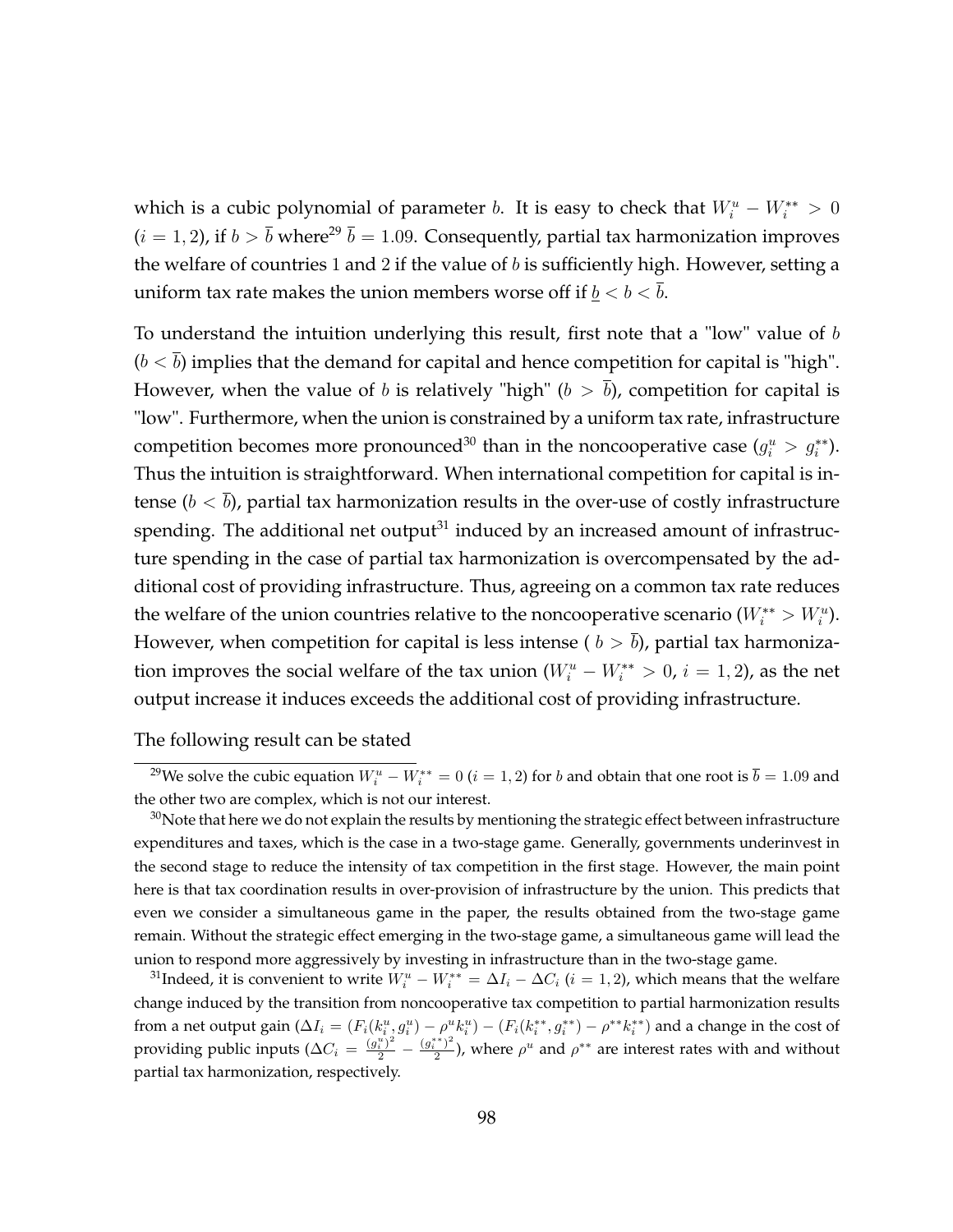which is a cubic polynomial of parameter $b$. It is easy to check that $W_i^u - W_i^{**} > 0$ $(i = 1, 2)$, if $b > \overline{b}$ where[29] $\overline{b} = 1.09$. Consequently, partial tax harmonization improves the welfare of countries 1 and 2 if the value of $b$ is sufficiently high. However, setting a uniform tax rate makes the union members worse off if $\underline{b} < b < \overline{b}$.

To understand the intuition underlying this result, first note that a "low" value of $b$ $(b < \overline{b})$ implies that the demand for capital and hence competition for capital is "high". However, when the value of $b$ is relatively "high" $(b > \overline{b})$, competition for capital is "low". Furthermore, when the union is constrained by a uniform tax rate, infrastructure competition becomes more pronounced[30] than in the noncooperative case $(g_i^u > g_i^{**})$. Thus the intuition is straightforward. When international competition for capital is intense $(b < \overline{b})$, partial tax harmonization results in the over-use of costly infrastructure spending. The additional net output[31] induced by an increased amount of infrastructure spending in the case of partial tax harmonization is overcompensated by the additional cost of providing infrastructure. Thus, agreeing on a common tax rate reduces the welfare of the union countries relative to the noncooperative scenario $(W_i^{**} > W_i^u)$. However, when competition for capital is less intense ( $b > \overline{b}$), partial tax harmonization improves the social welfare of the tax union $(W_i^u - W_i^{**} > 0$, $i = 1, 2)$, as the net output increase it induces exceeds the additional cost of providing infrastructure.

The following result can be stated

[29] We solve the cubic equation $W_i^u - W_i^{**} = 0$ $(i = 1, 2)$ for $b$ and obtain that one root is $\overline{b} = 1.09$ and the other two are complex, which is not our interest.

[30] Note that here we do not explain the results by mentioning the strategic effect between infrastructure expenditures and taxes, which is the case in a two-stage game. Generally, governments underinvest in the second stage to reduce the intensity of tax competition in the first stage. However, the main point here is that tax coordination results in over-provision of infrastructure by the union. This predicts that even we consider a simultaneous game in the paper, the results obtained from the two-stage game remain. Without the strategic effect emerging in the two-stage game, a simultaneous game will lead the union to respond more aggressively by investing in infrastructure than in the two-stage game.

[31] Indeed, it is convenient to write $W_i^u - W_i^{**} = \Delta I_i - \Delta C_i$ $(i = 1, 2)$, which means that the welfare change induced by the transition from noncooperative tax competition to partial harmonization results from a net output gain $(\Delta I_i = (F_i(k_i^u, g_i^u) - \rho^u k_i^u) - (F_i(k_i^{**}, g_i^{**}) - \rho^{**} k_i^{**})$ and a change in the cost of providing public inputs $(\Delta C_i = \frac{(g_i^u)^2}{2} - \frac{(g_i^{**})^2}{2})$, where $\rho^u$ and $\rho^{**}$ are interest rates with and without partial tax harmonization, respectively.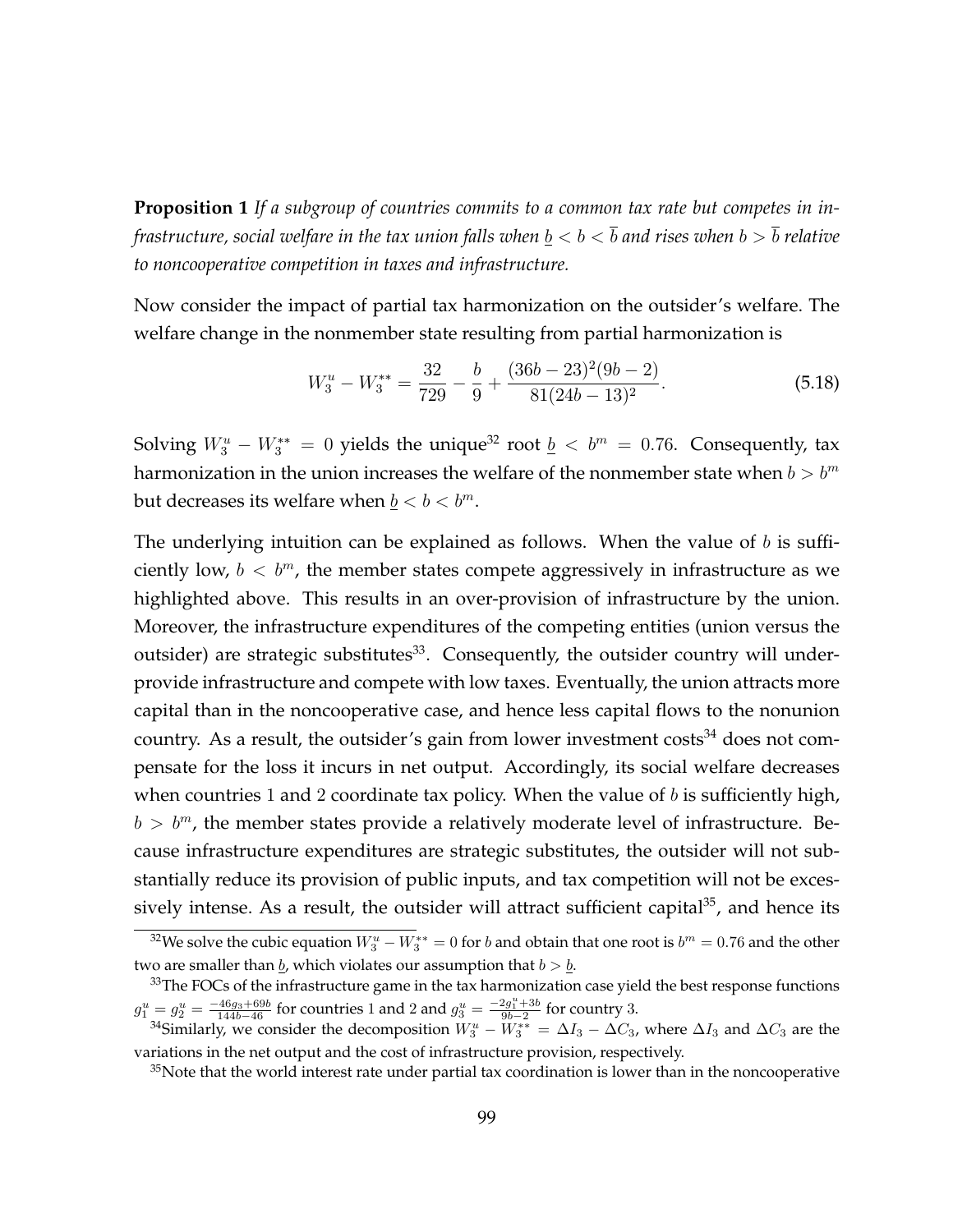**Proposition 1** *If a subgroup of countries commits to a common tax rate but competes in infrastructure, social welfare in the tax union falls when $\underline{b} < b < \overline{b}$ and rises when $b > \overline{b}$ relative to noncooperative competition in taxes and infrastructure.*

Now consider the impact of partial tax harmonization on the outsider's welfare. The welfare change in the nonmember state resulting from partial harmonization is

$$W_3^u - W_3^{**} = \frac{32}{729} - \frac{b}{9} + \frac{(36b-23)^2(9b-2)}{81(24b-13)^2}. \tag{5.18}$$

Solving $W_3^u - W_3^{**} = 0$ yields the unique[32] root $\underline{b} < b^m = 0.76$. Consequently, tax harmonization in the union increases the welfare of the nonmember state when $b > b^m$ but decreases its welfare when $\underline{b} < b < b^m$.

The underlying intuition can be explained as follows. When the value of $b$ is sufficiently low, $b < b^m$, the member states compete aggressively in infrastructure as we highlighted above. This results in an over-provision of infrastructure by the union. Moreover, the infrastructure expenditures of the competing entities (union versus the outsider) are strategic substitutes[33]. Consequently, the outsider country will under-provide infrastructure and compete with low taxes. Eventually, the union attracts more capital than in the noncooperative case, and hence less capital flows to the nonunion country. As a result, the outsider's gain from lower investment costs[34] does not compensate for the loss it incurs in net output. Accordingly, its social welfare decreases when countries 1 and 2 coordinate tax policy. When the value of $b$ is sufficiently high, $b > b^m$, the member states provide a relatively moderate level of infrastructure. Because infrastructure expenditures are strategic substitutes, the outsider will not substantially reduce its provision of public inputs, and tax competition will not be excessively intense. As a result, the outsider will attract sufficient capital[35], and hence its

[32] We solve the cubic equation $W_3^u - W_3^{**} = 0$ for $b$ and obtain that one root is $b^m = 0.76$ and the other two are smaller than $\underline{b}$, which violates our assumption that $b > \underline{b}$.

[33] The FOCs of the infrastructure game in the tax harmonization case yield the best response functions $g_1^u = g_2^u = \frac{-46g_3+69b}{144b-46}$ for countries 1 and 2 and $g_3^u = \frac{-2g_1^u+3b}{9b-2}$ for country 3.

[34] Similarly, we consider the decomposition $W_3^u - W_3^{**} = \Delta I_3 - \Delta C_3$, where $\Delta I_3$ and $\Delta C_3$ are the variations in the net output and the cost of infrastructure provision, respectively.

[35] Note that the world interest rate under partial tax coordination is lower than in the noncooperative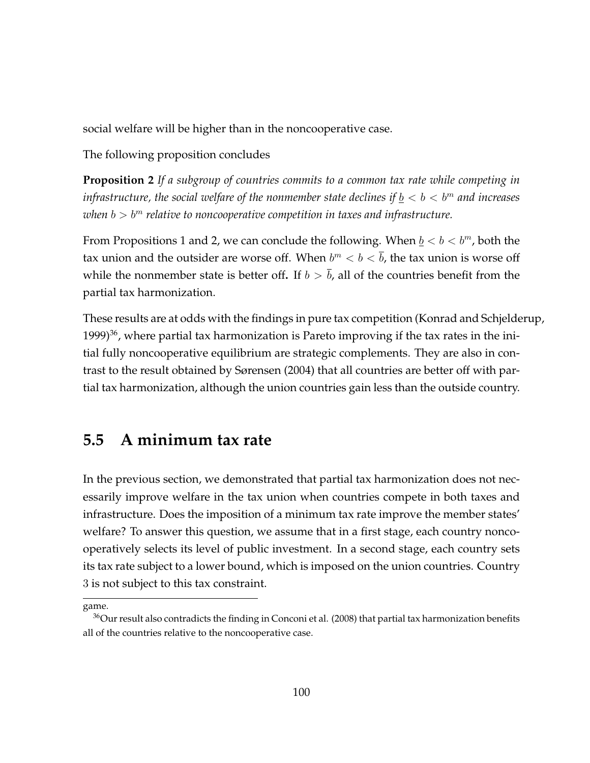social welfare will be higher than in the noncooperative case.

The following proposition concludes

**Proposition 2** *If a subgroup of countries commits to a common tax rate while competing in infrastructure, the social welfare of the nonmember state declines if $\underline{b} < b < b^m$ and increases when $b > b^m$ relative to noncooperative competition in taxes and infrastructure.*

From Propositions 1 and 2, we can conclude the following. When $\underline{b} < b < b^m$, both the tax union and the outsider are worse off. When $b^m < b < \overline{b}$, the tax union is worse off while the nonmember state is better off**.** If $b > \overline{b}$, all of the countries benefit from the partial tax harmonization.

These results are at odds with the findings in pure tax competition (Konrad and Schjelderup, 1999)[36], where partial tax harmonization is Pareto improving if the tax rates in the initial fully noncooperative equilibrium are strategic complements. They are also in contrast to the result obtained by Sørensen (2004) that all countries are better off with partial tax harmonization, although the union countries gain less than the outside country.

## 5.5 A minimum tax rate

In the previous section, we demonstrated that partial tax harmonization does not necessarily improve welfare in the tax union when countries compete in both taxes and infrastructure. Does the imposition of a minimum tax rate improve the member states' welfare? To answer this question, we assume that in a first stage, each country noncooperatively selects its level of public investment. In a second stage, each country sets its tax rate subject to a lower bound, which is imposed on the union countries. Country 3 is not subject to this tax constraint.

game.

[36]Our result also contradicts the finding in Conconi et al. (2008) that partial tax harmonization benefits all of the countries relative to the noncooperative case.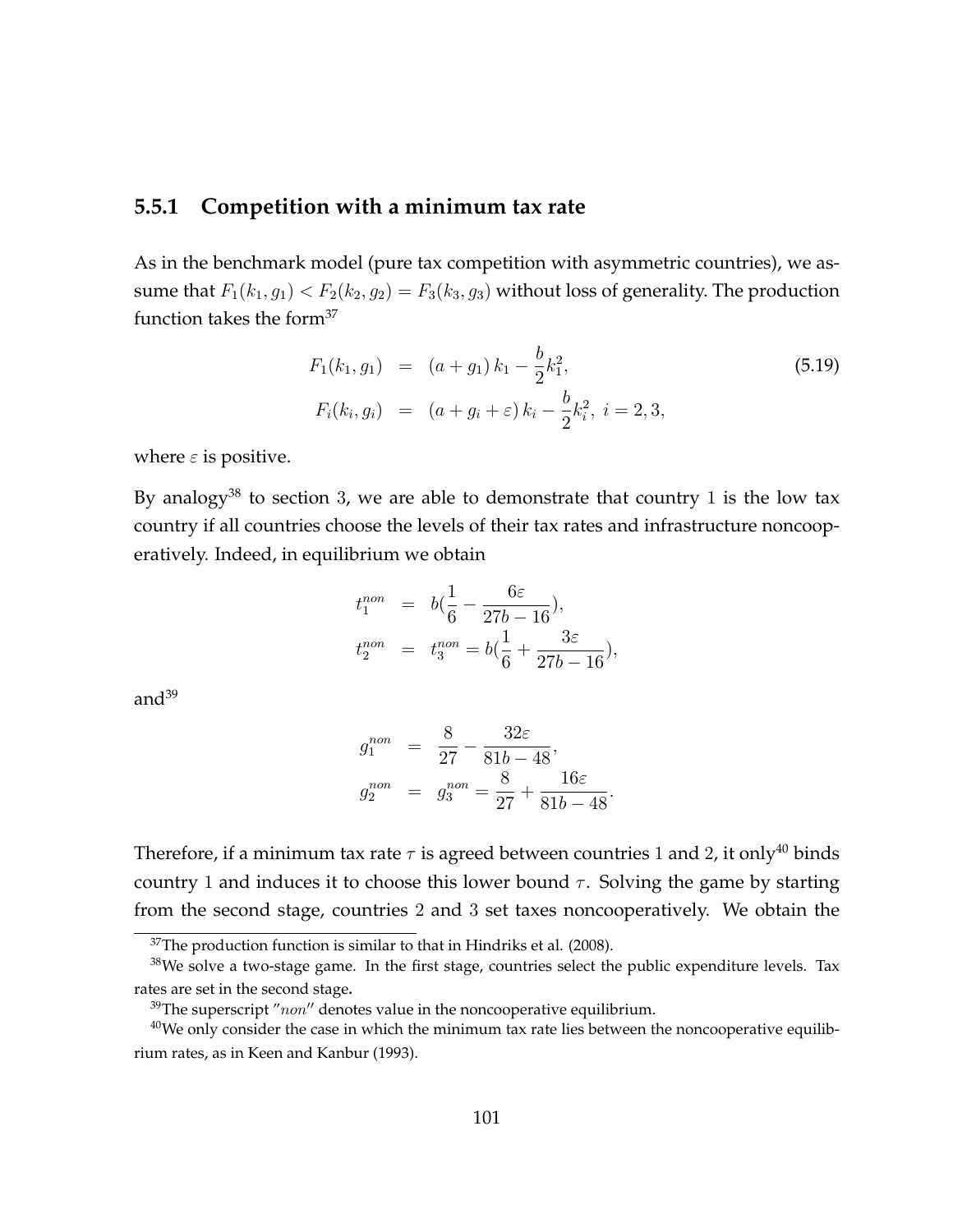### 5.5.1 Competition with a minimum tax rate

As in the benchmark model (pure tax competition with asymmetric countries), we assume that $F_1(k_1, g_1) < F_2(k_2, g_2) = F_3(k_3, g_3)$ without loss of generality. The production function takes the form[37]

$$
\begin{aligned}
F_1(k_1, g_1) &= (a + g_1)\, k_1 - \frac{b}{2} k_1^2, \\
F_i(k_i, g_i) &= (a + g_i + \varepsilon)\, k_i - \frac{b}{2} k_i^2,\ i = 2, 3,
\end{aligned}
\tag{5.19}
$$

where $\varepsilon$ is positive.

By analogy[38] to section 3, we are able to demonstrate that country 1 is the low tax country if all countries choose the levels of their tax rates and infrastructure noncooperatively. Indeed, in equilibrium we obtain

$$
\begin{aligned}
t_1^{non} &= b(\frac{1}{6} - \frac{6\varepsilon}{27b - 16}), \\
t_2^{non} &= t_3^{non} = b(\frac{1}{6} + \frac{3\varepsilon}{27b - 16}),
\end{aligned}
$$

and[39]

$$
\begin{aligned}
g_1^{non} &= \frac{8}{27} - \frac{32\varepsilon}{81b - 48}, \\
g_2^{non} &= g_3^{non} = \frac{8}{27} + \frac{16\varepsilon}{81b - 48}.
\end{aligned}
$$

Therefore, if a minimum tax rate $\tau$ is agreed between countries 1 and 2, it only[40] binds country 1 and induces it to choose this lower bound $\tau$. Solving the game by starting from the second stage, countries 2 and 3 set taxes noncooperatively. We obtain the

[37] The production function is similar to that in Hindriks et al. (2008).

[38] We solve a two-stage game. In the first stage, countries select the public expenditure levels. Tax rates are set in the second stage.

[39] The superscript "$non$" denotes value in the noncooperative equilibrium.

[40] We only consider the case in which the minimum tax rate lies between the noncooperative equilibrium rates, as in Keen and Kanbur (1993).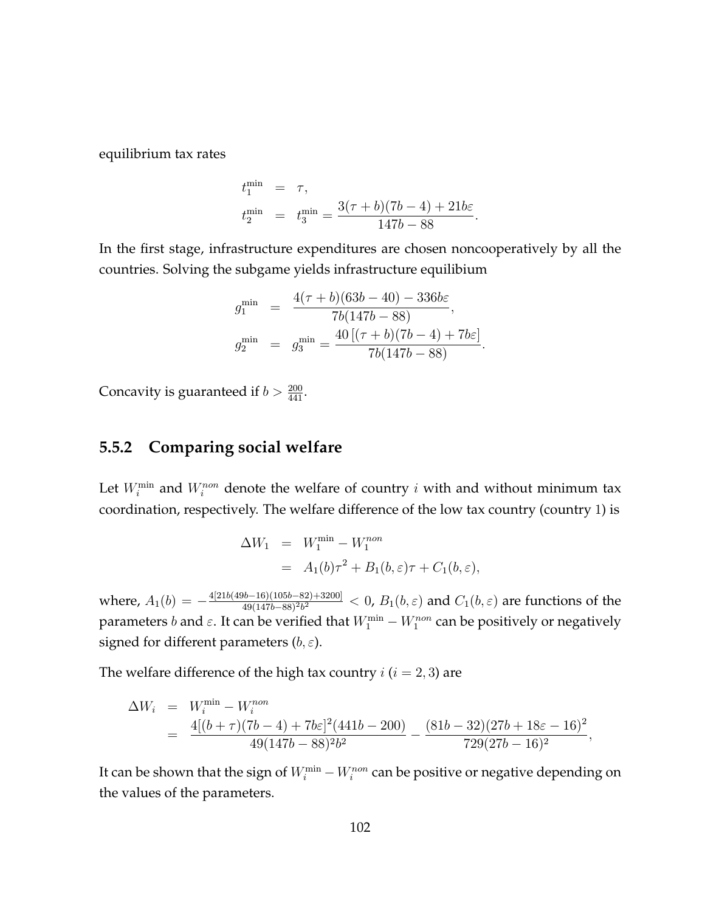equilibrium tax rates

$$
\begin{aligned}
t_1^{\min} &= \tau, \\
t_2^{\min} &= t_3^{\min} = \frac{3(\tau+b)(7b-4)+21b\varepsilon}{147b-88}.
\end{aligned}
$$

In the first stage, infrastructure expenditures are chosen noncooperatively by all the countries. Solving the subgame yields infrastructure equilibium

$$
\begin{aligned}
g_1^{\min} &= \frac{4(\tau+b)(63b-40)-336b\varepsilon}{7b(147b-88)}, \\
g_2^{\min} &= g_3^{\min} = \frac{40\left[(\tau+b)(7b-4)+7b\varepsilon\right]}{7b(147b-88)}.
\end{aligned}
$$

Concavity is guaranteed if $b > \frac{200}{441}$.

### 5.5.2 Comparing social welfare

Let $W_i^{\min}$ and $W_i^{non}$ denote the welfare of country $i$ with and without minimum tax coordination, respectively. The welfare difference of the low tax country (country 1) is

$$
\begin{aligned}
\Delta W_1 &= W_1^{\min} - W_1^{non} \\
&= A_1(b)\tau^2 + B_1(b,\varepsilon)\tau + C_1(b,\varepsilon),
\end{aligned}
$$

where, $A_1(b) = -\frac{4[21b(49b-16)(105b-82)+3200]}{49(147b-88)^2b^2} < 0$, $B_1(b,\varepsilon)$ and $C_1(b,\varepsilon)$ are functions of the parameters $b$ and $\varepsilon$. It can be verified that $W_1^{\min} - W_1^{non}$ can be positively or negatively signed for different parameters $(b,\varepsilon)$.

The welfare difference of the high tax country $i$ ($i = 2,3$) are

$$
\begin{aligned}
\Delta W_i &= W_i^{\min} - W_i^{non} \\
&= \frac{4[(b+\tau)(7b-4)+7b\varepsilon]^2(441b-200)}{49(147b-88)^2b^2} - \frac{(81b-32)(27b+18\varepsilon-16)^2}{729(27b-16)^2},
\end{aligned}
$$

It can be shown that the sign of $W_i^{\min} - W_i^{non}$ can be positive or negative depending on the values of the parameters.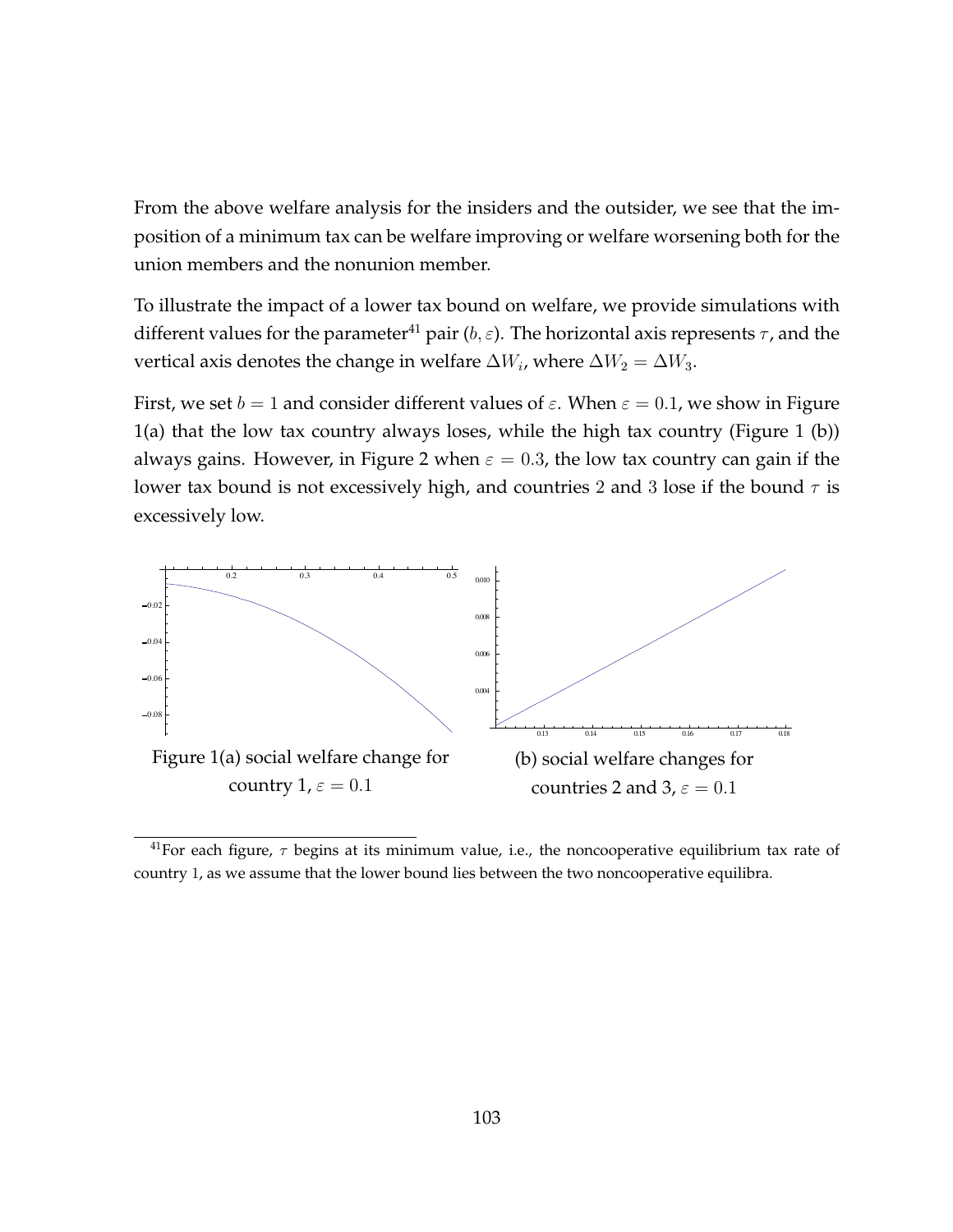From the above welfare analysis for the insiders and the outsider, we see that the imposition of a minimum tax can be welfare improving or welfare worsening both for the union members and the nonunion member.

To illustrate the impact of a lower tax bound on welfare, we provide simulations with different values for the parameter[41] pair $(b, \varepsilon)$. The horizontal axis represents $\tau$, and the vertical axis denotes the change in welfare $\Delta W_i$, where $\Delta W_2 = \Delta W_3$.

First, we set $b = 1$ and consider different values of $\varepsilon$. When $\varepsilon = 0.1$, we show in Figure 1(a) that the low tax country always loses, while the high tax country (Figure 1 (b)) always gains. However, in Figure 2 when $\varepsilon = 0.3$, the low tax country can gain if the lower tax bound is not excessively high, and countries 2 and 3 lose if the bound $\tau$ is excessively low.

Figure 1(a) social welfare change for country 1, $\varepsilon = 0.1$

(b) social welfare changes for countries 2 and 3, $\varepsilon = 0.1$

[41]For each figure, $\tau$ begins at its minimum value, i.e., the noncooperative equilibrium tax rate of country 1, as we assume that the lower bound lies between the two noncooperative equilibra.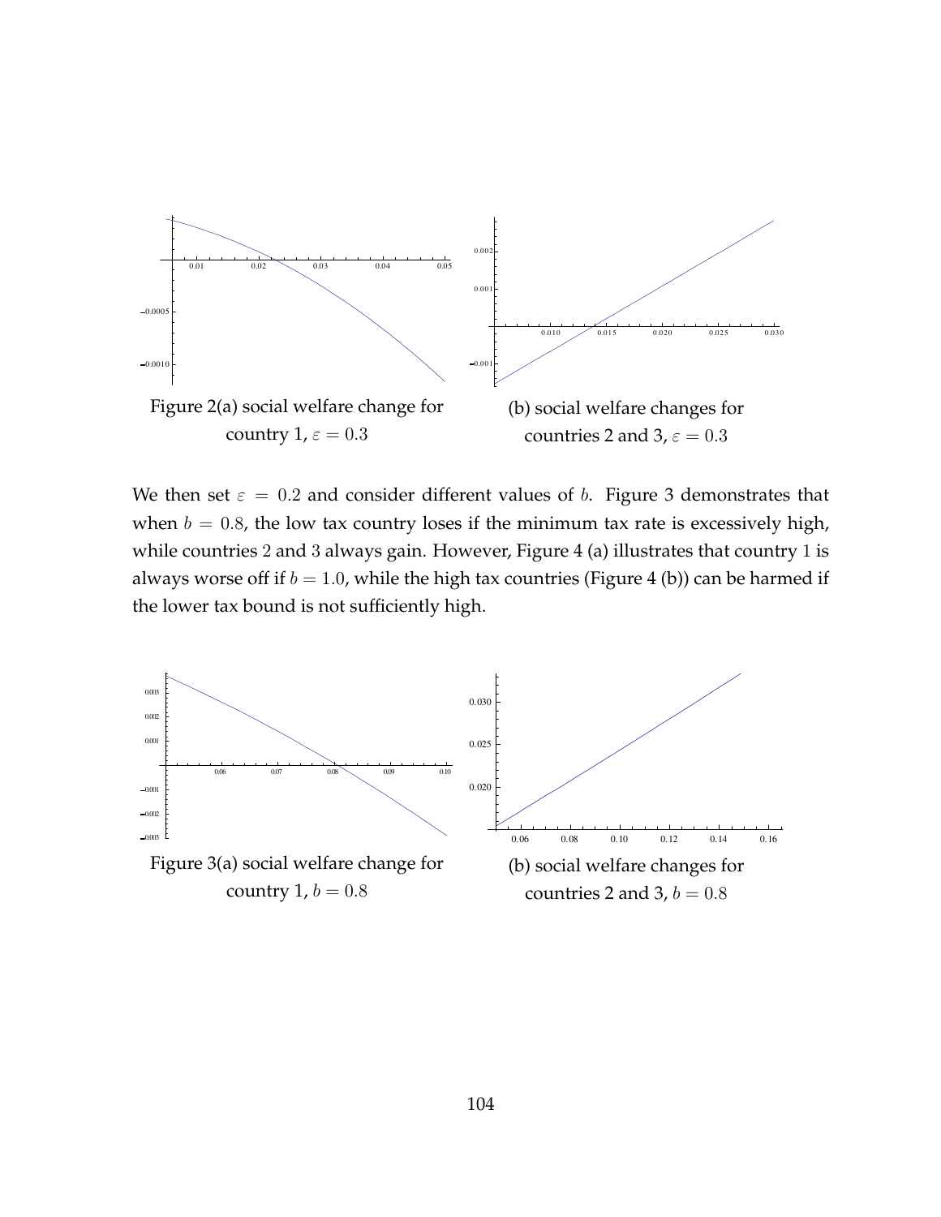0.01
0.02
0.03
0.04
0.05
−0.0005
−0.0010

Figure 2(a) social welfare change for country 1, $\varepsilon = 0.3$

0.002
0.001
0.010
0.015
0.020
0.025
0.030
−0.001

(b) social welfare changes for countries 2 and 3, $\varepsilon = 0.3$

We then set $\varepsilon = 0.2$ and consider different values of $b$. Figure 3 demonstrates that when $b = 0.8$, the low tax country loses if the minimum tax rate is excessively high, while countries 2 and 3 always gain. However, Figure 4 (a) illustrates that country 1 is always worse off if $b = 1.0$, while the high tax countries (Figure 4 (b)) can be harmed if the lower tax bound is not sufficiently high.

0.003
0.002
0.001
0.06
0.07
0.08
0.09
0.10
−0.001
−0.002
−0.003

Figure 3(a) social welfare change for country 1, $b = 0.8$

0.030
0.025
0.020
0.06
0.08
0.10
0.12
0.14
0.16

(b) social welfare changes for countries 2 and 3, $b = 0.8$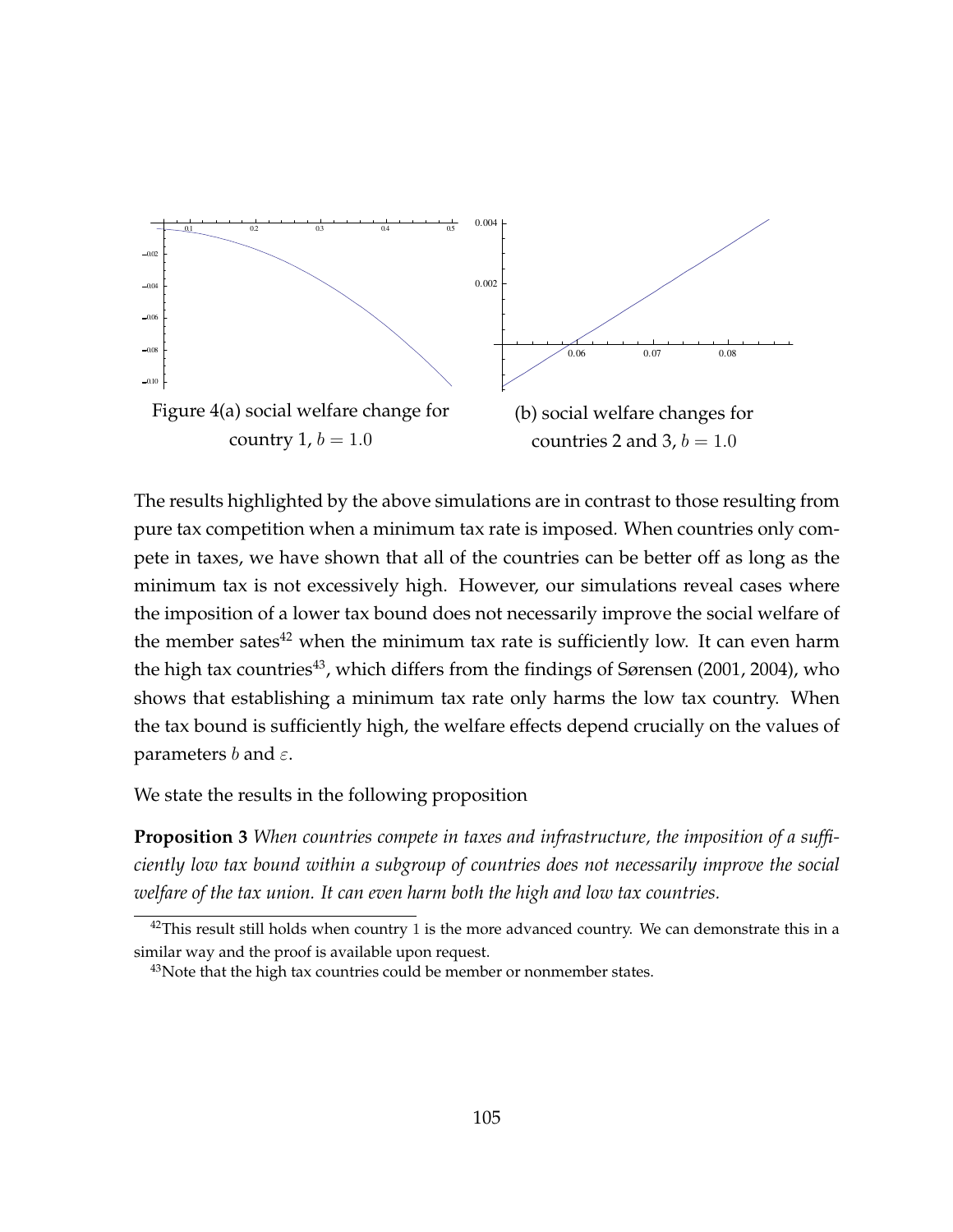0.1
0.2
0.3
0.4
0.5
−0.02
−0.04
−0.06
−0.08
−0.10

0.004
0.002
0.06
0.07
0.08

Figure 4(a) social welfare change for country 1, $b = 1.0$

(b) social welfare changes for countries 2 and 3, $b = 1.0$

The results highlighted by the above simulations are in contrast to those resulting from pure tax competition when a minimum tax rate is imposed. When countries only compete in taxes, we have shown that all of the countries can be better off as long as the minimum tax is not excessively high. However, our simulations reveal cases where the imposition of a lower tax bound does not necessarily improve the social welfare of the member sates[42] when the minimum tax rate is sufficiently low. It can even harm the high tax countries[43], which differs from the findings of Sørensen (2001, 2004), who shows that establishing a minimum tax rate only harms the low tax country. When the tax bound is sufficiently high, the welfare effects depend crucially on the values of parameters $b$ and $\varepsilon$.

We state the results in the following proposition

**Proposition 3** *When countries compete in taxes and infrastructure, the imposition of a sufficiently low tax bound within a subgroup of countries does not necessarily improve the social welfare of the tax union. It can even harm both the high and low tax countries.*

[42] This result still holds when country 1 is the more advanced country. We can demonstrate this in a similar way and the proof is available upon request.

[43] Note that the high tax countries could be member or nonmember states.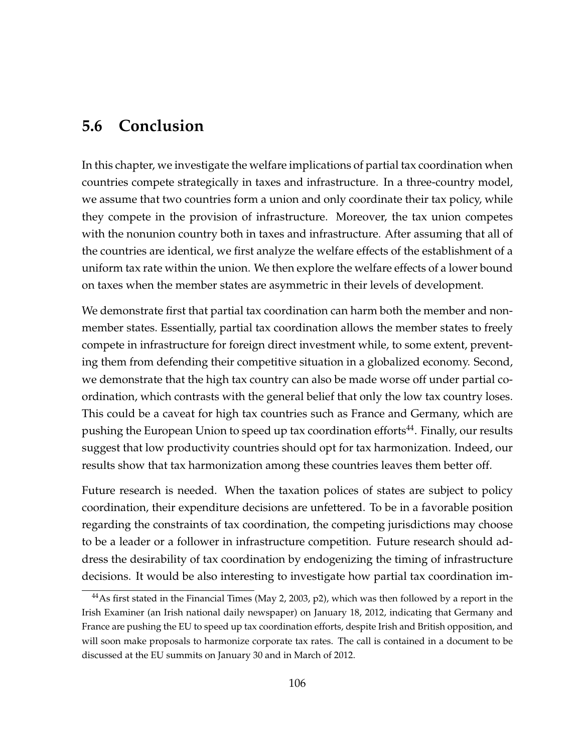## 5.6 Conclusion

In this chapter, we investigate the welfare implications of partial tax coordination when countries compete strategically in taxes and infrastructure. In a three-country model, we assume that two countries form a union and only coordinate their tax policy, while they compete in the provision of infrastructure. Moreover, the tax union competes with the nonunion country both in taxes and infrastructure. After assuming that all of the countries are identical, we first analyze the welfare effects of the establishment of a uniform tax rate within the union. We then explore the welfare effects of a lower bound on taxes when the member states are asymmetric in their levels of development.

We demonstrate first that partial tax coordination can harm both the member and nonmember states. Essentially, partial tax coordination allows the member states to freely compete in infrastructure for foreign direct investment while, to some extent, preventing them from defending their competitive situation in a globalized economy. Second, we demonstrate that the high tax country can also be made worse off under partial coordination, which contrasts with the general belief that only the low tax country loses. This could be a caveat for high tax countries such as France and Germany, which are pushing the European Union to speed up tax coordination efforts[44]. Finally, our results suggest that low productivity countries should opt for tax harmonization. Indeed, our results show that tax harmonization among these countries leaves them better off.

Future research is needed. When the taxation polices of states are subject to policy coordination, their expenditure decisions are unfettered. To be in a favorable position regarding the constraints of tax coordination, the competing jurisdictions may choose to be a leader or a follower in infrastructure competition. Future research should address the desirability of tax coordination by endogenizing the timing of infrastructure decisions. It would be also interesting to investigate how partial tax coordination im-

[44] As first stated in the Financial Times (May 2, 2003, p2), which was then followed by a report in the Irish Examiner (an Irish national daily newspaper) on January 18, 2012, indicating that Germany and France are pushing the EU to speed up tax coordination efforts, despite Irish and British opposition, and will soon make proposals to harmonize corporate tax rates. The call is contained in a document to be discussed at the EU summits on January 30 and in March of 2012.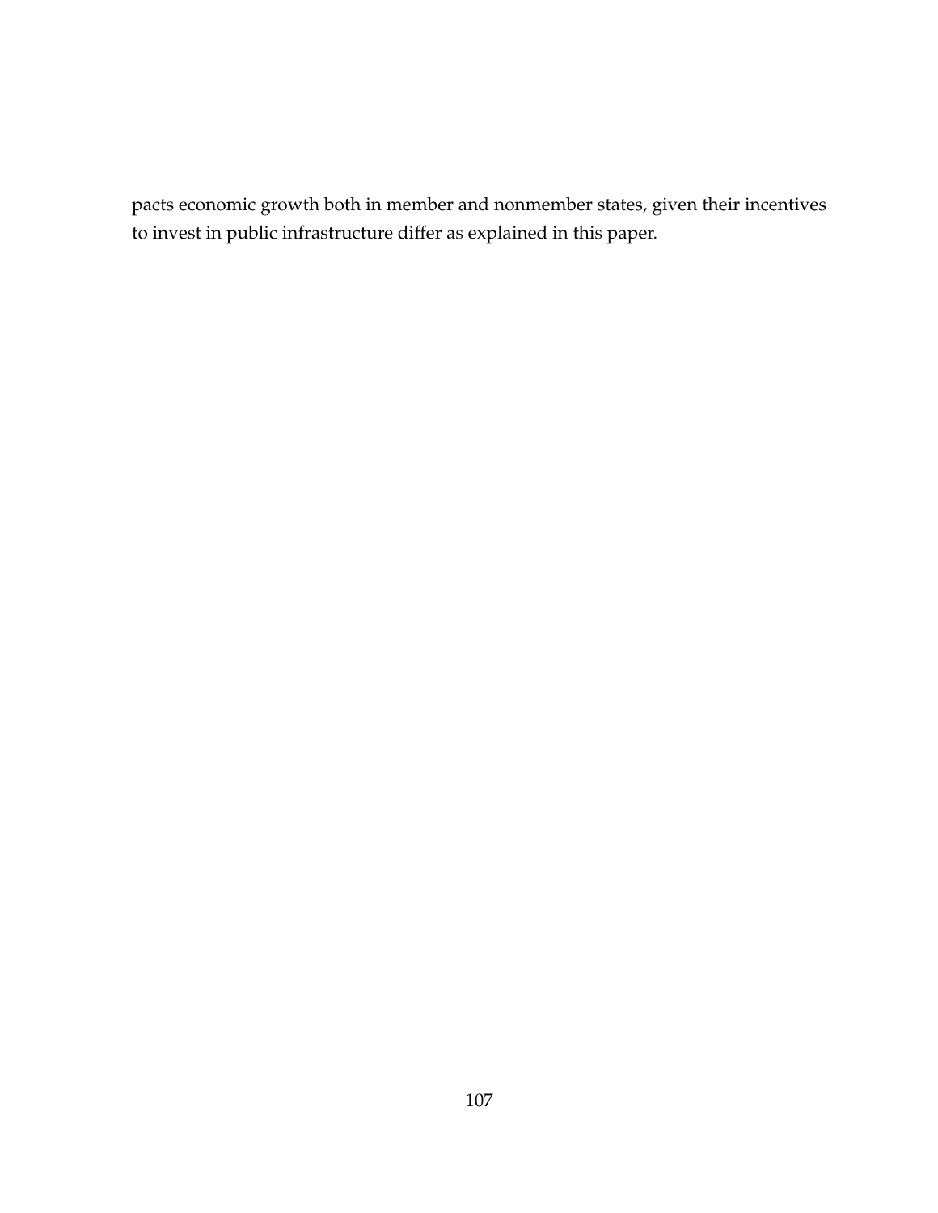pacts economic growth both in member and nonmember states, given their incentives to invest in public infrastructure differ as explained in this paper.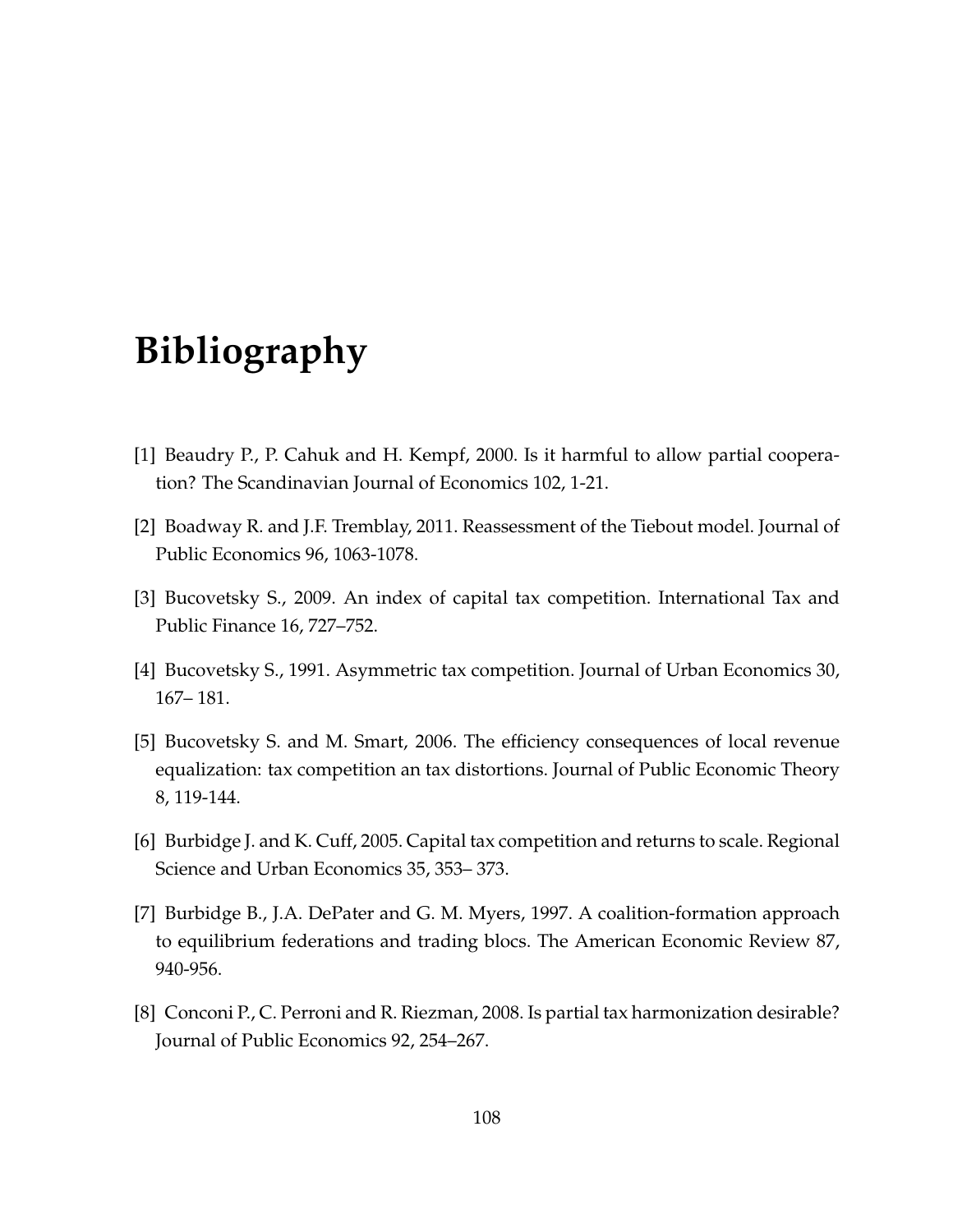# Bibliography

[1] Beaudry P., P. Cahuk and H. Kempf, 2000. Is it harmful to allow partial cooperation? The Scandinavian Journal of Economics 102, 1-21.

[2] Boadway R. and J.F. Tremblay, 2011. Reassessment of the Tiebout model. Journal of Public Economics 96, 1063-1078.

[3] Bucovetsky S., 2009. An index of capital tax competition. International Tax and Public Finance 16, 727–752.

[4] Bucovetsky S., 1991. Asymmetric tax competition. Journal of Urban Economics 30, 167– 181.

[5] Bucovetsky S. and M. Smart, 2006. The efficiency consequences of local revenue equalization: tax competition an tax distortions. Journal of Public Economic Theory 8, 119-144.

[6] Burbidge J. and K. Cuff, 2005. Capital tax competition and returns to scale. Regional Science and Urban Economics 35, 353– 373.

[7] Burbidge B., J.A. DePater and G. M. Myers, 1997. A coalition-formation approach to equilibrium federations and trading blocs. The American Economic Review 87, 940-956.

[8] Conconi P., C. Perroni and R. Riezman, 2008. Is partial tax harmonization desirable? Journal of Public Economics 92, 254–267.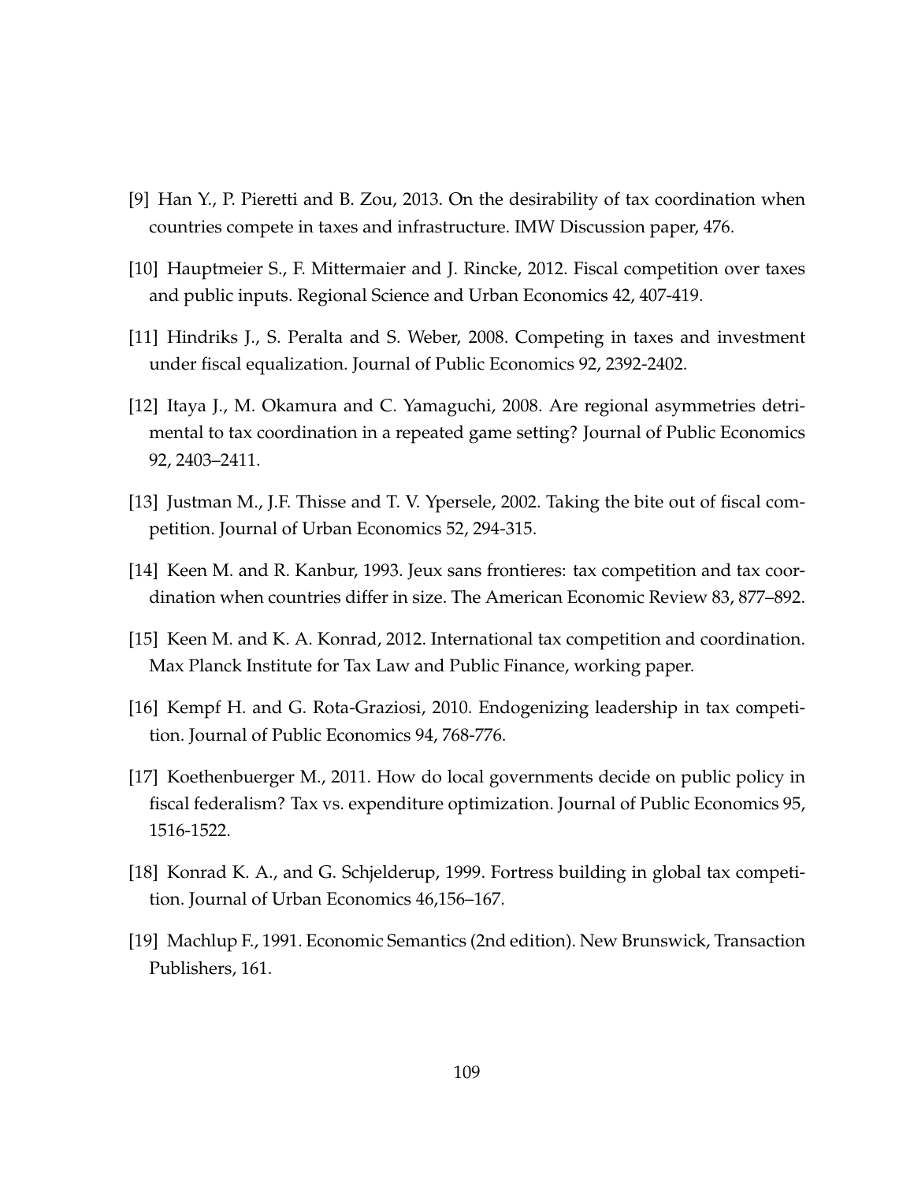[9] Han Y., P. Pieretti and B. Zou, 2013. On the desirability of tax coordination when countries compete in taxes and infrastructure. IMW Discussion paper, 476.

[10] Hauptmeier S., F. Mittermaier and J. Rincke, 2012. Fiscal competition over taxes and public inputs. Regional Science and Urban Economics 42, 407-419.

[11] Hindriks J., S. Peralta and S. Weber, 2008. Competing in taxes and investment under fiscal equalization. Journal of Public Economics 92, 2392-2402.

[12] Itaya J., M. Okamura and C. Yamaguchi, 2008. Are regional asymmetries detrimental to tax coordination in a repeated game setting? Journal of Public Economics 92, 2403–2411.

[13] Justman M., J.F. Thisse and T. V. Ypersele, 2002. Taking the bite out of fiscal competition. Journal of Urban Economics 52, 294-315.

[14] Keen M. and R. Kanbur, 1993. Jeux sans frontieres: tax competition and tax coordination when countries differ in size. The American Economic Review 83, 877–892.

[15] Keen M. and K. A. Konrad, 2012. International tax competition and coordination. Max Planck Institute for Tax Law and Public Finance, working paper.

[16] Kempf H. and G. Rota-Graziosi, 2010. Endogenizing leadership in tax competition. Journal of Public Economics 94, 768-776.

[17] Koethenbuerger M., 2011. How do local governments decide on public policy in fiscal federalism? Tax vs. expenditure optimization. Journal of Public Economics 95, 1516-1522.

[18] Konrad K. A., and G. Schjelderup, 1999. Fortress building in global tax competition. Journal of Urban Economics 46,156–167.

[19] Machlup F., 1991. Economic Semantics (2nd edition). New Brunswick, Transaction Publishers, 161.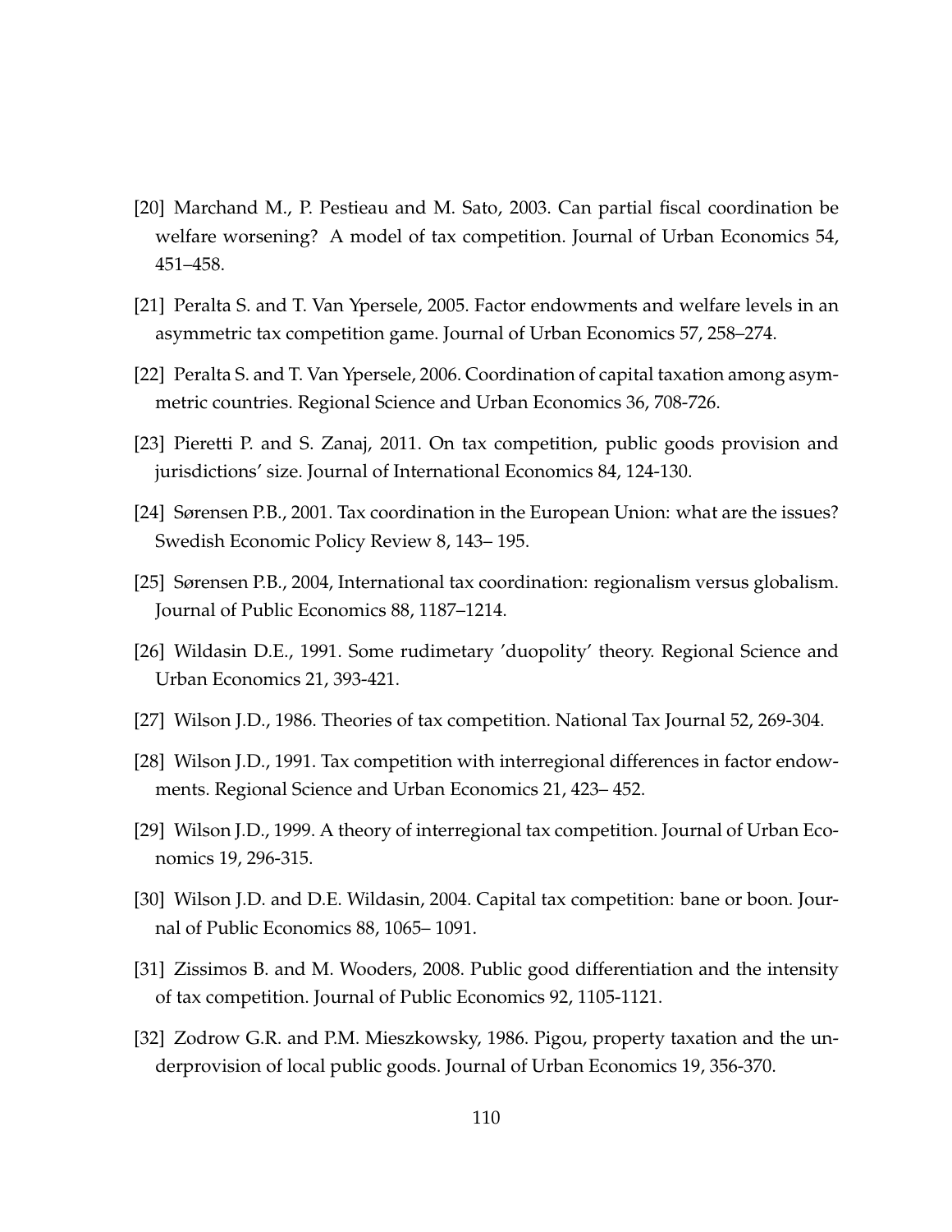[20] Marchand M., P. Pestieau and M. Sato, 2003. Can partial fiscal coordination be welfare worsening? A model of tax competition. Journal of Urban Economics 54, 451–458.

[21] Peralta S. and T. Van Ypersele, 2005. Factor endowments and welfare levels in an asymmetric tax competition game. Journal of Urban Economics 57, 258–274.

[22] Peralta S. and T. Van Ypersele, 2006. Coordination of capital taxation among asymmetric countries. Regional Science and Urban Economics 36, 708-726.

[23] Pieretti P. and S. Zanaj, 2011. On tax competition, public goods provision and jurisdictions' size. Journal of International Economics 84, 124-130.

[24] Sørensen P.B., 2001. Tax coordination in the European Union: what are the issues? Swedish Economic Policy Review 8, 143– 195.

[25] Sørensen P.B., 2004, International tax coordination: regionalism versus globalism. Journal of Public Economics 88, 1187–1214.

[26] Wildasin D.E., 1991. Some rudimetary 'duopolity' theory. Regional Science and Urban Economics 21, 393-421.

[27] Wilson J.D., 1986. Theories of tax competition. National Tax Journal 52, 269-304.

[28] Wilson J.D., 1991. Tax competition with interregional differences in factor endowments. Regional Science and Urban Economics 21, 423– 452.

[29] Wilson J.D., 1999. A theory of interregional tax competition. Journal of Urban Economics 19, 296-315.

[30] Wilson J.D. and D.E. Wildasin, 2004. Capital tax competition: bane or boon. Journal of Public Economics 88, 1065– 1091.

[31] Zissimos B. and M. Wooders, 2008. Public good differentiation and the intensity of tax competition. Journal of Public Economics 92, 1105-1121.

[32] Zodrow G.R. and P.M. Mieszkowsky, 1986. Pigou, property taxation and the underprovision of local public goods. Journal of Urban Economics 19, 356-370.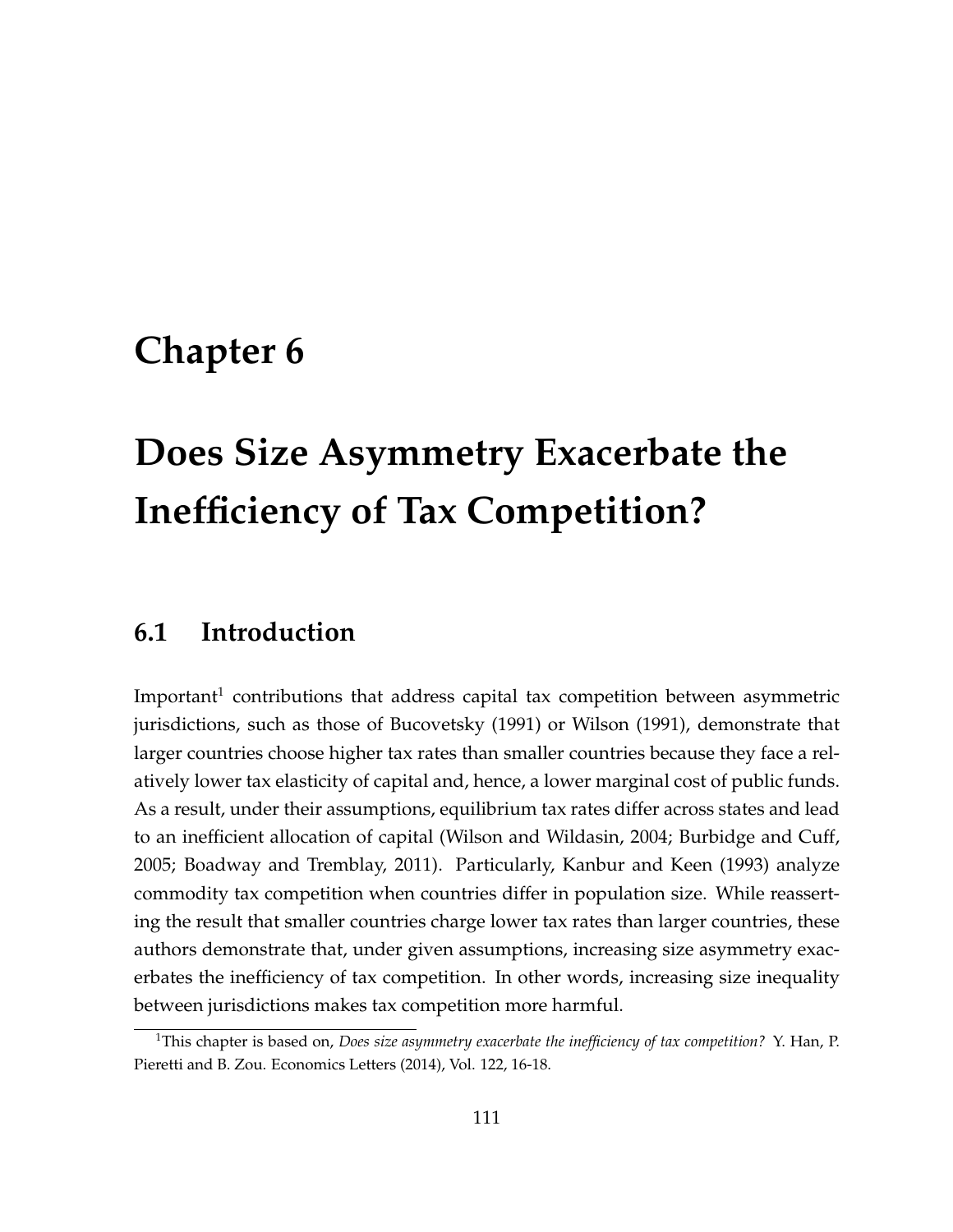# Chapter 6

# Does Size Asymmetry Exacerbate the Inefficiency of Tax Competition?

## 6.1 Introduction

Important[1] contributions that address capital tax competition between asymmetric jurisdictions, such as those of Bucovetsky (1991) or Wilson (1991), demonstrate that larger countries choose higher tax rates than smaller countries because they face a relatively lower tax elasticity of capital and, hence, a lower marginal cost of public funds. As a result, under their assumptions, equilibrium tax rates differ across states and lead to an inefficient allocation of capital (Wilson and Wildasin, 2004; Burbidge and Cuff, 2005; Boadway and Tremblay, 2011). Particularly, Kanbur and Keen (1993) analyze commodity tax competition when countries differ in population size. While reasserting the result that smaller countries charge lower tax rates than larger countries, these authors demonstrate that, under given assumptions, increasing size asymmetry exacerbates the inefficiency of tax competition. In other words, increasing size inequality between jurisdictions makes tax competition more harmful.

[1] This chapter is based on, *Does size asymmetry exacerbate the inefficiency of tax competition?* Y. Han, P. Pieretti and B. Zou. Economics Letters (2014), Vol. 122, 16-18.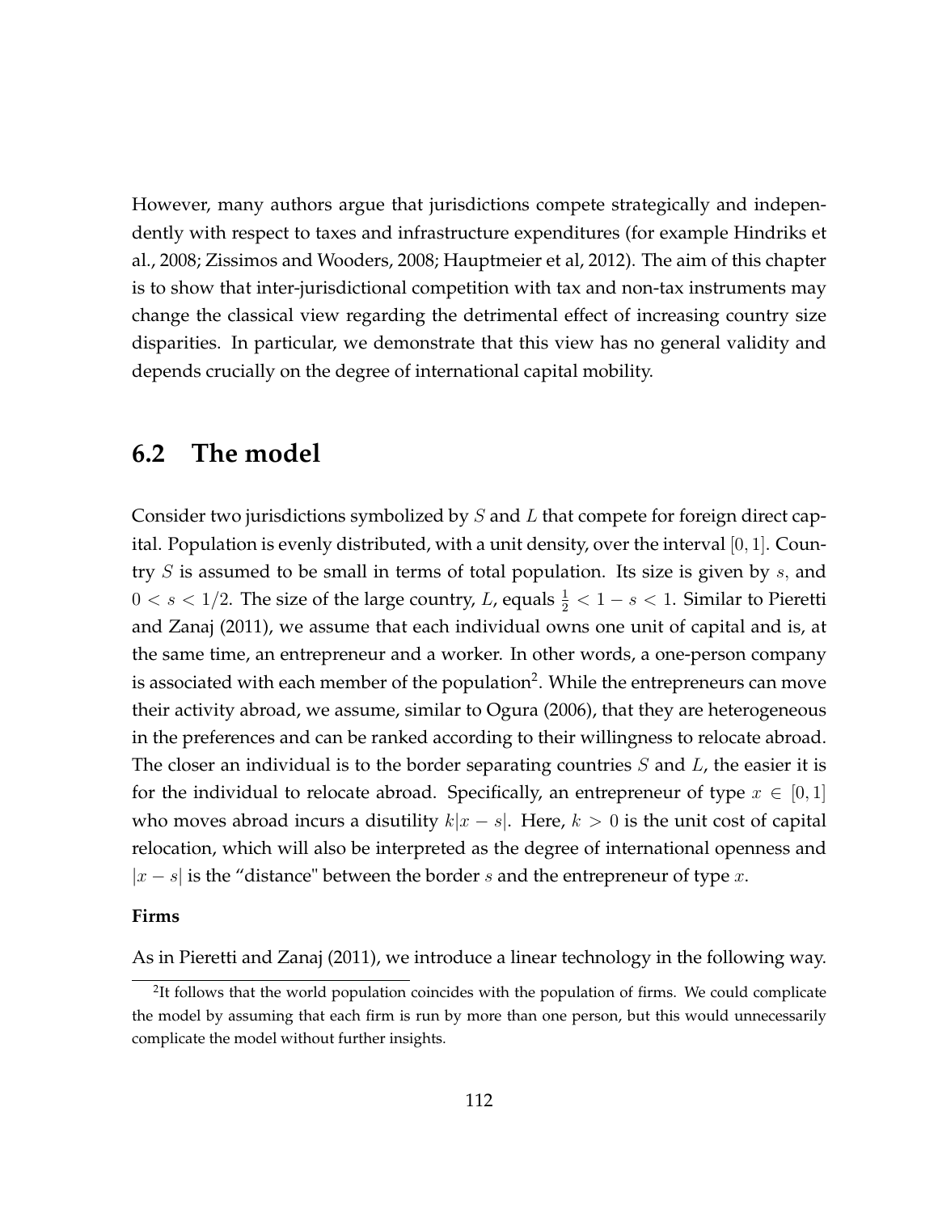However, many authors argue that jurisdictions compete strategically and independently with respect to taxes and infrastructure expenditures (for example Hindriks et al., 2008; Zissimos and Wooders, 2008; Hauptmeier et al, 2012). The aim of this chapter is to show that inter-jurisdictional competition with tax and non-tax instruments may change the classical view regarding the detrimental effect of increasing country size disparities. In particular, we demonstrate that this view has no general validity and depends crucially on the degree of international capital mobility.

## 6.2 The model

Consider two jurisdictions symbolized by $S$ and $L$ that compete for foreign direct capital. Population is evenly distributed, with a unit density, over the interval $[0, 1]$. Country $S$ is assumed to be small in terms of total population. Its size is given by $s$, and $0 < s < 1/2$. The size of the large country, $L$, equals $\frac{1}{2} < 1 - s < 1$. Similar to Pieretti and Zanaj (2011), we assume that each individual owns one unit of capital and is, at the same time, an entrepreneur and a worker. In other words, a one-person company is associated with each member of the population[2]. While the entrepreneurs can move their activity abroad, we assume, similar to Ogura (2006), that they are heterogeneous in the preferences and can be ranked according to their willingness to relocate abroad. The closer an individual is to the border separating countries $S$ and $L$, the easier it is for the individual to relocate abroad. Specifically, an entrepreneur of type $x \in [0, 1]$ who moves abroad incurs a disutility $k|x - s|$. Here, $k > 0$ is the unit cost of capital relocation, which will also be interpreted as the degree of international openness and $|x - s|$ is the "distance" between the border $s$ and the entrepreneur of type $x$.

**Firms**

As in Pieretti and Zanaj (2011), we introduce a linear technology in the following way.

[2] It follows that the world population coincides with the population of firms. We could complicate the model by assuming that each firm is run by more than one person, but this would unnecessarily complicate the model without further insights.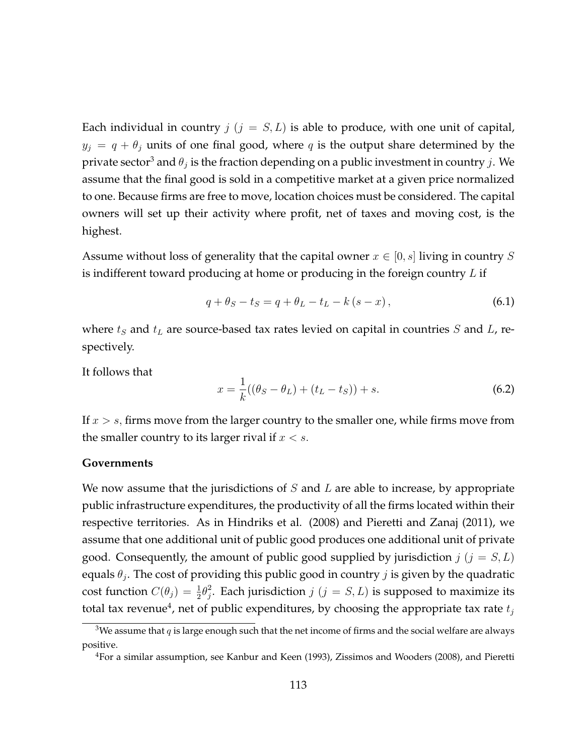Each individual in country $j$ ($j = S, L$) is able to produce, with one unit of capital, $y_j = q + \theta_j$ units of one final good, where $q$ is the output share determined by the private sector[3] and $\theta_j$ is the fraction depending on a public investment in country $j$. We assume that the final good is sold in a competitive market at a given price normalized to one. Because firms are free to move, location choices must be considered. The capital owners will set up their activity where profit, net of taxes and moving cost, is the highest.

Assume without loss of generality that the capital owner $x \in [0, s]$ living in country $S$ is indifferent toward producing at home or producing in the foreign country $L$ if

$$q + \theta_S - t_S = q + \theta_L - t_L - k(s - x), \tag{6.1}$$

where $t_S$ and $t_L$ are source-based tax rates levied on capital in countries $S$ and $L$, respectively.

It follows that

$$x = \frac{1}{k}((\theta_S - \theta_L) + (t_L - t_S)) + s. \tag{6.2}$$

If $x > s$, firms move from the larger country to the smaller one, while firms move from the smaller country to its larger rival if $x < s$.

**Governments**

We now assume that the jurisdictions of $S$ and $L$ are able to increase, by appropriate public infrastructure expenditures, the productivity of all the firms located within their respective territories. As in Hindriks et al. (2008) and Pieretti and Zanaj (2011), we assume that one additional unit of public good produces one additional unit of private good. Consequently, the amount of public good supplied by jurisdiction $j$ ($j = S, L$) equals $\theta_j$. The cost of providing this public good in country $j$ is given by the quadratic cost function $C(\theta_j) = \frac{1}{2}\theta_j^2$. Each jurisdiction $j$ ($j = S, L$) is supposed to maximize its total tax revenue[4], net of public expenditures, by choosing the appropriate tax rate $t_j$

[3] We assume that $q$ is large enough such that the net income of firms and the social welfare are always positive.

[4] For a similar assumption, see Kanbur and Keen (1993), Zissimos and Wooders (2008), and Pieretti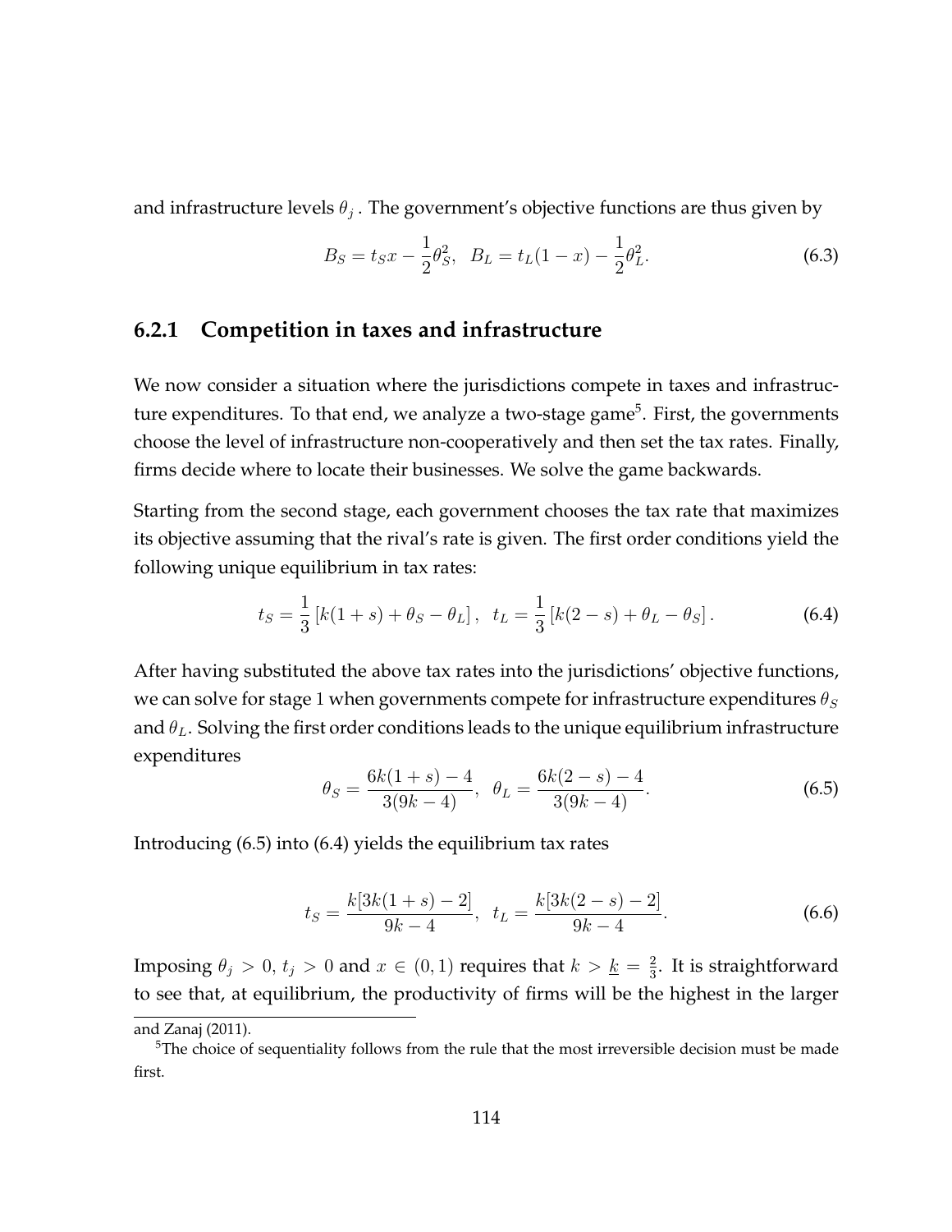and infrastructure levels $\theta_j$. The government's objective functions are thus given by

$$B_S = t_S x - \frac{1}{2}\theta_S^2, \quad B_L = t_L(1-x) - \frac{1}{2}\theta_L^2. \tag{6.3}$$

### 6.2.1 Competition in taxes and infrastructure

We now consider a situation where the jurisdictions compete in taxes and infrastructure expenditures. To that end, we analyze a two-stage game[5]. First, the governments choose the level of infrastructure non-cooperatively and then set the tax rates. Finally, firms decide where to locate their businesses. We solve the game backwards.

Starting from the second stage, each government chooses the tax rate that maximizes its objective assuming that the rival's rate is given. The first order conditions yield the following unique equilibrium in tax rates:

$$t_S = \frac{1}{3}\left[k(1+s) + \theta_S - \theta_L\right], \quad t_L = \frac{1}{3}\left[k(2-s) + \theta_L - \theta_S\right]. \tag{6.4}$$

After having substituted the above tax rates into the jurisdictions' objective functions, we can solve for stage 1 when governments compete for infrastructure expenditures $\theta_S$ and $\theta_L$. Solving the first order conditions leads to the unique equilibrium infrastructure expenditures

$$\theta_S = \frac{6k(1+s) - 4}{3(9k-4)}, \quad \theta_L = \frac{6k(2-s) - 4}{3(9k-4)}. \tag{6.5}$$

Introducing (6.5) into (6.4) yields the equilibrium tax rates

$$t_S = \frac{k[3k(1+s) - 2]}{9k-4}, \quad t_L = \frac{k[3k(2-s) - 2]}{9k-4}. \tag{6.6}$$

Imposing $\theta_j > 0$, $t_j > 0$ and $x \in (0,1)$ requires that $k > \underline{k} = \frac{2}{3}$. It is straightforward to see that, at equilibrium, the productivity of firms will be the highest in the larger

---

and Zanaj (2011).

[5] The choice of sequentiality follows from the rule that the most irreversible decision must be made first.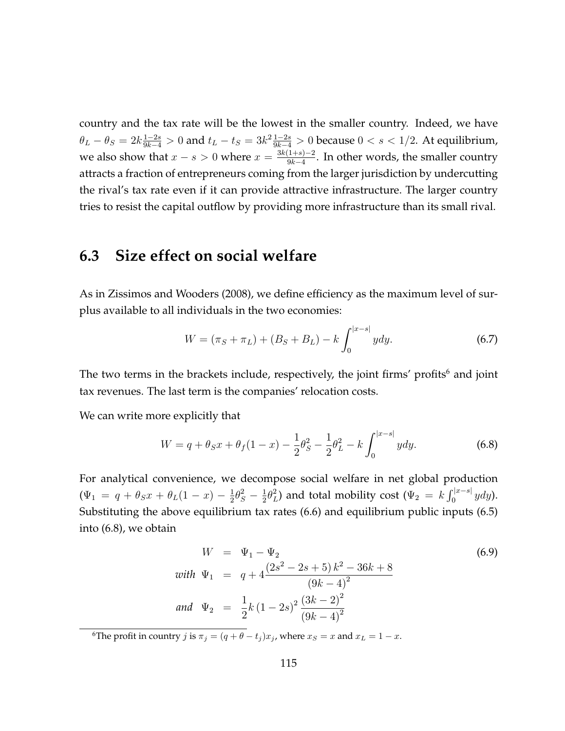country and the tax rate will be the lowest in the smaller country. Indeed, we have $\theta_L - \theta_S = 2k\frac{1-2s}{9k-4} > 0$ and $t_L - t_S = 3k^2\frac{1-2s}{9k-4} > 0$ because $0 < s < 1/2$. At equilibrium, we also show that $x - s > 0$ where $x = \frac{3k(1+s)-2}{9k-4}$. In other words, the smaller country attracts a fraction of entrepreneurs coming from the larger jurisdiction by undercutting the rival's tax rate even if it can provide attractive infrastructure. The larger country tries to resist the capital outflow by providing more infrastructure than its small rival.

## 6.3 Size effect on social welfare

As in Zissimos and Wooders (2008), we define efficiency as the maximum level of surplus available to all individuals in the two economies:

$$W = (\pi_S + \pi_L) + (B_S + B_L) - k\int_0^{|x-s|} y dy. \tag{6.7}$$

The two terms in the brackets include, respectively, the joint firms' profits[6] and joint tax revenues. The last term is the companies' relocation costs.

We can write more explicitly that

$$W = q + \theta_S x + \theta_f(1-x) - \frac{1}{2}\theta_S^2 - \frac{1}{2}\theta_L^2 - k\int_0^{|x-s|} y dy. \tag{6.8}$$

For analytical convenience, we decompose social welfare in net global production ($\Psi_1 = q + \theta_S x + \theta_L(1-x) - \frac{1}{2}\theta_S^2 - \frac{1}{2}\theta_L^2$) and total mobility cost ($\Psi_2 = k\int_0^{|x-s|} y dy$). Substituting the above equilibrium tax rates (6.6) and equilibrium public inputs (6.5) into (6.8), we obtain

$$\begin{aligned} W &= \Psi_1 - \Psi_2 \\ \textit{with } \Psi_1 &= q + 4\frac{(2s^2 - 2s + 5)k^2 - 36k + 8}{(9k-4)^2} \\ \textit{and } \Psi_2 &= \frac{1}{2}k(1-2s)^2\frac{(3k-2)^2}{(9k-4)^2} \end{aligned} \tag{6.9}$$

[6] The profit in country $j$ is $\pi_j = (q + \theta - t_j)x_j$, where $x_S = x$ and $x_L = 1 - x$.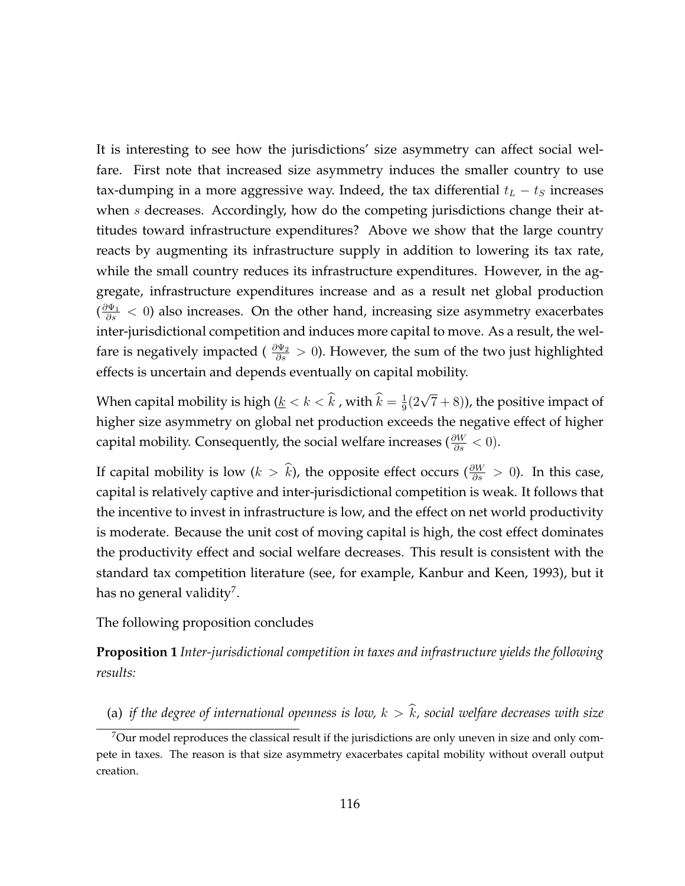It is interesting to see how the jurisdictions' size asymmetry can affect social welfare. First note that increased size asymmetry induces the smaller country to use tax-dumping in a more aggressive way. Indeed, the tax differential $t_L - t_S$ increases when $s$ decreases. Accordingly, how do the competing jurisdictions change their attitudes toward infrastructure expenditures? Above we show that the large country reacts by augmenting its infrastructure supply in addition to lowering its tax rate, while the small country reduces its infrastructure expenditures. However, in the aggregate, infrastructure expenditures increase and as a result net global production ($\frac{\partial \Psi_1}{\partial s} < 0$) also increases. On the other hand, increasing size asymmetry exacerbates inter-jurisdictional competition and induces more capital to move. As a result, the welfare is negatively impacted ( $\frac{\partial \Psi_2}{\partial s} > 0$). However, the sum of the two just highlighted effects is uncertain and depends eventually on capital mobility.

When capital mobility is high ($\underline{k} < k < \widehat{k}$ , with $\widehat{k} = \frac{1}{9}(2\sqrt{7}+8)$), the positive impact of higher size asymmetry on global net production exceeds the negative effect of higher capital mobility. Consequently, the social welfare increases ($\frac{\partial W}{\partial s} < 0$).

If capital mobility is low ($k > \widehat{k}$), the opposite effect occurs ($\frac{\partial W}{\partial s} > 0$). In this case, capital is relatively captive and inter-jurisdictional competition is weak. It follows that the incentive to invest in infrastructure is low, and the effect on net world productivity is moderate. Because the unit cost of moving capital is high, the cost effect dominates the productivity effect and social welfare decreases. This result is consistent with the standard tax competition literature (see, for example, Kanbur and Keen, 1993), but it has no general validity[7].

The following proposition concludes

**Proposition 1** *Inter-jurisdictional competition in taxes and infrastructure yields the following results:*

(a) *if the degree of international openness is low, $k > \widehat{k}$, social welfare decreases with size*

[7]Our model reproduces the classical result if the jurisdictions are only uneven in size and only compete in taxes. The reason is that size asymmetry exacerbates capital mobility without overall output creation.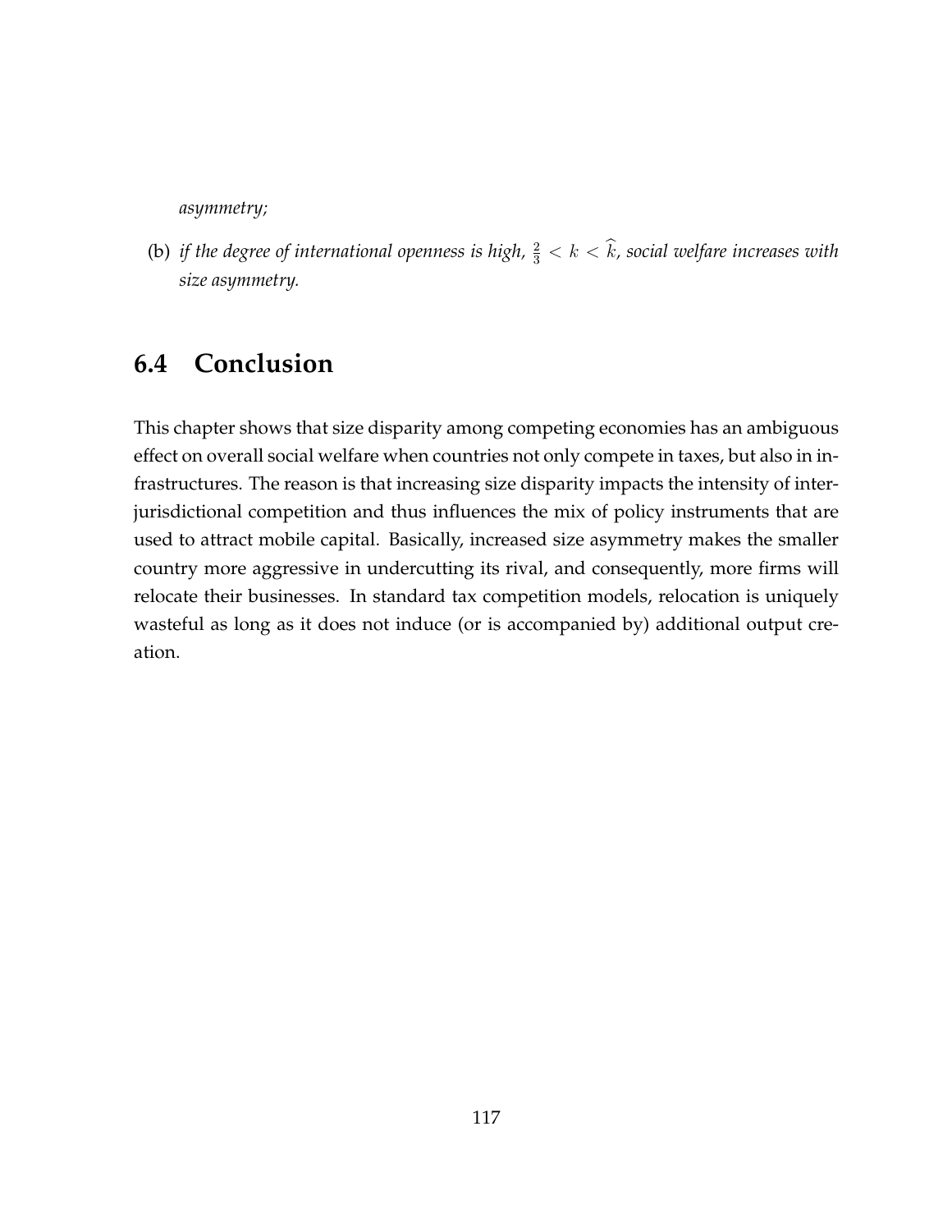*asymmetry;*

(b) *if the degree of international openness is high, $\frac{2}{3} < k < \widehat{k}$, social welfare increases with size asymmetry.*

## 6.4 Conclusion

This chapter shows that size disparity among competing economies has an ambiguous effect on overall social welfare when countries not only compete in taxes, but also in infrastructures. The reason is that increasing size disparity impacts the intensity of inter-jurisdictional competition and thus influences the mix of policy instruments that are used to attract mobile capital. Basically, increased size asymmetry makes the smaller country more aggressive in undercutting its rival, and consequently, more firms will relocate their businesses. In standard tax competition models, relocation is uniquely wasteful as long as it does not induce (or is accompanied by) additional output creation.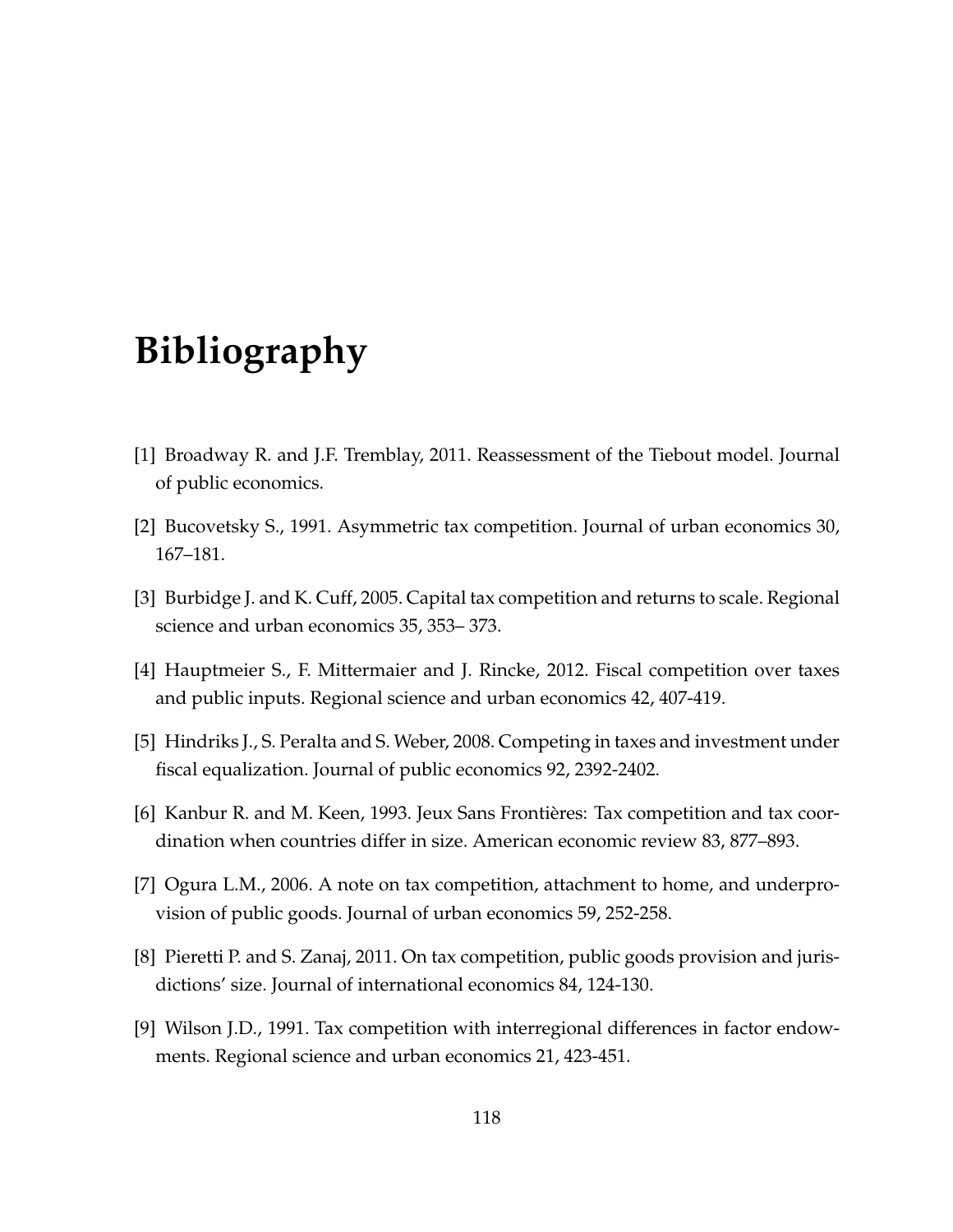# Bibliography

[1] Broadway R. and J.F. Tremblay, 2011. Reassessment of the Tiebout model. Journal of public economics.

[2] Bucovetsky S., 1991. Asymmetric tax competition. Journal of urban economics 30, 167–181.

[3] Burbidge J. and K. Cuff, 2005. Capital tax competition and returns to scale. Regional science and urban economics 35, 353– 373.

[4] Hauptmeier S., F. Mittermaier and J. Rincke, 2012. Fiscal competition over taxes and public inputs. Regional science and urban economics 42, 407-419.

[5] Hindriks J., S. Peralta and S. Weber, 2008. Competing in taxes and investment under fiscal equalization. Journal of public economics 92, 2392-2402.

[6] Kanbur R. and M. Keen, 1993. Jeux Sans Frontières: Tax competition and tax coordination when countries differ in size. American economic review 83, 877–893.

[7] Ogura L.M., 2006. A note on tax competition, attachment to home, and underprovision of public goods. Journal of urban economics 59, 252-258.

[8] Pieretti P. and S. Zanaj, 2011. On tax competition, public goods provision and jurisdictions' size. Journal of international economics 84, 124-130.

[9] Wilson J.D., 1991. Tax competition with interregional differences in factor endowments. Regional science and urban economics 21, 423-451.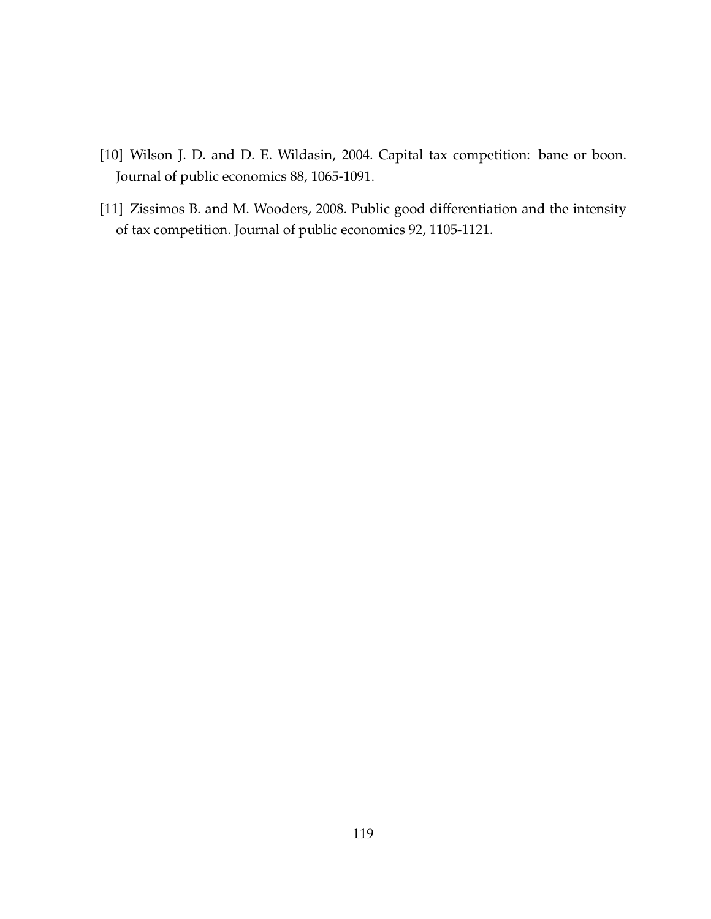[10] Wilson J. D. and D. E. Wildasin, 2004. Capital tax competition: bane or boon. Journal of public economics 88, 1065-1091.

[11] Zissimos B. and M. Wooders, 2008. Public good differentiation and the intensity of tax competition. Journal of public economics 92, 1105-1121.